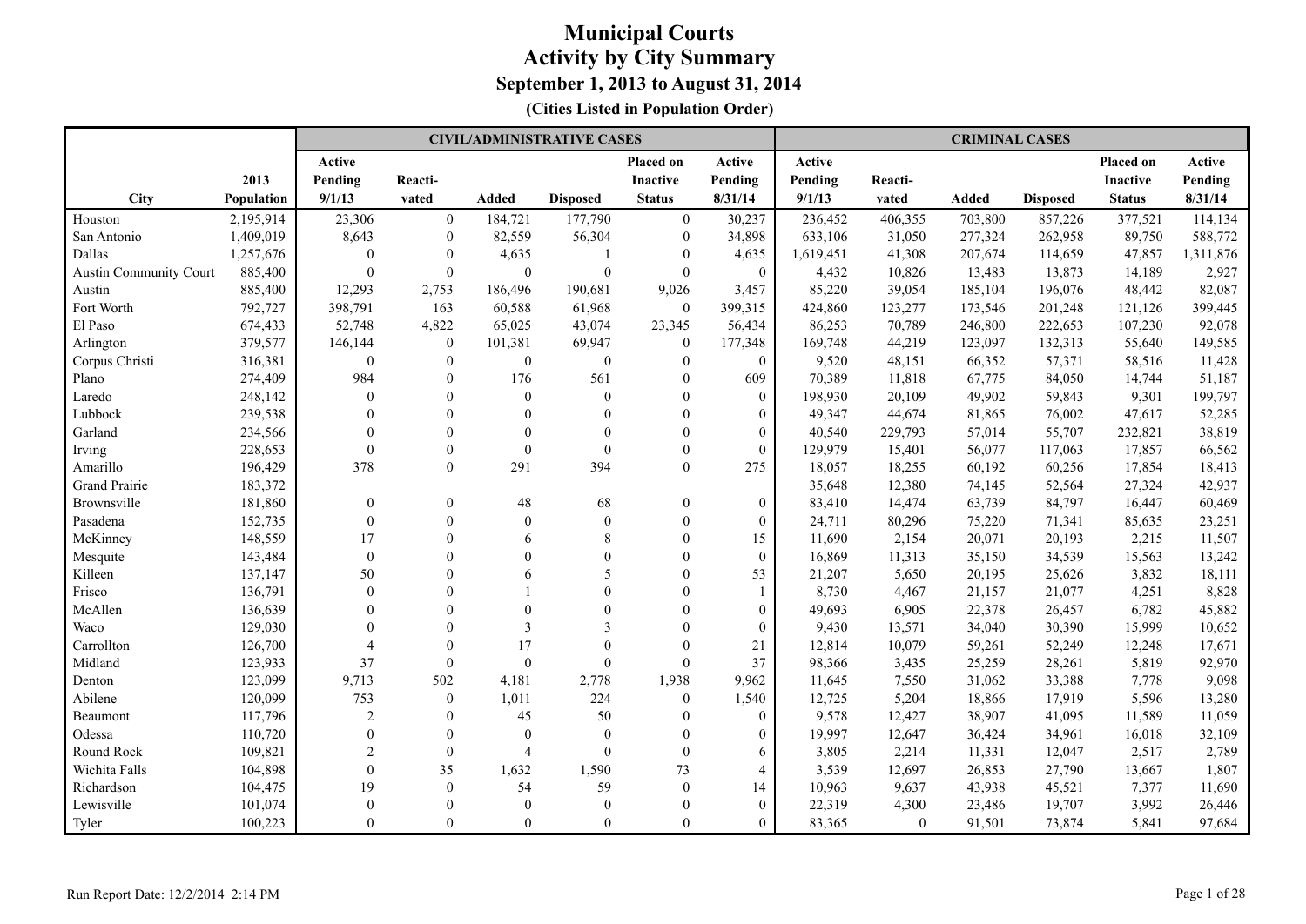# Municipal Courts
## Activity by City Summary
### September 1, 2013 to August 31, 2014
**(Cities Listed in Population Order)**

| | | CIVIL/ADMINISTRATIVE CASES | | | | | | CRIMINAL CASES | | | | | |
|---|---|---|---|---|---|---|---|---|---|---|---|---|---|
| City | 2013 Population | Active Pending 9/1/13 | Reacti-vated | Added | Disposed | Placed on Inactive Status | Active Pending 8/31/14 | Active Pending 9/1/13 | Reacti-vated | Added | Disposed | Placed on Inactive Status | Active Pending 8/31/14 |
| Houston | 2,195,914 | 23,306 | 0 | 184,721 | 177,790 | 0 | 30,237 | 236,452 | 406,355 | 703,800 | 857,226 | 377,521 | 114,134 |
| San Antonio | 1,409,019 | 8,643 | 0 | 82,559 | 56,304 | 0 | 34,898 | 633,106 | 31,050 | 277,324 | 262,958 | 89,750 | 588,772 |
| Dallas | 1,257,676 | 0 | 0 | 4,635 | 1 | 0 | 4,635 | 1,619,451 | 41,308 | 207,674 | 114,659 | 47,857 | 1,311,876 |
| Austin Community Court | 885,400 | 0 | 0 | 0 | 0 | 0 | 0 | 4,432 | 10,826 | 13,483 | 13,873 | 14,189 | 2,927 |
| Austin | 885,400 | 12,293 | 2,753 | 186,496 | 190,681 | 9,026 | 3,457 | 85,220 | 39,054 | 185,104 | 196,076 | 48,442 | 82,087 |
| Fort Worth | 792,727 | 398,791 | 163 | 60,588 | 61,968 | 0 | 399,315 | 424,860 | 123,277 | 173,546 | 201,248 | 121,126 | 399,445 |
| El Paso | 674,433 | 52,748 | 4,822 | 65,025 | 43,074 | 23,345 | 56,434 | 86,253 | 70,789 | 246,800 | 222,653 | 107,230 | 92,078 |
| Arlington | 379,577 | 146,144 | 0 | 101,381 | 69,947 | 0 | 177,348 | 169,748 | 44,219 | 123,097 | 132,313 | 55,640 | 149,585 |
| Corpus Christi | 316,381 | 0 | 0 | 0 | 0 | 0 | 0 | 9,520 | 48,151 | 66,352 | 57,371 | 58,516 | 11,428 |
| Plano | 274,409 | 984 | 0 | 176 | 561 | 0 | 609 | 70,389 | 11,818 | 67,775 | 84,050 | 14,744 | 51,187 |
| Laredo | 248,142 | 0 | 0 | 0 | 0 | 0 | 0 | 198,930 | 20,109 | 49,902 | 59,843 | 9,301 | 199,797 |
| Lubbock | 239,538 | 0 | 0 | 0 | 0 | 0 | 0 | 49,347 | 44,674 | 81,865 | 76,002 | 47,617 | 52,285 |
| Garland | 234,566 | 0 | 0 | 0 | 0 | 0 | 0 | 40,540 | 229,793 | 57,014 | 55,707 | 232,821 | 38,819 |
| Irving | 228,653 | 0 | 0 | 0 | 0 | 0 | 0 | 129,979 | 15,401 | 56,077 | 117,063 | 17,857 | 66,562 |
| Amarillo | 196,429 | 378 | 0 | 291 | 394 | 0 | 275 | 18,057 | 18,255 | 60,192 | 60,256 | 17,854 | 18,413 |
| Grand Prairie | 183,372 | | | | | | | 35,648 | 12,380 | 74,145 | 52,564 | 27,324 | 42,937 |
| Brownsville | 181,860 | 0 | 0 | 48 | 68 | 0 | 0 | 83,410 | 14,474 | 63,739 | 84,797 | 16,447 | 60,469 |
| Pasadena | 152,735 | 0 | 0 | 0 | 0 | 0 | 0 | 24,711 | 80,296 | 75,220 | 71,341 | 85,635 | 23,251 |
| McKinney | 148,559 | 17 | 0 | 6 | 8 | 0 | 15 | 11,690 | 2,154 | 20,071 | 20,193 | 2,215 | 11,507 |
| Mesquite | 143,484 | 0 | 0 | 0 | 0 | 0 | 0 | 16,869 | 11,313 | 35,150 | 34,539 | 15,563 | 13,242 |
| Killeen | 137,147 | 50 | 0 | 6 | 5 | 0 | 53 | 21,207 | 5,650 | 20,195 | 25,626 | 3,832 | 18,111 |
| Frisco | 136,791 | 0 | 0 | 1 | 0 | 0 | 1 | 8,730 | 4,467 | 21,157 | 21,077 | 4,251 | 8,828 |
| McAllen | 136,639 | 0 | 0 | 0 | 0 | 0 | 0 | 49,693 | 6,905 | 22,378 | 26,457 | 6,782 | 45,882 |
| Waco | 129,030 | 0 | 0 | 3 | 3 | 0 | 0 | 9,430 | 13,571 | 34,040 | 30,390 | 15,999 | 10,652 |
| Carrollton | 126,700 | 4 | 0 | 17 | 0 | 0 | 21 | 12,814 | 10,079 | 59,261 | 52,249 | 12,248 | 17,671 |
| Midland | 123,933 | 37 | 0 | 0 | 0 | 0 | 37 | 98,366 | 3,435 | 25,259 | 28,261 | 5,819 | 92,970 |
| Denton | 123,099 | 9,713 | 502 | 4,181 | 2,778 | 1,938 | 9,962 | 11,645 | 7,550 | 31,062 | 33,388 | 7,778 | 9,098 |
| Abilene | 120,099 | 753 | 0 | 1,011 | 224 | 0 | 1,540 | 12,725 | 5,204 | 18,866 | 17,919 | 5,596 | 13,280 |
| Beaumont | 117,796 | 2 | 0 | 45 | 50 | 0 | 0 | 9,578 | 12,427 | 38,907 | 41,095 | 11,589 | 11,059 |
| Odessa | 110,720 | 0 | 0 | 0 | 0 | 0 | 0 | 19,997 | 12,647 | 36,424 | 34,961 | 16,018 | 32,109 |
| Round Rock | 109,821 | 2 | 0 | 4 | 0 | 0 | 6 | 3,805 | 2,214 | 11,331 | 12,047 | 2,517 | 2,789 |
| Wichita Falls | 104,898 | 0 | 35 | 1,632 | 1,590 | 73 | 4 | 3,539 | 12,697 | 26,853 | 27,790 | 13,667 | 1,807 |
| Richardson | 104,475 | 19 | 0 | 54 | 59 | 0 | 14 | 10,963 | 9,637 | 43,938 | 45,521 | 7,377 | 11,690 |
| Lewisville | 101,074 | 0 | 0 | 0 | 0 | 0 | 0 | 22,319 | 4,300 | 23,486 | 19,707 | 3,992 | 26,446 |
| Tyler | 100,223 | 0 | 0 | 0 | 0 | 0 | 0 | 83,365 | 0 | 91,501 | 73,874 | 5,841 | 97,684 |

Run Report Date: 12/2/2014 2:14 PM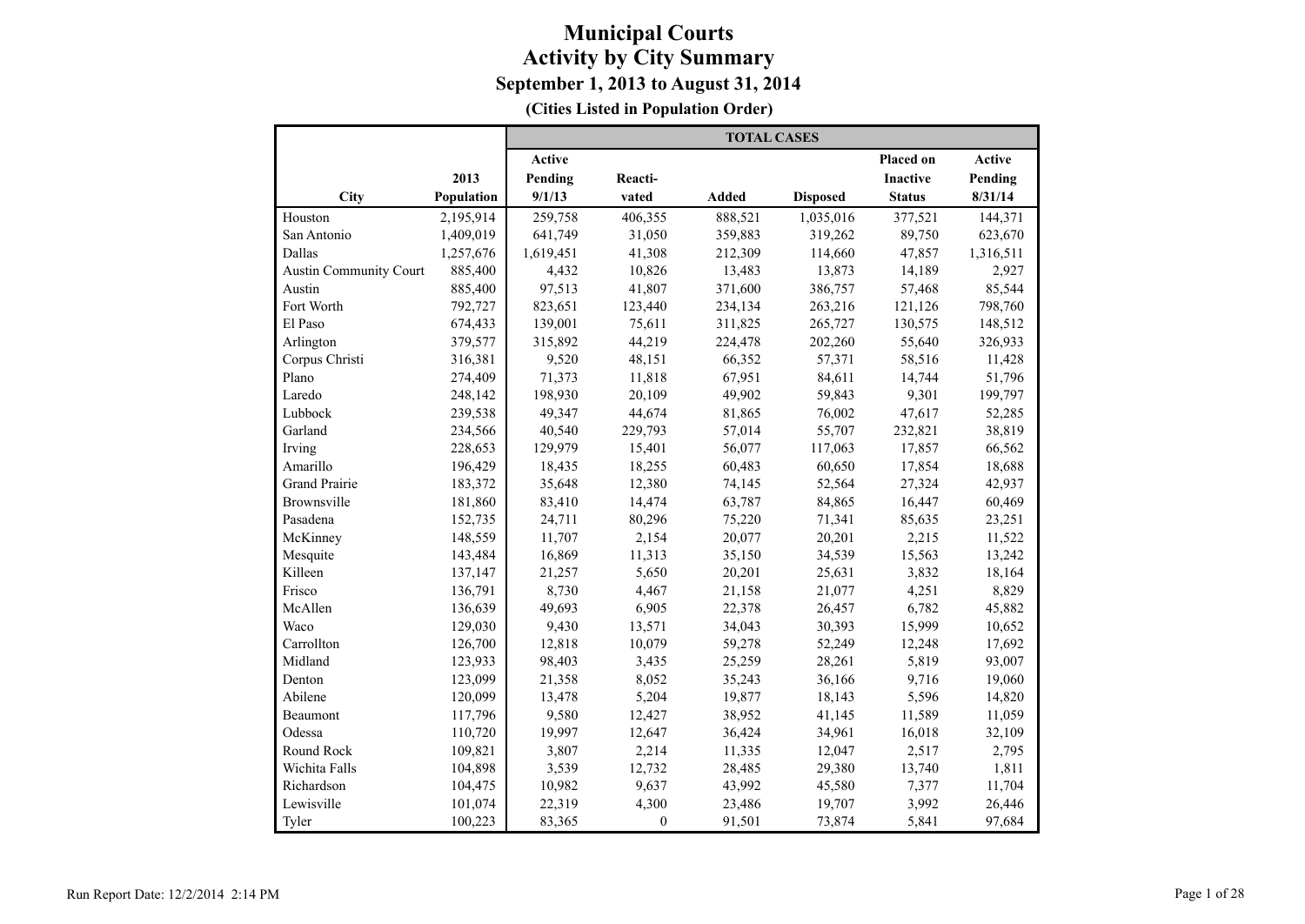# Municipal Courts
## Activity by City Summary
### September 1, 2013 to August 31, 2014
**(Cities Listed in Population Order)**

| City | 2013 Population | TOTAL CASES | | | | | |
|---|---|---|---|---|---|---|---|
| | | Active Pending 9/1/13 | Reacti-vated | Added | Disposed | Placed on Inactive Status | Active Pending 8/31/14 |
| Houston | 2,195,914 | 259,758 | 406,355 | 888,521 | 1,035,016 | 377,521 | 144,371 |
| San Antonio | 1,409,019 | 641,749 | 31,050 | 359,883 | 319,262 | 89,750 | 623,670 |
| Dallas | 1,257,676 | 1,619,451 | 41,308 | 212,309 | 114,660 | 47,857 | 1,316,511 |
| Austin Community Court | 885,400 | 4,432 | 10,826 | 13,483 | 13,873 | 14,189 | 2,927 |
| Austin | 885,400 | 97,513 | 41,807 | 371,600 | 386,757 | 57,468 | 85,544 |
| Fort Worth | 792,727 | 823,651 | 123,440 | 234,134 | 263,216 | 121,126 | 798,760 |
| El Paso | 674,433 | 139,001 | 75,611 | 311,825 | 265,727 | 130,575 | 148,512 |
| Arlington | 379,577 | 315,892 | 44,219 | 224,478 | 202,260 | 55,640 | 326,933 |
| Corpus Christi | 316,381 | 9,520 | 48,151 | 66,352 | 57,371 | 58,516 | 11,428 |
| Plano | 274,409 | 71,373 | 11,818 | 67,951 | 84,611 | 14,744 | 51,796 |
| Laredo | 248,142 | 198,930 | 20,109 | 49,902 | 59,843 | 9,301 | 199,797 |
| Lubbock | 239,538 | 49,347 | 44,674 | 81,865 | 76,002 | 47,617 | 52,285 |
| Garland | 234,566 | 40,540 | 229,793 | 57,014 | 55,707 | 232,821 | 38,819 |
| Irving | 228,653 | 129,979 | 15,401 | 56,077 | 117,063 | 17,857 | 66,562 |
| Amarillo | 196,429 | 18,435 | 18,255 | 60,483 | 60,650 | 17,854 | 18,688 |
| Grand Prairie | 183,372 | 35,648 | 12,380 | 74,145 | 52,564 | 27,324 | 42,937 |
| Brownsville | 181,860 | 83,410 | 14,474 | 63,787 | 84,865 | 16,447 | 60,469 |
| Pasadena | 152,735 | 24,711 | 80,296 | 75,220 | 71,341 | 85,635 | 23,251 |
| McKinney | 148,559 | 11,707 | 2,154 | 20,077 | 20,201 | 2,215 | 11,522 |
| Mesquite | 143,484 | 16,869 | 11,313 | 35,150 | 34,539 | 15,563 | 13,242 |
| Killeen | 137,147 | 21,257 | 5,650 | 20,201 | 25,631 | 3,832 | 18,164 |
| Frisco | 136,791 | 8,730 | 4,467 | 21,158 | 21,077 | 4,251 | 8,829 |
| McAllen | 136,639 | 49,693 | 6,905 | 22,378 | 26,457 | 6,782 | 45,882 |
| Waco | 129,030 | 9,430 | 13,571 | 34,043 | 30,393 | 15,999 | 10,652 |
| Carrollton | 126,700 | 12,818 | 10,079 | 59,278 | 52,249 | 12,248 | 17,692 |
| Midland | 123,933 | 98,403 | 3,435 | 25,259 | 28,261 | 5,819 | 93,007 |
| Denton | 123,099 | 21,358 | 8,052 | 35,243 | 36,166 | 9,716 | 19,060 |
| Abilene | 120,099 | 13,478 | 5,204 | 19,877 | 18,143 | 5,596 | 14,820 |
| Beaumont | 117,796 | 9,580 | 12,427 | 38,952 | 41,145 | 11,589 | 11,059 |
| Odessa | 110,720 | 19,997 | 12,647 | 36,424 | 34,961 | 16,018 | 32,109 |
| Round Rock | 109,821 | 3,807 | 2,214 | 11,335 | 12,047 | 2,517 | 2,795 |
| Wichita Falls | 104,898 | 3,539 | 12,732 | 28,485 | 29,380 | 13,740 | 1,811 |
| Richardson | 104,475 | 10,982 | 9,637 | 43,992 | 45,580 | 7,377 | 11,704 |
| Lewisville | 101,074 | 22,319 | 4,300 | 23,486 | 19,707 | 3,992 | 26,446 |
| Tyler | 100,223 | 83,365 | 0 | 91,501 | 73,874 | 5,841 | 97,684 |

Run Report Date: 12/2/2014 2:14 PM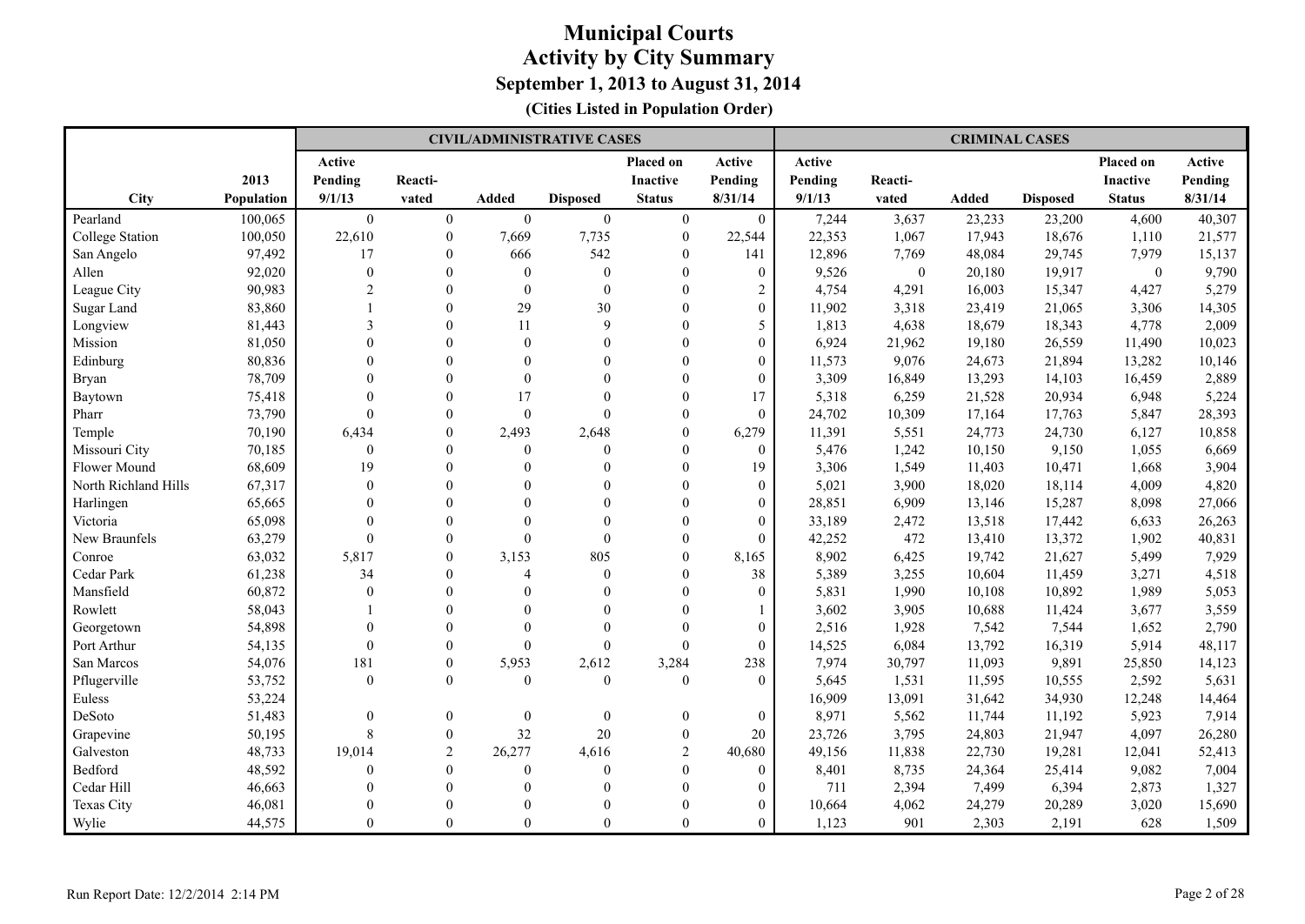# Municipal Courts
## Activity by City Summary
### September 1, 2013 to August 31, 2014
**(Cities Listed in Population Order)**

| | | CIVIL/ADMINISTRATIVE CASES | | | | | | CRIMINAL CASES | | | | | |
|---|---|---|---|---|---|---|---|---|---|---|---|---|---|
| City | 2013 Population | Active Pending 9/1/13 | Reacti-vated | Added | Disposed | Placed on Inactive Status | Active Pending 8/31/14 | Active Pending 9/1/13 | Reacti-vated | Added | Disposed | Placed on Inactive Status | Active Pending 8/31/14 |
| Pearland | 100,065 | 0 | 0 | 0 | 0 | 0 | 0 | 7,244 | 3,637 | 23,233 | 23,200 | 4,600 | 40,307 |
| College Station | 100,050 | 22,610 | 0 | 7,669 | 7,735 | 0 | 22,544 | 22,353 | 1,067 | 17,943 | 18,676 | 1,110 | 21,577 |
| San Angelo | 97,492 | 17 | 0 | 666 | 542 | 0 | 141 | 12,896 | 7,769 | 48,084 | 29,745 | 7,979 | 15,137 |
| Allen | 92,020 | 0 | 0 | 0 | 0 | 0 | 0 | 9,526 | 0 | 20,180 | 19,917 | 0 | 9,790 |
| League City | 90,983 | 2 | 0 | 0 | 0 | 0 | 2 | 4,754 | 4,291 | 16,003 | 15,347 | 4,427 | 5,279 |
| Sugar Land | 83,860 | 1 | 0 | 29 | 30 | 0 | 0 | 11,902 | 3,318 | 23,419 | 21,065 | 3,306 | 14,305 |
| Longview | 81,443 | 3 | 0 | 11 | 9 | 0 | 5 | 1,813 | 4,638 | 18,679 | 18,343 | 4,778 | 2,009 |
| Mission | 81,050 | 0 | 0 | 0 | 0 | 0 | 0 | 6,924 | 21,962 | 19,180 | 26,559 | 11,490 | 10,023 |
| Edinburg | 80,836 | 0 | 0 | 0 | 0 | 0 | 0 | 11,573 | 9,076 | 24,673 | 21,894 | 13,282 | 10,146 |
| Bryan | 78,709 | 0 | 0 | 0 | 0 | 0 | 0 | 3,309 | 16,849 | 13,293 | 14,103 | 16,459 | 2,889 |
| Baytown | 75,418 | 0 | 0 | 17 | 0 | 0 | 17 | 5,318 | 6,259 | 21,528 | 20,934 | 6,948 | 5,224 |
| Pharr | 73,790 | 0 | 0 | 0 | 0 | 0 | 0 | 24,702 | 10,309 | 17,164 | 17,763 | 5,847 | 28,393 |
| Temple | 70,190 | 6,434 | 0 | 2,493 | 2,648 | 0 | 6,279 | 11,391 | 5,551 | 24,773 | 24,730 | 6,127 | 10,858 |
| Missouri City | 70,185 | 0 | 0 | 0 | 0 | 0 | 0 | 5,476 | 1,242 | 10,150 | 9,150 | 1,055 | 6,669 |
| Flower Mound | 68,609 | 19 | 0 | 0 | 0 | 0 | 19 | 3,306 | 1,549 | 11,403 | 10,471 | 1,668 | 3,904 |
| North Richland Hills | 67,317 | 0 | 0 | 0 | 0 | 0 | 0 | 5,021 | 3,900 | 18,020 | 18,114 | 4,009 | 4,820 |
| Harlingen | 65,665 | 0 | 0 | 0 | 0 | 0 | 0 | 28,851 | 6,909 | 13,146 | 15,287 | 8,098 | 27,066 |
| Victoria | 65,098 | 0 | 0 | 0 | 0 | 0 | 0 | 33,189 | 2,472 | 13,518 | 17,442 | 6,633 | 26,263 |
| New Braunfels | 63,279 | 0 | 0 | 0 | 0 | 0 | 0 | 42,252 | 472 | 13,410 | 13,372 | 1,902 | 40,831 |
| Conroe | 63,032 | 5,817 | 0 | 3,153 | 805 | 0 | 8,165 | 8,902 | 6,425 | 19,742 | 21,627 | 5,499 | 7,929 |
| Cedar Park | 61,238 | 34 | 0 | 4 | 0 | 0 | 38 | 5,389 | 3,255 | 10,604 | 11,459 | 3,271 | 4,518 |
| Mansfield | 60,872 | 0 | 0 | 0 | 0 | 0 | 0 | 5,831 | 1,990 | 10,108 | 10,892 | 1,989 | 5,053 |
| Rowlett | 58,043 | 1 | 0 | 0 | 0 | 0 | 1 | 3,602 | 3,905 | 10,688 | 11,424 | 3,677 | 3,559 |
| Georgetown | 54,898 | 0 | 0 | 0 | 0 | 0 | 0 | 2,516 | 1,928 | 7,542 | 7,544 | 1,652 | 2,790 |
| Port Arthur | 54,135 | 0 | 0 | 0 | 0 | 0 | 0 | 14,525 | 6,084 | 13,792 | 16,319 | 5,914 | 48,117 |
| San Marcos | 54,076 | 181 | 0 | 5,953 | 2,612 | 3,284 | 238 | 7,974 | 30,797 | 11,093 | 9,891 | 25,850 | 14,123 |
| Pflugerville | 53,752 | 0 | 0 | 0 | 0 | 0 | 0 | 5,645 | 1,531 | 11,595 | 10,555 | 2,592 | 5,631 |
| Euless | 53,224 | | | | | | | 16,909 | 13,091 | 31,642 | 34,930 | 12,248 | 14,464 |
| DeSoto | 51,483 | 0 | 0 | 0 | 0 | 0 | 0 | 8,971 | 5,562 | 11,744 | 11,192 | 5,923 | 7,914 |
| Grapevine | 50,195 | 8 | 0 | 32 | 20 | 0 | 20 | 23,726 | 3,795 | 24,803 | 21,947 | 4,097 | 26,280 |
| Galveston | 48,733 | 19,014 | 2 | 26,277 | 4,616 | 2 | 40,680 | 49,156 | 11,838 | 22,730 | 19,281 | 12,041 | 52,413 |
| Bedford | 48,592 | 0 | 0 | 0 | 0 | 0 | 0 | 8,401 | 8,735 | 24,364 | 25,414 | 9,082 | 7,004 |
| Cedar Hill | 46,663 | 0 | 0 | 0 | 0 | 0 | 0 | 711 | 2,394 | 7,499 | 6,394 | 2,873 | 1,327 |
| Texas City | 46,081 | 0 | 0 | 0 | 0 | 0 | 0 | 10,664 | 4,062 | 24,279 | 20,289 | 3,020 | 15,690 |
| Wylie | 44,575 | 0 | 0 | 0 | 0 | 0 | 0 | 1,123 | 901 | 2,303 | 2,191 | 628 | 1,509 |

Run Report Date: 12/2/2014 2:14 PM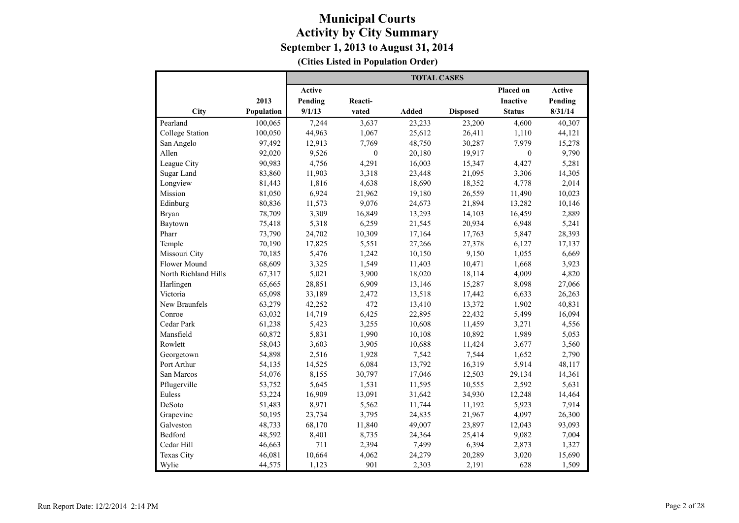# Municipal Courts
## Activity by City Summary
### September 1, 2013 to August 31, 2014
**(Cities Listed in Population Order)**

| City | 2013 Population | TOTAL CASES Active Pending 9/1/13 | Reacti-vated | Added | Disposed | Placed on Inactive Status | Active Pending 8/31/14 |
|---|---|---|---|---|---|---|---|
| Pearland | 100,065 | 7,244 | 3,637 | 23,233 | 23,200 | 4,600 | 40,307 |
| College Station | 100,050 | 44,963 | 1,067 | 25,612 | 26,411 | 1,110 | 44,121 |
| San Angelo | 97,492 | 12,913 | 7,769 | 48,750 | 30,287 | 7,979 | 15,278 |
| Allen | 92,020 | 9,526 | 0 | 20,180 | 19,917 | 0 | 9,790 |
| League City | 90,983 | 4,756 | 4,291 | 16,003 | 15,347 | 4,427 | 5,281 |
| Sugar Land | 83,860 | 11,903 | 3,318 | 23,448 | 21,095 | 3,306 | 14,305 |
| Longview | 81,443 | 1,816 | 4,638 | 18,690 | 18,352 | 4,778 | 2,014 |
| Mission | 81,050 | 6,924 | 21,962 | 19,180 | 26,559 | 11,490 | 10,023 |
| Edinburg | 80,836 | 11,573 | 9,076 | 24,673 | 21,894 | 13,282 | 10,146 |
| Bryan | 78,709 | 3,309 | 16,849 | 13,293 | 14,103 | 16,459 | 2,889 |
| Baytown | 75,418 | 5,318 | 6,259 | 21,545 | 20,934 | 6,948 | 5,241 |
| Pharr | 73,790 | 24,702 | 10,309 | 17,164 | 17,763 | 5,847 | 28,393 |
| Temple | 70,190 | 17,825 | 5,551 | 27,266 | 27,378 | 6,127 | 17,137 |
| Missouri City | 70,185 | 5,476 | 1,242 | 10,150 | 9,150 | 1,055 | 6,669 |
| Flower Mound | 68,609 | 3,325 | 1,549 | 11,403 | 10,471 | 1,668 | 3,923 |
| North Richland Hills | 67,317 | 5,021 | 3,900 | 18,020 | 18,114 | 4,009 | 4,820 |
| Harlingen | 65,665 | 28,851 | 6,909 | 13,146 | 15,287 | 8,098 | 27,066 |
| Victoria | 65,098 | 33,189 | 2,472 | 13,518 | 17,442 | 6,633 | 26,263 |
| New Braunfels | 63,279 | 42,252 | 472 | 13,410 | 13,372 | 1,902 | 40,831 |
| Conroe | 63,032 | 14,719 | 6,425 | 22,895 | 22,432 | 5,499 | 16,094 |
| Cedar Park | 61,238 | 5,423 | 3,255 | 10,608 | 11,459 | 3,271 | 4,556 |
| Mansfield | 60,872 | 5,831 | 1,990 | 10,108 | 10,892 | 1,989 | 5,053 |
| Rowlett | 58,043 | 3,603 | 3,905 | 10,688 | 11,424 | 3,677 | 3,560 |
| Georgetown | 54,898 | 2,516 | 1,928 | 7,542 | 7,544 | 1,652 | 2,790 |
| Port Arthur | 54,135 | 14,525 | 6,084 | 13,792 | 16,319 | 5,914 | 48,117 |
| San Marcos | 54,076 | 8,155 | 30,797 | 17,046 | 12,503 | 29,134 | 14,361 |
| Pflugerville | 53,752 | 5,645 | 1,531 | 11,595 | 10,555 | 2,592 | 5,631 |
| Euless | 53,224 | 16,909 | 13,091 | 31,642 | 34,930 | 12,248 | 14,464 |
| DeSoto | 51,483 | 8,971 | 5,562 | 11,744 | 11,192 | 5,923 | 7,914 |
| Grapevine | 50,195 | 23,734 | 3,795 | 24,835 | 21,967 | 4,097 | 26,300 |
| Galveston | 48,733 | 68,170 | 11,840 | 49,007 | 23,897 | 12,043 | 93,093 |
| Bedford | 48,592 | 8,401 | 8,735 | 24,364 | 25,414 | 9,082 | 7,004 |
| Cedar Hill | 46,663 | 711 | 2,394 | 7,499 | 6,394 | 2,873 | 1,327 |
| Texas City | 46,081 | 10,664 | 4,062 | 24,279 | 20,289 | 3,020 | 15,690 |
| Wylie | 44,575 | 1,123 | 901 | 2,303 | 2,191 | 628 | 1,509 |

Run Report Date: 12/2/2014 2:14 PM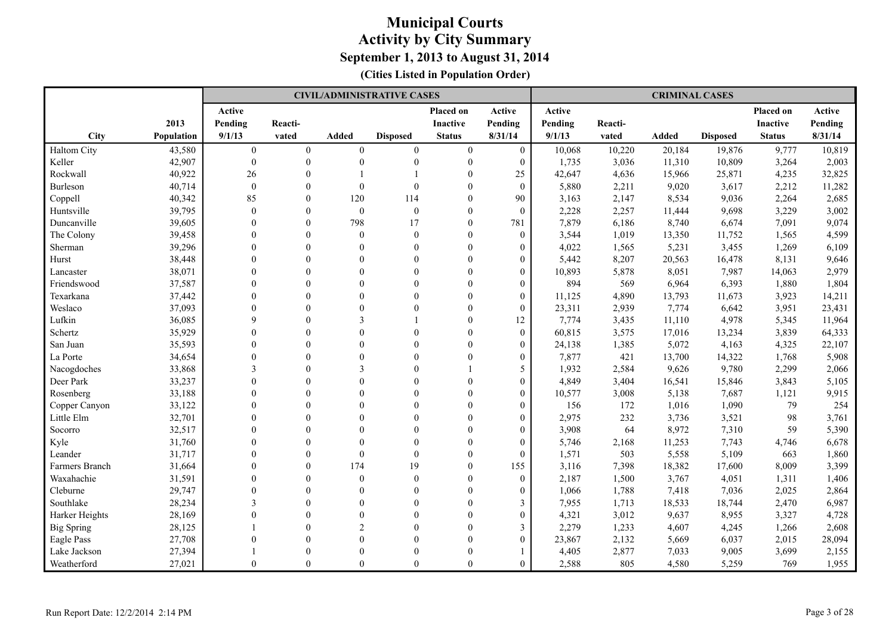# Municipal Courts
## Activity by City Summary
### September 1, 2013 to August 31, 2014
**(Cities Listed in Population Order)**

| | | CIVIL/ADMINISTRATIVE CASES | | | | | | CRIMINAL CASES | | | | | |
|---|---|---|---|---|---|---|---|---|---|---|---|---|---|
| City | 2013 Population | Active Pending 9/1/13 | Reacti-vated | Added | Disposed | Placed on Inactive Status | Active Pending 8/31/14 | Active Pending 9/1/13 | Reacti-vated | Added | Disposed | Placed on Inactive Status | Active Pending 8/31/14 |
| Haltom City | 43,580 | 0 | 0 | 0 | 0 | 0 | 0 | 10,068 | 10,220 | 20,184 | 19,876 | 9,777 | 10,819 |
| Keller | 42,907 | 0 | 0 | 0 | 0 | 0 | 0 | 1,735 | 3,036 | 11,310 | 10,809 | 3,264 | 2,003 |
| Rockwall | 40,922 | 26 | 0 | 1 | 1 | 0 | 25 | 42,647 | 4,636 | 15,966 | 25,871 | 4,235 | 32,825 |
| Burleson | 40,714 | 0 | 0 | 0 | 0 | 0 | 0 | 5,880 | 2,211 | 9,020 | 3,617 | 2,212 | 11,282 |
| Coppell | 40,342 | 85 | 0 | 120 | 114 | 0 | 90 | 3,163 | 2,147 | 8,534 | 9,036 | 2,264 | 2,685 |
| Huntsville | 39,795 | 0 | 0 | 0 | 0 | 0 | 0 | 2,228 | 2,257 | 11,444 | 9,698 | 3,229 | 3,002 |
| Duncanville | 39,605 | 0 | 0 | 798 | 17 | 0 | 781 | 7,879 | 6,186 | 8,740 | 6,674 | 7,091 | 9,074 |
| The Colony | 39,458 | 0 | 0 | 0 | 0 | 0 | 0 | 3,544 | 1,019 | 13,350 | 11,752 | 1,565 | 4,599 |
| Sherman | 39,296 | 0 | 0 | 0 | 0 | 0 | 0 | 4,022 | 1,565 | 5,231 | 3,455 | 1,269 | 6,109 |
| Hurst | 38,448 | 0 | 0 | 0 | 0 | 0 | 0 | 5,442 | 8,207 | 20,563 | 16,478 | 8,131 | 9,646 |
| Lancaster | 38,071 | 0 | 0 | 0 | 0 | 0 | 0 | 10,893 | 5,878 | 8,051 | 7,987 | 14,063 | 2,979 |
| Friendswood | 37,587 | 0 | 0 | 0 | 0 | 0 | 0 | 894 | 569 | 6,964 | 6,393 | 1,880 | 1,804 |
| Texarkana | 37,442 | 0 | 0 | 0 | 0 | 0 | 0 | 11,125 | 4,890 | 13,793 | 11,673 | 3,923 | 14,211 |
| Weslaco | 37,093 | 0 | 0 | 0 | 0 | 0 | 0 | 23,311 | 2,939 | 7,774 | 6,642 | 3,951 | 23,431 |
| Lufkin | 36,085 | 9 | 0 | 3 | 1 | 0 | 12 | 7,774 | 3,435 | 11,110 | 4,978 | 5,345 | 11,964 |
| Schertz | 35,929 | 0 | 0 | 0 | 0 | 0 | 0 | 60,815 | 3,575 | 17,016 | 13,234 | 3,839 | 64,333 |
| San Juan | 35,593 | 0 | 0 | 0 | 0 | 0 | 0 | 24,138 | 1,385 | 5,072 | 4,163 | 4,325 | 22,107 |
| La Porte | 34,654 | 0 | 0 | 0 | 0 | 0 | 0 | 7,877 | 421 | 13,700 | 14,322 | 1,768 | 5,908 |
| Nacogdoches | 33,868 | 3 | 0 | 3 | 0 | 1 | 5 | 1,932 | 2,584 | 9,626 | 9,780 | 2,299 | 2,066 |
| Deer Park | 33,237 | 0 | 0 | 0 | 0 | 0 | 0 | 4,849 | 3,404 | 16,541 | 15,846 | 3,843 | 5,105 |
| Rosenberg | 33,188 | 0 | 0 | 0 | 0 | 0 | 0 | 10,577 | 3,008 | 5,138 | 7,687 | 1,121 | 9,915 |
| Copper Canyon | 33,122 | 0 | 0 | 0 | 0 | 0 | 0 | 156 | 172 | 1,016 | 1,090 | 79 | 254 |
| Little Elm | 32,701 | 0 | 0 | 0 | 0 | 0 | 0 | 2,975 | 232 | 3,736 | 3,521 | 98 | 3,761 |
| Socorro | 32,517 | 0 | 0 | 0 | 0 | 0 | 0 | 3,908 | 64 | 8,972 | 7,310 | 59 | 5,390 |
| Kyle | 31,760 | 0 | 0 | 0 | 0 | 0 | 0 | 5,746 | 2,168 | 11,253 | 7,743 | 4,746 | 6,678 |
| Leander | 31,717 | 0 | 0 | 0 | 0 | 0 | 0 | 1,571 | 503 | 5,558 | 5,109 | 663 | 1,860 |
| Farmers Branch | 31,664 | 0 | 0 | 174 | 19 | 0 | 155 | 3,116 | 7,398 | 18,382 | 17,600 | 8,009 | 3,399 |
| Waxahachie | 31,591 | 0 | 0 | 0 | 0 | 0 | 0 | 2,187 | 1,500 | 3,767 | 4,051 | 1,311 | 1,406 |
| Cleburne | 29,747 | 0 | 0 | 0 | 0 | 0 | 0 | 1,066 | 1,788 | 7,418 | 7,036 | 2,025 | 2,864 |
| Southlake | 28,234 | 3 | 0 | 0 | 0 | 0 | 3 | 7,955 | 1,713 | 18,533 | 18,744 | 2,470 | 6,987 |
| Harker Heights | 28,169 | 0 | 0 | 0 | 0 | 0 | 0 | 4,321 | 3,012 | 9,637 | 8,955 | 3,327 | 4,728 |
| Big Spring | 28,125 | 1 | 0 | 2 | 0 | 0 | 3 | 2,279 | 1,233 | 4,607 | 4,245 | 1,266 | 2,608 |
| Eagle Pass | 27,708 | 0 | 0 | 0 | 0 | 0 | 0 | 23,867 | 2,132 | 5,669 | 6,037 | 2,015 | 28,094 |
| Lake Jackson | 27,394 | 1 | 0 | 0 | 0 | 0 | 1 | 4,405 | 2,877 | 7,033 | 9,005 | 3,699 | 2,155 |
| Weatherford | 27,021 | 0 | 0 | 0 | 0 | 0 | 0 | 2,588 | 805 | 4,580 | 5,259 | 769 | 1,955 |

Run Report Date: 12/2/2014 2:14 PM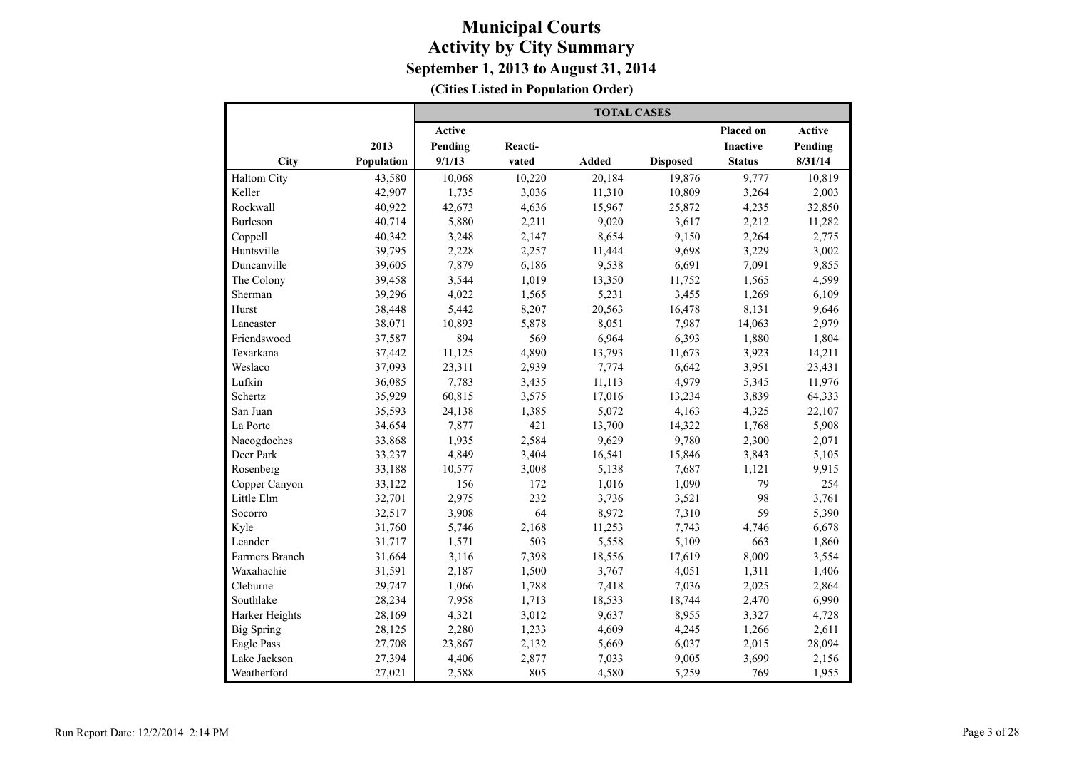# Municipal Courts
## Activity by City Summary
### September 1, 2013 to August 31, 2014
**(Cities Listed in Population Order)**

| City | 2013 Population | TOTAL CASES | | | | | |
|---|---|---|---|---|---|---|---|
| | | Active Pending 9/1/13 | Reacti-vated | Added | Disposed | Placed on Inactive Status | Active Pending 8/31/14 |
| Haltom City | 43,580 | 10,068 | 10,220 | 20,184 | 19,876 | 9,777 | 10,819 |
| Keller | 42,907 | 1,735 | 3,036 | 11,310 | 10,809 | 3,264 | 2,003 |
| Rockwall | 40,922 | 42,673 | 4,636 | 15,967 | 25,872 | 4,235 | 32,850 |
| Burleson | 40,714 | 5,880 | 2,211 | 9,020 | 3,617 | 2,212 | 11,282 |
| Coppell | 40,342 | 3,248 | 2,147 | 8,654 | 9,150 | 2,264 | 2,775 |
| Huntsville | 39,795 | 2,228 | 2,257 | 11,444 | 9,698 | 3,229 | 3,002 |
| Duncanville | 39,605 | 7,879 | 6,186 | 9,538 | 6,691 | 7,091 | 9,855 |
| The Colony | 39,458 | 3,544 | 1,019 | 13,350 | 11,752 | 1,565 | 4,599 |
| Sherman | 39,296 | 4,022 | 1,565 | 5,231 | 3,455 | 1,269 | 6,109 |
| Hurst | 38,448 | 5,442 | 8,207 | 20,563 | 16,478 | 8,131 | 9,646 |
| Lancaster | 38,071 | 10,893 | 5,878 | 8,051 | 7,987 | 14,063 | 2,979 |
| Friendswood | 37,587 | 894 | 569 | 6,964 | 6,393 | 1,880 | 1,804 |
| Texarkana | 37,442 | 11,125 | 4,890 | 13,793 | 11,673 | 3,923 | 14,211 |
| Weslaco | 37,093 | 23,311 | 2,939 | 7,774 | 6,642 | 3,951 | 23,431 |
| Lufkin | 36,085 | 7,783 | 3,435 | 11,113 | 4,979 | 5,345 | 11,976 |
| Schertz | 35,929 | 60,815 | 3,575 | 17,016 | 13,234 | 3,839 | 64,333 |
| San Juan | 35,593 | 24,138 | 1,385 | 5,072 | 4,163 | 4,325 | 22,107 |
| La Porte | 34,654 | 7,877 | 421 | 13,700 | 14,322 | 1,768 | 5,908 |
| Nacogdoches | 33,868 | 1,935 | 2,584 | 9,629 | 9,780 | 2,300 | 2,071 |
| Deer Park | 33,237 | 4,849 | 3,404 | 16,541 | 15,846 | 3,843 | 5,105 |
| Rosenberg | 33,188 | 10,577 | 3,008 | 5,138 | 7,687 | 1,121 | 9,915 |
| Copper Canyon | 33,122 | 156 | 172 | 1,016 | 1,090 | 79 | 254 |
| Little Elm | 32,701 | 2,975 | 232 | 3,736 | 3,521 | 98 | 3,761 |
| Socorro | 32,517 | 3,908 | 64 | 8,972 | 7,310 | 59 | 5,390 |
| Kyle | 31,760 | 5,746 | 2,168 | 11,253 | 7,743 | 4,746 | 6,678 |
| Leander | 31,717 | 1,571 | 503 | 5,558 | 5,109 | 663 | 1,860 |
| Farmers Branch | 31,664 | 3,116 | 7,398 | 18,556 | 17,619 | 8,009 | 3,554 |
| Waxahachie | 31,591 | 2,187 | 1,500 | 3,767 | 4,051 | 1,311 | 1,406 |
| Cleburne | 29,747 | 1,066 | 1,788 | 7,418 | 7,036 | 2,025 | 2,864 |
| Southlake | 28,234 | 7,958 | 1,713 | 18,533 | 18,744 | 2,470 | 6,990 |
| Harker Heights | 28,169 | 4,321 | 3,012 | 9,637 | 8,955 | 3,327 | 4,728 |
| Big Spring | 28,125 | 2,280 | 1,233 | 4,609 | 4,245 | 1,266 | 2,611 |
| Eagle Pass | 27,708 | 23,867 | 2,132 | 5,669 | 6,037 | 2,015 | 28,094 |
| Lake Jackson | 27,394 | 4,406 | 2,877 | 7,033 | 9,005 | 3,699 | 2,156 |
| Weatherford | 27,021 | 2,588 | 805 | 4,580 | 5,259 | 769 | 1,955 |

Run Report Date: 12/2/2014 2:14 PM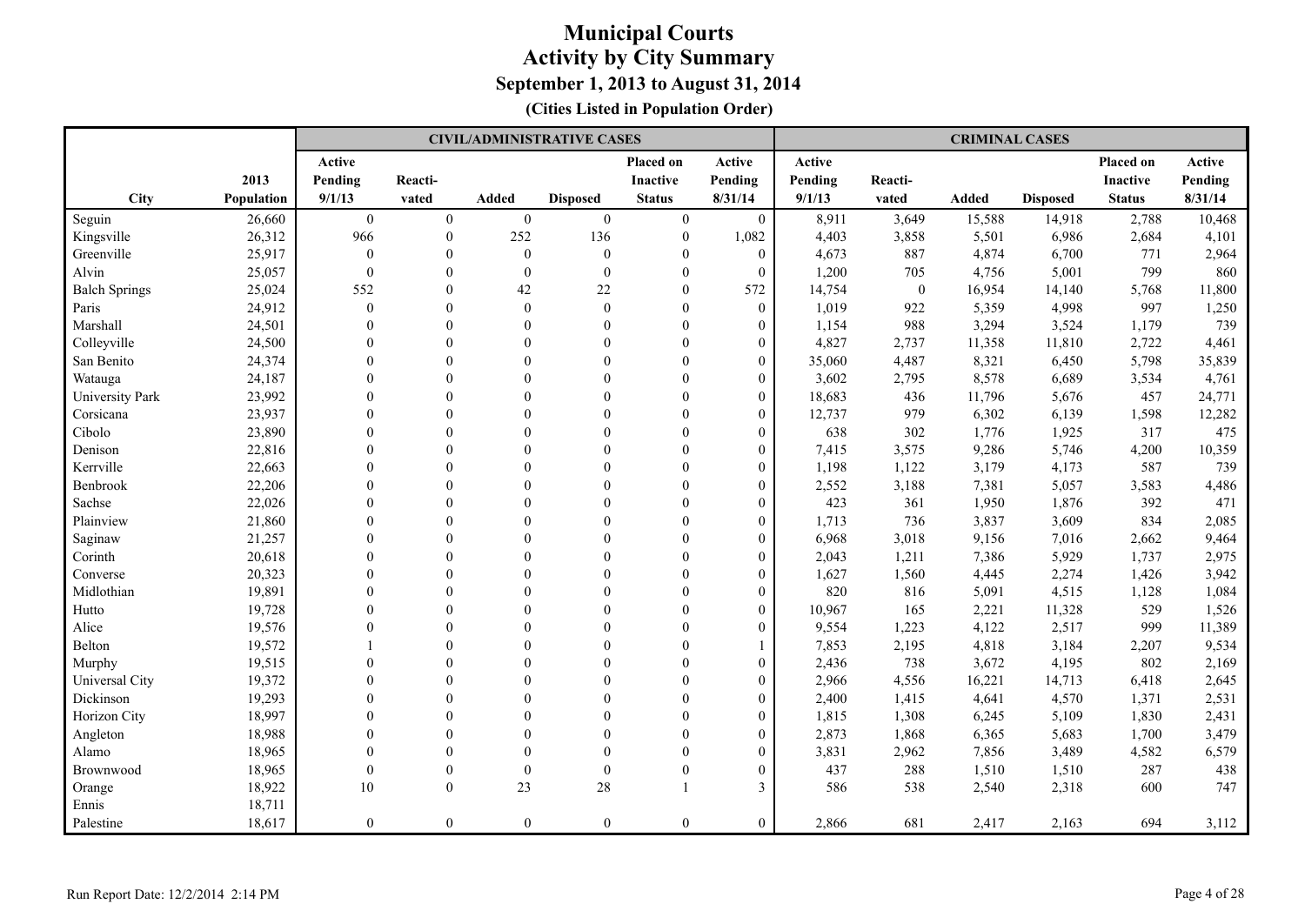# Municipal Courts
## Activity by City Summary
### September 1, 2013 to August 31, 2014
**(Cities Listed in Population Order)**

| | | CIVIL/ADMINISTRATIVE CASES | | | | | | CRIMINAL CASES | | | | | |
|---|---|---|---|---|---|---|---|---|---|---|---|---|---|
| City | 2013 Population | Active Pending 9/1/13 | Reacti-vated | Added | Disposed | Placed on Inactive Status | Active Pending 8/31/14 | Active Pending 9/1/13 | Reacti-vated | Added | Disposed | Placed on Inactive Status | Active Pending 8/31/14 |
| Seguin | 26,660 | 0 | 0 | 0 | 0 | 0 | 0 | 8,911 | 3,649 | 15,588 | 14,918 | 2,788 | 10,468 |
| Kingsville | 26,312 | 966 | 0 | 252 | 136 | 0 | 1,082 | 4,403 | 3,858 | 5,501 | 6,986 | 2,684 | 4,101 |
| Greenville | 25,917 | 0 | 0 | 0 | 0 | 0 | 0 | 4,673 | 887 | 4,874 | 6,700 | 771 | 2,964 |
| Alvin | 25,057 | 0 | 0 | 0 | 0 | 0 | 0 | 1,200 | 705 | 4,756 | 5,001 | 799 | 860 |
| Balch Springs | 25,024 | 552 | 0 | 42 | 22 | 0 | 572 | 14,754 | 0 | 16,954 | 14,140 | 5,768 | 11,800 |
| Paris | 24,912 | 0 | 0 | 0 | 0 | 0 | 0 | 1,019 | 922 | 5,359 | 4,998 | 997 | 1,250 |
| Marshall | 24,501 | 0 | 0 | 0 | 0 | 0 | 0 | 1,154 | 988 | 3,294 | 3,524 | 1,179 | 739 |
| Colleyville | 24,500 | 0 | 0 | 0 | 0 | 0 | 0 | 4,827 | 2,737 | 11,358 | 11,810 | 2,722 | 4,461 |
| San Benito | 24,374 | 0 | 0 | 0 | 0 | 0 | 0 | 35,060 | 4,487 | 8,321 | 6,450 | 5,798 | 35,839 |
| Watauga | 24,187 | 0 | 0 | 0 | 0 | 0 | 0 | 3,602 | 2,795 | 8,578 | 6,689 | 3,534 | 4,761 |
| University Park | 23,992 | 0 | 0 | 0 | 0 | 0 | 0 | 18,683 | 436 | 11,796 | 5,676 | 457 | 24,771 |
| Corsicana | 23,937 | 0 | 0 | 0 | 0 | 0 | 0 | 12,737 | 979 | 6,302 | 6,139 | 1,598 | 12,282 |
| Cibolo | 23,890 | 0 | 0 | 0 | 0 | 0 | 0 | 638 | 302 | 1,776 | 1,925 | 317 | 475 |
| Denison | 22,816 | 0 | 0 | 0 | 0 | 0 | 0 | 7,415 | 3,575 | 9,286 | 5,746 | 4,200 | 10,359 |
| Kerrville | 22,663 | 0 | 0 | 0 | 0 | 0 | 0 | 1,198 | 1,122 | 3,179 | 4,173 | 587 | 739 |
| Benbrook | 22,206 | 0 | 0 | 0 | 0 | 0 | 0 | 2,552 | 3,188 | 7,381 | 5,057 | 3,583 | 4,486 |
| Sachse | 22,026 | 0 | 0 | 0 | 0 | 0 | 0 | 423 | 361 | 1,950 | 1,876 | 392 | 471 |
| Plainview | 21,860 | 0 | 0 | 0 | 0 | 0 | 0 | 1,713 | 736 | 3,837 | 3,609 | 834 | 2,085 |
| Saginaw | 21,257 | 0 | 0 | 0 | 0 | 0 | 0 | 6,968 | 3,018 | 9,156 | 7,016 | 2,662 | 9,464 |
| Corinth | 20,618 | 0 | 0 | 0 | 0 | 0 | 0 | 2,043 | 1,211 | 7,386 | 5,929 | 1,737 | 2,975 |
| Converse | 20,323 | 0 | 0 | 0 | 0 | 0 | 0 | 1,627 | 1,560 | 4,445 | 2,274 | 1,426 | 3,942 |
| Midlothian | 19,891 | 0 | 0 | 0 | 0 | 0 | 0 | 820 | 816 | 5,091 | 4,515 | 1,128 | 1,084 |
| Hutto | 19,728 | 0 | 0 | 0 | 0 | 0 | 0 | 10,967 | 165 | 2,221 | 11,328 | 529 | 1,526 |
| Alice | 19,576 | 0 | 0 | 0 | 0 | 0 | 0 | 9,554 | 1,223 | 4,122 | 2,517 | 999 | 11,389 |
| Belton | 19,572 | 1 | 0 | 0 | 0 | 0 | 1 | 7,853 | 2,195 | 4,818 | 3,184 | 2,207 | 9,534 |
| Murphy | 19,515 | 0 | 0 | 0 | 0 | 0 | 0 | 2,436 | 738 | 3,672 | 4,195 | 802 | 2,169 |
| Universal City | 19,372 | 0 | 0 | 0 | 0 | 0 | 0 | 2,966 | 4,556 | 16,221 | 14,713 | 6,418 | 2,645 |
| Dickinson | 19,293 | 0 | 0 | 0 | 0 | 0 | 0 | 2,400 | 1,415 | 4,641 | 4,570 | 1,371 | 2,531 |
| Horizon City | 18,997 | 0 | 0 | 0 | 0 | 0 | 0 | 1,815 | 1,308 | 6,245 | 5,109 | 1,830 | 2,431 |
| Angleton | 18,988 | 0 | 0 | 0 | 0 | 0 | 0 | 2,873 | 1,868 | 6,365 | 5,683 | 1,700 | 3,479 |
| Alamo | 18,965 | 0 | 0 | 0 | 0 | 0 | 0 | 3,831 | 2,962 | 7,856 | 3,489 | 4,582 | 6,579 |
| Brownwood | 18,965 | 0 | 0 | 0 | 0 | 0 | 0 | 437 | 288 | 1,510 | 1,510 | 287 | 438 |
| Orange | 18,922 | 10 | 0 | 23 | 28 | 1 | 3 | 586 | 538 | 2,540 | 2,318 | 600 | 747 |
| Ennis | 18,711 | | | | | | | | | | | | |
| Palestine | 18,617 | 0 | 0 | 0 | 0 | 0 | 0 | 2,866 | 681 | 2,417 | 2,163 | 694 | 3,112 |

Run Report Date: 12/2/2014 2:14 PM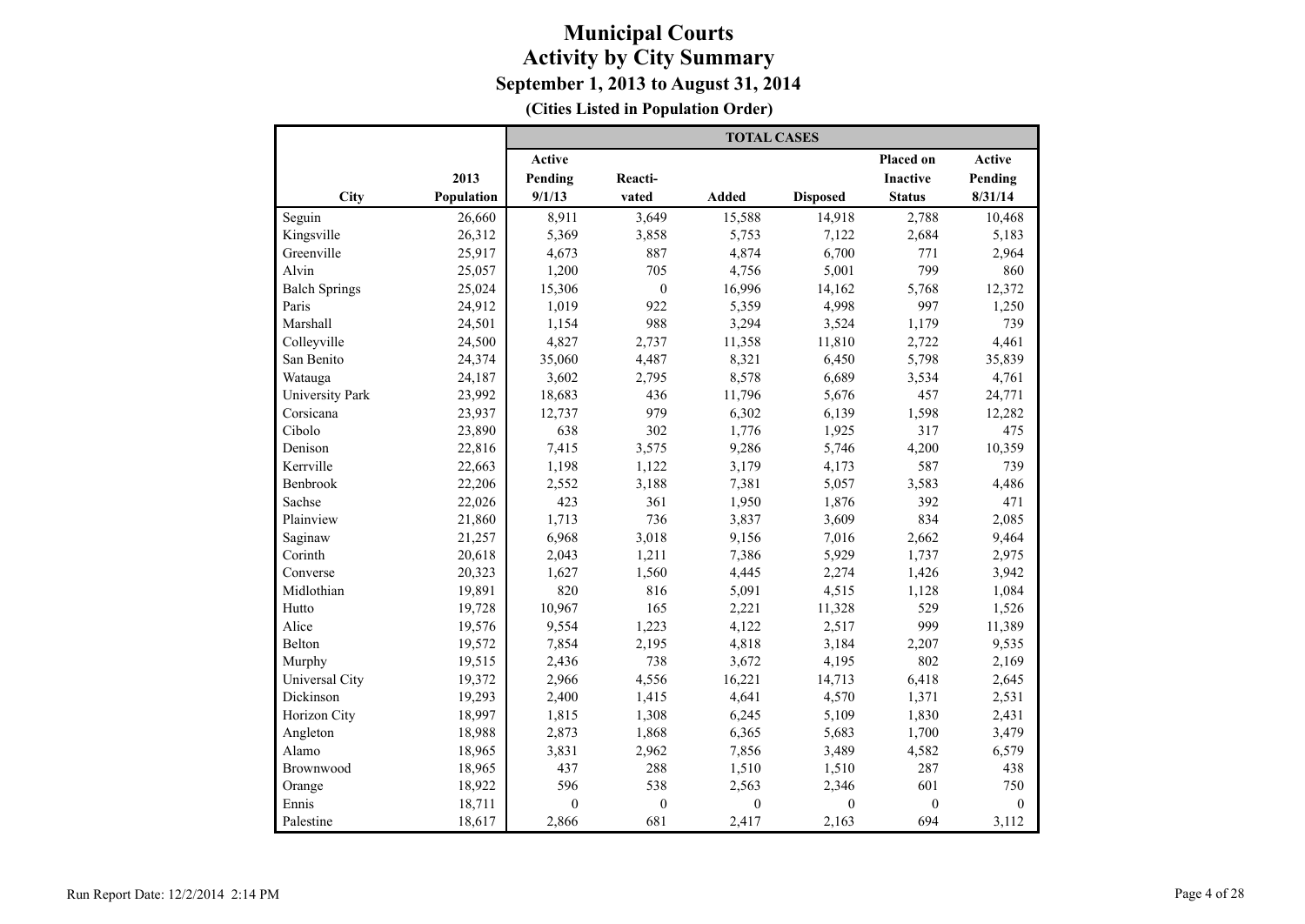# Municipal Courts
## Activity by City Summary
### September 1, 2013 to August 31, 2014
**(Cities Listed in Population Order)**

| | | TOTAL CASES | | | | | |
|---|---|---|---|---|---|---|---|
| City | 2013 Population | Active Pending 9/1/13 | Reacti-vated | Added | Disposed | Placed on Inactive Status | Active Pending 8/31/14 |
| Seguin | 26,660 | 8,911 | 3,649 | 15,588 | 14,918 | 2,788 | 10,468 |
| Kingsville | 26,312 | 5,369 | 3,858 | 5,753 | 7,122 | 2,684 | 5,183 |
| Greenville | 25,917 | 4,673 | 887 | 4,874 | 6,700 | 771 | 2,964 |
| Alvin | 25,057 | 1,200 | 705 | 4,756 | 5,001 | 799 | 860 |
| Balch Springs | 25,024 | 15,306 | 0 | 16,996 | 14,162 | 5,768 | 12,372 |
| Paris | 24,912 | 1,019 | 922 | 5,359 | 4,998 | 997 | 1,250 |
| Marshall | 24,501 | 1,154 | 988 | 3,294 | 3,524 | 1,179 | 739 |
| Colleyville | 24,500 | 4,827 | 2,737 | 11,358 | 11,810 | 2,722 | 4,461 |
| San Benito | 24,374 | 35,060 | 4,487 | 8,321 | 6,450 | 5,798 | 35,839 |
| Watauga | 24,187 | 3,602 | 2,795 | 8,578 | 6,689 | 3,534 | 4,761 |
| University Park | 23,992 | 18,683 | 436 | 11,796 | 5,676 | 457 | 24,771 |
| Corsicana | 23,937 | 12,737 | 979 | 6,302 | 6,139 | 1,598 | 12,282 |
| Cibolo | 23,890 | 638 | 302 | 1,776 | 1,925 | 317 | 475 |
| Denison | 22,816 | 7,415 | 3,575 | 9,286 | 5,746 | 4,200 | 10,359 |
| Kerrville | 22,663 | 1,198 | 1,122 | 3,179 | 4,173 | 587 | 739 |
| Benbrook | 22,206 | 2,552 | 3,188 | 7,381 | 5,057 | 3,583 | 4,486 |
| Sachse | 22,026 | 423 | 361 | 1,950 | 1,876 | 392 | 471 |
| Plainview | 21,860 | 1,713 | 736 | 3,837 | 3,609 | 834 | 2,085 |
| Saginaw | 21,257 | 6,968 | 3,018 | 9,156 | 7,016 | 2,662 | 9,464 |
| Corinth | 20,618 | 2,043 | 1,211 | 7,386 | 5,929 | 1,737 | 2,975 |
| Converse | 20,323 | 1,627 | 1,560 | 4,445 | 2,274 | 1,426 | 3,942 |
| Midlothian | 19,891 | 820 | 816 | 5,091 | 4,515 | 1,128 | 1,084 |
| Hutto | 19,728 | 10,967 | 165 | 2,221 | 11,328 | 529 | 1,526 |
| Alice | 19,576 | 9,554 | 1,223 | 4,122 | 2,517 | 999 | 11,389 |
| Belton | 19,572 | 7,854 | 2,195 | 4,818 | 3,184 | 2,207 | 9,535 |
| Murphy | 19,515 | 2,436 | 738 | 3,672 | 4,195 | 802 | 2,169 |
| Universal City | 19,372 | 2,966 | 4,556 | 16,221 | 14,713 | 6,418 | 2,645 |
| Dickinson | 19,293 | 2,400 | 1,415 | 4,641 | 4,570 | 1,371 | 2,531 |
| Horizon City | 18,997 | 1,815 | 1,308 | 6,245 | 5,109 | 1,830 | 2,431 |
| Angleton | 18,988 | 2,873 | 1,868 | 6,365 | 5,683 | 1,700 | 3,479 |
| Alamo | 18,965 | 3,831 | 2,962 | 7,856 | 3,489 | 4,582 | 6,579 |
| Brownwood | 18,965 | 437 | 288 | 1,510 | 1,510 | 287 | 438 |
| Orange | 18,922 | 596 | 538 | 2,563 | 2,346 | 601 | 750 |
| Ennis | 18,711 | 0 | 0 | 0 | 0 | 0 | 0 |
| Palestine | 18,617 | 2,866 | 681 | 2,417 | 2,163 | 694 | 3,112 |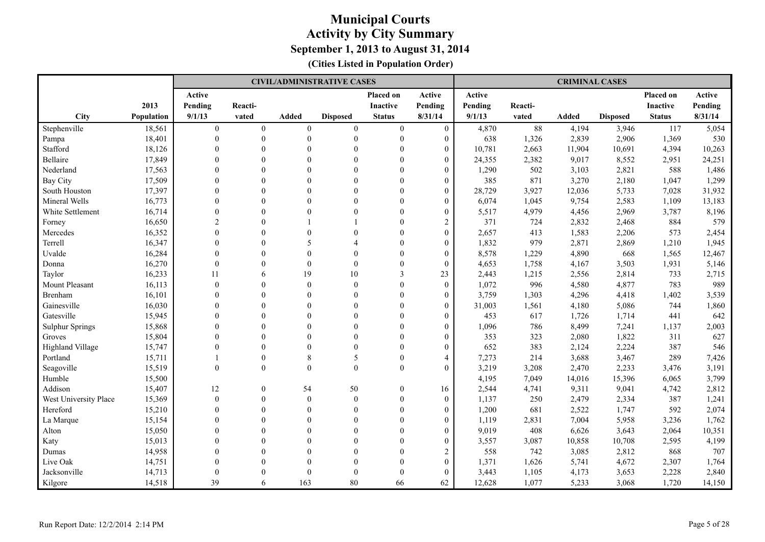# Municipal Courts
## Activity by City Summary
### September 1, 2013 to August 31, 2014
**(Cities Listed in Population Order)**

| | | CIVIL/ADMINISTRATIVE CASES | | | | | | CRIMINAL CASES | | | | | |
|---|---|---|---|---|---|---|---|---|---|---|---|---|---|
| City | 2013 Population | Active Pending 9/1/13 | Reacti-vated | Added | Disposed | Placed on Inactive Status | Active Pending 8/31/14 | Active Pending 9/1/13 | Reacti-vated | Added | Disposed | Placed on Inactive Status | Active Pending 8/31/14 |
| Stephenville | 18,561 | 0 | 0 | 0 | 0 | 0 | 0 | 4,870 | 88 | 4,194 | 3,946 | 117 | 5,054 |
| Pampa | 18,401 | 0 | 0 | 0 | 0 | 0 | 0 | 638 | 1,326 | 2,839 | 2,906 | 1,369 | 530 |
| Stafford | 18,126 | 0 | 0 | 0 | 0 | 0 | 0 | 10,781 | 2,663 | 11,904 | 10,691 | 4,394 | 10,263 |
| Bellaire | 17,849 | 0 | 0 | 0 | 0 | 0 | 0 | 24,355 | 2,382 | 9,017 | 8,552 | 2,951 | 24,251 |
| Nederland | 17,563 | 0 | 0 | 0 | 0 | 0 | 0 | 1,290 | 502 | 3,103 | 2,821 | 588 | 1,486 |
| Bay City | 17,509 | 0 | 0 | 0 | 0 | 0 | 0 | 385 | 871 | 3,270 | 2,180 | 1,047 | 1,299 |
| South Houston | 17,397 | 0 | 0 | 0 | 0 | 0 | 0 | 28,729 | 3,927 | 12,036 | 5,733 | 7,028 | 31,932 |
| Mineral Wells | 16,773 | 0 | 0 | 0 | 0 | 0 | 0 | 6,074 | 1,045 | 9,754 | 2,583 | 1,109 | 13,183 |
| White Settlement | 16,714 | 0 | 0 | 0 | 0 | 0 | 0 | 5,517 | 4,979 | 4,456 | 2,969 | 3,787 | 8,196 |
| Forney | 16,650 | 2 | 0 | 1 | 1 | 0 | 2 | 371 | 724 | 2,832 | 2,468 | 884 | 579 |
| Mercedes | 16,352 | 0 | 0 | 0 | 0 | 0 | 0 | 2,657 | 413 | 1,583 | 2,206 | 573 | 2,454 |
| Terrell | 16,347 | 0 | 0 | 5 | 4 | 0 | 0 | 1,832 | 979 | 2,871 | 2,869 | 1,210 | 1,945 |
| Uvalde | 16,284 | 0 | 0 | 0 | 0 | 0 | 0 | 8,578 | 1,229 | 4,890 | 668 | 1,565 | 12,467 |
| Donna | 16,270 | 0 | 0 | 0 | 0 | 0 | 0 | 4,653 | 1,758 | 4,167 | 3,503 | 1,931 | 5,146 |
| Taylor | 16,233 | 11 | 6 | 19 | 10 | 3 | 23 | 2,443 | 1,215 | 2,556 | 2,814 | 733 | 2,715 |
| Mount Pleasant | 16,113 | 0 | 0 | 0 | 0 | 0 | 0 | 1,072 | 996 | 4,580 | 4,877 | 783 | 989 |
| Brenham | 16,101 | 0 | 0 | 0 | 0 | 0 | 0 | 3,759 | 1,303 | 4,296 | 4,418 | 1,402 | 3,539 |
| Gainesville | 16,030 | 0 | 0 | 0 | 0 | 0 | 0 | 31,003 | 1,561 | 4,180 | 5,086 | 744 | 1,860 |
| Gatesville | 15,945 | 0 | 0 | 0 | 0 | 0 | 0 | 453 | 617 | 1,726 | 1,714 | 441 | 642 |
| Sulphur Springs | 15,868 | 0 | 0 | 0 | 0 | 0 | 0 | 1,096 | 786 | 8,499 | 7,241 | 1,137 | 2,003 |
| Groves | 15,804 | 0 | 0 | 0 | 0 | 0 | 0 | 353 | 323 | 2,080 | 1,822 | 311 | 627 |
| Highland Village | 15,747 | 0 | 0 | 0 | 0 | 0 | 0 | 652 | 383 | 2,124 | 2,224 | 387 | 546 |
| Portland | 15,711 | 1 | 0 | 8 | 5 | 0 | 4 | 7,273 | 214 | 3,688 | 3,467 | 289 | 7,426 |
| Seagoville | 15,519 | 0 | 0 | 0 | 0 | 0 | 0 | 3,219 | 3,208 | 2,470 | 2,233 | 3,476 | 3,191 |
| Humble | 15,500 | | | | | | | 4,195 | 7,049 | 14,016 | 15,396 | 6,065 | 3,799 |
| Addison | 15,407 | 12 | 0 | 54 | 50 | 0 | 16 | 2,544 | 4,741 | 9,311 | 9,041 | 4,742 | 2,812 |
| West University Place | 15,369 | 0 | 0 | 0 | 0 | 0 | 0 | 1,137 | 250 | 2,479 | 2,334 | 387 | 1,241 |
| Hereford | 15,210 | 0 | 0 | 0 | 0 | 0 | 0 | 1,200 | 681 | 2,522 | 1,747 | 592 | 2,074 |
| La Marque | 15,154 | 0 | 0 | 0 | 0 | 0 | 0 | 1,119 | 2,831 | 7,004 | 5,958 | 3,236 | 1,762 |
| Alton | 15,050 | 0 | 0 | 0 | 0 | 0 | 0 | 9,019 | 408 | 6,626 | 3,643 | 2,064 | 10,351 |
| Katy | 15,013 | 0 | 0 | 0 | 0 | 0 | 0 | 3,557 | 3,087 | 10,858 | 10,708 | 2,595 | 4,199 |
| Dumas | 14,958 | 0 | 0 | 0 | 0 | 0 | 2 | 558 | 742 | 3,085 | 2,812 | 868 | 707 |
| Live Oak | 14,751 | 0 | 0 | 0 | 0 | 0 | 0 | 1,371 | 1,626 | 5,741 | 4,672 | 2,307 | 1,764 |
| Jacksonville | 14,713 | 0 | 0 | 0 | 0 | 0 | 0 | 3,443 | 1,105 | 4,173 | 3,653 | 2,228 | 2,840 |
| Kilgore | 14,518 | 39 | 6 | 163 | 80 | 66 | 62 | 12,628 | 1,077 | 5,233 | 3,068 | 1,720 | 14,150 |

Run Report Date: 12/2/2014 2:14 PM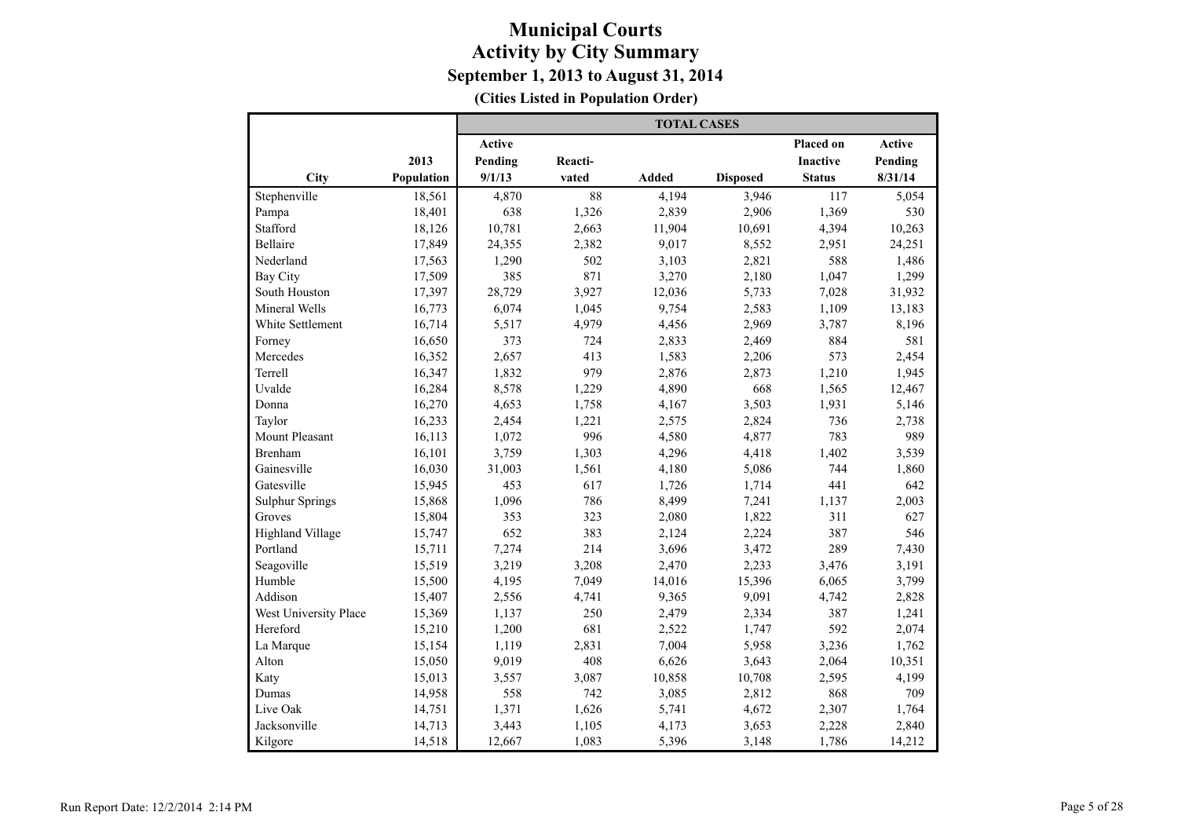# Municipal Courts
## Activity by City Summary
### September 1, 2013 to August 31, 2014
**(Cities Listed in Population Order)**

| | | TOTAL CASES | | | | | |
|---|---|---|---|---|---|---|---|
| City | 2013 Population | Active Pending 9/1/13 | Reacti-vated | Added | Disposed | Placed on Inactive Status | Active Pending 8/31/14 |
| Stephenville | 18,561 | 4,870 | 88 | 4,194 | 3,946 | 117 | 5,054 |
| Pampa | 18,401 | 638 | 1,326 | 2,839 | 2,906 | 1,369 | 530 |
| Stafford | 18,126 | 10,781 | 2,663 | 11,904 | 10,691 | 4,394 | 10,263 |
| Bellaire | 17,849 | 24,355 | 2,382 | 9,017 | 8,552 | 2,951 | 24,251 |
| Nederland | 17,563 | 1,290 | 502 | 3,103 | 2,821 | 588 | 1,486 |
| Bay City | 17,509 | 385 | 871 | 3,270 | 2,180 | 1,047 | 1,299 |
| South Houston | 17,397 | 28,729 | 3,927 | 12,036 | 5,733 | 7,028 | 31,932 |
| Mineral Wells | 16,773 | 6,074 | 1,045 | 9,754 | 2,583 | 1,109 | 13,183 |
| White Settlement | 16,714 | 5,517 | 4,979 | 4,456 | 2,969 | 3,787 | 8,196 |
| Forney | 16,650 | 373 | 724 | 2,833 | 2,469 | 884 | 581 |
| Mercedes | 16,352 | 2,657 | 413 | 1,583 | 2,206 | 573 | 2,454 |
| Terrell | 16,347 | 1,832 | 979 | 2,876 | 2,873 | 1,210 | 1,945 |
| Uvalde | 16,284 | 8,578 | 1,229 | 4,890 | 668 | 1,565 | 12,467 |
| Donna | 16,270 | 4,653 | 1,758 | 4,167 | 3,503 | 1,931 | 5,146 |
| Taylor | 16,233 | 2,454 | 1,221 | 2,575 | 2,824 | 736 | 2,738 |
| Mount Pleasant | 16,113 | 1,072 | 996 | 4,580 | 4,877 | 783 | 989 |
| Brenham | 16,101 | 3,759 | 1,303 | 4,296 | 4,418 | 1,402 | 3,539 |
| Gainesville | 16,030 | 31,003 | 1,561 | 4,180 | 5,086 | 744 | 1,860 |
| Gatesville | 15,945 | 453 | 617 | 1,726 | 1,714 | 441 | 642 |
| Sulphur Springs | 15,868 | 1,096 | 786 | 8,499 | 7,241 | 1,137 | 2,003 |
| Groves | 15,804 | 353 | 323 | 2,080 | 1,822 | 311 | 627 |
| Highland Village | 15,747 | 652 | 383 | 2,124 | 2,224 | 387 | 546 |
| Portland | 15,711 | 7,274 | 214 | 3,696 | 3,472 | 289 | 7,430 |
| Seagoville | 15,519 | 3,219 | 3,208 | 2,470 | 2,233 | 3,476 | 3,191 |
| Humble | 15,500 | 4,195 | 7,049 | 14,016 | 15,396 | 6,065 | 3,799 |
| Addison | 15,407 | 2,556 | 4,741 | 9,365 | 9,091 | 4,742 | 2,828 |
| West University Place | 15,369 | 1,137 | 250 | 2,479 | 2,334 | 387 | 1,241 |
| Hereford | 15,210 | 1,200 | 681 | 2,522 | 1,747 | 592 | 2,074 |
| La Marque | 15,154 | 1,119 | 2,831 | 7,004 | 5,958 | 3,236 | 1,762 |
| Alton | 15,050 | 9,019 | 408 | 6,626 | 3,643 | 2,064 | 10,351 |
| Katy | 15,013 | 3,557 | 3,087 | 10,858 | 10,708 | 2,595 | 4,199 |
| Dumas | 14,958 | 558 | 742 | 3,085 | 2,812 | 868 | 709 |
| Live Oak | 14,751 | 1,371 | 1,626 | 5,741 | 4,672 | 2,307 | 1,764 |
| Jacksonville | 14,713 | 3,443 | 1,105 | 4,173 | 3,653 | 2,228 | 2,840 |
| Kilgore | 14,518 | 12,667 | 1,083 | 5,396 | 3,148 | 1,786 | 14,212 |

Run Report Date: 12/2/2014 2:14 PM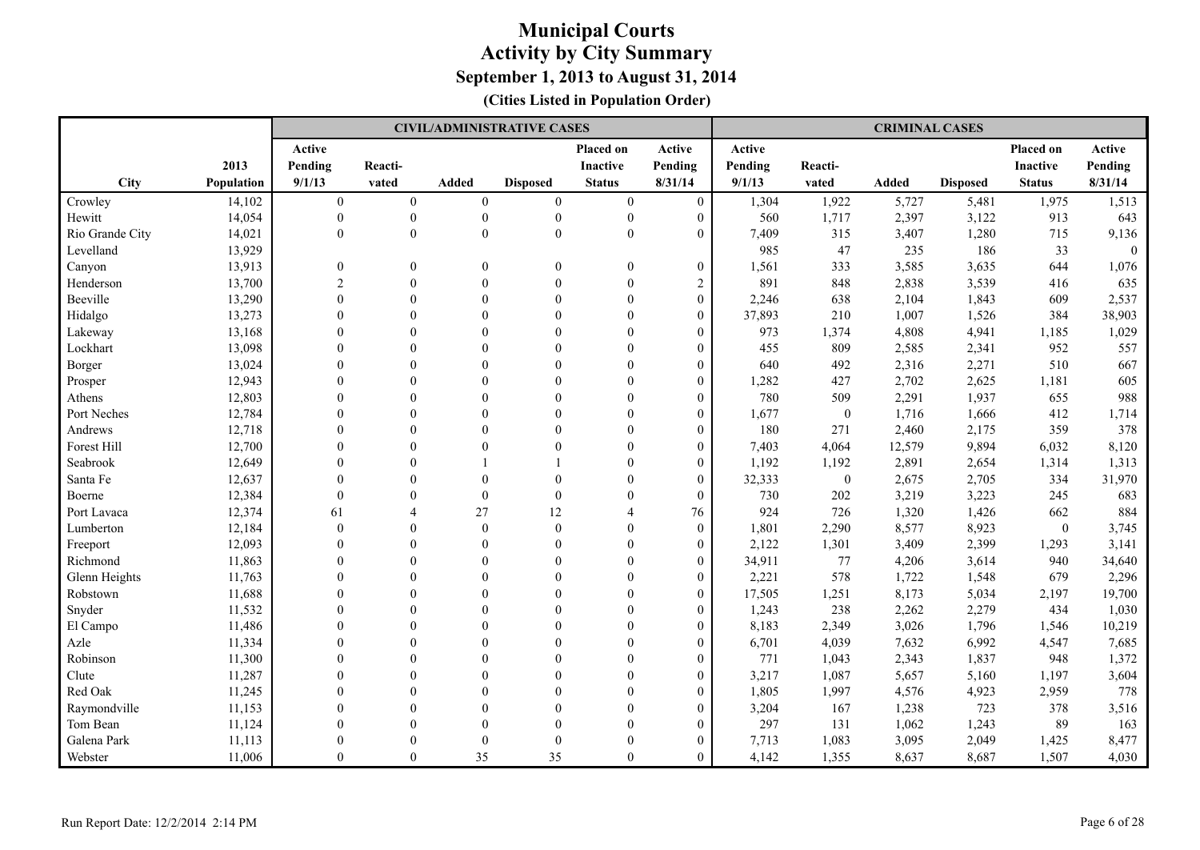# Municipal Courts
## Activity by City Summary
### September 1, 2013 to August 31, 2014
**(Cities Listed in Population Order)**

| | | CIVIL/ADMINISTRATIVE CASES | | | | | | CRIMINAL CASES | | | | | |
|---|---|---|---|---|---|---|---|---|---|---|---|---|---|
| City | 2013 Population | Active Pending 9/1/13 | Reacti-vated | Added | Disposed | Placed on Inactive Status | Active Pending 8/31/14 | Active Pending 9/1/13 | Reacti-vated | Added | Disposed | Placed on Inactive Status | Active Pending 8/31/14 |
| Crowley | 14,102 | 0 | 0 | 0 | 0 | 0 | 0 | 1,304 | 1,922 | 5,727 | 5,481 | 1,975 | 1,513 |
| Hewitt | 14,054 | 0 | 0 | 0 | 0 | 0 | 0 | 560 | 1,717 | 2,397 | 3,122 | 913 | 643 |
| Rio Grande City | 14,021 | 0 | 0 | 0 | 0 | 0 | 0 | 7,409 | 315 | 3,407 | 1,280 | 715 | 9,136 |
| Levelland | 13,929 | | | | | | | 985 | 47 | 235 | 186 | 33 | 0 |
| Canyon | 13,913 | 0 | 0 | 0 | 0 | 0 | 0 | 1,561 | 333 | 3,585 | 3,635 | 644 | 1,076 |
| Henderson | 13,700 | 2 | 0 | 0 | 0 | 0 | 2 | 891 | 848 | 2,838 | 3,539 | 416 | 635 |
| Beeville | 13,290 | 0 | 0 | 0 | 0 | 0 | 0 | 2,246 | 638 | 2,104 | 1,843 | 609 | 2,537 |
| Hidalgo | 13,273 | 0 | 0 | 0 | 0 | 0 | 0 | 37,893 | 210 | 1,007 | 1,526 | 384 | 38,903 |
| Lakeway | 13,168 | 0 | 0 | 0 | 0 | 0 | 0 | 973 | 1,374 | 4,808 | 4,941 | 1,185 | 1,029 |
| Lockhart | 13,098 | 0 | 0 | 0 | 0 | 0 | 0 | 455 | 809 | 2,585 | 2,341 | 952 | 557 |
| Borger | 13,024 | 0 | 0 | 0 | 0 | 0 | 0 | 640 | 492 | 2,316 | 2,271 | 510 | 667 |
| Prosper | 12,943 | 0 | 0 | 0 | 0 | 0 | 0 | 1,282 | 427 | 2,702 | 2,625 | 1,181 | 605 |
| Athens | 12,803 | 0 | 0 | 0 | 0 | 0 | 0 | 780 | 509 | 2,291 | 1,937 | 655 | 988 |
| Port Neches | 12,784 | 0 | 0 | 0 | 0 | 0 | 0 | 1,677 | 0 | 1,716 | 1,666 | 412 | 1,714 |
| Andrews | 12,718 | 0 | 0 | 0 | 0 | 0 | 0 | 180 | 271 | 2,460 | 2,175 | 359 | 378 |
| Forest Hill | 12,700 | 0 | 0 | 0 | 0 | 0 | 0 | 7,403 | 4,064 | 12,579 | 9,894 | 6,032 | 8,120 |
| Seabrook | 12,649 | 0 | 0 | 1 | 1 | 0 | 0 | 1,192 | 1,192 | 2,891 | 2,654 | 1,314 | 1,313 |
| Santa Fe | 12,637 | 0 | 0 | 0 | 0 | 0 | 0 | 32,333 | 0 | 2,675 | 2,705 | 334 | 31,970 |
| Boerne | 12,384 | 0 | 0 | 0 | 0 | 0 | 0 | 730 | 202 | 3,219 | 3,223 | 245 | 683 |
| Port Lavaca | 12,374 | 61 | 4 | 27 | 12 | 4 | 76 | 924 | 726 | 1,320 | 1,426 | 662 | 884 |
| Lumberton | 12,184 | 0 | 0 | 0 | 0 | 0 | 0 | 1,801 | 2,290 | 8,577 | 8,923 | 0 | 3,745 |
| Freeport | 12,093 | 0 | 0 | 0 | 0 | 0 | 0 | 2,122 | 1,301 | 3,409 | 2,399 | 1,293 | 3,141 |
| Richmond | 11,863 | 0 | 0 | 0 | 0 | 0 | 0 | 34,911 | 77 | 4,206 | 3,614 | 940 | 34,640 |
| Glenn Heights | 11,763 | 0 | 0 | 0 | 0 | 0 | 0 | 2,221 | 578 | 1,722 | 1,548 | 679 | 2,296 |
| Robstown | 11,688 | 0 | 0 | 0 | 0 | 0 | 0 | 17,505 | 1,251 | 8,173 | 5,034 | 2,197 | 19,700 |
| Snyder | 11,532 | 0 | 0 | 0 | 0 | 0 | 0 | 1,243 | 238 | 2,262 | 2,279 | 434 | 1,030 |
| El Campo | 11,486 | 0 | 0 | 0 | 0 | 0 | 0 | 8,183 | 2,349 | 3,026 | 1,796 | 1,546 | 10,219 |
| Azle | 11,334 | 0 | 0 | 0 | 0 | 0 | 0 | 6,701 | 4,039 | 7,632 | 6,992 | 4,547 | 7,685 |
| Robinson | 11,300 | 0 | 0 | 0 | 0 | 0 | 0 | 771 | 1,043 | 2,343 | 1,837 | 948 | 1,372 |
| Clute | 11,287 | 0 | 0 | 0 | 0 | 0 | 0 | 3,217 | 1,087 | 5,657 | 5,160 | 1,197 | 3,604 |
| Red Oak | 11,245 | 0 | 0 | 0 | 0 | 0 | 0 | 1,805 | 1,997 | 4,576 | 4,923 | 2,959 | 778 |
| Raymondville | 11,153 | 0 | 0 | 0 | 0 | 0 | 0 | 3,204 | 167 | 1,238 | 723 | 378 | 3,516 |
| Tom Bean | 11,124 | 0 | 0 | 0 | 0 | 0 | 0 | 297 | 131 | 1,062 | 1,243 | 89 | 163 |
| Galena Park | 11,113 | 0 | 0 | 0 | 0 | 0 | 0 | 7,713 | 1,083 | 3,095 | 2,049 | 1,425 | 8,477 |
| Webster | 11,006 | 0 | 0 | 35 | 35 | 0 | 0 | 4,142 | 1,355 | 8,637 | 8,687 | 1,507 | 4,030 |

Run Report Date: 12/2/2014 2:14 PM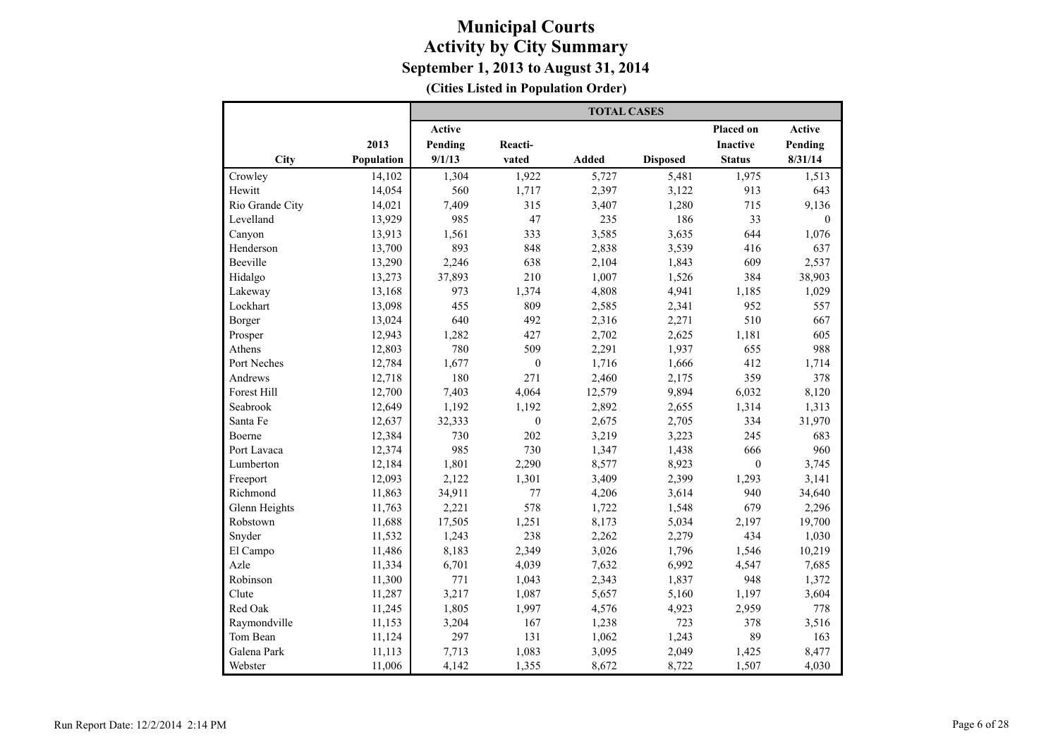# Municipal Courts
## Activity by City Summary
### September 1, 2013 to August 31, 2014
**(Cities Listed in Population Order)**

| City | 2013 Population | TOTAL CASES Active Pending 9/1/13 | Reactivated | Added | Disposed | Placed on Inactive Status | Active Pending 8/31/14 |
|---|---|---|---|---|---|---|---|
| Crowley | 14,102 | 1,304 | 1,922 | 5,727 | 5,481 | 1,975 | 1,513 |
| Hewitt | 14,054 | 560 | 1,717 | 2,397 | 3,122 | 913 | 643 |
| Rio Grande City | 14,021 | 7,409 | 315 | 3,407 | 1,280 | 715 | 9,136 |
| Levelland | 13,929 | 985 | 47 | 235 | 186 | 33 | 0 |
| Canyon | 13,913 | 1,561 | 333 | 3,585 | 3,635 | 644 | 1,076 |
| Henderson | 13,700 | 893 | 848 | 2,838 | 3,539 | 416 | 637 |
| Beeville | 13,290 | 2,246 | 638 | 2,104 | 1,843 | 609 | 2,537 |
| Hidalgo | 13,273 | 37,893 | 210 | 1,007 | 1,526 | 384 | 38,903 |
| Lakeway | 13,168 | 973 | 1,374 | 4,808 | 4,941 | 1,185 | 1,029 |
| Lockhart | 13,098 | 455 | 809 | 2,585 | 2,341 | 952 | 557 |
| Borger | 13,024 | 640 | 492 | 2,316 | 2,271 | 510 | 667 |
| Prosper | 12,943 | 1,282 | 427 | 2,702 | 2,625 | 1,181 | 605 |
| Athens | 12,803 | 780 | 509 | 2,291 | 1,937 | 655 | 988 |
| Port Neches | 12,784 | 1,677 | 0 | 1,716 | 1,666 | 412 | 1,714 |
| Andrews | 12,718 | 180 | 271 | 2,460 | 2,175 | 359 | 378 |
| Forest Hill | 12,700 | 7,403 | 4,064 | 12,579 | 9,894 | 6,032 | 8,120 |
| Seabrook | 12,649 | 1,192 | 1,192 | 2,892 | 2,655 | 1,314 | 1,313 |
| Santa Fe | 12,637 | 32,333 | 0 | 2,675 | 2,705 | 334 | 31,970 |
| Boerne | 12,384 | 730 | 202 | 3,219 | 3,223 | 245 | 683 |
| Port Lavaca | 12,374 | 985 | 730 | 1,347 | 1,438 | 666 | 960 |
| Lumberton | 12,184 | 1,801 | 2,290 | 8,577 | 8,923 | 0 | 3,745 |
| Freeport | 12,093 | 2,122 | 1,301 | 3,409 | 2,399 | 1,293 | 3,141 |
| Richmond | 11,863 | 34,911 | 77 | 4,206 | 3,614 | 940 | 34,640 |
| Glenn Heights | 11,763 | 2,221 | 578 | 1,722 | 1,548 | 679 | 2,296 |
| Robstown | 11,688 | 17,505 | 1,251 | 8,173 | 5,034 | 2,197 | 19,700 |
| Snyder | 11,532 | 1,243 | 238 | 2,262 | 2,279 | 434 | 1,030 |
| El Campo | 11,486 | 8,183 | 2,349 | 3,026 | 1,796 | 1,546 | 10,219 |
| Azle | 11,334 | 6,701 | 4,039 | 7,632 | 6,992 | 4,547 | 7,685 |
| Robinson | 11,300 | 771 | 1,043 | 2,343 | 1,837 | 948 | 1,372 |
| Clute | 11,287 | 3,217 | 1,087 | 5,657 | 5,160 | 1,197 | 3,604 |
| Red Oak | 11,245 | 1,805 | 1,997 | 4,576 | 4,923 | 2,959 | 778 |
| Raymondville | 11,153 | 3,204 | 167 | 1,238 | 723 | 378 | 3,516 |
| Tom Bean | 11,124 | 297 | 131 | 1,062 | 1,243 | 89 | 163 |
| Galena Park | 11,113 | 7,713 | 1,083 | 3,095 | 2,049 | 1,425 | 8,477 |
| Webster | 11,006 | 4,142 | 1,355 | 8,672 | 8,722 | 1,507 | 4,030 |

Run Report Date: 12/2/2014 2:14 PM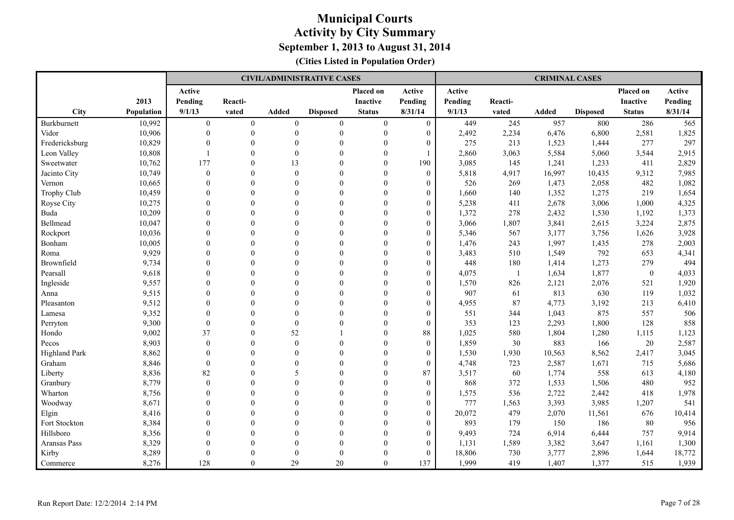# Municipal Courts
## Activity by City Summary
### September 1, 2013 to August 31, 2014
**(Cities Listed in Population Order)**

| | | CIVIL/ADMINISTRATIVE CASES | | | | | | CRIMINAL CASES | | | | | |
|---|---|---|---|---|---|---|---|---|---|---|---|---|---|
| City | 2013 Population | Active Pending 9/1/13 | Reacti-vated | Added | Disposed | Placed on Inactive Status | Active Pending 8/31/14 | Active Pending 9/1/13 | Reacti-vated | Added | Disposed | Placed on Inactive Status | Active Pending 8/31/14 |
| Burkburnett | 10,992 | 0 | 0 | 0 | 0 | 0 | 0 | 449 | 245 | 957 | 800 | 286 | 565 |
| Vidor | 10,906 | 0 | 0 | 0 | 0 | 0 | 0 | 2,492 | 2,234 | 6,476 | 6,800 | 2,581 | 1,825 |
| Fredericksburg | 10,829 | 0 | 0 | 0 | 0 | 0 | 0 | 275 | 213 | 1,523 | 1,444 | 277 | 297 |
| Leon Valley | 10,808 | 1 | 0 | 0 | 0 | 0 | 1 | 2,860 | 3,063 | 5,584 | 5,060 | 3,544 | 2,915 |
| Sweetwater | 10,762 | 177 | 0 | 13 | 0 | 0 | 190 | 3,085 | 145 | 1,241 | 1,233 | 411 | 2,829 |
| Jacinto City | 10,749 | 0 | 0 | 0 | 0 | 0 | 0 | 5,818 | 4,917 | 16,997 | 10,435 | 9,312 | 7,985 |
| Vernon | 10,665 | 0 | 0 | 0 | 0 | 0 | 0 | 526 | 269 | 1,473 | 2,058 | 482 | 1,082 |
| Trophy Club | 10,459 | 0 | 0 | 0 | 0 | 0 | 0 | 1,660 | 140 | 1,352 | 1,275 | 219 | 1,654 |
| Royse City | 10,275 | 0 | 0 | 0 | 0 | 0 | 0 | 5,238 | 411 | 2,678 | 3,006 | 1,000 | 4,325 |
| Buda | 10,209 | 0 | 0 | 0 | 0 | 0 | 0 | 1,372 | 278 | 2,432 | 1,530 | 1,192 | 1,373 |
| Bellmead | 10,047 | 0 | 0 | 0 | 0 | 0 | 0 | 3,066 | 1,807 | 3,841 | 2,615 | 3,224 | 2,875 |
| Rockport | 10,036 | 0 | 0 | 0 | 0 | 0 | 0 | 5,346 | 567 | 3,177 | 3,756 | 1,626 | 3,928 |
| Bonham | 10,005 | 0 | 0 | 0 | 0 | 0 | 0 | 1,476 | 243 | 1,997 | 1,435 | 278 | 2,003 |
| Roma | 9,929 | 0 | 0 | 0 | 0 | 0 | 0 | 3,483 | 510 | 1,549 | 792 | 653 | 4,341 |
| Brownfield | 9,734 | 0 | 0 | 0 | 0 | 0 | 0 | 448 | 180 | 1,414 | 1,273 | 279 | 494 |
| Pearsall | 9,618 | 0 | 0 | 0 | 0 | 0 | 0 | 4,075 | 1 | 1,634 | 1,877 | 0 | 4,033 |
| Ingleside | 9,557 | 0 | 0 | 0 | 0 | 0 | 0 | 1,570 | 826 | 2,121 | 2,076 | 521 | 1,920 |
| Anna | 9,515 | 0 | 0 | 0 | 0 | 0 | 0 | 907 | 61 | 813 | 630 | 119 | 1,032 |
| Pleasanton | 9,512 | 0 | 0 | 0 | 0 | 0 | 0 | 4,955 | 87 | 4,773 | 3,192 | 213 | 6,410 |
| Lamesa | 9,352 | 0 | 0 | 0 | 0 | 0 | 0 | 551 | 344 | 1,043 | 875 | 557 | 506 |
| Perryton | 9,300 | 0 | 0 | 0 | 0 | 0 | 0 | 353 | 123 | 2,293 | 1,800 | 128 | 858 |
| Hondo | 9,002 | 37 | 0 | 52 | 1 | 0 | 88 | 1,025 | 580 | 1,804 | 1,280 | 1,115 | 1,123 |
| Pecos | 8,903 | 0 | 0 | 0 | 0 | 0 | 0 | 1,859 | 30 | 883 | 166 | 20 | 2,587 |
| Highland Park | 8,862 | 0 | 0 | 0 | 0 | 0 | 0 | 1,530 | 1,930 | 10,563 | 8,562 | 2,417 | 3,045 |
| Graham | 8,846 | 0 | 0 | 0 | 0 | 0 | 0 | 4,748 | 723 | 2,587 | 1,671 | 715 | 5,686 |
| Liberty | 8,836 | 82 | 0 | 5 | 0 | 0 | 87 | 3,517 | 60 | 1,774 | 558 | 613 | 4,180 |
| Granbury | 8,779 | 0 | 0 | 0 | 0 | 0 | 0 | 868 | 372 | 1,533 | 1,506 | 480 | 952 |
| Wharton | 8,756 | 0 | 0 | 0 | 0 | 0 | 0 | 1,575 | 536 | 2,722 | 2,442 | 418 | 1,978 |
| Woodway | 8,671 | 0 | 0 | 0 | 0 | 0 | 0 | 777 | 1,563 | 3,393 | 3,985 | 1,207 | 541 |
| Elgin | 8,416 | 0 | 0 | 0 | 0 | 0 | 0 | 20,072 | 479 | 2,070 | 11,561 | 676 | 10,414 |
| Fort Stockton | 8,384 | 0 | 0 | 0 | 0 | 0 | 0 | 893 | 179 | 150 | 186 | 80 | 956 |
| Hillsboro | 8,356 | 0 | 0 | 0 | 0 | 0 | 0 | 9,493 | 724 | 6,914 | 6,444 | 757 | 9,914 |
| Aransas Pass | 8,329 | 0 | 0 | 0 | 0 | 0 | 0 | 1,131 | 1,589 | 3,382 | 3,647 | 1,161 | 1,300 |
| Kirby | 8,289 | 0 | 0 | 0 | 0 | 0 | 0 | 18,806 | 730 | 3,777 | 2,896 | 1,644 | 18,772 |
| Commerce | 8,276 | 128 | 0 | 29 | 20 | 0 | 137 | 1,999 | 419 | 1,407 | 1,377 | 515 | 1,939 |

Run Report Date: 12/2/2014 2:14 PM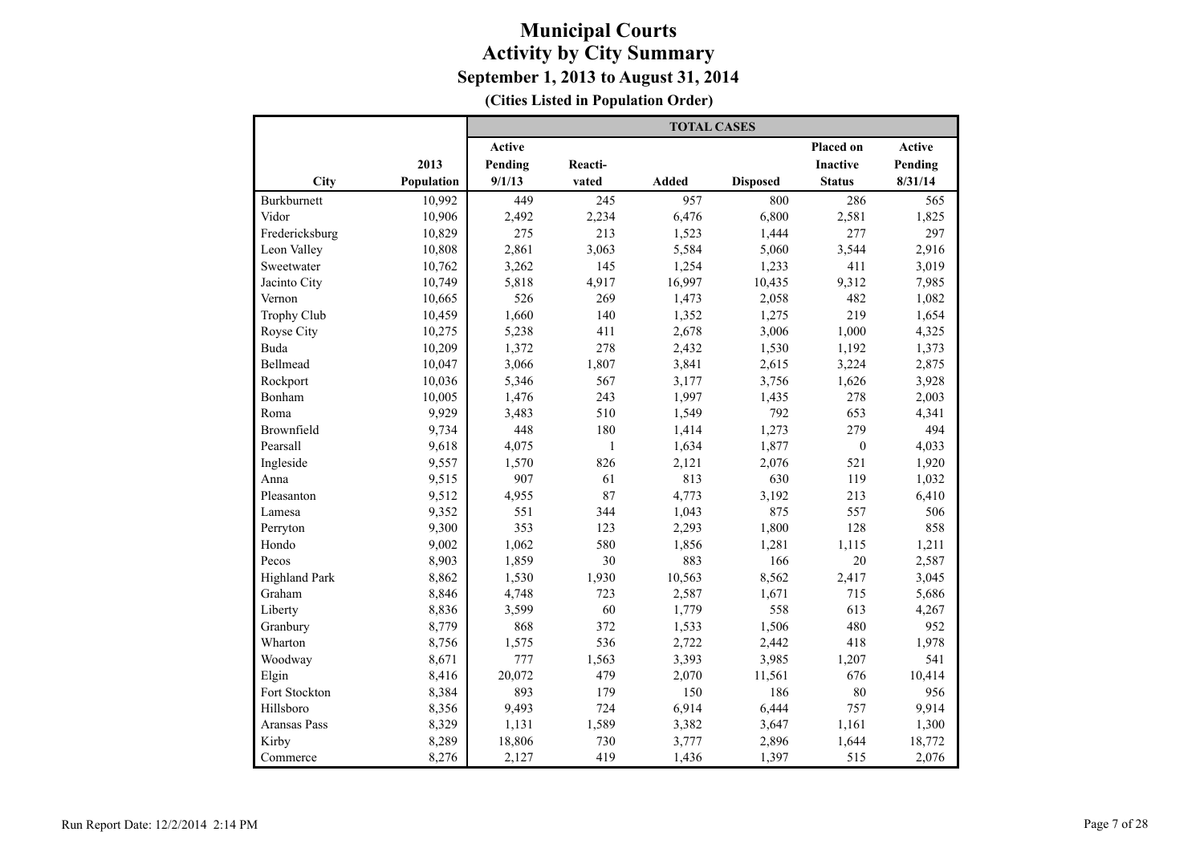# Municipal Courts
## Activity by City Summary
### September 1, 2013 to August 31, 2014
**(Cities Listed in Population Order)**

| City | 2013 Population | TOTAL CASES Active Pending 9/1/13 | Reacti-vated | Added | Disposed | Placed on Inactive Status | Active Pending 8/31/14 |
|---|---|---|---|---|---|---|---|
| Burkburnett | 10,992 | 449 | 245 | 957 | 800 | 286 | 565 |
| Vidor | 10,906 | 2,492 | 2,234 | 6,476 | 6,800 | 2,581 | 1,825 |
| Fredericksburg | 10,829 | 275 | 213 | 1,523 | 1,444 | 277 | 297 |
| Leon Valley | 10,808 | 2,861 | 3,063 | 5,584 | 5,060 | 3,544 | 2,916 |
| Sweetwater | 10,762 | 3,262 | 145 | 1,254 | 1,233 | 411 | 3,019 |
| Jacinto City | 10,749 | 5,818 | 4,917 | 16,997 | 10,435 | 9,312 | 7,985 |
| Vernon | 10,665 | 526 | 269 | 1,473 | 2,058 | 482 | 1,082 |
| Trophy Club | 10,459 | 1,660 | 140 | 1,352 | 1,275 | 219 | 1,654 |
| Royse City | 10,275 | 5,238 | 411 | 2,678 | 3,006 | 1,000 | 4,325 |
| Buda | 10,209 | 1,372 | 278 | 2,432 | 1,530 | 1,192 | 1,373 |
| Bellmead | 10,047 | 3,066 | 1,807 | 3,841 | 2,615 | 3,224 | 2,875 |
| Rockport | 10,036 | 5,346 | 567 | 3,177 | 3,756 | 1,626 | 3,928 |
| Bonham | 10,005 | 1,476 | 243 | 1,997 | 1,435 | 278 | 2,003 |
| Roma | 9,929 | 3,483 | 510 | 1,549 | 792 | 653 | 4,341 |
| Brownfield | 9,734 | 448 | 180 | 1,414 | 1,273 | 279 | 494 |
| Pearsall | 9,618 | 4,075 | 1 | 1,634 | 1,877 | 0 | 4,033 |
| Ingleside | 9,557 | 1,570 | 826 | 2,121 | 2,076 | 521 | 1,920 |
| Anna | 9,515 | 907 | 61 | 813 | 630 | 119 | 1,032 |
| Pleasanton | 9,512 | 4,955 | 87 | 4,773 | 3,192 | 213 | 6,410 |
| Lamesa | 9,352 | 551 | 344 | 1,043 | 875 | 557 | 506 |
| Perryton | 9,300 | 353 | 123 | 2,293 | 1,800 | 128 | 858 |
| Hondo | 9,002 | 1,062 | 580 | 1,856 | 1,281 | 1,115 | 1,211 |
| Pecos | 8,903 | 1,859 | 30 | 883 | 166 | 20 | 2,587 |
| Highland Park | 8,862 | 1,530 | 1,930 | 10,563 | 8,562 | 2,417 | 3,045 |
| Graham | 8,846 | 4,748 | 723 | 2,587 | 1,671 | 715 | 5,686 |
| Liberty | 8,836 | 3,599 | 60 | 1,779 | 558 | 613 | 4,267 |
| Granbury | 8,779 | 868 | 372 | 1,533 | 1,506 | 480 | 952 |
| Wharton | 8,756 | 1,575 | 536 | 2,722 | 2,442 | 418 | 1,978 |
| Woodway | 8,671 | 777 | 1,563 | 3,393 | 3,985 | 1,207 | 541 |
| Elgin | 8,416 | 20,072 | 479 | 2,070 | 11,561 | 676 | 10,414 |
| Fort Stockton | 8,384 | 893 | 179 | 150 | 186 | 80 | 956 |
| Hillsboro | 8,356 | 9,493 | 724 | 6,914 | 6,444 | 757 | 9,914 |
| Aransas Pass | 8,329 | 1,131 | 1,589 | 3,382 | 3,647 | 1,161 | 1,300 |
| Kirby | 8,289 | 18,806 | 730 | 3,777 | 2,896 | 1,644 | 18,772 |
| Commerce | 8,276 | 2,127 | 419 | 1,436 | 1,397 | 515 | 2,076 |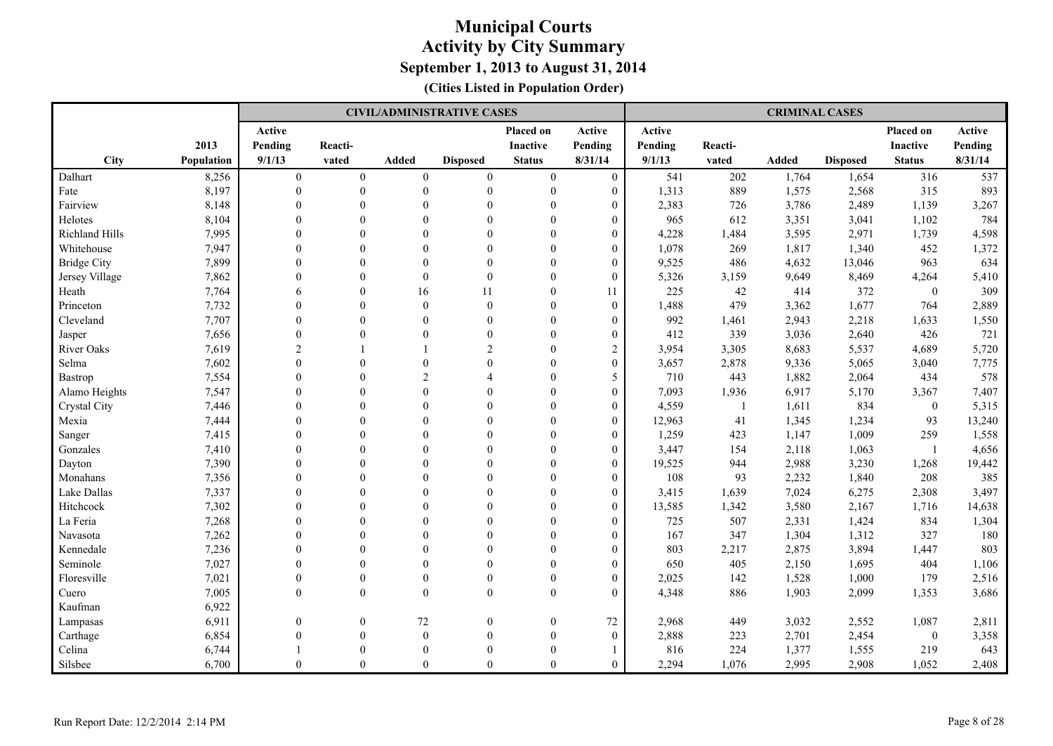# Municipal Courts
## Activity by City Summary
### September 1, 2013 to August 31, 2014
**(Cities Listed in Population Order)**

| | | CIVIL/ADMINISTRATIVE CASES | | | | | | CRIMINAL CASES | | | | | |
|---|---|---|---|---|---|---|---|---|---|---|---|---|---|
| City | 2013 Population | Active Pending 9/1/13 | Reacti-vated | Added | Disposed | Placed on Inactive Status | Active Pending 8/31/14 | Active Pending 9/1/13 | Reacti-vated | Added | Disposed | Placed on Inactive Status | Active Pending 8/31/14 |
| Dalhart | 8,256 | 0 | 0 | 0 | 0 | 0 | 0 | 541 | 202 | 1,764 | 1,654 | 316 | 537 |
| Fate | 8,197 | 0 | 0 | 0 | 0 | 0 | 0 | 1,313 | 889 | 1,575 | 2,568 | 315 | 893 |
| Fairview | 8,148 | 0 | 0 | 0 | 0 | 0 | 0 | 2,383 | 726 | 3,786 | 2,489 | 1,139 | 3,267 |
| Helotes | 8,104 | 0 | 0 | 0 | 0 | 0 | 0 | 965 | 612 | 3,351 | 3,041 | 1,102 | 784 |
| Richland Hills | 7,995 | 0 | 0 | 0 | 0 | 0 | 0 | 4,228 | 1,484 | 3,595 | 2,971 | 1,739 | 4,598 |
| Whitehouse | 7,947 | 0 | 0 | 0 | 0 | 0 | 0 | 1,078 | 269 | 1,817 | 1,340 | 452 | 1,372 |
| Bridge City | 7,899 | 0 | 0 | 0 | 0 | 0 | 0 | 9,525 | 486 | 4,632 | 13,046 | 963 | 634 |
| Jersey Village | 7,862 | 0 | 0 | 0 | 0 | 0 | 0 | 5,326 | 3,159 | 9,649 | 8,469 | 4,264 | 5,410 |
| Heath | 7,764 | 6 | 0 | 16 | 11 | 0 | 11 | 225 | 42 | 414 | 372 | 0 | 309 |
| Princeton | 7,732 | 0 | 0 | 0 | 0 | 0 | 0 | 1,488 | 479 | 3,362 | 1,677 | 764 | 2,889 |
| Cleveland | 7,707 | 0 | 0 | 0 | 0 | 0 | 0 | 992 | 1,461 | 2,943 | 2,218 | 1,633 | 1,550 |
| Jasper | 7,656 | 0 | 0 | 0 | 0 | 0 | 0 | 412 | 339 | 3,036 | 2,640 | 426 | 721 |
| River Oaks | 7,619 | 2 | 1 | 1 | 2 | 0 | 2 | 3,954 | 3,305 | 8,683 | 5,537 | 4,689 | 5,720 |
| Selma | 7,602 | 0 | 0 | 0 | 0 | 0 | 0 | 3,657 | 2,878 | 9,336 | 5,065 | 3,040 | 7,775 |
| Bastrop | 7,554 | 0 | 0 | 2 | 4 | 0 | 5 | 710 | 443 | 1,882 | 2,064 | 434 | 578 |
| Alamo Heights | 7,547 | 0 | 0 | 0 | 0 | 0 | 0 | 7,093 | 1,936 | 6,917 | 5,170 | 3,367 | 7,407 |
| Crystal City | 7,446 | 0 | 0 | 0 | 0 | 0 | 0 | 4,559 | 1 | 1,611 | 834 | 0 | 5,315 |
| Mexia | 7,444 | 0 | 0 | 0 | 0 | 0 | 0 | 12,963 | 41 | 1,345 | 1,234 | 93 | 13,240 |
| Sanger | 7,415 | 0 | 0 | 0 | 0 | 0 | 0 | 1,259 | 423 | 1,147 | 1,009 | 259 | 1,558 |
| Gonzales | 7,410 | 0 | 0 | 0 | 0 | 0 | 0 | 3,447 | 154 | 2,118 | 1,063 | 1 | 4,656 |
| Dayton | 7,390 | 0 | 0 | 0 | 0 | 0 | 0 | 19,525 | 944 | 2,988 | 3,230 | 1,268 | 19,442 |
| Monahans | 7,356 | 0 | 0 | 0 | 0 | 0 | 0 | 108 | 93 | 2,232 | 1,840 | 208 | 385 |
| Lake Dallas | 7,337 | 0 | 0 | 0 | 0 | 0 | 0 | 3,415 | 1,639 | 7,024 | 6,275 | 2,308 | 3,497 |
| Hitchcock | 7,302 | 0 | 0 | 0 | 0 | 0 | 0 | 13,585 | 1,342 | 3,580 | 2,167 | 1,716 | 14,638 |
| La Feria | 7,268 | 0 | 0 | 0 | 0 | 0 | 0 | 725 | 507 | 2,331 | 1,424 | 834 | 1,304 |
| Navasota | 7,262 | 0 | 0 | 0 | 0 | 0 | 0 | 167 | 347 | 1,304 | 1,312 | 327 | 180 |
| Kennedale | 7,236 | 0 | 0 | 0 | 0 | 0 | 0 | 803 | 2,217 | 2,875 | 3,894 | 1,447 | 803 |
| Seminole | 7,027 | 0 | 0 | 0 | 0 | 0 | 0 | 650 | 405 | 2,150 | 1,695 | 404 | 1,106 |
| Floresville | 7,021 | 0 | 0 | 0 | 0 | 0 | 0 | 2,025 | 142 | 1,528 | 1,000 | 179 | 2,516 |
| Cuero | 7,005 | 0 | 0 | 0 | 0 | 0 | 0 | 4,348 | 886 | 1,903 | 2,099 | 1,353 | 3,686 |
| Kaufman | 6,922 | | | | | | | | | | | | |
| Lampasas | 6,911 | 0 | 0 | 72 | 0 | 0 | 72 | 2,968 | 449 | 3,032 | 2,552 | 1,087 | 2,811 |
| Carthage | 6,854 | 0 | 0 | 0 | 0 | 0 | 0 | 2,888 | 223 | 2,701 | 2,454 | 0 | 3,358 |
| Celina | 6,744 | 1 | 0 | 0 | 0 | 0 | 1 | 816 | 224 | 1,377 | 1,555 | 219 | 643 |
| Silsbee | 6,700 | 0 | 0 | 0 | 0 | 0 | 0 | 2,294 | 1,076 | 2,995 | 2,908 | 1,052 | 2,408 |

Run Report Date: 12/2/2014 2:14 PM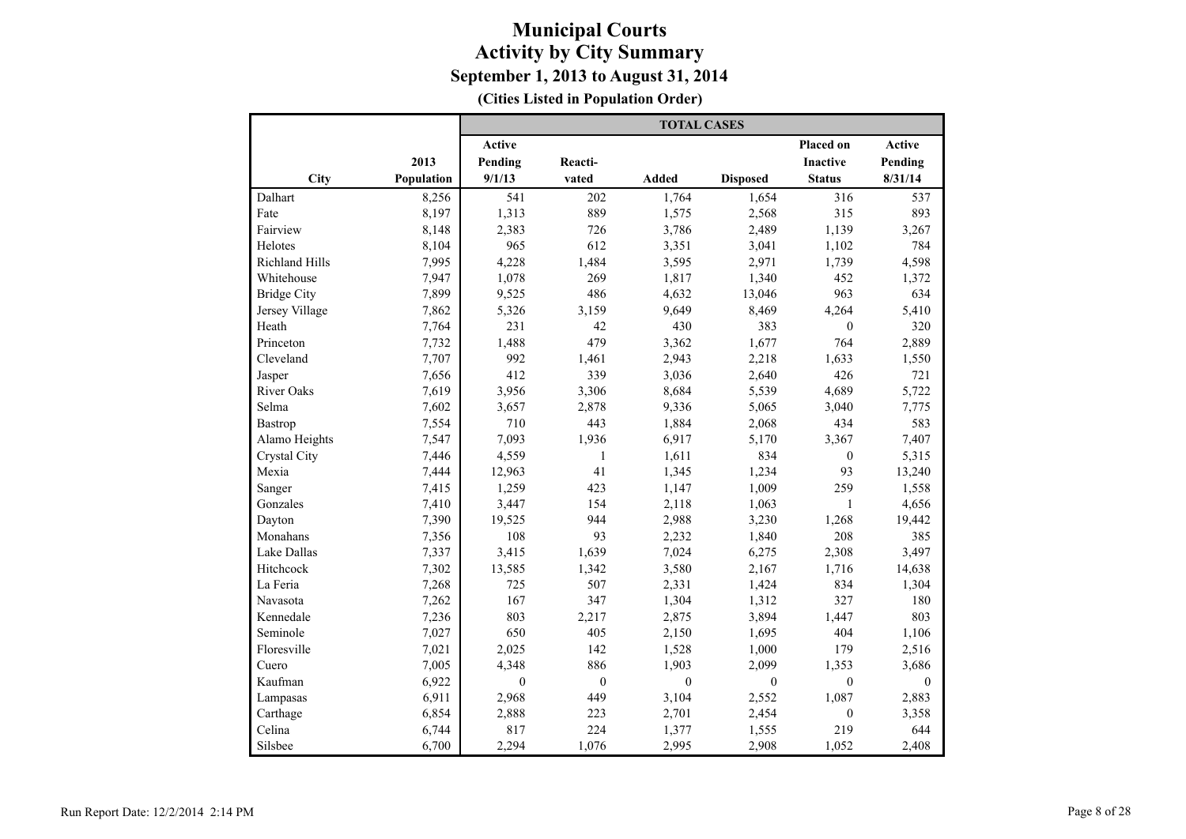# Municipal Courts

## Activity by City Summary

### September 1, 2013 to August 31, 2014

**(Cities Listed in Population Order)**

| | | TOTAL CASES | | | | | |
|---|---|---|---|---|---|---|---|
| City | 2013 Population | Active Pending 9/1/13 | Reacti-vated | Added | Disposed | Placed on Inactive Status | Active Pending 8/31/14 |
| Dalhart | 8,256 | 541 | 202 | 1,764 | 1,654 | 316 | 537 |
| Fate | 8,197 | 1,313 | 889 | 1,575 | 2,568 | 315 | 893 |
| Fairview | 8,148 | 2,383 | 726 | 3,786 | 2,489 | 1,139 | 3,267 |
| Helotes | 8,104 | 965 | 612 | 3,351 | 3,041 | 1,102 | 784 |
| Richland Hills | 7,995 | 4,228 | 1,484 | 3,595 | 2,971 | 1,739 | 4,598 |
| Whitehouse | 7,947 | 1,078 | 269 | 1,817 | 1,340 | 452 | 1,372 |
| Bridge City | 7,899 | 9,525 | 486 | 4,632 | 13,046 | 963 | 634 |
| Jersey Village | 7,862 | 5,326 | 3,159 | 9,649 | 8,469 | 4,264 | 5,410 |
| Heath | 7,764 | 231 | 42 | 430 | 383 | 0 | 320 |
| Princeton | 7,732 | 1,488 | 479 | 3,362 | 1,677 | 764 | 2,889 |
| Cleveland | 7,707 | 992 | 1,461 | 2,943 | 2,218 | 1,633 | 1,550 |
| Jasper | 7,656 | 412 | 339 | 3,036 | 2,640 | 426 | 721 |
| River Oaks | 7,619 | 3,956 | 3,306 | 8,684 | 5,539 | 4,689 | 5,722 |
| Selma | 7,602 | 3,657 | 2,878 | 9,336 | 5,065 | 3,040 | 7,775 |
| Bastrop | 7,554 | 710 | 443 | 1,884 | 2,068 | 434 | 583 |
| Alamo Heights | 7,547 | 7,093 | 1,936 | 6,917 | 5,170 | 3,367 | 7,407 |
| Crystal City | 7,446 | 4,559 | 1 | 1,611 | 834 | 0 | 5,315 |
| Mexia | 7,444 | 12,963 | 41 | 1,345 | 1,234 | 93 | 13,240 |
| Sanger | 7,415 | 1,259 | 423 | 1,147 | 1,009 | 259 | 1,558 |
| Gonzales | 7,410 | 3,447 | 154 | 2,118 | 1,063 | 1 | 4,656 |
| Dayton | 7,390 | 19,525 | 944 | 2,988 | 3,230 | 1,268 | 19,442 |
| Monahans | 7,356 | 108 | 93 | 2,232 | 1,840 | 208 | 385 |
| Lake Dallas | 7,337 | 3,415 | 1,639 | 7,024 | 6,275 | 2,308 | 3,497 |
| Hitchcock | 7,302 | 13,585 | 1,342 | 3,580 | 2,167 | 1,716 | 14,638 |
| La Feria | 7,268 | 725 | 507 | 2,331 | 1,424 | 834 | 1,304 |
| Navasota | 7,262 | 167 | 347 | 1,304 | 1,312 | 327 | 180 |
| Kennedale | 7,236 | 803 | 2,217 | 2,875 | 3,894 | 1,447 | 803 |
| Seminole | 7,027 | 650 | 405 | 2,150 | 1,695 | 404 | 1,106 |
| Floresville | 7,021 | 2,025 | 142 | 1,528 | 1,000 | 179 | 2,516 |
| Cuero | 7,005 | 4,348 | 886 | 1,903 | 2,099 | 1,353 | 3,686 |
| Kaufman | 6,922 | 0 | 0 | 0 | 0 | 0 | 0 |
| Lampasas | 6,911 | 2,968 | 449 | 3,104 | 2,552 | 1,087 | 2,883 |
| Carthage | 6,854 | 2,888 | 223 | 2,701 | 2,454 | 0 | 3,358 |
| Celina | 6,744 | 817 | 224 | 1,377 | 1,555 | 219 | 644 |
| Silsbee | 6,700 | 2,294 | 1,076 | 2,995 | 2,908 | 1,052 | 2,408 |

Run Report Date: 12/2/2014 2:14 PM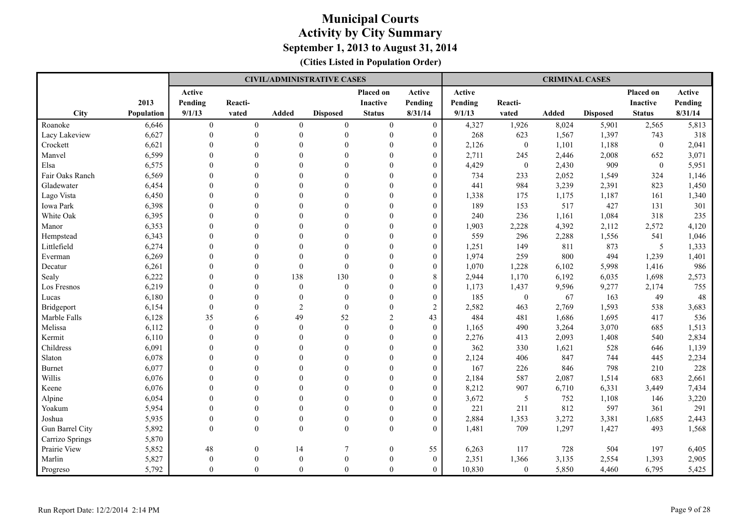# Municipal Courts
## Activity by City Summary
### September 1, 2013 to August 31, 2014
**(Cities Listed in Population Order)**

| | | CIVIL/ADMINISTRATIVE CASES | | | | | | CRIMINAL CASES | | | | | |
|---|---|---|---|---|---|---|---|---|---|---|---|---|---|
| City | 2013 Population | Active Pending 9/1/13 | Reacti-vated | Added | Disposed | Placed on Inactive Status | Active Pending 8/31/14 | Active Pending 9/1/13 | Reacti-vated | Added | Disposed | Placed on Inactive Status | Active Pending 8/31/14 |
| Roanoke | 6,646 | 0 | 0 | 0 | 0 | 0 | 0 | 4,327 | 1,926 | 8,024 | 5,901 | 2,565 | 5,813 |
| Lacy Lakeview | 6,627 | 0 | 0 | 0 | 0 | 0 | 0 | 268 | 623 | 1,567 | 1,397 | 743 | 318 |
| Crockett | 6,621 | 0 | 0 | 0 | 0 | 0 | 0 | 2,126 | 0 | 1,101 | 1,188 | 0 | 2,041 |
| Manvel | 6,599 | 0 | 0 | 0 | 0 | 0 | 0 | 2,711 | 245 | 2,446 | 2,008 | 652 | 3,071 |
| Elsa | 6,575 | 0 | 0 | 0 | 0 | 0 | 0 | 4,429 | 0 | 2,430 | 909 | 0 | 5,951 |
| Fair Oaks Ranch | 6,569 | 0 | 0 | 0 | 0 | 0 | 0 | 734 | 233 | 2,052 | 1,549 | 324 | 1,146 |
| Gladewater | 6,454 | 0 | 0 | 0 | 0 | 0 | 0 | 441 | 984 | 3,239 | 2,391 | 823 | 1,450 |
| Lago Vista | 6,450 | 0 | 0 | 0 | 0 | 0 | 0 | 1,338 | 175 | 1,175 | 1,187 | 161 | 1,340 |
| Iowa Park | 6,398 | 0 | 0 | 0 | 0 | 0 | 0 | 189 | 153 | 517 | 427 | 131 | 301 |
| White Oak | 6,395 | 0 | 0 | 0 | 0 | 0 | 0 | 240 | 236 | 1,161 | 1,084 | 318 | 235 |
| Manor | 6,353 | 0 | 0 | 0 | 0 | 0 | 0 | 1,903 | 2,228 | 4,392 | 2,112 | 2,572 | 4,120 |
| Hempstead | 6,343 | 0 | 0 | 0 | 0 | 0 | 0 | 559 | 296 | 2,288 | 1,556 | 541 | 1,046 |
| Littlefield | 6,274 | 0 | 0 | 0 | 0 | 0 | 0 | 1,251 | 149 | 811 | 873 | 5 | 1,333 |
| Everman | 6,269 | 0 | 0 | 0 | 0 | 0 | 0 | 1,974 | 259 | 800 | 494 | 1,239 | 1,401 |
| Decatur | 6,261 | 0 | 0 | 0 | 0 | 0 | 0 | 1,070 | 1,228 | 6,102 | 5,998 | 1,416 | 986 |
| Sealy | 6,222 | 0 | 0 | 138 | 130 | 0 | 8 | 2,944 | 1,170 | 6,192 | 6,035 | 1,698 | 2,573 |
| Los Fresnos | 6,219 | 0 | 0 | 0 | 0 | 0 | 0 | 1,173 | 1,437 | 9,596 | 9,277 | 2,174 | 755 |
| Lucas | 6,180 | 0 | 0 | 0 | 0 | 0 | 0 | 185 | 0 | 67 | 163 | 49 | 48 |
| Bridgeport | 6,154 | 0 | 0 | 2 | 0 | 0 | 2 | 2,582 | 463 | 2,769 | 1,593 | 538 | 3,683 |
| Marble Falls | 6,128 | 35 | 6 | 49 | 52 | 2 | 43 | 484 | 481 | 1,686 | 1,695 | 417 | 536 |
| Melissa | 6,112 | 0 | 0 | 0 | 0 | 0 | 0 | 1,165 | 490 | 3,264 | 3,070 | 685 | 1,513 |
| Kermit | 6,110 | 0 | 0 | 0 | 0 | 0 | 0 | 2,276 | 413 | 2,093 | 1,408 | 540 | 2,834 |
| Childress | 6,091 | 0 | 0 | 0 | 0 | 0 | 0 | 362 | 330 | 1,621 | 528 | 646 | 1,139 |
| Slaton | 6,078 | 0 | 0 | 0 | 0 | 0 | 0 | 2,124 | 406 | 847 | 744 | 445 | 2,234 |
| Burnet | 6,077 | 0 | 0 | 0 | 0 | 0 | 0 | 167 | 226 | 846 | 798 | 210 | 228 |
| Willis | 6,076 | 0 | 0 | 0 | 0 | 0 | 0 | 2,184 | 587 | 2,087 | 1,514 | 683 | 2,661 |
| Keene | 6,076 | 0 | 0 | 0 | 0 | 0 | 0 | 8,212 | 907 | 6,710 | 6,331 | 3,449 | 7,434 |
| Alpine | 6,054 | 0 | 0 | 0 | 0 | 0 | 0 | 3,672 | 5 | 752 | 1,108 | 146 | 3,220 |
| Yoakum | 5,954 | 0 | 0 | 0 | 0 | 0 | 0 | 221 | 211 | 812 | 597 | 361 | 291 |
| Joshua | 5,935 | 0 | 0 | 0 | 0 | 0 | 0 | 2,884 | 1,353 | 3,272 | 3,381 | 1,685 | 2,443 |
| Gun Barrel City | 5,892 | 0 | 0 | 0 | 0 | 0 | 0 | 1,481 | 709 | 1,297 | 1,427 | 493 | 1,568 |
| Carrizo Springs | 5,870 | | | | | | | | | | | | |
| Prairie View | 5,852 | 48 | 0 | 14 | 7 | 0 | 55 | 6,263 | 117 | 728 | 504 | 197 | 6,405 |
| Marlin | 5,827 | 0 | 0 | 0 | 0 | 0 | 0 | 2,351 | 1,366 | 3,135 | 2,554 | 1,393 | 2,905 |
| Progreso | 5,792 | 0 | 0 | 0 | 0 | 0 | 0 | 10,830 | 0 | 5,850 | 4,460 | 6,795 | 5,425 |

Run Report Date: 12/2/2014 2:14 PM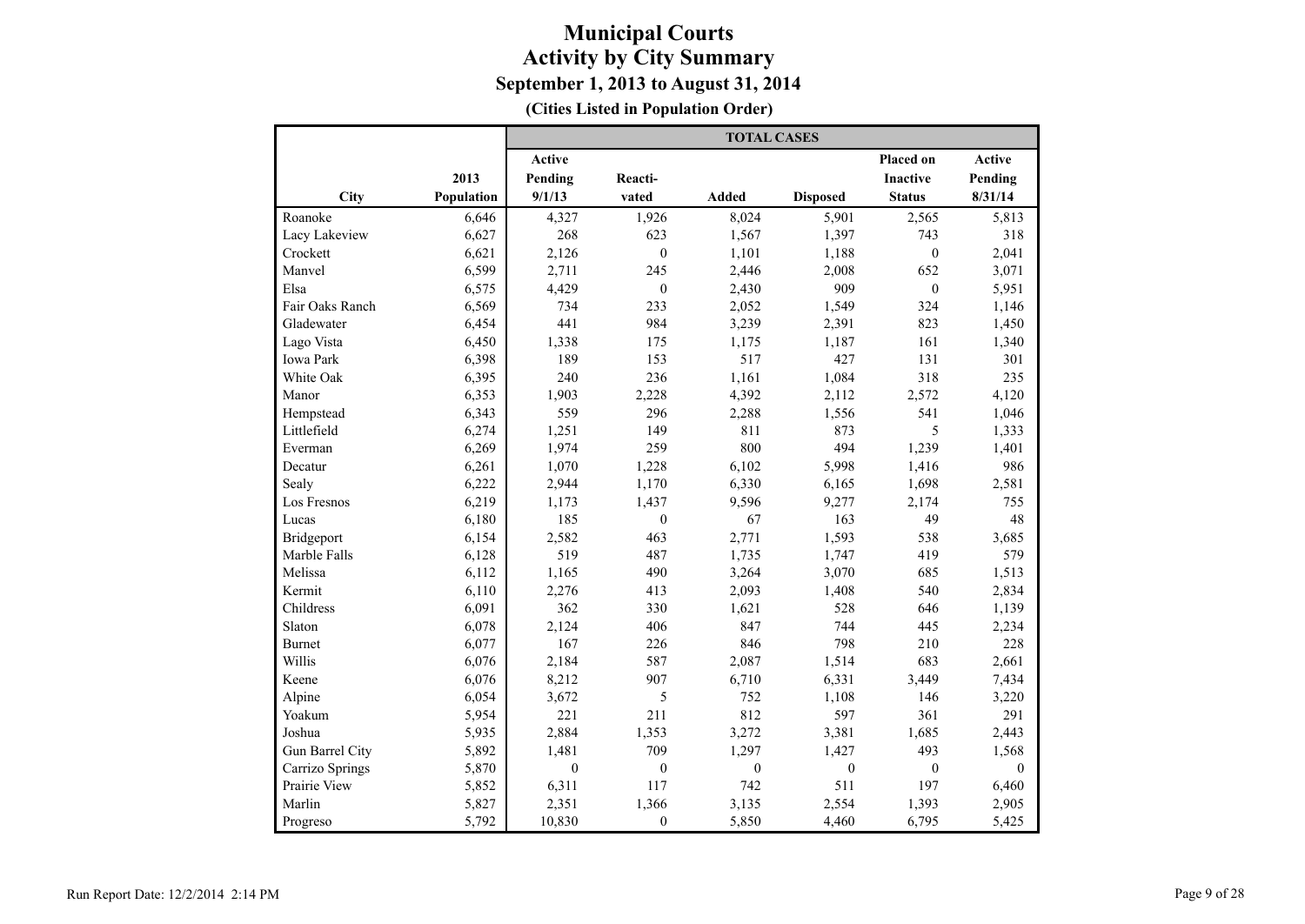# Municipal Courts
## Activity by City Summary
### September 1, 2013 to August 31, 2014
**(Cities Listed in Population Order)**

| City | 2013 Population | TOTAL CASES | | | | | |
|---|---|---|---|---|---|---|---|
| | | Active Pending 9/1/13 | Reacti-vated | Added | Disposed | Placed on Inactive Status | Active Pending 8/31/14 |
| Roanoke | 6,646 | 4,327 | 1,926 | 8,024 | 5,901 | 2,565 | 5,813 |
| Lacy Lakeview | 6,627 | 268 | 623 | 1,567 | 1,397 | 743 | 318 |
| Crockett | 6,621 | 2,126 | 0 | 1,101 | 1,188 | 0 | 2,041 |
| Manvel | 6,599 | 2,711 | 245 | 2,446 | 2,008 | 652 | 3,071 |
| Elsa | 6,575 | 4,429 | 0 | 2,430 | 909 | 0 | 5,951 |
| Fair Oaks Ranch | 6,569 | 734 | 233 | 2,052 | 1,549 | 324 | 1,146 |
| Gladewater | 6,454 | 441 | 984 | 3,239 | 2,391 | 823 | 1,450 |
| Lago Vista | 6,450 | 1,338 | 175 | 1,175 | 1,187 | 161 | 1,340 |
| Iowa Park | 6,398 | 189 | 153 | 517 | 427 | 131 | 301 |
| White Oak | 6,395 | 240 | 236 | 1,161 | 1,084 | 318 | 235 |
| Manor | 6,353 | 1,903 | 2,228 | 4,392 | 2,112 | 2,572 | 4,120 |
| Hempstead | 6,343 | 559 | 296 | 2,288 | 1,556 | 541 | 1,046 |
| Littlefield | 6,274 | 1,251 | 149 | 811 | 873 | 5 | 1,333 |
| Everman | 6,269 | 1,974 | 259 | 800 | 494 | 1,239 | 1,401 |
| Decatur | 6,261 | 1,070 | 1,228 | 6,102 | 5,998 | 1,416 | 986 |
| Sealy | 6,222 | 2,944 | 1,170 | 6,330 | 6,165 | 1,698 | 2,581 |
| Los Fresnos | 6,219 | 1,173 | 1,437 | 9,596 | 9,277 | 2,174 | 755 |
| Lucas | 6,180 | 185 | 0 | 67 | 163 | 49 | 48 |
| Bridgeport | 6,154 | 2,582 | 463 | 2,771 | 1,593 | 538 | 3,685 |
| Marble Falls | 6,128 | 519 | 487 | 1,735 | 1,747 | 419 | 579 |
| Melissa | 6,112 | 1,165 | 490 | 3,264 | 3,070 | 685 | 1,513 |
| Kermit | 6,110 | 2,276 | 413 | 2,093 | 1,408 | 540 | 2,834 |
| Childress | 6,091 | 362 | 330 | 1,621 | 528 | 646 | 1,139 |
| Slaton | 6,078 | 2,124 | 406 | 847 | 744 | 445 | 2,234 |
| Burnet | 6,077 | 167 | 226 | 846 | 798 | 210 | 228 |
| Willis | 6,076 | 2,184 | 587 | 2,087 | 1,514 | 683 | 2,661 |
| Keene | 6,076 | 8,212 | 907 | 6,710 | 6,331 | 3,449 | 7,434 |
| Alpine | 6,054 | 3,672 | 5 | 752 | 1,108 | 146 | 3,220 |
| Yoakum | 5,954 | 221 | 211 | 812 | 597 | 361 | 291 |
| Joshua | 5,935 | 2,884 | 1,353 | 3,272 | 3,381 | 1,685 | 2,443 |
| Gun Barrel City | 5,892 | 1,481 | 709 | 1,297 | 1,427 | 493 | 1,568 |
| Carrizo Springs | 5,870 | 0 | 0 | 0 | 0 | 0 | 0 |
| Prairie View | 5,852 | 6,311 | 117 | 742 | 511 | 197 | 6,460 |
| Marlin | 5,827 | 2,351 | 1,366 | 3,135 | 2,554 | 1,393 | 2,905 |
| Progreso | 5,792 | 10,830 | 0 | 5,850 | 4,460 | 6,795 | 5,425 |

Run Report Date: 12/2/2014 2:14 PM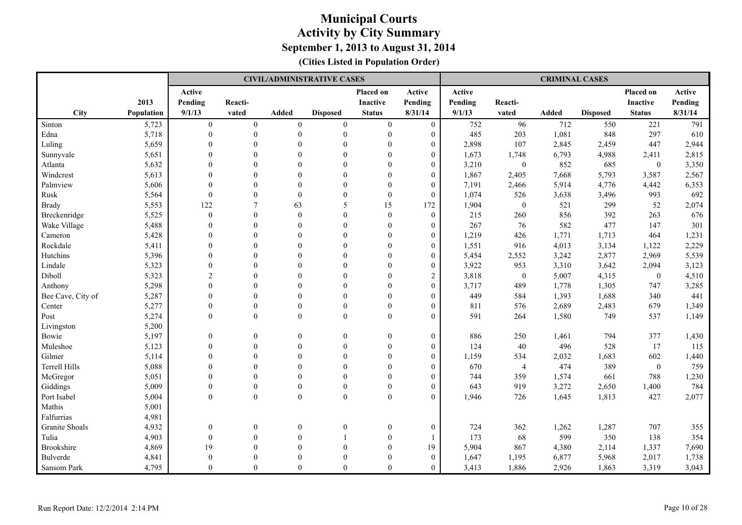# Municipal Courts
## Activity by City Summary
### September 1, 2013 to August 31, 2014
**(Cities Listed in Population Order)**

| | | CIVIL/ADMINISTRATIVE CASES | | | | | | CRIMINAL CASES | | | | | |
|---|---|---|---|---|---|---|---|---|---|---|---|---|---|
| City | 2013 Population | Active Pending 9/1/13 | Reacti-vated | Added | Disposed | Placed on Inactive Status | Active Pending 8/31/14 | Active Pending 9/1/13 | Reacti-vated | Added | Disposed | Placed on Inactive Status | Active Pending 8/31/14 |
| Sinton | 5,723 | 0 | 0 | 0 | 0 | 0 | 0 | 752 | 96 | 712 | 550 | 221 | 791 |
| Edna | 5,718 | 0 | 0 | 0 | 0 | 0 | 0 | 485 | 203 | 1,081 | 848 | 297 | 610 |
| Luling | 5,659 | 0 | 0 | 0 | 0 | 0 | 0 | 2,898 | 107 | 2,845 | 2,459 | 447 | 2,944 |
| Sunnyvale | 5,651 | 0 | 0 | 0 | 0 | 0 | 0 | 1,673 | 1,748 | 6,793 | 4,988 | 2,411 | 2,815 |
| Atlanta | 5,632 | 0 | 0 | 0 | 0 | 0 | 0 | 3,210 | 0 | 852 | 685 | 0 | 3,350 |
| Windcrest | 5,613 | 0 | 0 | 0 | 0 | 0 | 0 | 1,867 | 2,405 | 7,668 | 5,793 | 3,587 | 2,567 |
| Palmview | 5,606 | 0 | 0 | 0 | 0 | 0 | 0 | 7,191 | 2,466 | 5,914 | 4,776 | 4,442 | 6,353 |
| Rusk | 5,564 | 0 | 0 | 0 | 0 | 0 | 0 | 1,074 | 526 | 3,638 | 3,496 | 993 | 692 |
| Brady | 5,553 | 122 | 7 | 63 | 5 | 15 | 172 | 1,904 | 0 | 521 | 299 | 52 | 2,074 |
| Breckenridge | 5,525 | 0 | 0 | 0 | 0 | 0 | 0 | 215 | 260 | 856 | 392 | 263 | 676 |
| Wake Village | 5,488 | 0 | 0 | 0 | 0 | 0 | 0 | 267 | 76 | 582 | 477 | 147 | 301 |
| Cameron | 5,428 | 0 | 0 | 0 | 0 | 0 | 0 | 1,219 | 426 | 1,771 | 1,713 | 464 | 1,231 |
| Rockdale | 5,411 | 0 | 0 | 0 | 0 | 0 | 0 | 1,551 | 916 | 4,013 | 3,134 | 1,122 | 2,229 |
| Hutchins | 5,396 | 0 | 0 | 0 | 0 | 0 | 0 | 5,454 | 2,552 | 3,242 | 2,877 | 2,969 | 5,539 |
| Lindale | 5,323 | 0 | 0 | 0 | 0 | 0 | 0 | 3,922 | 953 | 3,310 | 3,642 | 2,094 | 3,123 |
| Diboll | 5,323 | 2 | 0 | 0 | 0 | 0 | 2 | 3,818 | 0 | 5,007 | 4,315 | 0 | 4,510 |
| Anthony | 5,298 | 0 | 0 | 0 | 0 | 0 | 0 | 3,717 | 489 | 1,778 | 1,305 | 747 | 3,285 |
| Bee Cave, City of | 5,287 | 0 | 0 | 0 | 0 | 0 | 0 | 449 | 584 | 1,393 | 1,688 | 340 | 441 |
| Center | 5,277 | 0 | 0 | 0 | 0 | 0 | 0 | 811 | 576 | 2,689 | 2,483 | 679 | 1,349 |
| Post | 5,274 | 0 | 0 | 0 | 0 | 0 | 0 | 591 | 264 | 1,580 | 749 | 537 | 1,149 |
| Livingston | 5,200 | | | | | | | | | | | | |
| Bowie | 5,197 | 0 | 0 | 0 | 0 | 0 | 0 | 886 | 250 | 1,461 | 794 | 377 | 1,430 |
| Muleshoe | 5,123 | 0 | 0 | 0 | 0 | 0 | 0 | 124 | 40 | 496 | 528 | 17 | 115 |
| Gilmer | 5,114 | 0 | 0 | 0 | 0 | 0 | 0 | 1,159 | 534 | 2,032 | 1,683 | 602 | 1,440 |
| Terrell Hills | 5,088 | 0 | 0 | 0 | 0 | 0 | 0 | 670 | 4 | 474 | 389 | 0 | 759 |
| McGregor | 5,051 | 0 | 0 | 0 | 0 | 0 | 0 | 744 | 359 | 1,574 | 661 | 788 | 1,230 |
| Giddings | 5,009 | 0 | 0 | 0 | 0 | 0 | 0 | 643 | 919 | 3,272 | 2,650 | 1,400 | 784 |
| Port Isabel | 5,004 | 0 | 0 | 0 | 0 | 0 | 0 | 1,946 | 726 | 1,645 | 1,813 | 427 | 2,077 |
| Mathis | 5,001 | | | | | | | | | | | | |
| Falfurrias | 4,981 | | | | | | | | | | | | |
| Granite Shoals | 4,932 | 0 | 0 | 0 | 0 | 0 | 0 | 724 | 362 | 1,262 | 1,287 | 707 | 355 |
| Tulia | 4,903 | 0 | 0 | 0 | 1 | 0 | 1 | 173 | 68 | 599 | 350 | 138 | 354 |
| Brookshire | 4,869 | 19 | 0 | 0 | 0 | 0 | 19 | 5,904 | 867 | 4,380 | 2,114 | 1,337 | 7,690 |
| Bulverde | 4,841 | 0 | 0 | 0 | 0 | 0 | 0 | 1,647 | 1,195 | 6,877 | 5,968 | 2,017 | 1,738 |
| Sansom Park | 4,795 | 0 | 0 | 0 | 0 | 0 | 0 | 3,413 | 1,886 | 2,926 | 1,863 | 3,319 | 3,043 |

Run Report Date: 12/2/2014 2:14 PM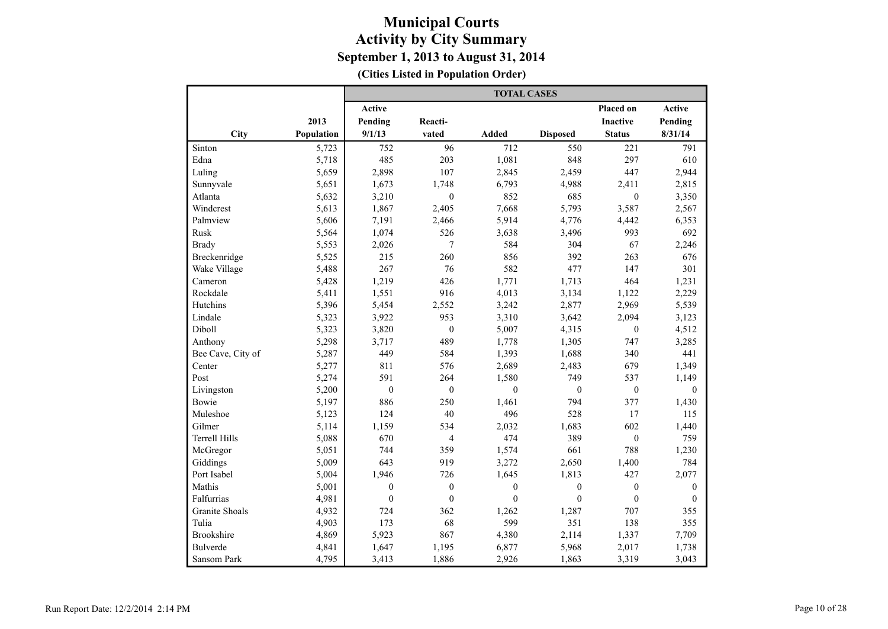# Municipal Courts
## Activity by City Summary
### September 1, 2013 to August 31, 2014
**(Cities Listed in Population Order)**

| | | TOTAL CASES | | | | | |
|---|---|---|---|---|---|---|---|
| City | 2013 Population | Active Pending 9/1/13 | Reacti-vated | Added | Disposed | Placed on Inactive Status | Active Pending 8/31/14 |
| Sinton | 5,723 | 752 | 96 | 712 | 550 | 221 | 791 |
| Edna | 5,718 | 485 | 203 | 1,081 | 848 | 297 | 610 |
| Luling | 5,659 | 2,898 | 107 | 2,845 | 2,459 | 447 | 2,944 |
| Sunnyvale | 5,651 | 1,673 | 1,748 | 6,793 | 4,988 | 2,411 | 2,815 |
| Atlanta | 5,632 | 3,210 | 0 | 852 | 685 | 0 | 3,350 |
| Windcrest | 5,613 | 1,867 | 2,405 | 7,668 | 5,793 | 3,587 | 2,567 |
| Palmview | 5,606 | 7,191 | 2,466 | 5,914 | 4,776 | 4,442 | 6,353 |
| Rusk | 5,564 | 1,074 | 526 | 3,638 | 3,496 | 993 | 692 |
| Brady | 5,553 | 2,026 | 7 | 584 | 304 | 67 | 2,246 |
| Breckenridge | 5,525 | 215 | 260 | 856 | 392 | 263 | 676 |
| Wake Village | 5,488 | 267 | 76 | 582 | 477 | 147 | 301 |
| Cameron | 5,428 | 1,219 | 426 | 1,771 | 1,713 | 464 | 1,231 |
| Rockdale | 5,411 | 1,551 | 916 | 4,013 | 3,134 | 1,122 | 2,229 |
| Hutchins | 5,396 | 5,454 | 2,552 | 3,242 | 2,877 | 2,969 | 5,539 |
| Lindale | 5,323 | 3,922 | 953 | 3,310 | 3,642 | 2,094 | 3,123 |
| Diboll | 5,323 | 3,820 | 0 | 5,007 | 4,315 | 0 | 4,512 |
| Anthony | 5,298 | 3,717 | 489 | 1,778 | 1,305 | 747 | 3,285 |
| Bee Cave, City of | 5,287 | 449 | 584 | 1,393 | 1,688 | 340 | 441 |
| Center | 5,277 | 811 | 576 | 2,689 | 2,483 | 679 | 1,349 |
| Post | 5,274 | 591 | 264 | 1,580 | 749 | 537 | 1,149 |
| Livingston | 5,200 | 0 | 0 | 0 | 0 | 0 | 0 |
| Bowie | 5,197 | 886 | 250 | 1,461 | 794 | 377 | 1,430 |
| Muleshoe | 5,123 | 124 | 40 | 496 | 528 | 17 | 115 |
| Gilmer | 5,114 | 1,159 | 534 | 2,032 | 1,683 | 602 | 1,440 |
| Terrell Hills | 5,088 | 670 | 4 | 474 | 389 | 0 | 759 |
| McGregor | 5,051 | 744 | 359 | 1,574 | 661 | 788 | 1,230 |
| Giddings | 5,009 | 643 | 919 | 3,272 | 2,650 | 1,400 | 784 |
| Port Isabel | 5,004 | 1,946 | 726 | 1,645 | 1,813 | 427 | 2,077 |
| Mathis | 5,001 | 0 | 0 | 0 | 0 | 0 | 0 |
| Falfurrias | 4,981 | 0 | 0 | 0 | 0 | 0 | 0 |
| Granite Shoals | 4,932 | 724 | 362 | 1,262 | 1,287 | 707 | 355 |
| Tulia | 4,903 | 173 | 68 | 599 | 351 | 138 | 355 |
| Brookshire | 4,869 | 5,923 | 867 | 4,380 | 2,114 | 1,337 | 7,709 |
| Bulverde | 4,841 | 1,647 | 1,195 | 6,877 | 5,968 | 2,017 | 1,738 |
| Sansom Park | 4,795 | 3,413 | 1,886 | 2,926 | 1,863 | 3,319 | 3,043 |

Run Report Date: 12/2/2014 2:14 PM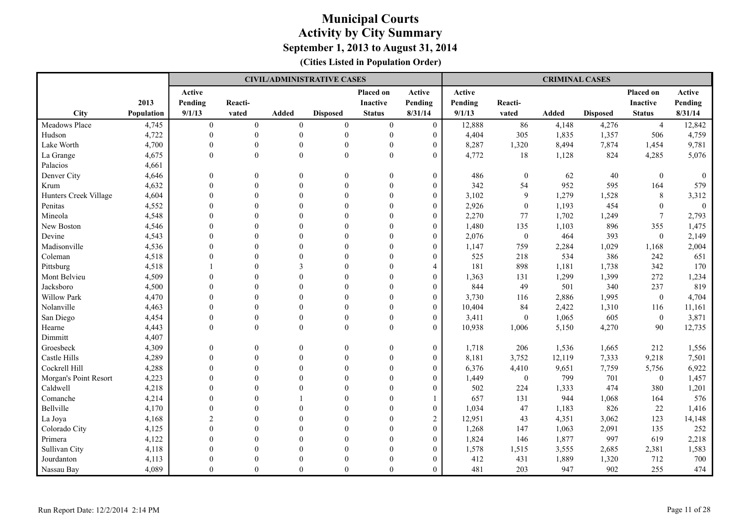# Municipal Courts
## Activity by City Summary
### September 1, 2013 to August 31, 2014
**(Cities Listed in Population Order)**

| | | CIVIL/ADMINISTRATIVE CASES | | | | | | CRIMINAL CASES | | | | | |
|---|---|---|---|---|---|---|---|---|---|---|---|---|---|
| City | 2013 Population | Active Pending 9/1/13 | Reacti-vated | Added | Disposed | Placed on Inactive Status | Active Pending 8/31/14 | Active Pending 9/1/13 | Reacti-vated | Added | Disposed | Placed on Inactive Status | Active Pending 8/31/14 |
| Meadows Place | 4,745 | 0 | 0 | 0 | 0 | 0 | 0 | 12,888 | 86 | 4,148 | 4,276 | 4 | 12,842 |
| Hudson | 4,722 | 0 | 0 | 0 | 0 | 0 | 0 | 4,404 | 305 | 1,835 | 1,357 | 506 | 4,759 |
| Lake Worth | 4,700 | 0 | 0 | 0 | 0 | 0 | 0 | 8,287 | 1,320 | 8,494 | 7,874 | 1,454 | 9,781 |
| La Grange | 4,675 | 0 | 0 | 0 | 0 | 0 | 0 | 4,772 | 18 | 1,128 | 824 | 4,285 | 5,076 |
| Palacios | 4,661 | | | | | | | | | | | | |
| Denver City | 4,646 | 0 | 0 | 0 | 0 | 0 | 0 | 486 | 0 | 62 | 40 | 0 | 0 |
| Krum | 4,632 | 0 | 0 | 0 | 0 | 0 | 0 | 342 | 54 | 952 | 595 | 164 | 579 |
| Hunters Creek Village | 4,604 | 0 | 0 | 0 | 0 | 0 | 0 | 3,102 | 9 | 1,279 | 1,528 | 8 | 3,312 |
| Penitas | 4,552 | 0 | 0 | 0 | 0 | 0 | 0 | 2,926 | 0 | 1,193 | 454 | 0 | 0 |
| Mineola | 4,548 | 0 | 0 | 0 | 0 | 0 | 0 | 2,270 | 77 | 1,702 | 1,249 | 7 | 2,793 |
| New Boston | 4,546 | 0 | 0 | 0 | 0 | 0 | 0 | 1,480 | 135 | 1,103 | 896 | 355 | 1,475 |
| Devine | 4,543 | 0 | 0 | 0 | 0 | 0 | 0 | 2,076 | 0 | 464 | 393 | 0 | 2,149 |
| Madisonville | 4,536 | 0 | 0 | 0 | 0 | 0 | 0 | 1,147 | 759 | 2,284 | 1,029 | 1,168 | 2,004 |
| Coleman | 4,518 | 0 | 0 | 0 | 0 | 0 | 0 | 525 | 218 | 534 | 386 | 242 | 651 |
| Pittsburg | 4,518 | 1 | 0 | 3 | 0 | 0 | 4 | 181 | 898 | 1,181 | 1,738 | 342 | 170 |
| Mont Belvieu | 4,509 | 0 | 0 | 0 | 0 | 0 | 0 | 1,363 | 131 | 1,299 | 1,399 | 272 | 1,234 |
| Jacksboro | 4,500 | 0 | 0 | 0 | 0 | 0 | 0 | 844 | 49 | 501 | 340 | 237 | 819 |
| Willow Park | 4,470 | 0 | 0 | 0 | 0 | 0 | 0 | 3,730 | 116 | 2,886 | 1,995 | 0 | 4,704 |
| Nolanville | 4,463 | 0 | 0 | 0 | 0 | 0 | 0 | 10,404 | 84 | 2,422 | 1,310 | 116 | 11,161 |
| San Diego | 4,454 | 0 | 0 | 0 | 0 | 0 | 0 | 3,411 | 0 | 1,065 | 605 | 0 | 3,871 |
| Hearne | 4,443 | 0 | 0 | 0 | 0 | 0 | 0 | 10,938 | 1,006 | 5,150 | 4,270 | 90 | 12,735 |
| Dimmitt | 4,407 | | | | | | | | | | | | |
| Groesbeck | 4,309 | 0 | 0 | 0 | 0 | 0 | 0 | 1,718 | 206 | 1,536 | 1,665 | 212 | 1,556 |
| Castle Hills | 4,289 | 0 | 0 | 0 | 0 | 0 | 0 | 8,181 | 3,752 | 12,119 | 7,333 | 9,218 | 7,501 |
| Cockrell Hill | 4,288 | 0 | 0 | 0 | 0 | 0 | 0 | 6,376 | 4,410 | 9,651 | 7,759 | 5,756 | 6,922 |
| Morgan's Point Resort | 4,223 | 0 | 0 | 0 | 0 | 0 | 0 | 1,449 | 0 | 799 | 701 | 0 | 1,457 |
| Caldwell | 4,218 | 0 | 0 | 0 | 0 | 0 | 0 | 502 | 224 | 1,333 | 474 | 380 | 1,201 |
| Comanche | 4,214 | 0 | 0 | 1 | 0 | 0 | 1 | 657 | 131 | 944 | 1,068 | 164 | 576 |
| Bellville | 4,170 | 0 | 0 | 0 | 0 | 0 | 0 | 1,034 | 47 | 1,183 | 826 | 22 | 1,416 |
| La Joya | 4,168 | 2 | 0 | 0 | 0 | 0 | 2 | 12,951 | 43 | 4,351 | 3,062 | 123 | 14,148 |
| Colorado City | 4,125 | 0 | 0 | 0 | 0 | 0 | 0 | 1,268 | 147 | 1,063 | 2,091 | 135 | 252 |
| Primera | 4,122 | 0 | 0 | 0 | 0 | 0 | 0 | 1,824 | 146 | 1,877 | 997 | 619 | 2,218 |
| Sullivan City | 4,118 | 0 | 0 | 0 | 0 | 0 | 0 | 1,578 | 1,515 | 3,555 | 2,685 | 2,381 | 1,583 |
| Jourdanton | 4,113 | 0 | 0 | 0 | 0 | 0 | 0 | 412 | 431 | 1,889 | 1,320 | 712 | 700 |
| Nassau Bay | 4,089 | 0 | 0 | 0 | 0 | 0 | 0 | 481 | 203 | 947 | 902 | 255 | 474 |

Run Report Date: 12/2/2014 2:14 PM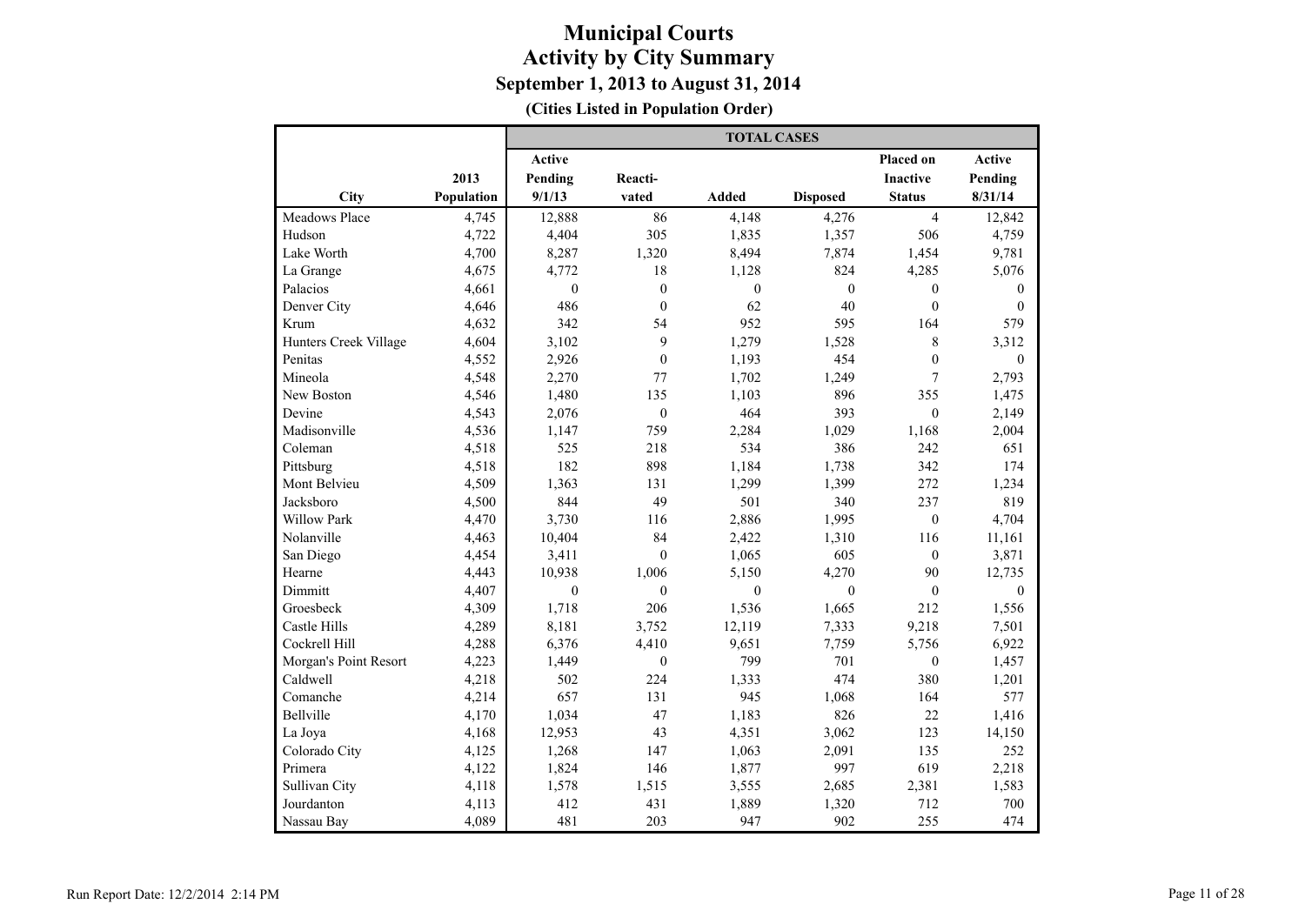# Municipal Courts
## Activity by City Summary
### September 1, 2013 to August 31, 2014
**(Cities Listed in Population Order)**

| City | 2013 Population | TOTAL CASES Active Pending 9/1/13 | Reacti- vated | Added | Disposed | Placed on Inactive Status | Active Pending 8/31/14 |
|---|---|---|---|---|---|---|---|
| Meadows Place | 4,745 | 12,888 | 86 | 4,148 | 4,276 | 4 | 12,842 |
| Hudson | 4,722 | 4,404 | 305 | 1,835 | 1,357 | 506 | 4,759 |
| Lake Worth | 4,700 | 8,287 | 1,320 | 8,494 | 7,874 | 1,454 | 9,781 |
| La Grange | 4,675 | 4,772 | 18 | 1,128 | 824 | 4,285 | 5,076 |
| Palacios | 4,661 | 0 | 0 | 0 | 0 | 0 | 0 |
| Denver City | 4,646 | 486 | 0 | 62 | 40 | 0 | 0 |
| Krum | 4,632 | 342 | 54 | 952 | 595 | 164 | 579 |
| Hunters Creek Village | 4,604 | 3,102 | 9 | 1,279 | 1,528 | 8 | 3,312 |
| Penitas | 4,552 | 2,926 | 0 | 1,193 | 454 | 0 | 0 |
| Mineola | 4,548 | 2,270 | 77 | 1,702 | 1,249 | 7 | 2,793 |
| New Boston | 4,546 | 1,480 | 135 | 1,103 | 896 | 355 | 1,475 |
| Devine | 4,543 | 2,076 | 0 | 464 | 393 | 0 | 2,149 |
| Madisonville | 4,536 | 1,147 | 759 | 2,284 | 1,029 | 1,168 | 2,004 |
| Coleman | 4,518 | 525 | 218 | 534 | 386 | 242 | 651 |
| Pittsburg | 4,518 | 182 | 898 | 1,184 | 1,738 | 342 | 174 |
| Mont Belvieu | 4,509 | 1,363 | 131 | 1,299 | 1,399 | 272 | 1,234 |
| Jacksboro | 4,500 | 844 | 49 | 501 | 340 | 237 | 819 |
| Willow Park | 4,470 | 3,730 | 116 | 2,886 | 1,995 | 0 | 4,704 |
| Nolanville | 4,463 | 10,404 | 84 | 2,422 | 1,310 | 116 | 11,161 |
| San Diego | 4,454 | 3,411 | 0 | 1,065 | 605 | 0 | 3,871 |
| Hearne | 4,443 | 10,938 | 1,006 | 5,150 | 4,270 | 90 | 12,735 |
| Dimmitt | 4,407 | 0 | 0 | 0 | 0 | 0 | 0 |
| Groesbeck | 4,309 | 1,718 | 206 | 1,536 | 1,665 | 212 | 1,556 |
| Castle Hills | 4,289 | 8,181 | 3,752 | 12,119 | 7,333 | 9,218 | 7,501 |
| Cockrell Hill | 4,288 | 6,376 | 4,410 | 9,651 | 7,759 | 5,756 | 6,922 |
| Morgan's Point Resort | 4,223 | 1,449 | 0 | 799 | 701 | 0 | 1,457 |
| Caldwell | 4,218 | 502 | 224 | 1,333 | 474 | 380 | 1,201 |
| Comanche | 4,214 | 657 | 131 | 945 | 1,068 | 164 | 577 |
| Bellville | 4,170 | 1,034 | 47 | 1,183 | 826 | 22 | 1,416 |
| La Joya | 4,168 | 12,953 | 43 | 4,351 | 3,062 | 123 | 14,150 |
| Colorado City | 4,125 | 1,268 | 147 | 1,063 | 2,091 | 135 | 252 |
| Primera | 4,122 | 1,824 | 146 | 1,877 | 997 | 619 | 2,218 |
| Sullivan City | 4,118 | 1,578 | 1,515 | 3,555 | 2,685 | 2,381 | 1,583 |
| Jourdanton | 4,113 | 412 | 431 | 1,889 | 1,320 | 712 | 700 |
| Nassau Bay | 4,089 | 481 | 203 | 947 | 902 | 255 | 474 |

Run Report Date: 12/2/2014 2:14 PM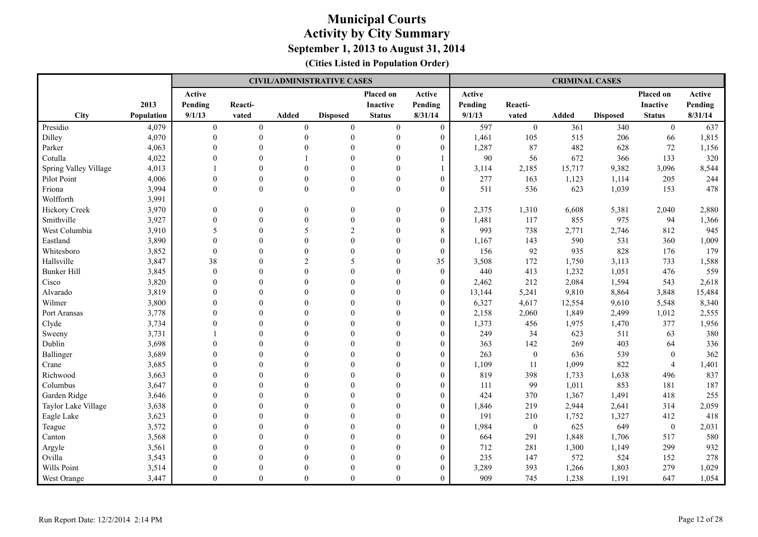# Municipal Courts
## Activity by City Summary
### September 1, 2013 to August 31, 2014
**(Cities Listed in Population Order)**

| | | CIVIL/ADMINISTRATIVE CASES | | | | | | CRIMINAL CASES | | | | | |
|---|---|---|---|---|---|---|---|---|---|---|---|---|---|
| City | 2013 Population | Active Pending 9/1/13 | Reacti-vated | Added | Disposed | Placed on Inactive Status | Active Pending 8/31/14 | Active Pending 9/1/13 | Reacti-vated | Added | Disposed | Placed on Inactive Status | Active Pending 8/31/14 |
| Presidio | 4,079 | 0 | 0 | 0 | 0 | 0 | 0 | 597 | 0 | 361 | 340 | 0 | 637 |
| Dilley | 4,070 | 0 | 0 | 0 | 0 | 0 | 0 | 1,461 | 105 | 515 | 206 | 66 | 1,815 |
| Parker | 4,063 | 0 | 0 | 0 | 0 | 0 | 0 | 1,287 | 87 | 482 | 628 | 72 | 1,156 |
| Cotulla | 4,022 | 0 | 0 | 1 | 0 | 0 | 1 | 90 | 56 | 672 | 366 | 133 | 320 |
| Spring Valley Village | 4,013 | 1 | 0 | 0 | 0 | 0 | 1 | 3,114 | 2,185 | 15,717 | 9,382 | 3,096 | 8,544 |
| Pilot Point | 4,006 | 0 | 0 | 0 | 0 | 0 | 0 | 277 | 163 | 1,123 | 1,114 | 205 | 244 |
| Friona | 3,994 | 0 | 0 | 0 | 0 | 0 | 0 | 511 | 536 | 623 | 1,039 | 153 | 478 |
| Wolfforth | 3,991 | | | | | | | | | | | | |
| Hickory Creek | 3,970 | 0 | 0 | 0 | 0 | 0 | 0 | 2,375 | 1,310 | 6,608 | 5,381 | 2,040 | 2,880 |
| Smithville | 3,927 | 0 | 0 | 0 | 0 | 0 | 0 | 1,481 | 117 | 855 | 975 | 94 | 1,366 |
| West Columbia | 3,910 | 5 | 0 | 5 | 2 | 0 | 8 | 993 | 738 | 2,771 | 2,746 | 812 | 945 |
| Eastland | 3,890 | 0 | 0 | 0 | 0 | 0 | 0 | 1,167 | 143 | 590 | 531 | 360 | 1,009 |
| Whitesboro | 3,852 | 0 | 0 | 0 | 0 | 0 | 0 | 156 | 92 | 935 | 828 | 176 | 179 |
| Hallsville | 3,847 | 38 | 0 | 2 | 5 | 0 | 35 | 3,508 | 172 | 1,750 | 3,113 | 733 | 1,588 |
| Bunker Hill | 3,845 | 0 | 0 | 0 | 0 | 0 | 0 | 440 | 413 | 1,232 | 1,051 | 476 | 559 |
| Cisco | 3,820 | 0 | 0 | 0 | 0 | 0 | 0 | 2,462 | 212 | 2,084 | 1,594 | 543 | 2,618 |
| Alvarado | 3,819 | 0 | 0 | 0 | 0 | 0 | 0 | 13,144 | 5,241 | 9,810 | 8,864 | 3,848 | 15,484 |
| Wilmer | 3,800 | 0 | 0 | 0 | 0 | 0 | 0 | 6,327 | 4,617 | 12,554 | 9,610 | 5,548 | 8,340 |
| Port Aransas | 3,778 | 0 | 0 | 0 | 0 | 0 | 0 | 2,158 | 2,060 | 1,849 | 2,499 | 1,012 | 2,555 |
| Clyde | 3,734 | 0 | 0 | 0 | 0 | 0 | 0 | 1,373 | 456 | 1,975 | 1,470 | 377 | 1,956 |
| Sweeny | 3,731 | 1 | 0 | 0 | 0 | 0 | 0 | 249 | 34 | 623 | 511 | 63 | 380 |
| Dublin | 3,698 | 0 | 0 | 0 | 0 | 0 | 0 | 363 | 142 | 269 | 403 | 64 | 336 |
| Ballinger | 3,689 | 0 | 0 | 0 | 0 | 0 | 0 | 263 | 0 | 636 | 539 | 0 | 362 |
| Crane | 3,685 | 0 | 0 | 0 | 0 | 0 | 0 | 1,109 | 11 | 1,099 | 822 | 4 | 1,401 |
| Richwood | 3,663 | 0 | 0 | 0 | 0 | 0 | 0 | 819 | 398 | 1,733 | 1,638 | 496 | 837 |
| Columbus | 3,647 | 0 | 0 | 0 | 0 | 0 | 0 | 111 | 99 | 1,011 | 853 | 181 | 187 |
| Garden Ridge | 3,646 | 0 | 0 | 0 | 0 | 0 | 0 | 424 | 370 | 1,367 | 1,491 | 418 | 255 |
| Taylor Lake Village | 3,638 | 0 | 0 | 0 | 0 | 0 | 0 | 1,846 | 219 | 2,944 | 2,641 | 314 | 2,059 |
| Eagle Lake | 3,623 | 0 | 0 | 0 | 0 | 0 | 0 | 191 | 210 | 1,752 | 1,327 | 412 | 418 |
| Teague | 3,572 | 0 | 0 | 0 | 0 | 0 | 0 | 1,984 | 0 | 625 | 649 | 0 | 2,031 |
| Canton | 3,568 | 0 | 0 | 0 | 0 | 0 | 0 | 664 | 291 | 1,848 | 1,706 | 517 | 580 |
| Argyle | 3,561 | 0 | 0 | 0 | 0 | 0 | 0 | 712 | 281 | 1,300 | 1,149 | 299 | 932 |
| Ovilla | 3,543 | 0 | 0 | 0 | 0 | 0 | 0 | 235 | 147 | 572 | 524 | 152 | 278 |
| Wills Point | 3,514 | 0 | 0 | 0 | 0 | 0 | 0 | 3,289 | 393 | 1,266 | 1,803 | 279 | 1,029 |
| West Orange | 3,447 | 0 | 0 | 0 | 0 | 0 | 0 | 909 | 745 | 1,238 | 1,191 | 647 | 1,054 |

Run Report Date: 12/2/2014 2:14 PM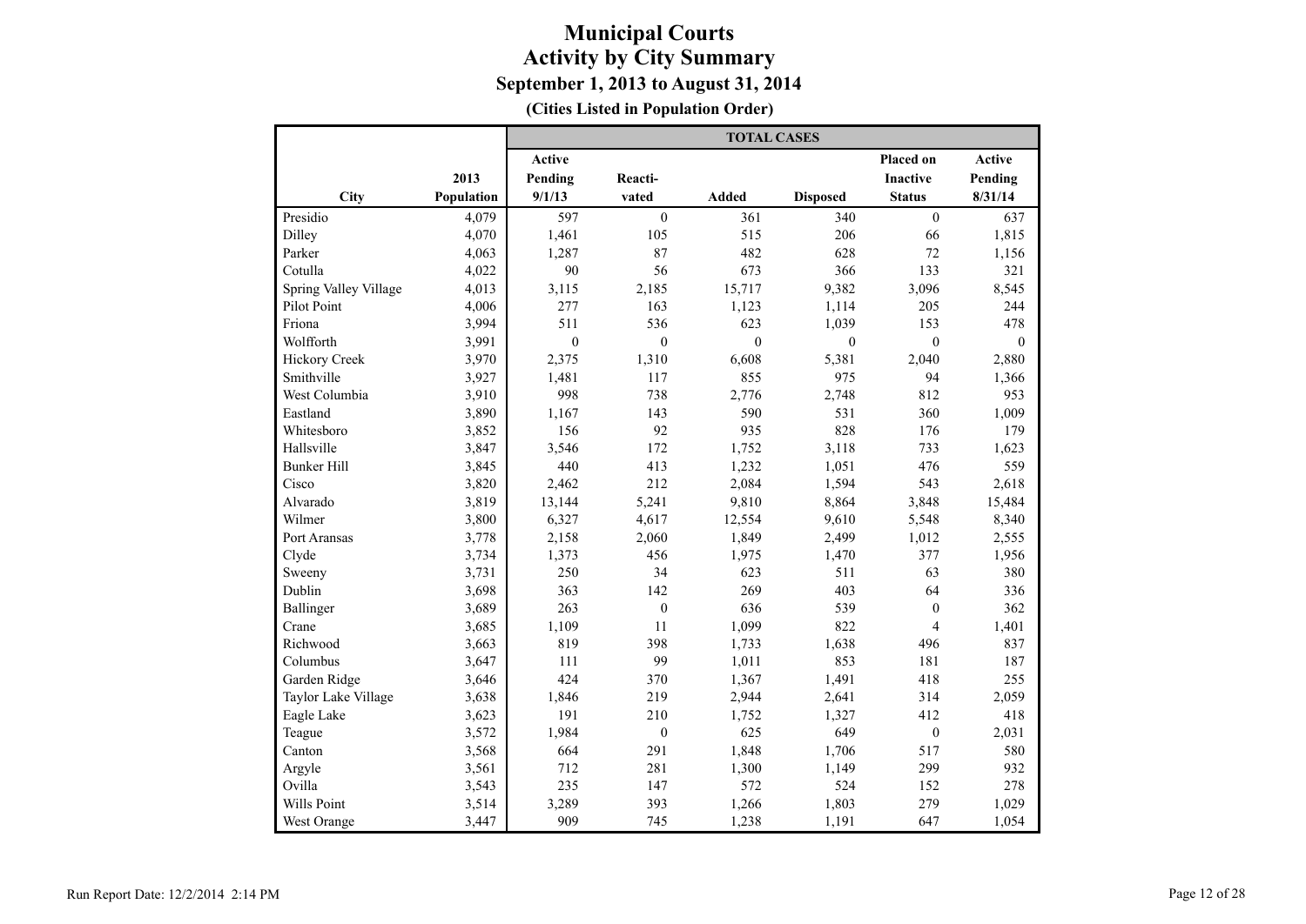# Municipal Courts
## Activity by City Summary
### September 1, 2013 to August 31, 2014
**(Cities Listed in Population Order)**

| City | 2013 Population | TOTAL CASES | | | | | |
|---|---|---|---|---|---|---|---|
| | | Active Pending 9/1/13 | Reacti-vated | Added | Disposed | Placed on Inactive Status | Active Pending 8/31/14 |
| Presidio | 4,079 | 597 | 0 | 361 | 340 | 0 | 637 |
| Dilley | 4,070 | 1,461 | 105 | 515 | 206 | 66 | 1,815 |
| Parker | 4,063 | 1,287 | 87 | 482 | 628 | 72 | 1,156 |
| Cotulla | 4,022 | 90 | 56 | 673 | 366 | 133 | 321 |
| Spring Valley Village | 4,013 | 3,115 | 2,185 | 15,717 | 9,382 | 3,096 | 8,545 |
| Pilot Point | 4,006 | 277 | 163 | 1,123 | 1,114 | 205 | 244 |
| Friona | 3,994 | 511 | 536 | 623 | 1,039 | 153 | 478 |
| Wolfforth | 3,991 | 0 | 0 | 0 | 0 | 0 | 0 |
| Hickory Creek | 3,970 | 2,375 | 1,310 | 6,608 | 5,381 | 2,040 | 2,880 |
| Smithville | 3,927 | 1,481 | 117 | 855 | 975 | 94 | 1,366 |
| West Columbia | 3,910 | 998 | 738 | 2,776 | 2,748 | 812 | 953 |
| Eastland | 3,890 | 1,167 | 143 | 590 | 531 | 360 | 1,009 |
| Whitesboro | 3,852 | 156 | 92 | 935 | 828 | 176 | 179 |
| Hallsville | 3,847 | 3,546 | 172 | 1,752 | 3,118 | 733 | 1,623 |
| Bunker Hill | 3,845 | 440 | 413 | 1,232 | 1,051 | 476 | 559 |
| Cisco | 3,820 | 2,462 | 212 | 2,084 | 1,594 | 543 | 2,618 |
| Alvarado | 3,819 | 13,144 | 5,241 | 9,810 | 8,864 | 3,848 | 15,484 |
| Wilmer | 3,800 | 6,327 | 4,617 | 12,554 | 9,610 | 5,548 | 8,340 |
| Port Aransas | 3,778 | 2,158 | 2,060 | 1,849 | 2,499 | 1,012 | 2,555 |
| Clyde | 3,734 | 1,373 | 456 | 1,975 | 1,470 | 377 | 1,956 |
| Sweeny | 3,731 | 250 | 34 | 623 | 511 | 63 | 380 |
| Dublin | 3,698 | 363 | 142 | 269 | 403 | 64 | 336 |
| Ballinger | 3,689 | 263 | 0 | 636 | 539 | 0 | 362 |
| Crane | 3,685 | 1,109 | 11 | 1,099 | 822 | 4 | 1,401 |
| Richwood | 3,663 | 819 | 398 | 1,733 | 1,638 | 496 | 837 |
| Columbus | 3,647 | 111 | 99 | 1,011 | 853 | 181 | 187 |
| Garden Ridge | 3,646 | 424 | 370 | 1,367 | 1,491 | 418 | 255 |
| Taylor Lake Village | 3,638 | 1,846 | 219 | 2,944 | 2,641 | 314 | 2,059 |
| Eagle Lake | 3,623 | 191 | 210 | 1,752 | 1,327 | 412 | 418 |
| Teague | 3,572 | 1,984 | 0 | 625 | 649 | 0 | 2,031 |
| Canton | 3,568 | 664 | 291 | 1,848 | 1,706 | 517 | 580 |
| Argyle | 3,561 | 712 | 281 | 1,300 | 1,149 | 299 | 932 |
| Ovilla | 3,543 | 235 | 147 | 572 | 524 | 152 | 278 |
| Wills Point | 3,514 | 3,289 | 393 | 1,266 | 1,803 | 279 | 1,029 |
| West Orange | 3,447 | 909 | 745 | 1,238 | 1,191 | 647 | 1,054 |

Run Report Date: 12/2/2014 2:14 PM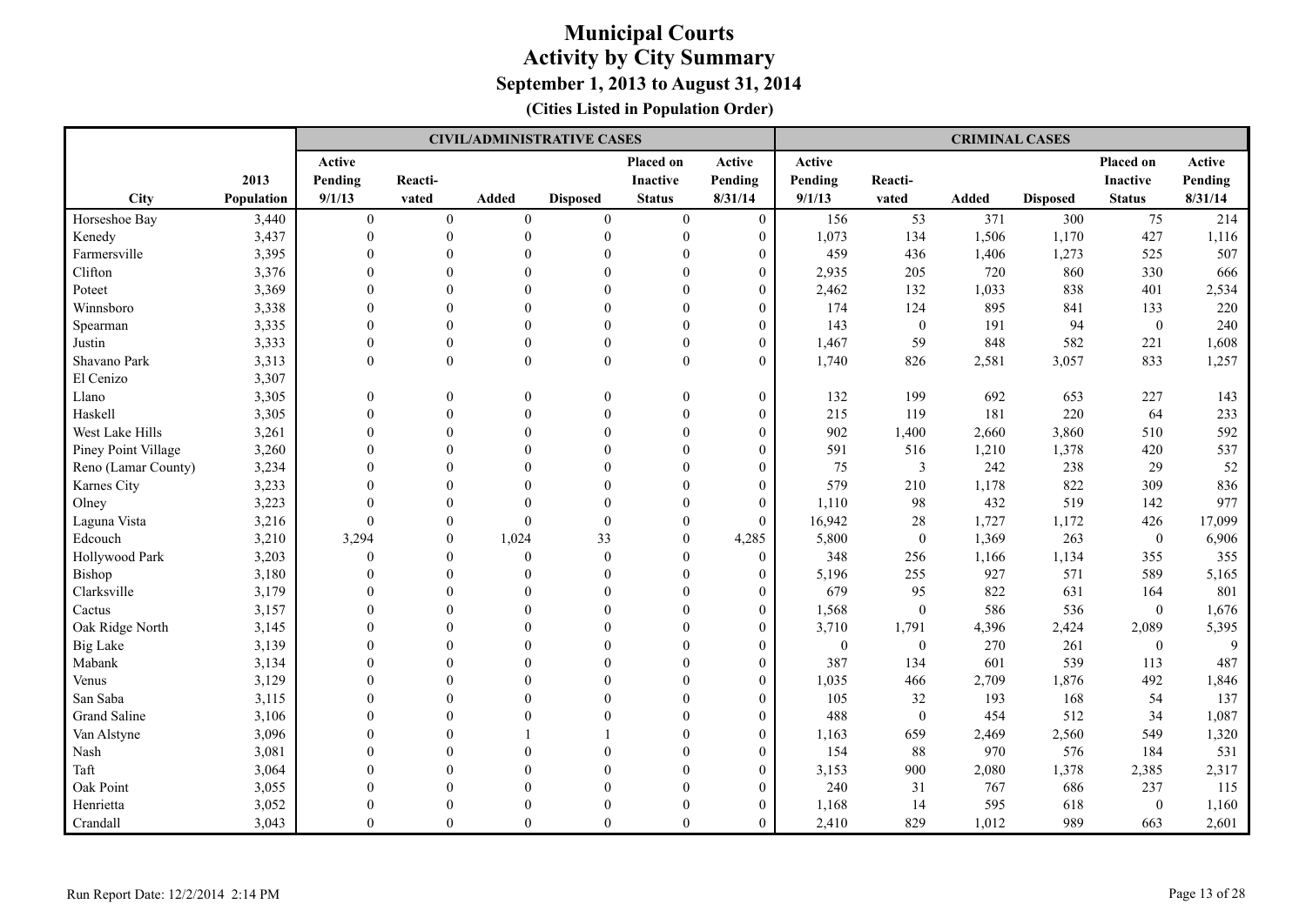# Municipal Courts
## Activity by City Summary
### September 1, 2013 to August 31, 2014
**(Cities Listed in Population Order)**

| | | CIVIL/ADMINISTRATIVE CASES | | | | | | CRIMINAL CASES | | | | | |
|---|---|---|---|---|---|---|---|---|---|---|---|---|---|
| City | 2013 Population | Active Pending 9/1/13 | Reacti- vated | Added | Disposed | Placed on Inactive Status | Active Pending 8/31/14 | Active Pending 9/1/13 | Reacti- vated | Added | Disposed | Placed on Inactive Status | Active Pending 8/31/14 |
| Horseshoe Bay | 3,440 | 0 | 0 | 0 | 0 | 0 | 0 | 156 | 53 | 371 | 300 | 75 | 214 |
| Kenedy | 3,437 | 0 | 0 | 0 | 0 | 0 | 0 | 1,073 | 134 | 1,506 | 1,170 | 427 | 1,116 |
| Farmersville | 3,395 | 0 | 0 | 0 | 0 | 0 | 0 | 459 | 436 | 1,406 | 1,273 | 525 | 507 |
| Clifton | 3,376 | 0 | 0 | 0 | 0 | 0 | 0 | 2,935 | 205 | 720 | 860 | 330 | 666 |
| Poteet | 3,369 | 0 | 0 | 0 | 0 | 0 | 0 | 2,462 | 132 | 1,033 | 838 | 401 | 2,534 |
| Winnsboro | 3,338 | 0 | 0 | 0 | 0 | 0 | 0 | 174 | 124 | 895 | 841 | 133 | 220 |
| Spearman | 3,335 | 0 | 0 | 0 | 0 | 0 | 0 | 143 | 0 | 191 | 94 | 0 | 240 |
| Justin | 3,333 | 0 | 0 | 0 | 0 | 0 | 0 | 1,467 | 59 | 848 | 582 | 221 | 1,608 |
| Shavano Park | 3,313 | 0 | 0 | 0 | 0 | 0 | 0 | 1,740 | 826 | 2,581 | 3,057 | 833 | 1,257 |
| El Cenizo | 3,307 | | | | | | | | | | | | |
| Llano | 3,305 | 0 | 0 | 0 | 0 | 0 | 0 | 132 | 199 | 692 | 653 | 227 | 143 |
| Haskell | 3,305 | 0 | 0 | 0 | 0 | 0 | 0 | 215 | 119 | 181 | 220 | 64 | 233 |
| West Lake Hills | 3,261 | 0 | 0 | 0 | 0 | 0 | 0 | 902 | 1,400 | 2,660 | 3,860 | 510 | 592 |
| Piney Point Village | 3,260 | 0 | 0 | 0 | 0 | 0 | 0 | 591 | 516 | 1,210 | 1,378 | 420 | 537 |
| Reno (Lamar County) | 3,234 | 0 | 0 | 0 | 0 | 0 | 0 | 75 | 3 | 242 | 238 | 29 | 52 |
| Karnes City | 3,233 | 0 | 0 | 0 | 0 | 0 | 0 | 579 | 210 | 1,178 | 822 | 309 | 836 |
| Olney | 3,223 | 0 | 0 | 0 | 0 | 0 | 0 | 1,110 | 98 | 432 | 519 | 142 | 977 |
| Laguna Vista | 3,216 | 0 | 0 | 0 | 0 | 0 | 0 | 16,942 | 28 | 1,727 | 1,172 | 426 | 17,099 |
| Edcouch | 3,210 | 3,294 | 0 | 1,024 | 33 | 0 | 4,285 | 5,800 | 0 | 1,369 | 263 | 0 | 6,906 |
| Hollywood Park | 3,203 | 0 | 0 | 0 | 0 | 0 | 0 | 348 | 256 | 1,166 | 1,134 | 355 | 355 |
| Bishop | 3,180 | 0 | 0 | 0 | 0 | 0 | 0 | 5,196 | 255 | 927 | 571 | 589 | 5,165 |
| Clarksville | 3,179 | 0 | 0 | 0 | 0 | 0 | 0 | 679 | 95 | 822 | 631 | 164 | 801 |
| Cactus | 3,157 | 0 | 0 | 0 | 0 | 0 | 0 | 1,568 | 0 | 586 | 536 | 0 | 1,676 |
| Oak Ridge North | 3,145 | 0 | 0 | 0 | 0 | 0 | 0 | 3,710 | 1,791 | 4,396 | 2,424 | 2,089 | 5,395 |
| Big Lake | 3,139 | 0 | 0 | 0 | 0 | 0 | 0 | 0 | 0 | 270 | 261 | 0 | 9 |
| Mabank | 3,134 | 0 | 0 | 0 | 0 | 0 | 0 | 387 | 134 | 601 | 539 | 113 | 487 |
| Venus | 3,129 | 0 | 0 | 0 | 0 | 0 | 0 | 1,035 | 466 | 2,709 | 1,876 | 492 | 1,846 |
| San Saba | 3,115 | 0 | 0 | 0 | 0 | 0 | 0 | 105 | 32 | 193 | 168 | 54 | 137 |
| Grand Saline | 3,106 | 0 | 0 | 0 | 0 | 0 | 0 | 488 | 0 | 454 | 512 | 34 | 1,087 |
| Van Alstyne | 3,096 | 0 | 0 | 1 | 1 | 0 | 0 | 1,163 | 659 | 2,469 | 2,560 | 549 | 1,320 |
| Nash | 3,081 | 0 | 0 | 0 | 0 | 0 | 0 | 154 | 88 | 970 | 576 | 184 | 531 |
| Taft | 3,064 | 0 | 0 | 0 | 0 | 0 | 0 | 3,153 | 900 | 2,080 | 1,378 | 2,385 | 2,317 |
| Oak Point | 3,055 | 0 | 0 | 0 | 0 | 0 | 0 | 240 | 31 | 767 | 686 | 237 | 115 |
| Henrietta | 3,052 | 0 | 0 | 0 | 0 | 0 | 0 | 1,168 | 14 | 595 | 618 | 0 | 1,160 |
| Crandall | 3,043 | 0 | 0 | 0 | 0 | 0 | 0 | 2,410 | 829 | 1,012 | 989 | 663 | 2,601 |

Run Report Date: 12/2/2014 2:14 PM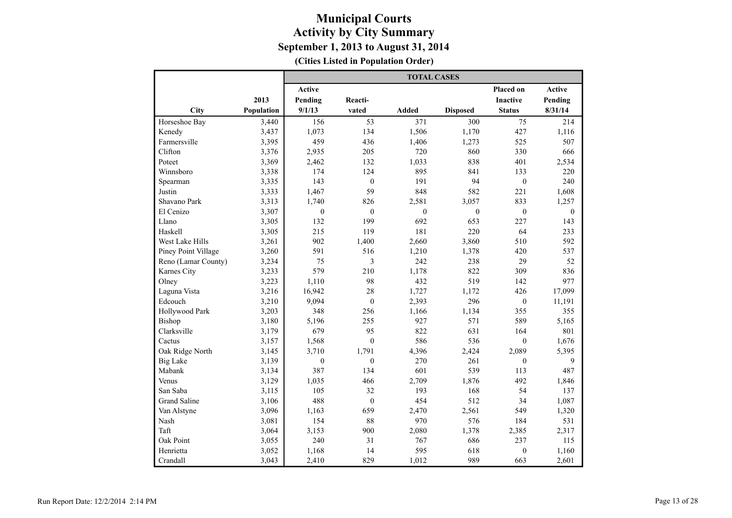# Municipal Courts
## Activity by City Summary
### September 1, 2013 to August 31, 2014
**(Cities Listed in Population Order)**

| City | 2013 Population | TOTAL CASES | | | | | |
|---|---|---|---|---|---|---|---|
| | | Active Pending 9/1/13 | Reacti-vated | Added | Disposed | Placed on Inactive Status | Active Pending 8/31/14 |
| Horseshoe Bay | 3,440 | 156 | 53 | 371 | 300 | 75 | 214 |
| Kenedy | 3,437 | 1,073 | 134 | 1,506 | 1,170 | 427 | 1,116 |
| Farmersville | 3,395 | 459 | 436 | 1,406 | 1,273 | 525 | 507 |
| Clifton | 3,376 | 2,935 | 205 | 720 | 860 | 330 | 666 |
| Poteet | 3,369 | 2,462 | 132 | 1,033 | 838 | 401 | 2,534 |
| Winnsboro | 3,338 | 174 | 124 | 895 | 841 | 133 | 220 |
| Spearman | 3,335 | 143 | 0 | 191 | 94 | 0 | 240 |
| Justin | 3,333 | 1,467 | 59 | 848 | 582 | 221 | 1,608 |
| Shavano Park | 3,313 | 1,740 | 826 | 2,581 | 3,057 | 833 | 1,257 |
| El Cenizo | 3,307 | 0 | 0 | 0 | 0 | 0 | 0 |
| Llano | 3,305 | 132 | 199 | 692 | 653 | 227 | 143 |
| Haskell | 3,305 | 215 | 119 | 181 | 220 | 64 | 233 |
| West Lake Hills | 3,261 | 902 | 1,400 | 2,660 | 3,860 | 510 | 592 |
| Piney Point Village | 3,260 | 591 | 516 | 1,210 | 1,378 | 420 | 537 |
| Reno (Lamar County) | 3,234 | 75 | 3 | 242 | 238 | 29 | 52 |
| Karnes City | 3,233 | 579 | 210 | 1,178 | 822 | 309 | 836 |
| Olney | 3,223 | 1,110 | 98 | 432 | 519 | 142 | 977 |
| Laguna Vista | 3,216 | 16,942 | 28 | 1,727 | 1,172 | 426 | 17,099 |
| Edcouch | 3,210 | 9,094 | 0 | 2,393 | 296 | 0 | 11,191 |
| Hollywood Park | 3,203 | 348 | 256 | 1,166 | 1,134 | 355 | 355 |
| Bishop | 3,180 | 5,196 | 255 | 927 | 571 | 589 | 5,165 |
| Clarksville | 3,179 | 679 | 95 | 822 | 631 | 164 | 801 |
| Cactus | 3,157 | 1,568 | 0 | 586 | 536 | 0 | 1,676 |
| Oak Ridge North | 3,145 | 3,710 | 1,791 | 4,396 | 2,424 | 2,089 | 5,395 |
| Big Lake | 3,139 | 0 | 0 | 270 | 261 | 0 | 9 |
| Mabank | 3,134 | 387 | 134 | 601 | 539 | 113 | 487 |
| Venus | 3,129 | 1,035 | 466 | 2,709 | 1,876 | 492 | 1,846 |
| San Saba | 3,115 | 105 | 32 | 193 | 168 | 54 | 137 |
| Grand Saline | 3,106 | 488 | 0 | 454 | 512 | 34 | 1,087 |
| Van Alstyne | 3,096 | 1,163 | 659 | 2,470 | 2,561 | 549 | 1,320 |
| Nash | 3,081 | 154 | 88 | 970 | 576 | 184 | 531 |
| Taft | 3,064 | 3,153 | 900 | 2,080 | 1,378 | 2,385 | 2,317 |
| Oak Point | 3,055 | 240 | 31 | 767 | 686 | 237 | 115 |
| Henrietta | 3,052 | 1,168 | 14 | 595 | 618 | 0 | 1,160 |
| Crandall | 3,043 | 2,410 | 829 | 1,012 | 989 | 663 | 2,601 |

Run Report Date: 12/2/2014 2:14 PM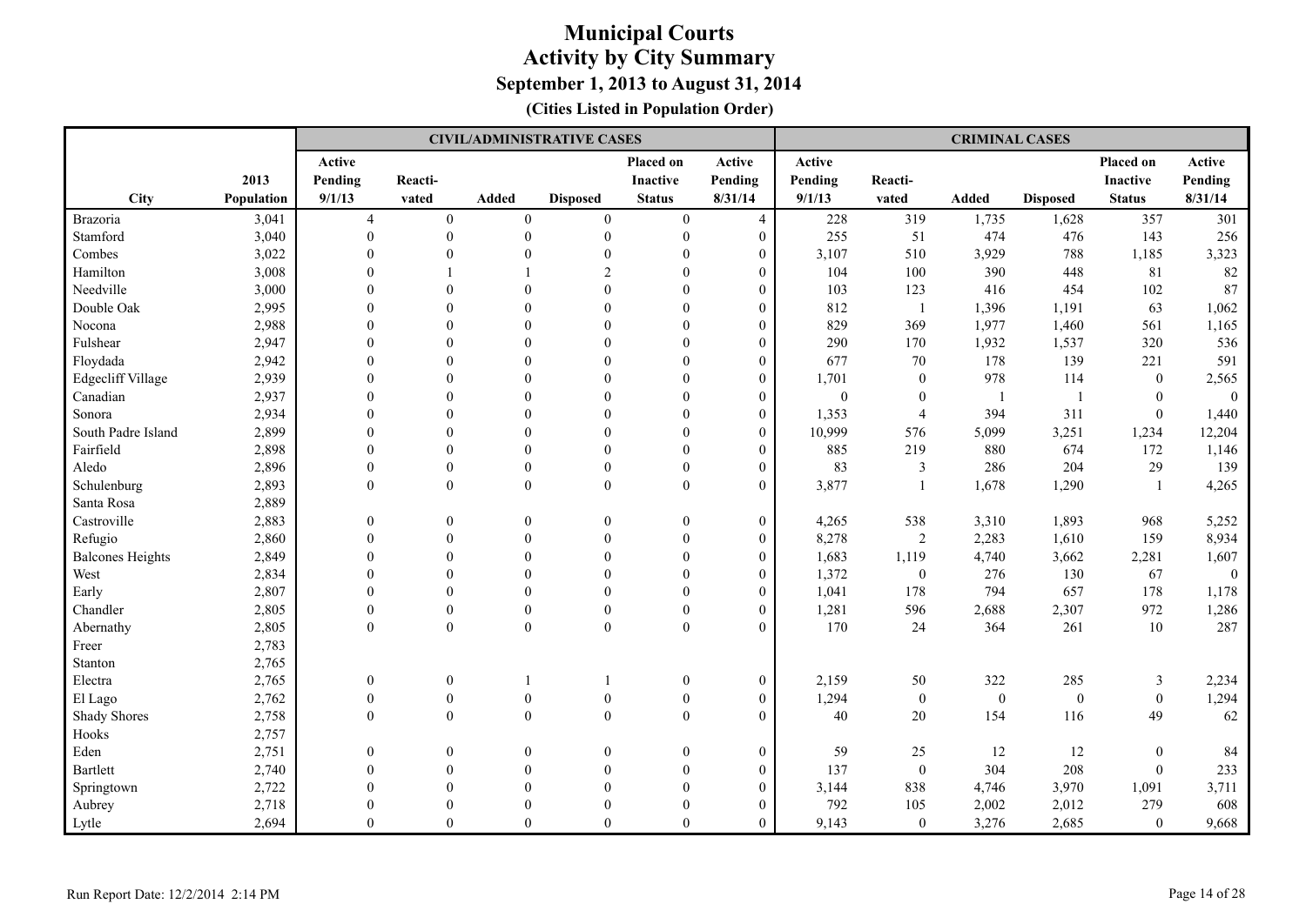# Municipal Courts
## Activity by City Summary
### September 1, 2013 to August 31, 2014
**(Cities Listed in Population Order)**

| | | CIVIL/ADMINISTRATIVE CASES | | | | | | CRIMINAL CASES | | | | | |
|---|---|---|---|---|---|---|---|---|---|---|---|---|---|
| City | 2013 Population | Active Pending 9/1/13 | Reacti-vated | Added | Disposed | Placed on Inactive Status | Active Pending 8/31/14 | Active Pending 9/1/13 | Reacti-vated | Added | Disposed | Placed on Inactive Status | Active Pending 8/31/14 |
| Brazoria | 3,041 | 4 | 0 | 0 | 0 | 0 | 4 | 228 | 319 | 1,735 | 1,628 | 357 | 301 |
| Stamford | 3,040 | 0 | 0 | 0 | 0 | 0 | 0 | 255 | 51 | 474 | 476 | 143 | 256 |
| Combes | 3,022 | 0 | 0 | 0 | 0 | 0 | 0 | 3,107 | 510 | 3,929 | 788 | 1,185 | 3,323 |
| Hamilton | 3,008 | 0 | 1 | 1 | 2 | 0 | 0 | 104 | 100 | 390 | 448 | 81 | 82 |
| Needville | 3,000 | 0 | 0 | 0 | 0 | 0 | 0 | 103 | 123 | 416 | 454 | 102 | 87 |
| Double Oak | 2,995 | 0 | 0 | 0 | 0 | 0 | 0 | 812 | 1 | 1,396 | 1,191 | 63 | 1,062 |
| Nocona | 2,988 | 0 | 0 | 0 | 0 | 0 | 0 | 829 | 369 | 1,977 | 1,460 | 561 | 1,165 |
| Fulshear | 2,947 | 0 | 0 | 0 | 0 | 0 | 0 | 290 | 170 | 1,932 | 1,537 | 320 | 536 |
| Floydada | 2,942 | 0 | 0 | 0 | 0 | 0 | 0 | 677 | 70 | 178 | 139 | 221 | 591 |
| Edgecliff Village | 2,939 | 0 | 0 | 0 | 0 | 0 | 0 | 1,701 | 0 | 978 | 114 | 0 | 2,565 |
| Canadian | 2,937 | 0 | 0 | 0 | 0 | 0 | 0 | 0 | 0 | 1 | 1 | 0 | 0 |
| Sonora | 2,934 | 0 | 0 | 0 | 0 | 0 | 0 | 1,353 | 4 | 394 | 311 | 0 | 1,440 |
| South Padre Island | 2,899 | 0 | 0 | 0 | 0 | 0 | 0 | 10,999 | 576 | 5,099 | 3,251 | 1,234 | 12,204 |
| Fairfield | 2,898 | 0 | 0 | 0 | 0 | 0 | 0 | 885 | 219 | 880 | 674 | 172 | 1,146 |
| Aledo | 2,896 | 0 | 0 | 0 | 0 | 0 | 0 | 83 | 3 | 286 | 204 | 29 | 139 |
| Schulenburg | 2,893 | 0 | 0 | 0 | 0 | 0 | 0 | 3,877 | 1 | 1,678 | 1,290 | 1 | 4,265 |
| Santa Rosa | 2,889 | | | | | | | | | | | | |
| Castroville | 2,883 | 0 | 0 | 0 | 0 | 0 | 0 | 4,265 | 538 | 3,310 | 1,893 | 968 | 5,252 |
| Refugio | 2,860 | 0 | 0 | 0 | 0 | 0 | 0 | 8,278 | 2 | 2,283 | 1,610 | 159 | 8,934 |
| Balcones Heights | 2,849 | 0 | 0 | 0 | 0 | 0 | 0 | 1,683 | 1,119 | 4,740 | 3,662 | 2,281 | 1,607 |
| West | 2,834 | 0 | 0 | 0 | 0 | 0 | 0 | 1,372 | 0 | 276 | 130 | 67 | 0 |
| Early | 2,807 | 0 | 0 | 0 | 0 | 0 | 0 | 1,041 | 178 | 794 | 657 | 178 | 1,178 |
| Chandler | 2,805 | 0 | 0 | 0 | 0 | 0 | 0 | 1,281 | 596 | 2,688 | 2,307 | 972 | 1,286 |
| Abernathy | 2,805 | 0 | 0 | 0 | 0 | 0 | 0 | 170 | 24 | 364 | 261 | 10 | 287 |
| Freer | 2,783 | | | | | | | | | | | | |
| Stanton | 2,765 | | | | | | | | | | | | |
| Electra | 2,765 | 0 | 0 | 1 | 1 | 0 | 0 | 2,159 | 50 | 322 | 285 | 3 | 2,234 |
| El Lago | 2,762 | 0 | 0 | 0 | 0 | 0 | 0 | 1,294 | 0 | 0 | 0 | 0 | 1,294 |
| Shady Shores | 2,758 | 0 | 0 | 0 | 0 | 0 | 0 | 40 | 20 | 154 | 116 | 49 | 62 |
| Hooks | 2,757 | | | | | | | | | | | | |
| Eden | 2,751 | 0 | 0 | 0 | 0 | 0 | 0 | 59 | 25 | 12 | 12 | 0 | 84 |
| Bartlett | 2,740 | 0 | 0 | 0 | 0 | 0 | 0 | 137 | 0 | 304 | 208 | 0 | 233 |
| Springtown | 2,722 | 0 | 0 | 0 | 0 | 0 | 0 | 3,144 | 838 | 4,746 | 3,970 | 1,091 | 3,711 |
| Aubrey | 2,718 | 0 | 0 | 0 | 0 | 0 | 0 | 792 | 105 | 2,002 | 2,012 | 279 | 608 |
| Lytle | 2,694 | 0 | 0 | 0 | 0 | 0 | 0 | 9,143 | 0 | 3,276 | 2,685 | 0 | 9,668 |

Run Report Date: 12/2/2014 2:14 PM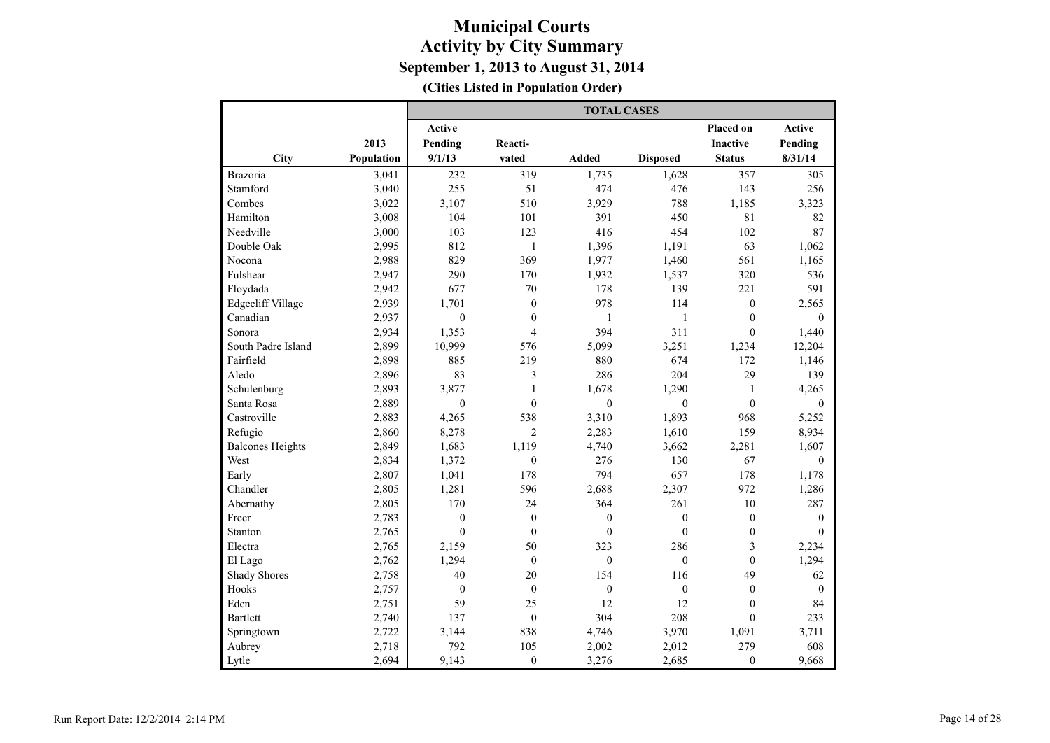# Municipal Courts
## Activity by City Summary
### September 1, 2013 to August 31, 2014
**(Cities Listed in Population Order)**

| | | TOTAL CASES | | | | | |
|---|---|---|---|---|---|---|---|
| City | 2013 Population | Active Pending 9/1/13 | Reacti-vated | Added | Disposed | Placed on Inactive Status | Active Pending 8/31/14 |
| Brazoria | 3,041 | 232 | 319 | 1,735 | 1,628 | 357 | 305 |
| Stamford | 3,040 | 255 | 51 | 474 | 476 | 143 | 256 |
| Combes | 3,022 | 3,107 | 510 | 3,929 | 788 | 1,185 | 3,323 |
| Hamilton | 3,008 | 104 | 101 | 391 | 450 | 81 | 82 |
| Needville | 3,000 | 103 | 123 | 416 | 454 | 102 | 87 |
| Double Oak | 2,995 | 812 | 1 | 1,396 | 1,191 | 63 | 1,062 |
| Nocona | 2,988 | 829 | 369 | 1,977 | 1,460 | 561 | 1,165 |
| Fulshear | 2,947 | 290 | 170 | 1,932 | 1,537 | 320 | 536 |
| Floydada | 2,942 | 677 | 70 | 178 | 139 | 221 | 591 |
| Edgecliff Village | 2,939 | 1,701 | 0 | 978 | 114 | 0 | 2,565 |
| Canadian | 2,937 | 0 | 0 | 1 | 1 | 0 | 0 |
| Sonora | 2,934 | 1,353 | 4 | 394 | 311 | 0 | 1,440 |
| South Padre Island | 2,899 | 10,999 | 576 | 5,099 | 3,251 | 1,234 | 12,204 |
| Fairfield | 2,898 | 885 | 219 | 880 | 674 | 172 | 1,146 |
| Aledo | 2,896 | 83 | 3 | 286 | 204 | 29 | 139 |
| Schulenburg | 2,893 | 3,877 | 1 | 1,678 | 1,290 | 1 | 4,265 |
| Santa Rosa | 2,889 | 0 | 0 | 0 | 0 | 0 | 0 |
| Castroville | 2,883 | 4,265 | 538 | 3,310 | 1,893 | 968 | 5,252 |
| Refugio | 2,860 | 8,278 | 2 | 2,283 | 1,610 | 159 | 8,934 |
| Balcones Heights | 2,849 | 1,683 | 1,119 | 4,740 | 3,662 | 2,281 | 1,607 |
| West | 2,834 | 1,372 | 0 | 276 | 130 | 67 | 0 |
| Early | 2,807 | 1,041 | 178 | 794 | 657 | 178 | 1,178 |
| Chandler | 2,805 | 1,281 | 596 | 2,688 | 2,307 | 972 | 1,286 |
| Abernathy | 2,805 | 170 | 24 | 364 | 261 | 10 | 287 |
| Freer | 2,783 | 0 | 0 | 0 | 0 | 0 | 0 |
| Stanton | 2,765 | 0 | 0 | 0 | 0 | 0 | 0 |
| Electra | 2,765 | 2,159 | 50 | 323 | 286 | 3 | 2,234 |
| El Lago | 2,762 | 1,294 | 0 | 0 | 0 | 0 | 1,294 |
| Shady Shores | 2,758 | 40 | 20 | 154 | 116 | 49 | 62 |
| Hooks | 2,757 | 0 | 0 | 0 | 0 | 0 | 0 |
| Eden | 2,751 | 59 | 25 | 12 | 12 | 0 | 84 |
| Bartlett | 2,740 | 137 | 0 | 304 | 208 | 0 | 233 |
| Springtown | 2,722 | 3,144 | 838 | 4,746 | 3,970 | 1,091 | 3,711 |
| Aubrey | 2,718 | 792 | 105 | 2,002 | 2,012 | 279 | 608 |
| Lytle | 2,694 | 9,143 | 0 | 3,276 | 2,685 | 0 | 9,668 |

Run Report Date: 12/2/2014 2:14 PM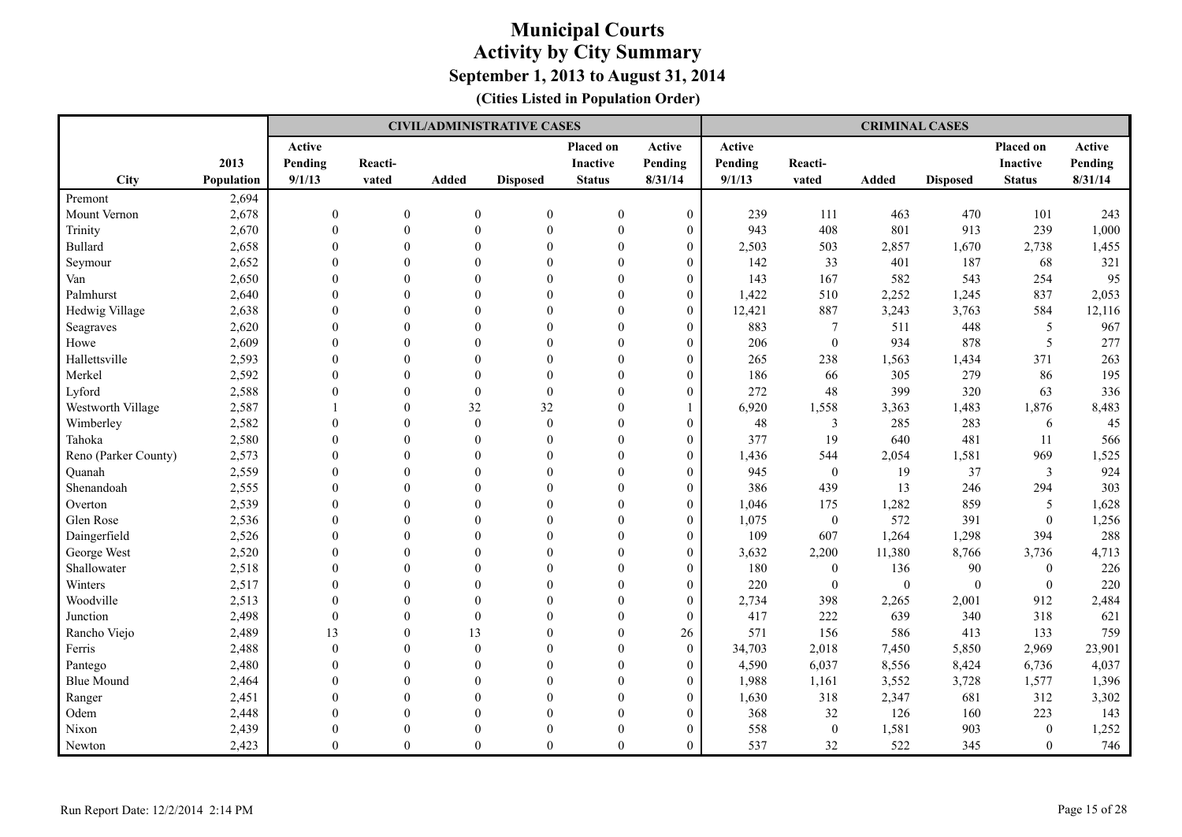# Municipal Courts
## Activity by City Summary
### September 1, 2013 to August 31, 2014
**(Cities Listed in Population Order)**

| | | CIVIL/ADMINISTRATIVE CASES | | | | | | CRIMINAL CASES | | | | | |
|---|---|---|---|---|---|---|---|---|---|---|---|---|---|
| City | 2013 Population | Active Pending 9/1/13 | Reacti-vated | Added | Disposed | Placed on Inactive Status | Active Pending 8/31/14 | Active Pending 9/1/13 | Reacti-vated | Added | Disposed | Placed on Inactive Status | Active Pending 8/31/14 |
| Premont | 2,694 | | | | | | | | | | | | |
| Mount Vernon | 2,678 | 0 | 0 | 0 | 0 | 0 | 0 | 239 | 111 | 463 | 470 | 101 | 243 |
| Trinity | 2,670 | 0 | 0 | 0 | 0 | 0 | 0 | 943 | 408 | 801 | 913 | 239 | 1,000 |
| Bullard | 2,658 | 0 | 0 | 0 | 0 | 0 | 0 | 2,503 | 503 | 2,857 | 1,670 | 2,738 | 1,455 |
| Seymour | 2,652 | 0 | 0 | 0 | 0 | 0 | 0 | 142 | 33 | 401 | 187 | 68 | 321 |
| Van | 2,650 | 0 | 0 | 0 | 0 | 0 | 0 | 143 | 167 | 582 | 543 | 254 | 95 |
| Palmhurst | 2,640 | 0 | 0 | 0 | 0 | 0 | 0 | 1,422 | 510 | 2,252 | 1,245 | 837 | 2,053 |
| Hedwig Village | 2,638 | 0 | 0 | 0 | 0 | 0 | 0 | 12,421 | 887 | 3,243 | 3,763 | 584 | 12,116 |
| Seagraves | 2,620 | 0 | 0 | 0 | 0 | 0 | 0 | 883 | 7 | 511 | 448 | 5 | 967 |
| Howe | 2,609 | 0 | 0 | 0 | 0 | 0 | 0 | 206 | 0 | 934 | 878 | 5 | 277 |
| Hallettsville | 2,593 | 0 | 0 | 0 | 0 | 0 | 0 | 265 | 238 | 1,563 | 1,434 | 371 | 263 |
| Merkel | 2,592 | 0 | 0 | 0 | 0 | 0 | 0 | 186 | 66 | 305 | 279 | 86 | 195 |
| Lyford | 2,588 | 0 | 0 | 0 | 0 | 0 | 0 | 272 | 48 | 399 | 320 | 63 | 336 |
| Westworth Village | 2,587 | 1 | 0 | 32 | 32 | 0 | 1 | 6,920 | 1,558 | 3,363 | 1,483 | 1,876 | 8,483 |
| Wimberley | 2,582 | 0 | 0 | 0 | 0 | 0 | 0 | 48 | 3 | 285 | 283 | 6 | 45 |
| Tahoka | 2,580 | 0 | 0 | 0 | 0 | 0 | 0 | 377 | 19 | 640 | 481 | 11 | 566 |
| Reno (Parker County) | 2,573 | 0 | 0 | 0 | 0 | 0 | 0 | 1,436 | 544 | 2,054 | 1,581 | 969 | 1,525 |
| Quanah | 2,559 | 0 | 0 | 0 | 0 | 0 | 0 | 945 | 0 | 19 | 37 | 3 | 924 |
| Shenandoah | 2,555 | 0 | 0 | 0 | 0 | 0 | 0 | 386 | 439 | 13 | 246 | 294 | 303 |
| Overton | 2,539 | 0 | 0 | 0 | 0 | 0 | 0 | 1,046 | 175 | 1,282 | 859 | 5 | 1,628 |
| Glen Rose | 2,536 | 0 | 0 | 0 | 0 | 0 | 0 | 1,075 | 0 | 572 | 391 | 0 | 1,256 |
| Daingerfield | 2,526 | 0 | 0 | 0 | 0 | 0 | 0 | 109 | 607 | 1,264 | 1,298 | 394 | 288 |
| George West | 2,520 | 0 | 0 | 0 | 0 | 0 | 0 | 3,632 | 2,200 | 11,380 | 8,766 | 3,736 | 4,713 |
| Shallowater | 2,518 | 0 | 0 | 0 | 0 | 0 | 0 | 180 | 0 | 136 | 90 | 0 | 226 |
| Winters | 2,517 | 0 | 0 | 0 | 0 | 0 | 0 | 220 | 0 | 0 | 0 | 0 | 220 |
| Woodville | 2,513 | 0 | 0 | 0 | 0 | 0 | 0 | 2,734 | 398 | 2,265 | 2,001 | 912 | 2,484 |
| Junction | 2,498 | 0 | 0 | 0 | 0 | 0 | 0 | 417 | 222 | 639 | 340 | 318 | 621 |
| Rancho Viejo | 2,489 | 13 | 0 | 13 | 0 | 0 | 26 | 571 | 156 | 586 | 413 | 133 | 759 |
| Ferris | 2,488 | 0 | 0 | 0 | 0 | 0 | 0 | 34,703 | 2,018 | 7,450 | 5,850 | 2,969 | 23,901 |
| Pantego | 2,480 | 0 | 0 | 0 | 0 | 0 | 0 | 4,590 | 6,037 | 8,556 | 8,424 | 6,736 | 4,037 |
| Blue Mound | 2,464 | 0 | 0 | 0 | 0 | 0 | 0 | 1,988 | 1,161 | 3,552 | 3,728 | 1,577 | 1,396 |
| Ranger | 2,451 | 0 | 0 | 0 | 0 | 0 | 0 | 1,630 | 318 | 2,347 | 681 | 312 | 3,302 |
| Odem | 2,448 | 0 | 0 | 0 | 0 | 0 | 0 | 368 | 32 | 126 | 160 | 223 | 143 |
| Nixon | 2,439 | 0 | 0 | 0 | 0 | 0 | 0 | 558 | 0 | 1,581 | 903 | 0 | 1,252 |
| Newton | 2,423 | 0 | 0 | 0 | 0 | 0 | 0 | 537 | 32 | 522 | 345 | 0 | 746 |

Run Report Date: 12/2/2014 2:14 PM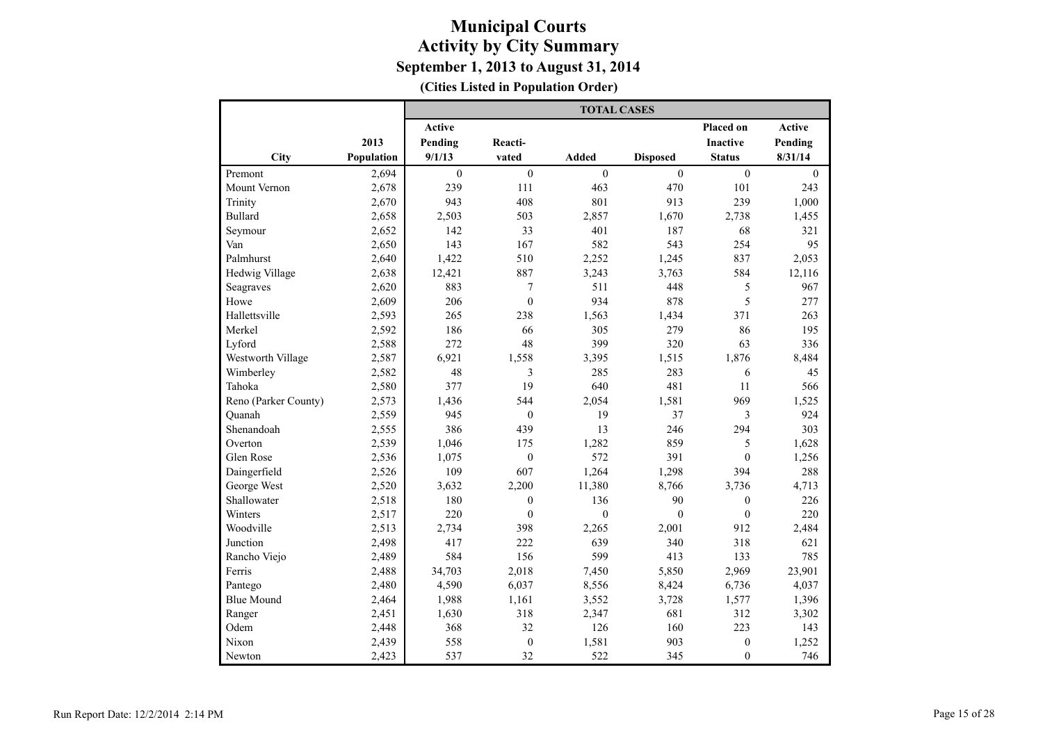# Municipal Courts
## Activity by City Summary
### September 1, 2013 to August 31, 2014
**(Cities Listed in Population Order)**

| City | 2013 Population | TOTAL CASES Active Pending 9/1/13 | Reacti-vated | Added | Disposed | Placed on Inactive Status | Active Pending 8/31/14 |
|---|---|---|---|---|---|---|---|
| Premont | 2,694 | 0 | 0 | 0 | 0 | 0 | 0 |
| Mount Vernon | 2,678 | 239 | 111 | 463 | 470 | 101 | 243 |
| Trinity | 2,670 | 943 | 408 | 801 | 913 | 239 | 1,000 |
| Bullard | 2,658 | 2,503 | 503 | 2,857 | 1,670 | 2,738 | 1,455 |
| Seymour | 2,652 | 142 | 33 | 401 | 187 | 68 | 321 |
| Van | 2,650 | 143 | 167 | 582 | 543 | 254 | 95 |
| Palmhurst | 2,640 | 1,422 | 510 | 2,252 | 1,245 | 837 | 2,053 |
| Hedwig Village | 2,638 | 12,421 | 887 | 3,243 | 3,763 | 584 | 12,116 |
| Seagraves | 2,620 | 883 | 7 | 511 | 448 | 5 | 967 |
| Howe | 2,609 | 206 | 0 | 934 | 878 | 5 | 277 |
| Hallettsville | 2,593 | 265 | 238 | 1,563 | 1,434 | 371 | 263 |
| Merkel | 2,592 | 186 | 66 | 305 | 279 | 86 | 195 |
| Lyford | 2,588 | 272 | 48 | 399 | 320 | 63 | 336 |
| Westworth Village | 2,587 | 6,921 | 1,558 | 3,395 | 1,515 | 1,876 | 8,484 |
| Wimberley | 2,582 | 48 | 3 | 285 | 283 | 6 | 45 |
| Tahoka | 2,580 | 377 | 19 | 640 | 481 | 11 | 566 |
| Reno (Parker County) | 2,573 | 1,436 | 544 | 2,054 | 1,581 | 969 | 1,525 |
| Quanah | 2,559 | 945 | 0 | 19 | 37 | 3 | 924 |
| Shenandoah | 2,555 | 386 | 439 | 13 | 246 | 294 | 303 |
| Overton | 2,539 | 1,046 | 175 | 1,282 | 859 | 5 | 1,628 |
| Glen Rose | 2,536 | 1,075 | 0 | 572 | 391 | 0 | 1,256 |
| Daingerfield | 2,526 | 109 | 607 | 1,264 | 1,298 | 394 | 288 |
| George West | 2,520 | 3,632 | 2,200 | 11,380 | 8,766 | 3,736 | 4,713 |
| Shallowater | 2,518 | 180 | 0 | 136 | 90 | 0 | 226 |
| Winters | 2,517 | 220 | 0 | 0 | 0 | 0 | 220 |
| Woodville | 2,513 | 2,734 | 398 | 2,265 | 2,001 | 912 | 2,484 |
| Junction | 2,498 | 417 | 222 | 639 | 340 | 318 | 621 |
| Rancho Viejo | 2,489 | 584 | 156 | 599 | 413 | 133 | 785 |
| Ferris | 2,488 | 34,703 | 2,018 | 7,450 | 5,850 | 2,969 | 23,901 |
| Pantego | 2,480 | 4,590 | 6,037 | 8,556 | 8,424 | 6,736 | 4,037 |
| Blue Mound | 2,464 | 1,988 | 1,161 | 3,552 | 3,728 | 1,577 | 1,396 |
| Ranger | 2,451 | 1,630 | 318 | 2,347 | 681 | 312 | 3,302 |
| Odem | 2,448 | 368 | 32 | 126 | 160 | 223 | 143 |
| Nixon | 2,439 | 558 | 0 | 1,581 | 903 | 0 | 1,252 |
| Newton | 2,423 | 537 | 32 | 522 | 345 | 0 | 746 |

Run Report Date: 12/2/2014 2:14 PM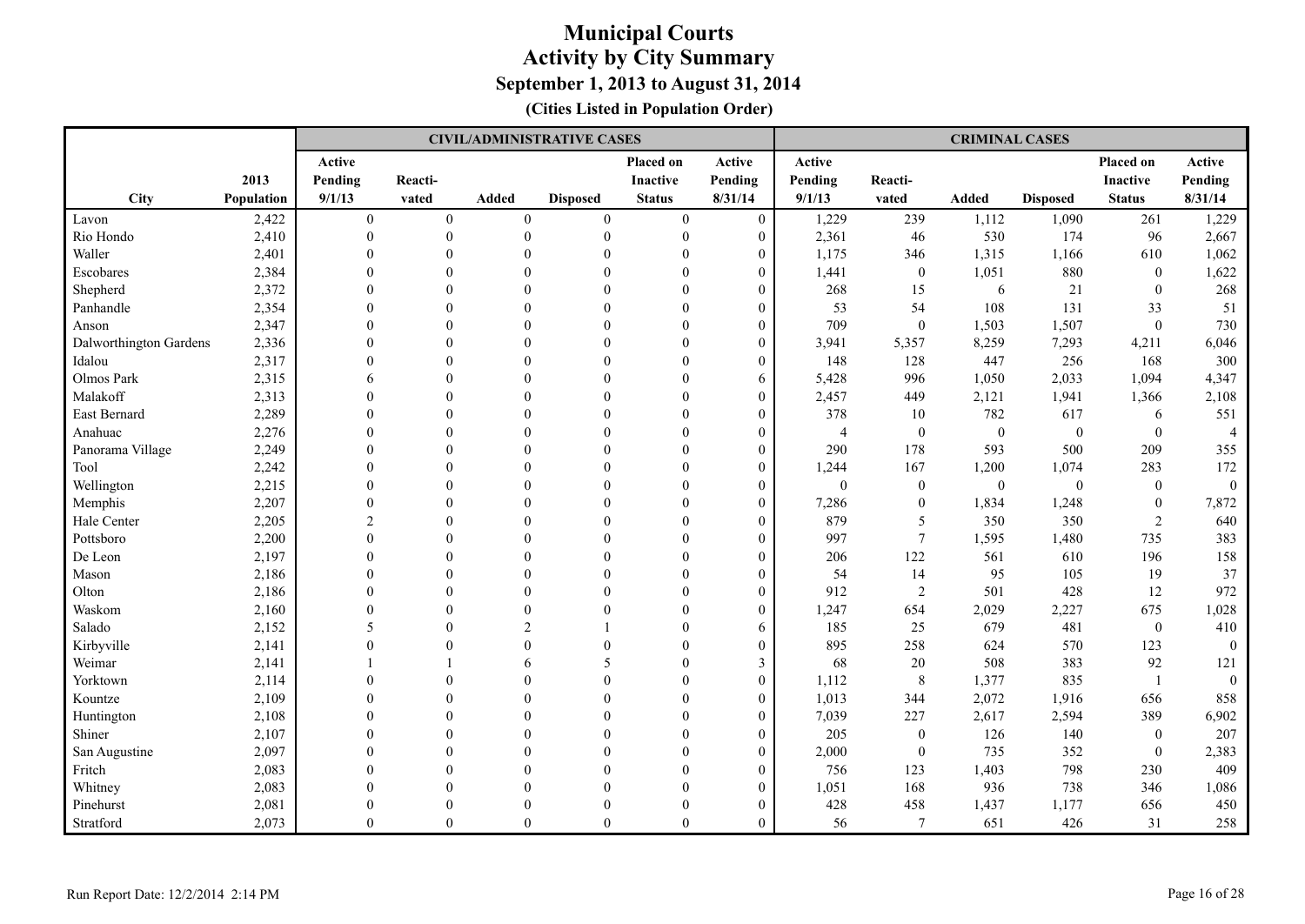# Municipal Courts
## Activity by City Summary
### September 1, 2013 to August 31, 2014
**(Cities Listed in Population Order)**

| | | CIVIL/ADMINISTRATIVE CASES | | | | | | CRIMINAL CASES | | | | | |
|---|---|---|---|---|---|---|---|---|---|---|---|---|---|
| City | 2013 Population | Active Pending 9/1/13 | Reacti-vated | Added | Disposed | Placed on Inactive Status | Active Pending 8/31/14 | Active Pending 9/1/13 | Reacti-vated | Added | Disposed | Placed on Inactive Status | Active Pending 8/31/14 |
| Lavon | 2,422 | 0 | 0 | 0 | 0 | 0 | 0 | 1,229 | 239 | 1,112 | 1,090 | 261 | 1,229 |
| Rio Hondo | 2,410 | 0 | 0 | 0 | 0 | 0 | 0 | 2,361 | 46 | 530 | 174 | 96 | 2,667 |
| Waller | 2,401 | 0 | 0 | 0 | 0 | 0 | 0 | 1,175 | 346 | 1,315 | 1,166 | 610 | 1,062 |
| Escobares | 2,384 | 0 | 0 | 0 | 0 | 0 | 0 | 1,441 | 0 | 1,051 | 880 | 0 | 1,622 |
| Shepherd | 2,372 | 0 | 0 | 0 | 0 | 0 | 0 | 268 | 15 | 6 | 21 | 0 | 268 |
| Panhandle | 2,354 | 0 | 0 | 0 | 0 | 0 | 0 | 53 | 54 | 108 | 131 | 33 | 51 |
| Anson | 2,347 | 0 | 0 | 0 | 0 | 0 | 0 | 709 | 0 | 1,503 | 1,507 | 0 | 730 |
| Dalworthington Gardens | 2,336 | 0 | 0 | 0 | 0 | 0 | 0 | 3,941 | 5,357 | 8,259 | 7,293 | 4,211 | 6,046 |
| Idalou | 2,317 | 0 | 0 | 0 | 0 | 0 | 0 | 148 | 128 | 447 | 256 | 168 | 300 |
| Olmos Park | 2,315 | 6 | 0 | 0 | 0 | 0 | 6 | 5,428 | 996 | 1,050 | 2,033 | 1,094 | 4,347 |
| Malakoff | 2,313 | 0 | 0 | 0 | 0 | 0 | 0 | 2,457 | 449 | 2,121 | 1,941 | 1,366 | 2,108 |
| East Bernard | 2,289 | 0 | 0 | 0 | 0 | 0 | 0 | 378 | 10 | 782 | 617 | 6 | 551 |
| Anahuac | 2,276 | 0 | 0 | 0 | 0 | 0 | 0 | 4 | 0 | 0 | 0 | 0 | 4 |
| Panorama Village | 2,249 | 0 | 0 | 0 | 0 | 0 | 0 | 290 | 178 | 593 | 500 | 209 | 355 |
| Tool | 2,242 | 0 | 0 | 0 | 0 | 0 | 0 | 1,244 | 167 | 1,200 | 1,074 | 283 | 172 |
| Wellington | 2,215 | 0 | 0 | 0 | 0 | 0 | 0 | 0 | 0 | 0 | 0 | 0 | 0 |
| Memphis | 2,207 | 0 | 0 | 0 | 0 | 0 | 0 | 7,286 | 0 | 1,834 | 1,248 | 0 | 7,872 |
| Hale Center | 2,205 | 2 | 0 | 0 | 0 | 0 | 0 | 879 | 5 | 350 | 350 | 2 | 640 |
| Pottsboro | 2,200 | 0 | 0 | 0 | 0 | 0 | 0 | 997 | 7 | 1,595 | 1,480 | 735 | 383 |
| De Leon | 2,197 | 0 | 0 | 0 | 0 | 0 | 0 | 206 | 122 | 561 | 610 | 196 | 158 |
| Mason | 2,186 | 0 | 0 | 0 | 0 | 0 | 0 | 54 | 14 | 95 | 105 | 19 | 37 |
| Olton | 2,186 | 0 | 0 | 0 | 0 | 0 | 0 | 912 | 2 | 501 | 428 | 12 | 972 |
| Waskom | 2,160 | 0 | 0 | 0 | 0 | 0 | 0 | 1,247 | 654 | 2,029 | 2,227 | 675 | 1,028 |
| Salado | 2,152 | 5 | 0 | 2 | 1 | 0 | 6 | 185 | 25 | 679 | 481 | 0 | 410 |
| Kirbyville | 2,141 | 0 | 0 | 0 | 0 | 0 | 0 | 895 | 258 | 624 | 570 | 123 | 0 |
| Weimar | 2,141 | 1 | 1 | 6 | 5 | 0 | 3 | 68 | 20 | 508 | 383 | 92 | 121 |
| Yorktown | 2,114 | 0 | 0 | 0 | 0 | 0 | 0 | 1,112 | 8 | 1,377 | 835 | 1 | 0 |
| Kountze | 2,109 | 0 | 0 | 0 | 0 | 0 | 0 | 1,013 | 344 | 2,072 | 1,916 | 656 | 858 |
| Huntington | 2,108 | 0 | 0 | 0 | 0 | 0 | 0 | 7,039 | 227 | 2,617 | 2,594 | 389 | 6,902 |
| Shiner | 2,107 | 0 | 0 | 0 | 0 | 0 | 0 | 205 | 0 | 126 | 140 | 0 | 207 |
| San Augustine | 2,097 | 0 | 0 | 0 | 0 | 0 | 0 | 2,000 | 0 | 735 | 352 | 0 | 2,383 |
| Fritch | 2,083 | 0 | 0 | 0 | 0 | 0 | 0 | 756 | 123 | 1,403 | 798 | 230 | 409 |
| Whitney | 2,083 | 0 | 0 | 0 | 0 | 0 | 0 | 1,051 | 168 | 936 | 738 | 346 | 1,086 |
| Pinehurst | 2,081 | 0 | 0 | 0 | 0 | 0 | 0 | 428 | 458 | 1,437 | 1,177 | 656 | 450 |
| Stratford | 2,073 | 0 | 0 | 0 | 0 | 0 | 0 | 56 | 7 | 651 | 426 | 31 | 258 |

Run Report Date: 12/2/2014 2:14 PM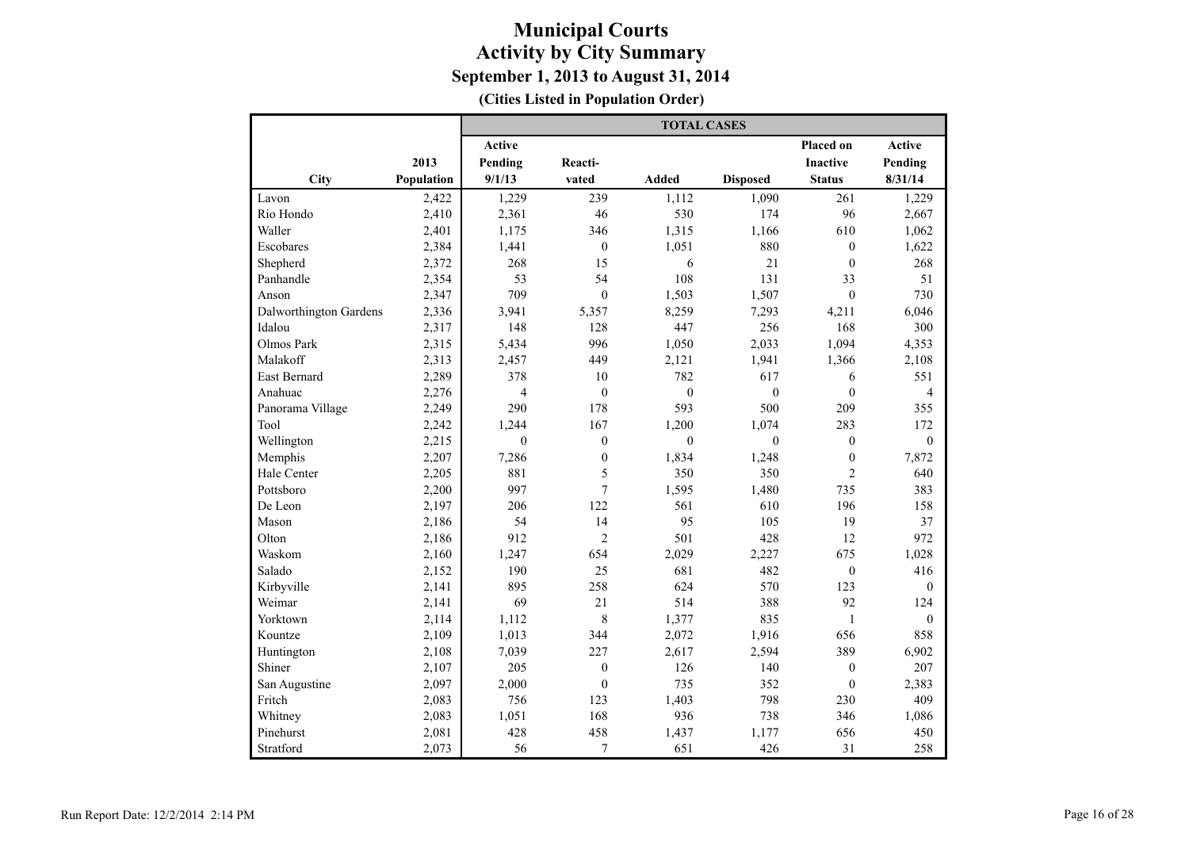# Municipal Courts
## Activity by City Summary
### September 1, 2013 to August 31, 2014
**(Cities Listed in Population Order)**

| City | 2013 Population | TOTAL CASES Active Pending 9/1/13 | Reacti-vated | Added | Disposed | Placed on Inactive Status | Active Pending 8/31/14 |
|---|---|---|---|---|---|---|---|
| Lavon | 2,422 | 1,229 | 239 | 1,112 | 1,090 | 261 | 1,229 |
| Rio Hondo | 2,410 | 2,361 | 46 | 530 | 174 | 96 | 2,667 |
| Waller | 2,401 | 1,175 | 346 | 1,315 | 1,166 | 610 | 1,062 |
| Escobares | 2,384 | 1,441 | 0 | 1,051 | 880 | 0 | 1,622 |
| Shepherd | 2,372 | 268 | 15 | 6 | 21 | 0 | 268 |
| Panhandle | 2,354 | 53 | 54 | 108 | 131 | 33 | 51 |
| Anson | 2,347 | 709 | 0 | 1,503 | 1,507 | 0 | 730 |
| Dalworthington Gardens | 2,336 | 3,941 | 5,357 | 8,259 | 7,293 | 4,211 | 6,046 |
| Idalou | 2,317 | 148 | 128 | 447 | 256 | 168 | 300 |
| Olmos Park | 2,315 | 5,434 | 996 | 1,050 | 2,033 | 1,094 | 4,353 |
| Malakoff | 2,313 | 2,457 | 449 | 2,121 | 1,941 | 1,366 | 2,108 |
| East Bernard | 2,289 | 378 | 10 | 782 | 617 | 6 | 551 |
| Anahuac | 2,276 | 4 | 0 | 0 | 0 | 0 | 4 |
| Panorama Village | 2,249 | 290 | 178 | 593 | 500 | 209 | 355 |
| Tool | 2,242 | 1,244 | 167 | 1,200 | 1,074 | 283 | 172 |
| Wellington | 2,215 | 0 | 0 | 0 | 0 | 0 | 0 |
| Memphis | 2,207 | 7,286 | 0 | 1,834 | 1,248 | 0 | 7,872 |
| Hale Center | 2,205 | 881 | 5 | 350 | 350 | 2 | 640 |
| Pottsboro | 2,200 | 997 | 7 | 1,595 | 1,480 | 735 | 383 |
| De Leon | 2,197 | 206 | 122 | 561 | 610 | 196 | 158 |
| Mason | 2,186 | 54 | 14 | 95 | 105 | 19 | 37 |
| Olton | 2,186 | 912 | 2 | 501 | 428 | 12 | 972 |
| Waskom | 2,160 | 1,247 | 654 | 2,029 | 2,227 | 675 | 1,028 |
| Salado | 2,152 | 190 | 25 | 681 | 482 | 0 | 416 |
| Kirbyville | 2,141 | 895 | 258 | 624 | 570 | 123 | 0 |
| Weimar | 2,141 | 69 | 21 | 514 | 388 | 92 | 124 |
| Yorktown | 2,114 | 1,112 | 8 | 1,377 | 835 | 1 | 0 |
| Kountze | 2,109 | 1,013 | 344 | 2,072 | 1,916 | 656 | 858 |
| Huntington | 2,108 | 7,039 | 227 | 2,617 | 2,594 | 389 | 6,902 |
| Shiner | 2,107 | 205 | 0 | 126 | 140 | 0 | 207 |
| San Augustine | 2,097 | 2,000 | 0 | 735 | 352 | 0 | 2,383 |
| Fritch | 2,083 | 756 | 123 | 1,403 | 798 | 230 | 409 |
| Whitney | 2,083 | 1,051 | 168 | 936 | 738 | 346 | 1,086 |
| Pinehurst | 2,081 | 428 | 458 | 1,437 | 1,177 | 656 | 450 |
| Stratford | 2,073 | 56 | 7 | 651 | 426 | 31 | 258 |

Run Report Date: 12/2/2014 2:14 PM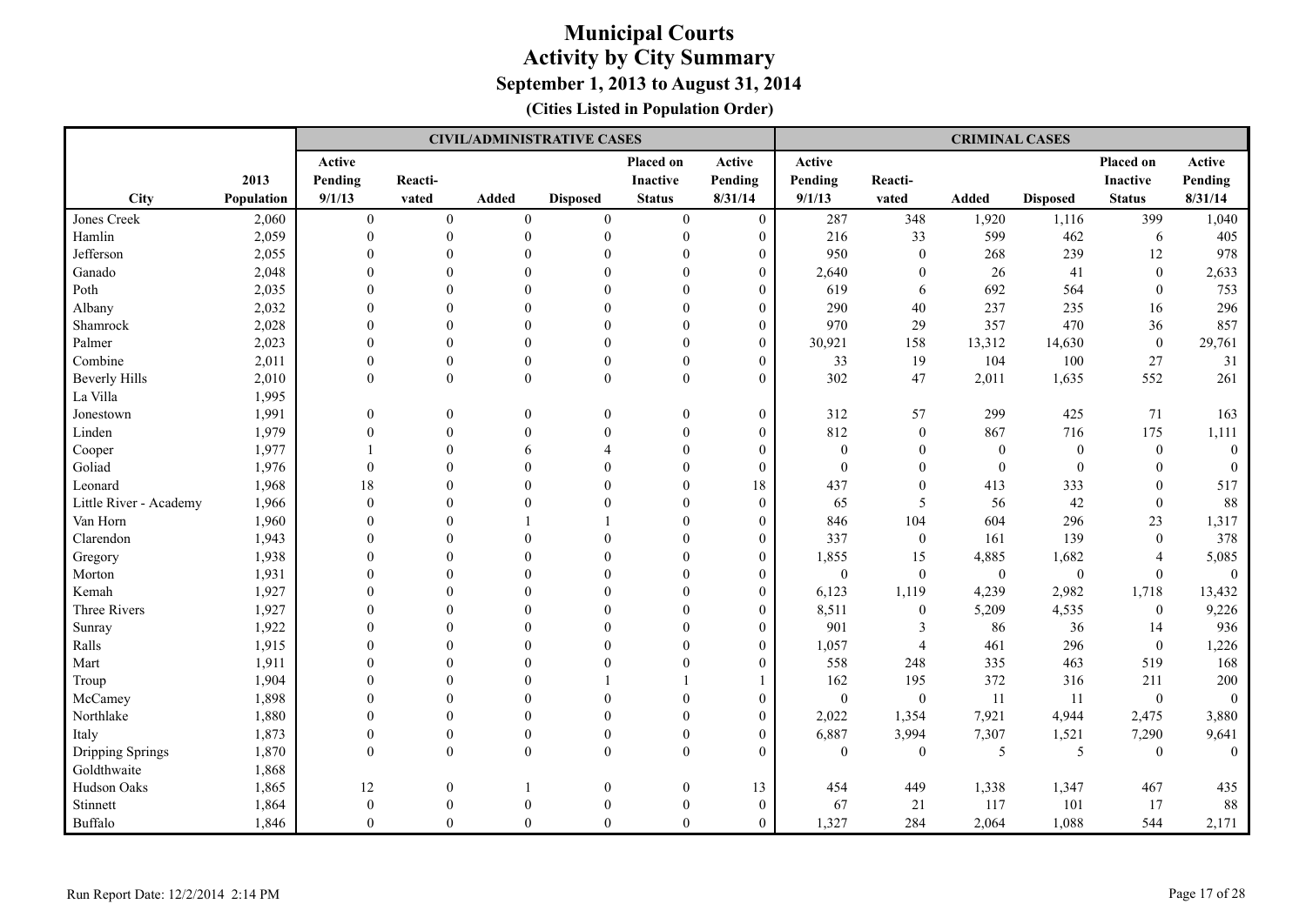# Municipal Courts
## Activity by City Summary
### September 1, 2013 to August 31, 2014
**(Cities Listed in Population Order)**

| | | CIVIL/ADMINISTRATIVE CASES | | | | | | CRIMINAL CASES | | | | | |
|---|---|---|---|---|---|---|---|---|---|---|---|---|---|
| City | 2013 Population | Active Pending 9/1/13 | Reacti-vated | Added | Disposed | Placed on Inactive Status | Active Pending 8/31/14 | Active Pending 9/1/13 | Reacti-vated | Added | Disposed | Placed on Inactive Status | Active Pending 8/31/14 |
| Jones Creek | 2,060 | 0 | 0 | 0 | 0 | 0 | 0 | 287 | 348 | 1,920 | 1,116 | 399 | 1,040 |
| Hamlin | 2,059 | 0 | 0 | 0 | 0 | 0 | 0 | 216 | 33 | 599 | 462 | 6 | 405 |
| Jefferson | 2,055 | 0 | 0 | 0 | 0 | 0 | 0 | 950 | 0 | 268 | 239 | 12 | 978 |
| Ganado | 2,048 | 0 | 0 | 0 | 0 | 0 | 0 | 2,640 | 0 | 26 | 41 | 0 | 2,633 |
| Poth | 2,035 | 0 | 0 | 0 | 0 | 0 | 0 | 619 | 6 | 692 | 564 | 0 | 753 |
| Albany | 2,032 | 0 | 0 | 0 | 0 | 0 | 0 | 290 | 40 | 237 | 235 | 16 | 296 |
| Shamrock | 2,028 | 0 | 0 | 0 | 0 | 0 | 0 | 970 | 29 | 357 | 470 | 36 | 857 |
| Palmer | 2,023 | 0 | 0 | 0 | 0 | 0 | 0 | 30,921 | 158 | 13,312 | 14,630 | 0 | 29,761 |
| Combine | 2,011 | 0 | 0 | 0 | 0 | 0 | 0 | 33 | 19 | 104 | 100 | 27 | 31 |
| Beverly Hills | 2,010 | 0 | 0 | 0 | 0 | 0 | 0 | 302 | 47 | 2,011 | 1,635 | 552 | 261 |
| La Villa | 1,995 | | | | | | | | | | | | |
| Jonestown | 1,991 | 0 | 0 | 0 | 0 | 0 | 0 | 312 | 57 | 299 | 425 | 71 | 163 |
| Linden | 1,979 | 0 | 0 | 0 | 0 | 0 | 0 | 812 | 0 | 867 | 716 | 175 | 1,111 |
| Cooper | 1,977 | 1 | 0 | 6 | 4 | 0 | 0 | 0 | 0 | 0 | 0 | 0 | 0 |
| Goliad | 1,976 | 0 | 0 | 0 | 0 | 0 | 0 | 0 | 0 | 0 | 0 | 0 | 0 |
| Leonard | 1,968 | 18 | 0 | 0 | 0 | 0 | 18 | 437 | 0 | 413 | 333 | 0 | 517 |
| Little River - Academy | 1,966 | 0 | 0 | 0 | 0 | 0 | 0 | 65 | 5 | 56 | 42 | 0 | 88 |
| Van Horn | 1,960 | 0 | 0 | 1 | 1 | 0 | 0 | 846 | 104 | 604 | 296 | 23 | 1,317 |
| Clarendon | 1,943 | 0 | 0 | 0 | 0 | 0 | 0 | 337 | 0 | 161 | 139 | 0 | 378 |
| Gregory | 1,938 | 0 | 0 | 0 | 0 | 0 | 0 | 1,855 | 15 | 4,885 | 1,682 | 4 | 5,085 |
| Morton | 1,931 | 0 | 0 | 0 | 0 | 0 | 0 | 0 | 0 | 0 | 0 | 0 | 0 |
| Kemah | 1,927 | 0 | 0 | 0 | 0 | 0 | 0 | 6,123 | 1,119 | 4,239 | 2,982 | 1,718 | 13,432 |
| Three Rivers | 1,927 | 0 | 0 | 0 | 0 | 0 | 0 | 8,511 | 0 | 5,209 | 4,535 | 0 | 9,226 |
| Sunray | 1,922 | 0 | 0 | 0 | 0 | 0 | 0 | 901 | 3 | 86 | 36 | 14 | 936 |
| Ralls | 1,915 | 0 | 0 | 0 | 0 | 0 | 0 | 1,057 | 4 | 461 | 296 | 0 | 1,226 |
| Mart | 1,911 | 0 | 0 | 0 | 0 | 0 | 0 | 558 | 248 | 335 | 463 | 519 | 168 |
| Troup | 1,904 | 0 | 0 | 0 | 1 | 1 | 1 | 162 | 195 | 372 | 316 | 211 | 200 |
| McCamey | 1,898 | 0 | 0 | 0 | 0 | 0 | 0 | 0 | 0 | 11 | 11 | 0 | 0 |
| Northlake | 1,880 | 0 | 0 | 0 | 0 | 0 | 0 | 2,022 | 1,354 | 7,921 | 4,944 | 2,475 | 3,880 |
| Italy | 1,873 | 0 | 0 | 0 | 0 | 0 | 0 | 6,887 | 3,994 | 7,307 | 1,521 | 7,290 | 9,641 |
| Dripping Springs | 1,870 | 0 | 0 | 0 | 0 | 0 | 0 | 0 | 0 | 5 | 5 | 0 | 0 |
| Goldthwaite | 1,868 | | | | | | | | | | | | |
| Hudson Oaks | 1,865 | 12 | 0 | 1 | 0 | 0 | 13 | 454 | 449 | 1,338 | 1,347 | 467 | 435 |
| Stinnett | 1,864 | 0 | 0 | 0 | 0 | 0 | 0 | 67 | 21 | 117 | 101 | 17 | 88 |
| Buffalo | 1,846 | 0 | 0 | 0 | 0 | 0 | 0 | 1,327 | 284 | 2,064 | 1,088 | 544 | 2,171 |

Run Report Date: 12/2/2014 2:14 PM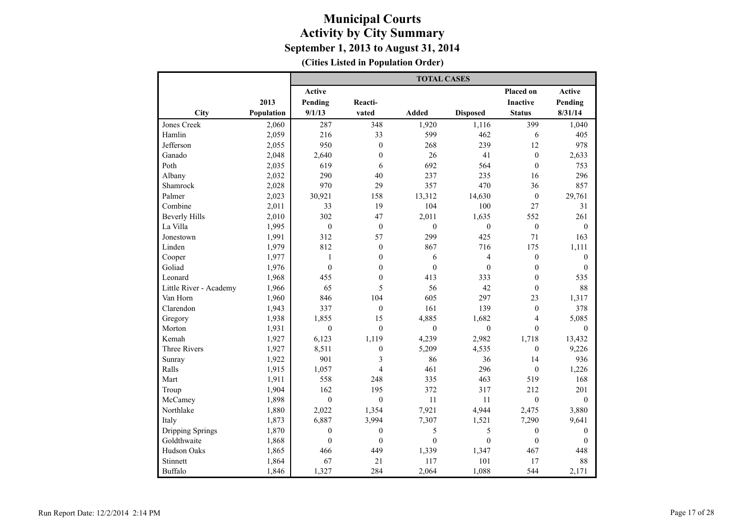# Municipal Courts
## Activity by City Summary
### September 1, 2013 to August 31, 2014
**(Cities Listed in Population Order)**

| City | 2013 Population | TOTAL CASES Active Pending 9/1/13 | Reacti-vated | Added | Disposed | Placed on Inactive Status | Active Pending 8/31/14 |
|---|---|---|---|---|---|---|---|
| Jones Creek | 2,060 | 287 | 348 | 1,920 | 1,116 | 399 | 1,040 |
| Hamlin | 2,059 | 216 | 33 | 599 | 462 | 6 | 405 |
| Jefferson | 2,055 | 950 | 0 | 268 | 239 | 12 | 978 |
| Ganado | 2,048 | 2,640 | 0 | 26 | 41 | 0 | 2,633 |
| Poth | 2,035 | 619 | 6 | 692 | 564 | 0 | 753 |
| Albany | 2,032 | 290 | 40 | 237 | 235 | 16 | 296 |
| Shamrock | 2,028 | 970 | 29 | 357 | 470 | 36 | 857 |
| Palmer | 2,023 | 30,921 | 158 | 13,312 | 14,630 | 0 | 29,761 |
| Combine | 2,011 | 33 | 19 | 104 | 100 | 27 | 31 |
| Beverly Hills | 2,010 | 302 | 47 | 2,011 | 1,635 | 552 | 261 |
| La Villa | 1,995 | 0 | 0 | 0 | 0 | 0 | 0 |
| Jonestown | 1,991 | 312 | 57 | 299 | 425 | 71 | 163 |
| Linden | 1,979 | 812 | 0 | 867 | 716 | 175 | 1,111 |
| Cooper | 1,977 | 1 | 0 | 6 | 4 | 0 | 0 |
| Goliad | 1,976 | 0 | 0 | 0 | 0 | 0 | 0 |
| Leonard | 1,968 | 455 | 0 | 413 | 333 | 0 | 535 |
| Little River - Academy | 1,966 | 65 | 5 | 56 | 42 | 0 | 88 |
| Van Horn | 1,960 | 846 | 104 | 605 | 297 | 23 | 1,317 |
| Clarendon | 1,943 | 337 | 0 | 161 | 139 | 0 | 378 |
| Gregory | 1,938 | 1,855 | 15 | 4,885 | 1,682 | 4 | 5,085 |
| Morton | 1,931 | 0 | 0 | 0 | 0 | 0 | 0 |
| Kemah | 1,927 | 6,123 | 1,119 | 4,239 | 2,982 | 1,718 | 13,432 |
| Three Rivers | 1,927 | 8,511 | 0 | 5,209 | 4,535 | 0 | 9,226 |
| Sunray | 1,922 | 901 | 3 | 86 | 36 | 14 | 936 |
| Ralls | 1,915 | 1,057 | 4 | 461 | 296 | 0 | 1,226 |
| Mart | 1,911 | 558 | 248 | 335 | 463 | 519 | 168 |
| Troup | 1,904 | 162 | 195 | 372 | 317 | 212 | 201 |
| McCamey | 1,898 | 0 | 0 | 11 | 11 | 0 | 0 |
| Northlake | 1,880 | 2,022 | 1,354 | 7,921 | 4,944 | 2,475 | 3,880 |
| Italy | 1,873 | 6,887 | 3,994 | 7,307 | 1,521 | 7,290 | 9,641 |
| Dripping Springs | 1,870 | 0 | 0 | 5 | 5 | 0 | 0 |
| Goldthwaite | 1,868 | 0 | 0 | 0 | 0 | 0 | 0 |
| Hudson Oaks | 1,865 | 466 | 449 | 1,339 | 1,347 | 467 | 448 |
| Stinnett | 1,864 | 67 | 21 | 117 | 101 | 17 | 88 |
| Buffalo | 1,846 | 1,327 | 284 | 2,064 | 1,088 | 544 | 2,171 |

Run Report Date: 12/2/2014 2:14 PM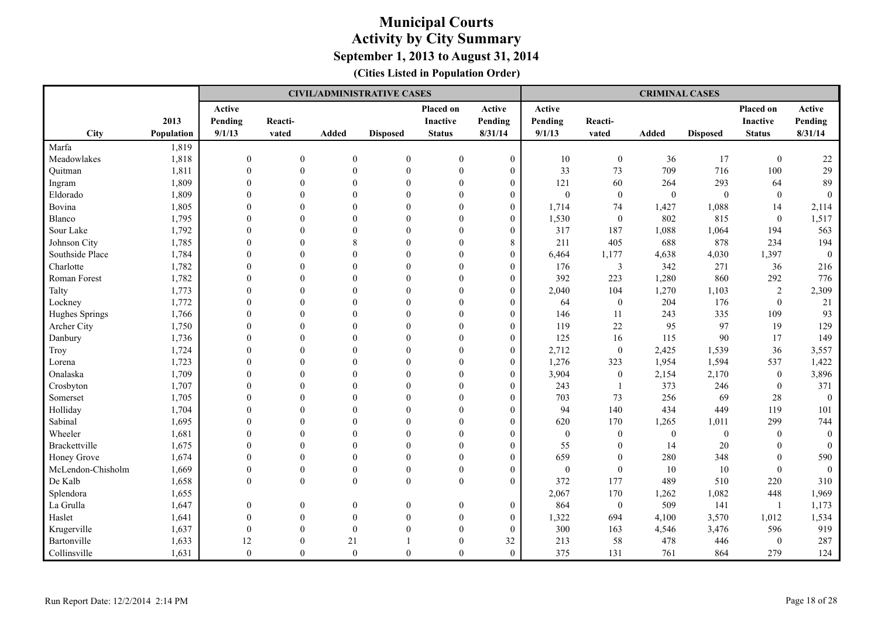# Municipal Courts
## Activity by City Summary
### September 1, 2013 to August 31, 2014
**(Cities Listed in Population Order)**

| | | CIVIL/ADMINISTRATIVE CASES | | | | | | CRIMINAL CASES | | | | | |
|---|---|---|---|---|---|---|---|---|---|---|---|---|---|
| City | 2013 Population | Active Pending 9/1/13 | Reacti-vated | Added | Disposed | Placed on Inactive Status | Active Pending 8/31/14 | Active Pending 9/1/13 | Reacti-vated | Added | Disposed | Placed on Inactive Status | Active Pending 8/31/14 |
| Marfa | 1,819 | | | | | | | | | | | | |
| Meadowlakes | 1,818 | 0 | 0 | 0 | 0 | 0 | 0 | 10 | 0 | 36 | 17 | 0 | 22 |
| Quitman | 1,811 | 0 | 0 | 0 | 0 | 0 | 0 | 33 | 73 | 709 | 716 | 100 | 29 |
| Ingram | 1,809 | 0 | 0 | 0 | 0 | 0 | 0 | 121 | 60 | 264 | 293 | 64 | 89 |
| Eldorado | 1,809 | 0 | 0 | 0 | 0 | 0 | 0 | 0 | 0 | 0 | 0 | 0 | 0 |
| Bovina | 1,805 | 0 | 0 | 0 | 0 | 0 | 0 | 1,714 | 74 | 1,427 | 1,088 | 14 | 2,114 |
| Blanco | 1,795 | 0 | 0 | 0 | 0 | 0 | 0 | 1,530 | 0 | 802 | 815 | 0 | 1,517 |
| Sour Lake | 1,792 | 0 | 0 | 0 | 0 | 0 | 0 | 317 | 187 | 1,088 | 1,064 | 194 | 563 |
| Johnson City | 1,785 | 0 | 0 | 8 | 0 | 0 | 8 | 211 | 405 | 688 | 878 | 234 | 194 |
| Southside Place | 1,784 | 0 | 0 | 0 | 0 | 0 | 0 | 6,464 | 1,177 | 4,638 | 4,030 | 1,397 | 0 |
| Charlotte | 1,782 | 0 | 0 | 0 | 0 | 0 | 0 | 176 | 3 | 342 | 271 | 36 | 216 |
| Roman Forest | 1,782 | 0 | 0 | 0 | 0 | 0 | 0 | 392 | 223 | 1,280 | 860 | 292 | 776 |
| Talty | 1,773 | 0 | 0 | 0 | 0 | 0 | 0 | 2,040 | 104 | 1,270 | 1,103 | 2 | 2,309 |
| Lockney | 1,772 | 0 | 0 | 0 | 0 | 0 | 0 | 64 | 0 | 204 | 176 | 0 | 21 |
| Hughes Springs | 1,766 | 0 | 0 | 0 | 0 | 0 | 0 | 146 | 11 | 243 | 335 | 109 | 93 |
| Archer City | 1,750 | 0 | 0 | 0 | 0 | 0 | 0 | 119 | 22 | 95 | 97 | 19 | 129 |
| Danbury | 1,736 | 0 | 0 | 0 | 0 | 0 | 0 | 125 | 16 | 115 | 90 | 17 | 149 |
| Troy | 1,724 | 0 | 0 | 0 | 0 | 0 | 0 | 2,712 | 0 | 2,425 | 1,539 | 36 | 3,557 |
| Lorena | 1,723 | 0 | 0 | 0 | 0 | 0 | 0 | 1,276 | 323 | 1,954 | 1,594 | 537 | 1,422 |
| Onalaska | 1,709 | 0 | 0 | 0 | 0 | 0 | 0 | 3,904 | 0 | 2,154 | 2,170 | 0 | 3,896 |
| Crosbyton | 1,707 | 0 | 0 | 0 | 0 | 0 | 0 | 243 | 1 | 373 | 246 | 0 | 371 |
| Somerset | 1,705 | 0 | 0 | 0 | 0 | 0 | 0 | 703 | 73 | 256 | 69 | 28 | 0 |
| Holliday | 1,704 | 0 | 0 | 0 | 0 | 0 | 0 | 94 | 140 | 434 | 449 | 119 | 101 |
| Sabinal | 1,695 | 0 | 0 | 0 | 0 | 0 | 0 | 620 | 170 | 1,265 | 1,011 | 299 | 744 |
| Wheeler | 1,681 | 0 | 0 | 0 | 0 | 0 | 0 | 0 | 0 | 0 | 0 | 0 | 0 |
| Brackettville | 1,675 | 0 | 0 | 0 | 0 | 0 | 0 | 55 | 0 | 14 | 20 | 0 | 0 |
| Honey Grove | 1,674 | 0 | 0 | 0 | 0 | 0 | 0 | 659 | 0 | 280 | 348 | 0 | 590 |
| McLendon-Chisholm | 1,669 | 0 | 0 | 0 | 0 | 0 | 0 | 0 | 0 | 10 | 10 | 0 | 0 |
| De Kalb | 1,658 | 0 | 0 | 0 | 0 | 0 | 0 | 372 | 177 | 489 | 510 | 220 | 310 |
| Splendora | 1,655 | | | | | | | 2,067 | 170 | 1,262 | 1,082 | 448 | 1,969 |
| La Grulla | 1,647 | 0 | 0 | 0 | 0 | 0 | 0 | 864 | 0 | 509 | 141 | 1 | 1,173 |
| Haslet | 1,641 | 0 | 0 | 0 | 0 | 0 | 0 | 1,322 | 694 | 4,100 | 3,570 | 1,012 | 1,534 |
| Krugerville | 1,637 | 0 | 0 | 0 | 0 | 0 | 0 | 300 | 163 | 4,546 | 3,476 | 596 | 919 |
| Bartonville | 1,633 | 12 | 0 | 21 | 1 | 0 | 32 | 213 | 58 | 478 | 446 | 0 | 287 |
| Collinsville | 1,631 | 0 | 0 | 0 | 0 | 0 | 0 | 375 | 131 | 761 | 864 | 279 | 124 |

Run Report Date: 12/2/2014 2:14 PM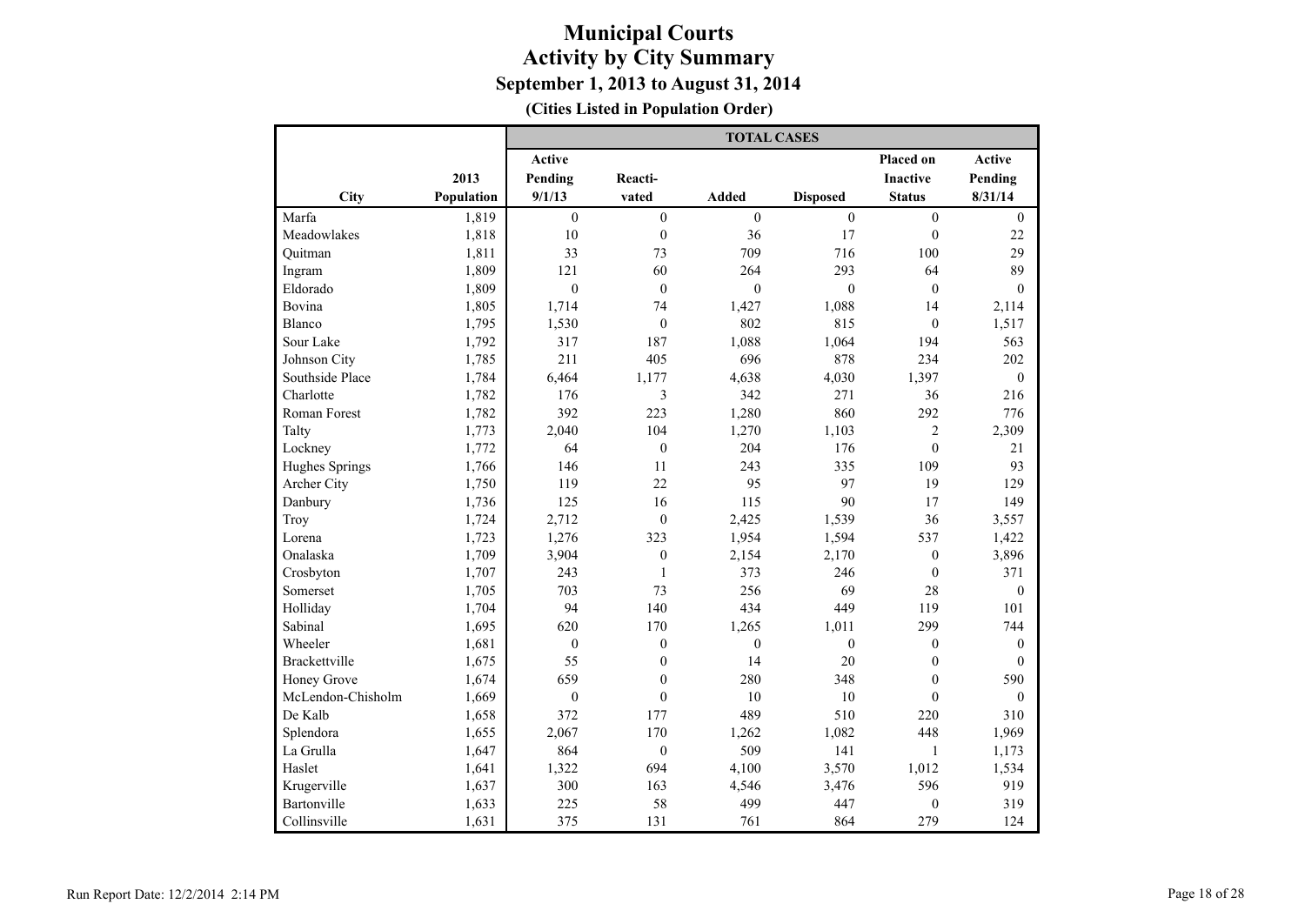# Municipal Courts
## Activity by City Summary
### September 1, 2013 to August 31, 2014
**(Cities Listed in Population Order)**

| City | 2013 Population | TOTAL CASES | | | | | |
|---|---|---|---|---|---|---|---|
| | | Active Pending 9/1/13 | Reacti-vated | Added | Disposed | Placed on Inactive Status | Active Pending 8/31/14 |
| Marfa | 1,819 | 0 | 0 | 0 | 0 | 0 | 0 |
| Meadowlakes | 1,818 | 10 | 0 | 36 | 17 | 0 | 22 |
| Quitman | 1,811 | 33 | 73 | 709 | 716 | 100 | 29 |
| Ingram | 1,809 | 121 | 60 | 264 | 293 | 64 | 89 |
| Eldorado | 1,809 | 0 | 0 | 0 | 0 | 0 | 0 |
| Bovina | 1,805 | 1,714 | 74 | 1,427 | 1,088 | 14 | 2,114 |
| Blanco | 1,795 | 1,530 | 0 | 802 | 815 | 0 | 1,517 |
| Sour Lake | 1,792 | 317 | 187 | 1,088 | 1,064 | 194 | 563 |
| Johnson City | 1,785 | 211 | 405 | 696 | 878 | 234 | 202 |
| Southside Place | 1,784 | 6,464 | 1,177 | 4,638 | 4,030 | 1,397 | 0 |
| Charlotte | 1,782 | 176 | 3 | 342 | 271 | 36 | 216 |
| Roman Forest | 1,782 | 392 | 223 | 1,280 | 860 | 292 | 776 |
| Talty | 1,773 | 2,040 | 104 | 1,270 | 1,103 | 2 | 2,309 |
| Lockney | 1,772 | 64 | 0 | 204 | 176 | 0 | 21 |
| Hughes Springs | 1,766 | 146 | 11 | 243 | 335 | 109 | 93 |
| Archer City | 1,750 | 119 | 22 | 95 | 97 | 19 | 129 |
| Danbury | 1,736 | 125 | 16 | 115 | 90 | 17 | 149 |
| Troy | 1,724 | 2,712 | 0 | 2,425 | 1,539 | 36 | 3,557 |
| Lorena | 1,723 | 1,276 | 323 | 1,954 | 1,594 | 537 | 1,422 |
| Onalaska | 1,709 | 3,904 | 0 | 2,154 | 2,170 | 0 | 3,896 |
| Crosbyton | 1,707 | 243 | 1 | 373 | 246 | 0 | 371 |
| Somerset | 1,705 | 703 | 73 | 256 | 69 | 28 | 0 |
| Holliday | 1,704 | 94 | 140 | 434 | 449 | 119 | 101 |
| Sabinal | 1,695 | 620 | 170 | 1,265 | 1,011 | 299 | 744 |
| Wheeler | 1,681 | 0 | 0 | 0 | 0 | 0 | 0 |
| Brackettville | 1,675 | 55 | 0 | 14 | 20 | 0 | 0 |
| Honey Grove | 1,674 | 659 | 0 | 280 | 348 | 0 | 590 |
| McLendon-Chisholm | 1,669 | 0 | 0 | 10 | 10 | 0 | 0 |
| De Kalb | 1,658 | 372 | 177 | 489 | 510 | 220 | 310 |
| Splendora | 1,655 | 2,067 | 170 | 1,262 | 1,082 | 448 | 1,969 |
| La Grulla | 1,647 | 864 | 0 | 509 | 141 | 1 | 1,173 |
| Haslet | 1,641 | 1,322 | 694 | 4,100 | 3,570 | 1,012 | 1,534 |
| Krugerville | 1,637 | 300 | 163 | 4,546 | 3,476 | 596 | 919 |
| Bartonville | 1,633 | 225 | 58 | 499 | 447 | 0 | 319 |
| Collinsville | 1,631 | 375 | 131 | 761 | 864 | 279 | 124 |

Run Report Date: 12/2/2014 2:14 PM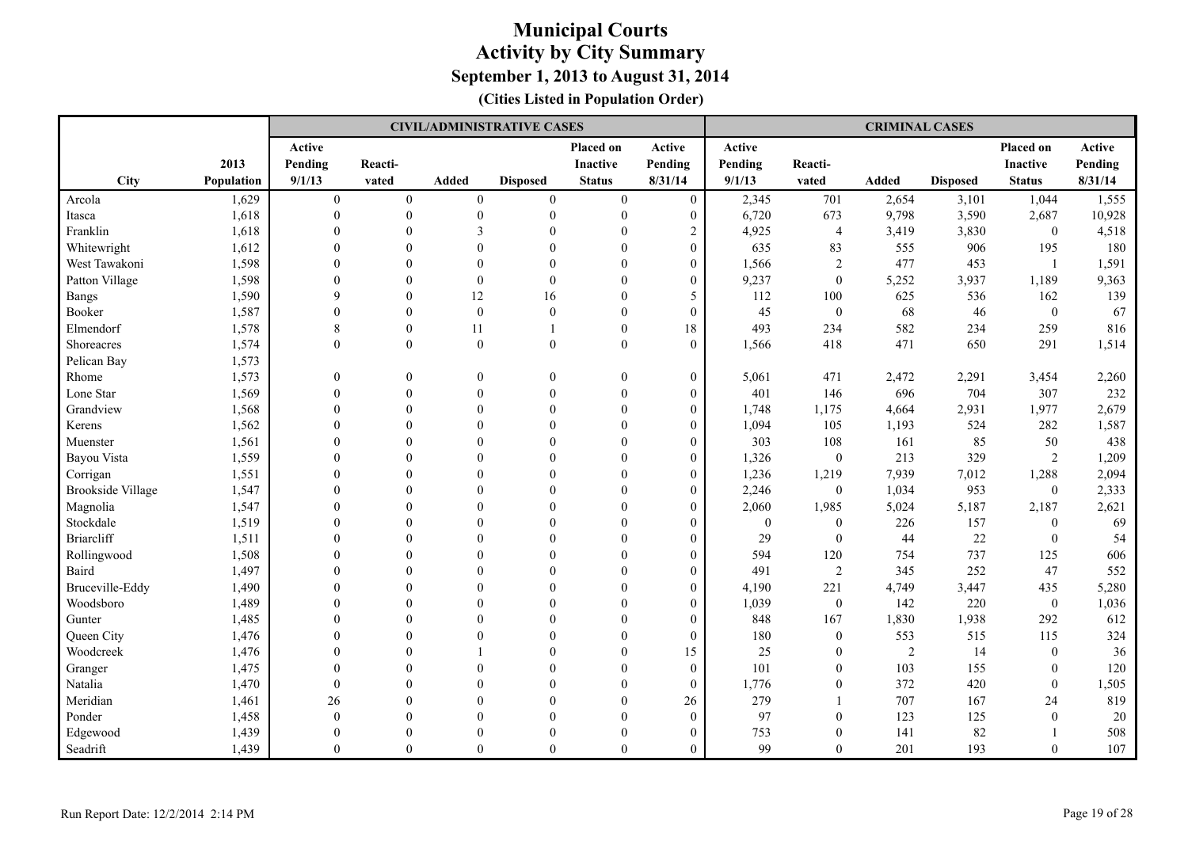# Municipal Courts
## Activity by City Summary
### September 1, 2013 to August 31, 2014
**(Cities Listed in Population Order)**

| | | CIVIL/ADMINISTRATIVE CASES | | | | | | CRIMINAL CASES | | | | | |
|---|---|---|---|---|---|---|---|---|---|---|---|---|---|
| City | 2013 Population | Active Pending 9/1/13 | Reacti-vated | Added | Disposed | Placed on Inactive Status | Active Pending 8/31/14 | Active Pending 9/1/13 | Reacti-vated | Added | Disposed | Placed on Inactive Status | Active Pending 8/31/14 |
| Arcola | 1,629 | 0 | 0 | 0 | 0 | 0 | 0 | 2,345 | 701 | 2,654 | 3,101 | 1,044 | 1,555 |
| Itasca | 1,618 | 0 | 0 | 0 | 0 | 0 | 0 | 6,720 | 673 | 9,798 | 3,590 | 2,687 | 10,928 |
| Franklin | 1,618 | 0 | 0 | 3 | 0 | 0 | 2 | 4,925 | 4 | 3,419 | 3,830 | 0 | 4,518 |
| Whitewright | 1,612 | 0 | 0 | 0 | 0 | 0 | 0 | 635 | 83 | 555 | 906 | 195 | 180 |
| West Tawakoni | 1,598 | 0 | 0 | 0 | 0 | 0 | 0 | 1,566 | 2 | 477 | 453 | 1 | 1,591 |
| Patton Village | 1,598 | 0 | 0 | 0 | 0 | 0 | 0 | 9,237 | 0 | 5,252 | 3,937 | 1,189 | 9,363 |
| Bangs | 1,590 | 9 | 0 | 12 | 16 | 0 | 5 | 112 | 100 | 625 | 536 | 162 | 139 |
| Booker | 1,587 | 0 | 0 | 0 | 0 | 0 | 0 | 45 | 0 | 68 | 46 | 0 | 67 |
| Elmendorf | 1,578 | 8 | 0 | 11 | 1 | 0 | 18 | 493 | 234 | 582 | 234 | 259 | 816 |
| Shoreacres | 1,574 | 0 | 0 | 0 | 0 | 0 | 0 | 1,566 | 418 | 471 | 650 | 291 | 1,514 |
| Pelican Bay | 1,573 | | | | | | | | | | | | |
| Rhome | 1,573 | 0 | 0 | 0 | 0 | 0 | 0 | 5,061 | 471 | 2,472 | 2,291 | 3,454 | 2,260 |
| Lone Star | 1,569 | 0 | 0 | 0 | 0 | 0 | 0 | 401 | 146 | 696 | 704 | 307 | 232 |
| Grandview | 1,568 | 0 | 0 | 0 | 0 | 0 | 0 | 1,748 | 1,175 | 4,664 | 2,931 | 1,977 | 2,679 |
| Kerens | 1,562 | 0 | 0 | 0 | 0 | 0 | 0 | 1,094 | 105 | 1,193 | 524 | 282 | 1,587 |
| Muenster | 1,561 | 0 | 0 | 0 | 0 | 0 | 0 | 303 | 108 | 161 | 85 | 50 | 438 |
| Bayou Vista | 1,559 | 0 | 0 | 0 | 0 | 0 | 0 | 1,326 | 0 | 213 | 329 | 2 | 1,209 |
| Corrigan | 1,551 | 0 | 0 | 0 | 0 | 0 | 0 | 1,236 | 1,219 | 7,939 | 7,012 | 1,288 | 2,094 |
| Brookside Village | 1,547 | 0 | 0 | 0 | 0 | 0 | 0 | 2,246 | 0 | 1,034 | 953 | 0 | 2,333 |
| Magnolia | 1,547 | 0 | 0 | 0 | 0 | 0 | 0 | 2,060 | 1,985 | 5,024 | 5,187 | 2,187 | 2,621 |
| Stockdale | 1,519 | 0 | 0 | 0 | 0 | 0 | 0 | 0 | 0 | 226 | 157 | 0 | 69 |
| Briarcliff | 1,511 | 0 | 0 | 0 | 0 | 0 | 0 | 29 | 0 | 44 | 22 | 0 | 54 |
| Rollingwood | 1,508 | 0 | 0 | 0 | 0 | 0 | 0 | 594 | 120 | 754 | 737 | 125 | 606 |
| Baird | 1,497 | 0 | 0 | 0 | 0 | 0 | 0 | 491 | 2 | 345 | 252 | 47 | 552 |
| Bruceville-Eddy | 1,490 | 0 | 0 | 0 | 0 | 0 | 0 | 4,190 | 221 | 4,749 | 3,447 | 435 | 5,280 |
| Woodsboro | 1,489 | 0 | 0 | 0 | 0 | 0 | 0 | 1,039 | 0 | 142 | 220 | 0 | 1,036 |
| Gunter | 1,485 | 0 | 0 | 0 | 0 | 0 | 0 | 848 | 167 | 1,830 | 1,938 | 292 | 612 |
| Queen City | 1,476 | 0 | 0 | 0 | 0 | 0 | 0 | 180 | 0 | 553 | 515 | 115 | 324 |
| Woodcreek | 1,476 | 0 | 0 | 1 | 0 | 0 | 15 | 25 | 0 | 2 | 14 | 0 | 36 |
| Granger | 1,475 | 0 | 0 | 0 | 0 | 0 | 0 | 101 | 0 | 103 | 155 | 0 | 120 |
| Natalia | 1,470 | 0 | 0 | 0 | 0 | 0 | 0 | 1,776 | 0 | 372 | 420 | 0 | 1,505 |
| Meridian | 1,461 | 26 | 0 | 0 | 0 | 0 | 26 | 279 | 1 | 707 | 167 | 24 | 819 |
| Ponder | 1,458 | 0 | 0 | 0 | 0 | 0 | 0 | 97 | 0 | 123 | 125 | 0 | 20 |
| Edgewood | 1,439 | 0 | 0 | 0 | 0 | 0 | 0 | 753 | 0 | 141 | 82 | 1 | 508 |
| Seadrift | 1,439 | 0 | 0 | 0 | 0 | 0 | 0 | 99 | 0 | 201 | 193 | 0 | 107 |

Run Report Date: 12/2/2014 2:14 PM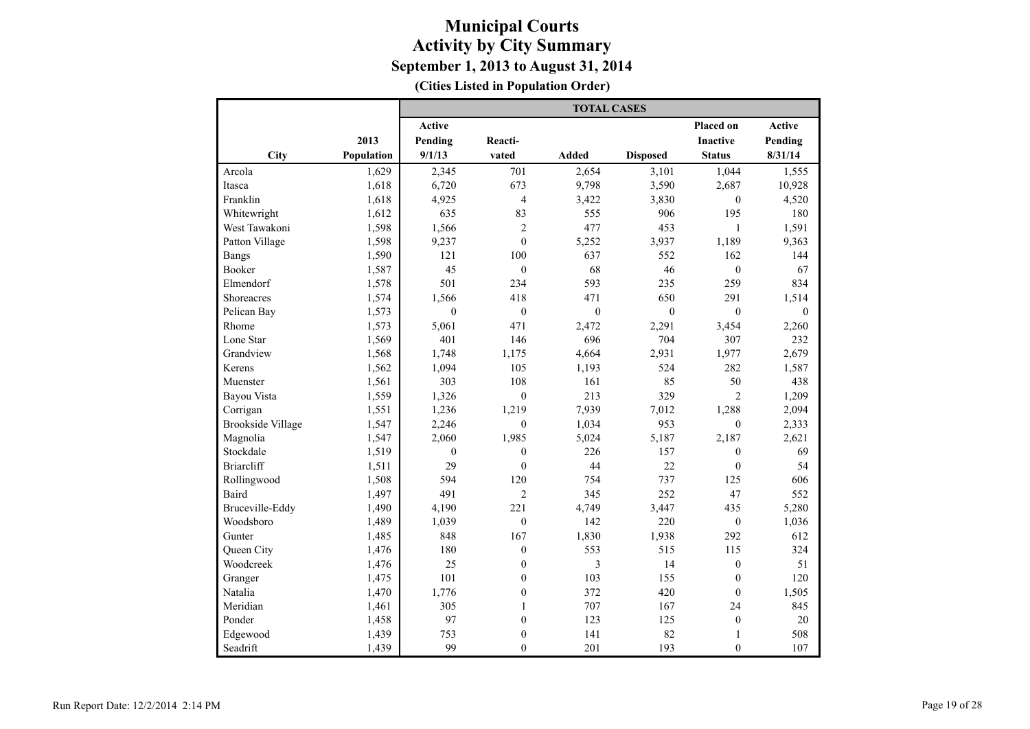# Municipal Courts
## Activity by City Summary
### September 1, 2013 to August 31, 2014
**(Cities Listed in Population Order)**

| | | TOTAL CASES | | | | | |
|---|---|---|---|---|---|---|---|
| City | 2013 Population | Active Pending 9/1/13 | Reacti-vated | Added | Disposed | Placed on Inactive Status | Active Pending 8/31/14 |
| Arcola | 1,629 | 2,345 | 701 | 2,654 | 3,101 | 1,044 | 1,555 |
| Itasca | 1,618 | 6,720 | 673 | 9,798 | 3,590 | 2,687 | 10,928 |
| Franklin | 1,618 | 4,925 | 4 | 3,422 | 3,830 | 0 | 4,520 |
| Whitewright | 1,612 | 635 | 83 | 555 | 906 | 195 | 180 |
| West Tawakoni | 1,598 | 1,566 | 2 | 477 | 453 | 1 | 1,591 |
| Patton Village | 1,598 | 9,237 | 0 | 5,252 | 3,937 | 1,189 | 9,363 |
| Bangs | 1,590 | 121 | 100 | 637 | 552 | 162 | 144 |
| Booker | 1,587 | 45 | 0 | 68 | 46 | 0 | 67 |
| Elmendorf | 1,578 | 501 | 234 | 593 | 235 | 259 | 834 |
| Shoreacres | 1,574 | 1,566 | 418 | 471 | 650 | 291 | 1,514 |
| Pelican Bay | 1,573 | 0 | 0 | 0 | 0 | 0 | 0 |
| Rhome | 1,573 | 5,061 | 471 | 2,472 | 2,291 | 3,454 | 2,260 |
| Lone Star | 1,569 | 401 | 146 | 696 | 704 | 307 | 232 |
| Grandview | 1,568 | 1,748 | 1,175 | 4,664 | 2,931 | 1,977 | 2,679 |
| Kerens | 1,562 | 1,094 | 105 | 1,193 | 524 | 282 | 1,587 |
| Muenster | 1,561 | 303 | 108 | 161 | 85 | 50 | 438 |
| Bayou Vista | 1,559 | 1,326 | 0 | 213 | 329 | 2 | 1,209 |
| Corrigan | 1,551 | 1,236 | 1,219 | 7,939 | 7,012 | 1,288 | 2,094 |
| Brookside Village | 1,547 | 2,246 | 0 | 1,034 | 953 | 0 | 2,333 |
| Magnolia | 1,547 | 2,060 | 1,985 | 5,024 | 5,187 | 2,187 | 2,621 |
| Stockdale | 1,519 | 0 | 0 | 226 | 157 | 0 | 69 |
| Briarcliff | 1,511 | 29 | 0 | 44 | 22 | 0 | 54 |
| Rollingwood | 1,508 | 594 | 120 | 754 | 737 | 125 | 606 |
| Baird | 1,497 | 491 | 2 | 345 | 252 | 47 | 552 |
| Bruceville-Eddy | 1,490 | 4,190 | 221 | 4,749 | 3,447 | 435 | 5,280 |
| Woodsboro | 1,489 | 1,039 | 0 | 142 | 220 | 0 | 1,036 |
| Gunter | 1,485 | 848 | 167 | 1,830 | 1,938 | 292 | 612 |
| Queen City | 1,476 | 180 | 0 | 553 | 515 | 115 | 324 |
| Woodcreek | 1,476 | 25 | 0 | 3 | 14 | 0 | 51 |
| Granger | 1,475 | 101 | 0 | 103 | 155 | 0 | 120 |
| Natalia | 1,470 | 1,776 | 0 | 372 | 420 | 0 | 1,505 |
| Meridian | 1,461 | 305 | 1 | 707 | 167 | 24 | 845 |
| Ponder | 1,458 | 97 | 0 | 123 | 125 | 0 | 20 |
| Edgewood | 1,439 | 753 | 0 | 141 | 82 | 1 | 508 |
| Seadrift | 1,439 | 99 | 0 | 201 | 193 | 0 | 107 |

Run Report Date: 12/2/2014 2:14 PM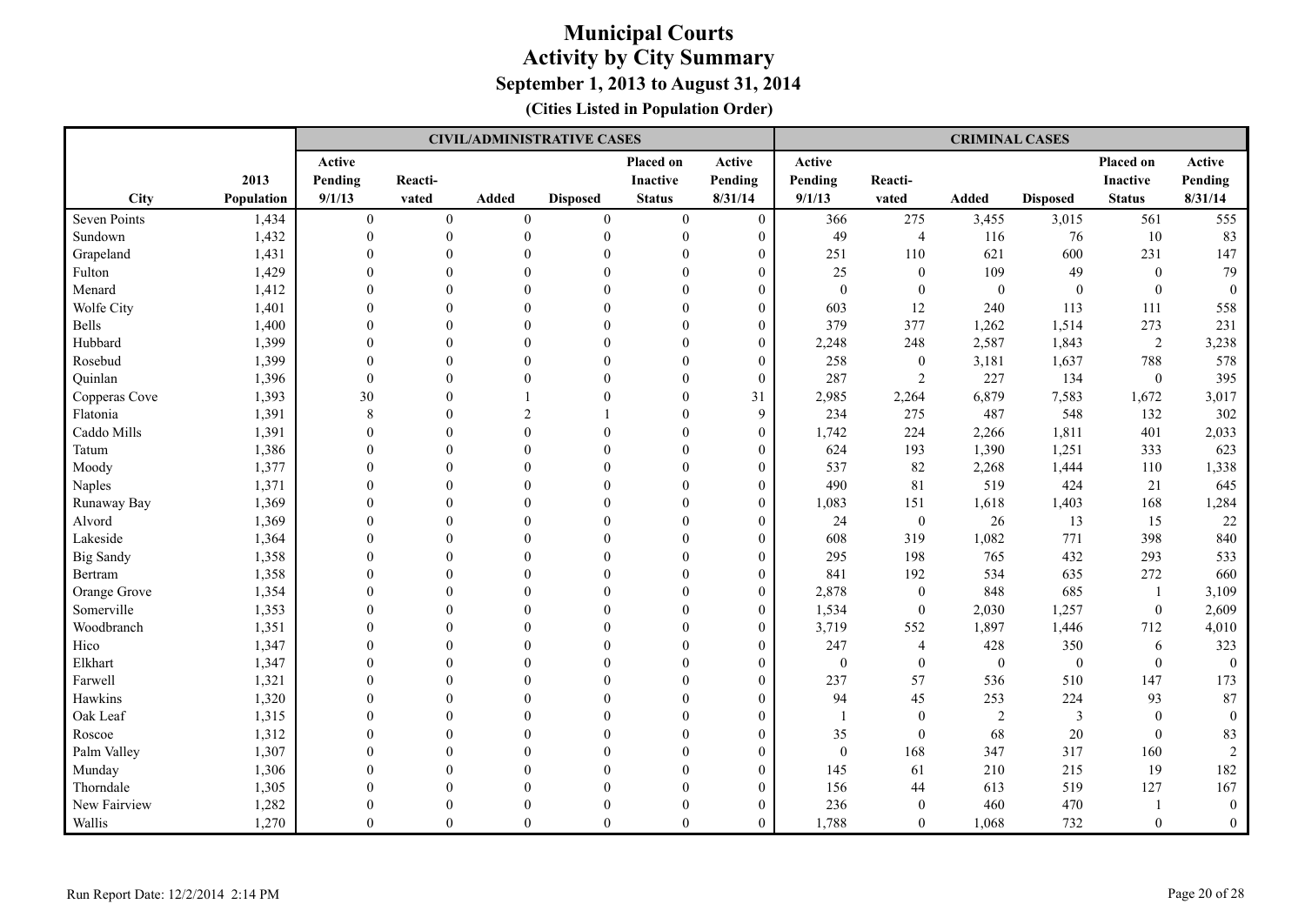# Municipal Courts
## Activity by City Summary
### September 1, 2013 to August 31, 2014
**(Cities Listed in Population Order)**

| | | CIVIL/ADMINISTRATIVE CASES | | | | | | CRIMINAL CASES | | | | | |
|---|---|---|---|---|---|---|---|---|---|---|---|---|---|
| City | 2013 Population | Active Pending 9/1/13 | Reacti-vated | Added | Disposed | Placed on Inactive Status | Active Pending 8/31/14 | Active Pending 9/1/13 | Reacti-vated | Added | Disposed | Placed on Inactive Status | Active Pending 8/31/14 |
| Seven Points | 1,434 | 0 | 0 | 0 | 0 | 0 | 0 | 366 | 275 | 3,455 | 3,015 | 561 | 555 |
| Sundown | 1,432 | 0 | 0 | 0 | 0 | 0 | 0 | 49 | 4 | 116 | 76 | 10 | 83 |
| Grapeland | 1,431 | 0 | 0 | 0 | 0 | 0 | 0 | 251 | 110 | 621 | 600 | 231 | 147 |
| Fulton | 1,429 | 0 | 0 | 0 | 0 | 0 | 0 | 25 | 0 | 109 | 49 | 0 | 79 |
| Menard | 1,412 | 0 | 0 | 0 | 0 | 0 | 0 | 0 | 0 | 0 | 0 | 0 | 0 |
| Wolfe City | 1,401 | 0 | 0 | 0 | 0 | 0 | 0 | 603 | 12 | 240 | 113 | 111 | 558 |
| Bells | 1,400 | 0 | 0 | 0 | 0 | 0 | 0 | 379 | 377 | 1,262 | 1,514 | 273 | 231 |
| Hubbard | 1,399 | 0 | 0 | 0 | 0 | 0 | 0 | 2,248 | 248 | 2,587 | 1,843 | 2 | 3,238 |
| Rosebud | 1,399 | 0 | 0 | 0 | 0 | 0 | 0 | 258 | 0 | 3,181 | 1,637 | 788 | 578 |
| Quinlan | 1,396 | 0 | 0 | 0 | 0 | 0 | 0 | 287 | 2 | 227 | 134 | 0 | 395 |
| Copperas Cove | 1,393 | 30 | 0 | 1 | 0 | 0 | 31 | 2,985 | 2,264 | 6,879 | 7,583 | 1,672 | 3,017 |
| Flatonia | 1,391 | 8 | 0 | 2 | 1 | 0 | 9 | 234 | 275 | 487 | 548 | 132 | 302 |
| Caddo Mills | 1,391 | 0 | 0 | 0 | 0 | 0 | 0 | 1,742 | 224 | 2,266 | 1,811 | 401 | 2,033 |
| Tatum | 1,386 | 0 | 0 | 0 | 0 | 0 | 0 | 624 | 193 | 1,390 | 1,251 | 333 | 623 |
| Moody | 1,377 | 0 | 0 | 0 | 0 | 0 | 0 | 537 | 82 | 2,268 | 1,444 | 110 | 1,338 |
| Naples | 1,371 | 0 | 0 | 0 | 0 | 0 | 0 | 490 | 81 | 519 | 424 | 21 | 645 |
| Runaway Bay | 1,369 | 0 | 0 | 0 | 0 | 0 | 0 | 1,083 | 151 | 1,618 | 1,403 | 168 | 1,284 |
| Alvord | 1,369 | 0 | 0 | 0 | 0 | 0 | 0 | 24 | 0 | 26 | 13 | 15 | 22 |
| Lakeside | 1,364 | 0 | 0 | 0 | 0 | 0 | 0 | 608 | 319 | 1,082 | 771 | 398 | 840 |
| Big Sandy | 1,358 | 0 | 0 | 0 | 0 | 0 | 0 | 295 | 198 | 765 | 432 | 293 | 533 |
| Bertram | 1,358 | 0 | 0 | 0 | 0 | 0 | 0 | 841 | 192 | 534 | 635 | 272 | 660 |
| Orange Grove | 1,354 | 0 | 0 | 0 | 0 | 0 | 0 | 2,878 | 0 | 848 | 685 | 1 | 3,109 |
| Somerville | 1,353 | 0 | 0 | 0 | 0 | 0 | 0 | 1,534 | 0 | 2,030 | 1,257 | 0 | 2,609 |
| Woodbranch | 1,351 | 0 | 0 | 0 | 0 | 0 | 0 | 3,719 | 552 | 1,897 | 1,446 | 712 | 4,010 |
| Hico | 1,347 | 0 | 0 | 0 | 0 | 0 | 0 | 247 | 4 | 428 | 350 | 6 | 323 |
| Elkhart | 1,347 | 0 | 0 | 0 | 0 | 0 | 0 | 0 | 0 | 0 | 0 | 0 | 0 |
| Farwell | 1,321 | 0 | 0 | 0 | 0 | 0 | 0 | 237 | 57 | 536 | 510 | 147 | 173 |
| Hawkins | 1,320 | 0 | 0 | 0 | 0 | 0 | 0 | 94 | 45 | 253 | 224 | 93 | 87 |
| Oak Leaf | 1,315 | 0 | 0 | 0 | 0 | 0 | 0 | 1 | 0 | 2 | 3 | 0 | 0 |
| Roscoe | 1,312 | 0 | 0 | 0 | 0 | 0 | 0 | 35 | 0 | 68 | 20 | 0 | 83 |
| Palm Valley | 1,307 | 0 | 0 | 0 | 0 | 0 | 0 | 0 | 168 | 347 | 317 | 160 | 2 |
| Munday | 1,306 | 0 | 0 | 0 | 0 | 0 | 0 | 145 | 61 | 210 | 215 | 19 | 182 |
| Thorndale | 1,305 | 0 | 0 | 0 | 0 | 0 | 0 | 156 | 44 | 613 | 519 | 127 | 167 |
| New Fairview | 1,282 | 0 | 0 | 0 | 0 | 0 | 0 | 236 | 0 | 460 | 470 | 1 | 0 |
| Wallis | 1,270 | 0 | 0 | 0 | 0 | 0 | 0 | 1,788 | 0 | 1,068 | 732 | 0 | 0 |

Run Report Date: 12/2/2014 2:14 PM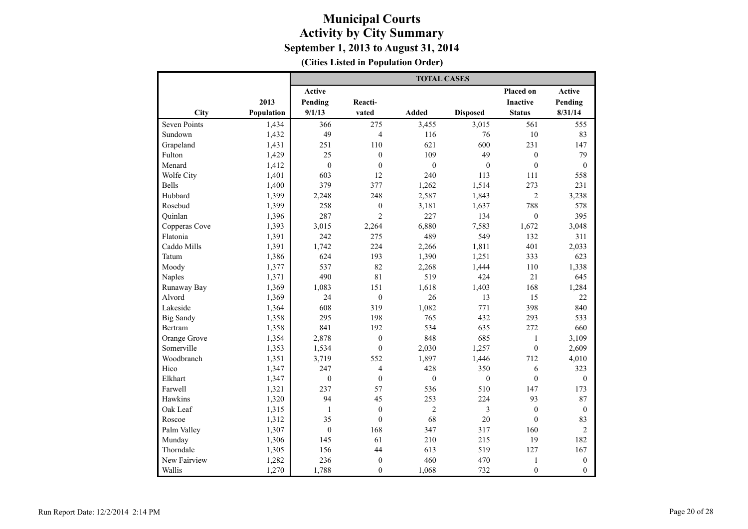# Municipal Courts
## Activity by City Summary
### September 1, 2013 to August 31, 2014
**(Cities Listed in Population Order)**

| | | TOTAL CASES | | | | | |
|---|---|---|---|---|---|---|---|
| City | 2013 Population | Active Pending 9/1/13 | Reacti-vated | Added | Disposed | Placed on Inactive Status | Active Pending 8/31/14 |
| Seven Points | 1,434 | 366 | 275 | 3,455 | 3,015 | 561 | 555 |
| Sundown | 1,432 | 49 | 4 | 116 | 76 | 10 | 83 |
| Grapeland | 1,431 | 251 | 110 | 621 | 600 | 231 | 147 |
| Fulton | 1,429 | 25 | 0 | 109 | 49 | 0 | 79 |
| Menard | 1,412 | 0 | 0 | 0 | 0 | 0 | 0 |
| Wolfe City | 1,401 | 603 | 12 | 240 | 113 | 111 | 558 |
| Bells | 1,400 | 379 | 377 | 1,262 | 1,514 | 273 | 231 |
| Hubbard | 1,399 | 2,248 | 248 | 2,587 | 1,843 | 2 | 3,238 |
| Rosebud | 1,399 | 258 | 0 | 3,181 | 1,637 | 788 | 578 |
| Quinlan | 1,396 | 287 | 2 | 227 | 134 | 0 | 395 |
| Copperas Cove | 1,393 | 3,015 | 2,264 | 6,880 | 7,583 | 1,672 | 3,048 |
| Flatonia | 1,391 | 242 | 275 | 489 | 549 | 132 | 311 |
| Caddo Mills | 1,391 | 1,742 | 224 | 2,266 | 1,811 | 401 | 2,033 |
| Tatum | 1,386 | 624 | 193 | 1,390 | 1,251 | 333 | 623 |
| Moody | 1,377 | 537 | 82 | 2,268 | 1,444 | 110 | 1,338 |
| Naples | 1,371 | 490 | 81 | 519 | 424 | 21 | 645 |
| Runaway Bay | 1,369 | 1,083 | 151 | 1,618 | 1,403 | 168 | 1,284 |
| Alvord | 1,369 | 24 | 0 | 26 | 13 | 15 | 22 |
| Lakeside | 1,364 | 608 | 319 | 1,082 | 771 | 398 | 840 |
| Big Sandy | 1,358 | 295 | 198 | 765 | 432 | 293 | 533 |
| Bertram | 1,358 | 841 | 192 | 534 | 635 | 272 | 660 |
| Orange Grove | 1,354 | 2,878 | 0 | 848 | 685 | 1 | 3,109 |
| Somerville | 1,353 | 1,534 | 0 | 2,030 | 1,257 | 0 | 2,609 |
| Woodbranch | 1,351 | 3,719 | 552 | 1,897 | 1,446 | 712 | 4,010 |
| Hico | 1,347 | 247 | 4 | 428 | 350 | 6 | 323 |
| Elkhart | 1,347 | 0 | 0 | 0 | 0 | 0 | 0 |
| Farwell | 1,321 | 237 | 57 | 536 | 510 | 147 | 173 |
| Hawkins | 1,320 | 94 | 45 | 253 | 224 | 93 | 87 |
| Oak Leaf | 1,315 | 1 | 0 | 2 | 3 | 0 | 0 |
| Roscoe | 1,312 | 35 | 0 | 68 | 20 | 0 | 83 |
| Palm Valley | 1,307 | 0 | 168 | 347 | 317 | 160 | 2 |
| Munday | 1,306 | 145 | 61 | 210 | 215 | 19 | 182 |
| Thorndale | 1,305 | 156 | 44 | 613 | 519 | 127 | 167 |
| New Fairview | 1,282 | 236 | 0 | 460 | 470 | 1 | 0 |
| Wallis | 1,270 | 1,788 | 0 | 1,068 | 732 | 0 | 0 |

Run Report Date: 12/2/2014 2:14 PM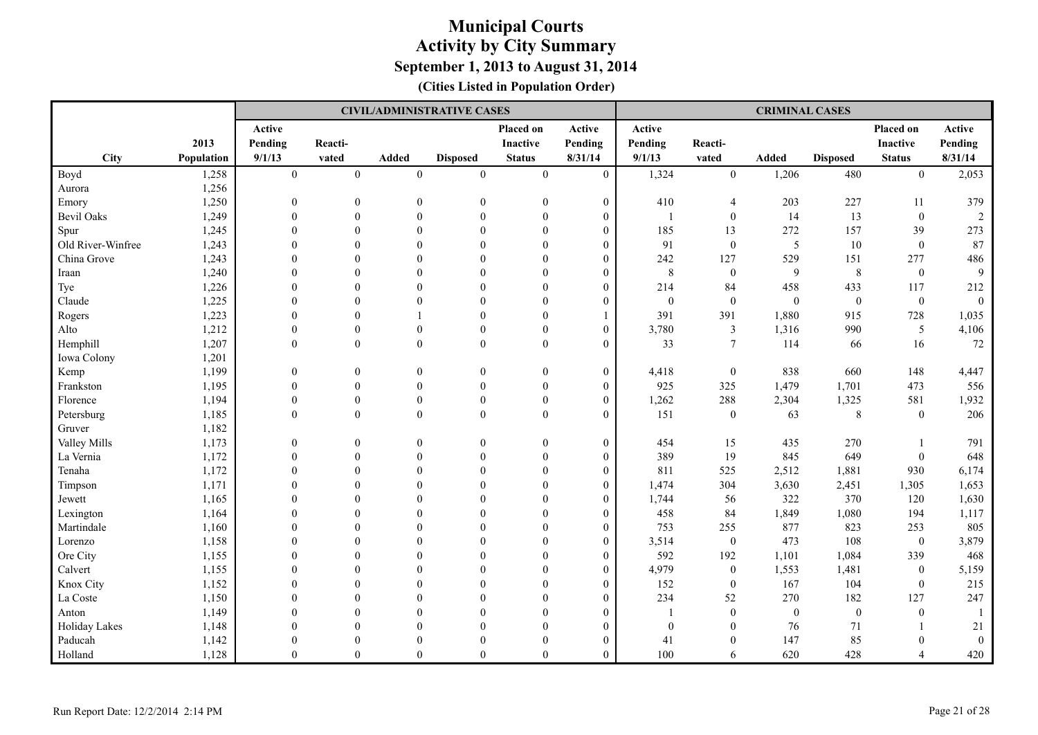# Municipal Courts
## Activity by City Summary
### September 1, 2013 to August 31, 2014
**(Cities Listed in Population Order)**

| | | CIVIL/ADMINISTRATIVE CASES | | | | | | CRIMINAL CASES | | | | | |
|---|---|---|---|---|---|---|---|---|---|---|---|---|---|
| City | 2013 Population | Active Pending 9/1/13 | Reacti-vated | Added | Disposed | Placed on Inactive Status | Active Pending 8/31/14 | Active Pending 9/1/13 | Reacti-vated | Added | Disposed | Placed on Inactive Status | Active Pending 8/31/14 |
| Boyd | 1,258 | 0 | 0 | 0 | 0 | 0 | 0 | 1,324 | 0 | 1,206 | 480 | 0 | 2,053 |
| Aurora | 1,256 | | | | | | | | | | | | |
| Emory | 1,250 | 0 | 0 | 0 | 0 | 0 | 0 | 410 | 4 | 203 | 227 | 11 | 379 |
| Bevil Oaks | 1,249 | 0 | 0 | 0 | 0 | 0 | 0 | 1 | 0 | 14 | 13 | 0 | 2 |
| Spur | 1,245 | 0 | 0 | 0 | 0 | 0 | 0 | 185 | 13 | 272 | 157 | 39 | 273 |
| Old River-Winfree | 1,243 | 0 | 0 | 0 | 0 | 0 | 0 | 91 | 0 | 5 | 10 | 0 | 87 |
| China Grove | 1,243 | 0 | 0 | 0 | 0 | 0 | 0 | 242 | 127 | 529 | 151 | 277 | 486 |
| Iraan | 1,240 | 0 | 0 | 0 | 0 | 0 | 0 | 8 | 0 | 9 | 8 | 0 | 9 |
| Tye | 1,226 | 0 | 0 | 0 | 0 | 0 | 0 | 214 | 84 | 458 | 433 | 117 | 212 |
| Claude | 1,225 | 0 | 0 | 0 | 0 | 0 | 0 | 0 | 0 | 0 | 0 | 0 | 0 |
| Rogers | 1,223 | 0 | 0 | 1 | 0 | 0 | 1 | 391 | 391 | 1,880 | 915 | 728 | 1,035 |
| Alto | 1,212 | 0 | 0 | 0 | 0 | 0 | 0 | 3,780 | 3 | 1,316 | 990 | 5 | 4,106 |
| Hemphill | 1,207 | 0 | 0 | 0 | 0 | 0 | 0 | 33 | 7 | 114 | 66 | 16 | 72 |
| Iowa Colony | 1,201 | | | | | | | | | | | | |
| Kemp | 1,199 | 0 | 0 | 0 | 0 | 0 | 0 | 4,418 | 0 | 838 | 660 | 148 | 4,447 |
| Frankston | 1,195 | 0 | 0 | 0 | 0 | 0 | 0 | 925 | 325 | 1,479 | 1,701 | 473 | 556 |
| Florence | 1,194 | 0 | 0 | 0 | 0 | 0 | 0 | 1,262 | 288 | 2,304 | 1,325 | 581 | 1,932 |
| Petersburg | 1,185 | 0 | 0 | 0 | 0 | 0 | 0 | 151 | 0 | 63 | 8 | 0 | 206 |
| Gruver | 1,182 | | | | | | | | | | | | |
| Valley Mills | 1,173 | 0 | 0 | 0 | 0 | 0 | 0 | 454 | 15 | 435 | 270 | 1 | 791 |
| La Vernia | 1,172 | 0 | 0 | 0 | 0 | 0 | 0 | 389 | 19 | 845 | 649 | 0 | 648 |
| Tenaha | 1,172 | 0 | 0 | 0 | 0 | 0 | 0 | 811 | 525 | 2,512 | 1,881 | 930 | 6,174 |
| Timpson | 1,171 | 0 | 0 | 0 | 0 | 0 | 0 | 1,474 | 304 | 3,630 | 2,451 | 1,305 | 1,653 |
| Jewett | 1,165 | 0 | 0 | 0 | 0 | 0 | 0 | 1,744 | 56 | 322 | 370 | 120 | 1,630 |
| Lexington | 1,164 | 0 | 0 | 0 | 0 | 0 | 0 | 458 | 84 | 1,849 | 1,080 | 194 | 1,117 |
| Martindale | 1,160 | 0 | 0 | 0 | 0 | 0 | 0 | 753 | 255 | 877 | 823 | 253 | 805 |
| Lorenzo | 1,158 | 0 | 0 | 0 | 0 | 0 | 0 | 3,514 | 0 | 473 | 108 | 0 | 3,879 |
| Ore City | 1,155 | 0 | 0 | 0 | 0 | 0 | 0 | 592 | 192 | 1,101 | 1,084 | 339 | 468 |
| Calvert | 1,155 | 0 | 0 | 0 | 0 | 0 | 0 | 4,979 | 0 | 1,553 | 1,481 | 0 | 5,159 |
| Knox City | 1,152 | 0 | 0 | 0 | 0 | 0 | 0 | 152 | 0 | 167 | 104 | 0 | 215 |
| La Coste | 1,150 | 0 | 0 | 0 | 0 | 0 | 0 | 234 | 52 | 270 | 182 | 127 | 247 |
| Anton | 1,149 | 0 | 0 | 0 | 0 | 0 | 0 | 1 | 0 | 0 | 0 | 0 | 1 |
| Holiday Lakes | 1,148 | 0 | 0 | 0 | 0 | 0 | 0 | 0 | 0 | 76 | 71 | 1 | 21 |
| Paducah | 1,142 | 0 | 0 | 0 | 0 | 0 | 0 | 41 | 0 | 147 | 85 | 0 | 0 |
| Holland | 1,128 | 0 | 0 | 0 | 0 | 0 | 0 | 100 | 6 | 620 | 428 | 4 | 420 |

Run Report Date: 12/2/2014 2:14 PM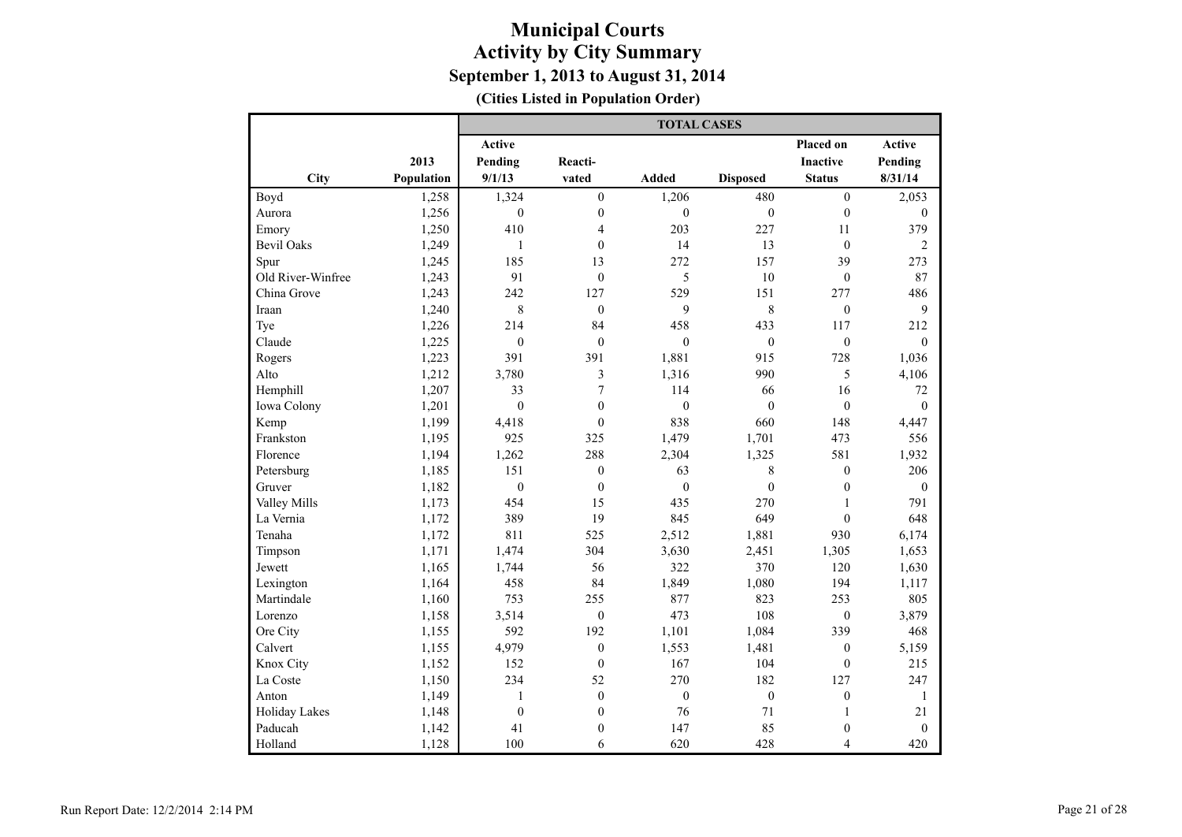# Municipal Courts
## Activity by City Summary
### September 1, 2013 to August 31, 2014
**(Cities Listed in Population Order)**

| | | TOTAL CASES | | | | | |
|---|---|---|---|---|---|---|---|
| City | 2013 Population | Active Pending 9/1/13 | Reacti-vated | Added | Disposed | Placed on Inactive Status | Active Pending 8/31/14 |
| Boyd | 1,258 | 1,324 | 0 | 1,206 | 480 | 0 | 2,053 |
| Aurora | 1,256 | 0 | 0 | 0 | 0 | 0 | 0 |
| Emory | 1,250 | 410 | 4 | 203 | 227 | 11 | 379 |
| Bevil Oaks | 1,249 | 1 | 0 | 14 | 13 | 0 | 2 |
| Spur | 1,245 | 185 | 13 | 272 | 157 | 39 | 273 |
| Old River-Winfree | 1,243 | 91 | 0 | 5 | 10 | 0 | 87 |
| China Grove | 1,243 | 242 | 127 | 529 | 151 | 277 | 486 |
| Iraan | 1,240 | 8 | 0 | 9 | 8 | 0 | 9 |
| Tye | 1,226 | 214 | 84 | 458 | 433 | 117 | 212 |
| Claude | 1,225 | 0 | 0 | 0 | 0 | 0 | 0 |
| Rogers | 1,223 | 391 | 391 | 1,881 | 915 | 728 | 1,036 |
| Alto | 1,212 | 3,780 | 3 | 1,316 | 990 | 5 | 4,106 |
| Hemphill | 1,207 | 33 | 7 | 114 | 66 | 16 | 72 |
| Iowa Colony | 1,201 | 0 | 0 | 0 | 0 | 0 | 0 |
| Kemp | 1,199 | 4,418 | 0 | 838 | 660 | 148 | 4,447 |
| Frankston | 1,195 | 925 | 325 | 1,479 | 1,701 | 473 | 556 |
| Florence | 1,194 | 1,262 | 288 | 2,304 | 1,325 | 581 | 1,932 |
| Petersburg | 1,185 | 151 | 0 | 63 | 8 | 0 | 206 |
| Gruver | 1,182 | 0 | 0 | 0 | 0 | 0 | 0 |
| Valley Mills | 1,173 | 454 | 15 | 435 | 270 | 1 | 791 |
| La Vernia | 1,172 | 389 | 19 | 845 | 649 | 0 | 648 |
| Tenaha | 1,172 | 811 | 525 | 2,512 | 1,881 | 930 | 6,174 |
| Timpson | 1,171 | 1,474 | 304 | 3,630 | 2,451 | 1,305 | 1,653 |
| Jewett | 1,165 | 1,744 | 56 | 322 | 370 | 120 | 1,630 |
| Lexington | 1,164 | 458 | 84 | 1,849 | 1,080 | 194 | 1,117 |
| Martindale | 1,160 | 753 | 255 | 877 | 823 | 253 | 805 |
| Lorenzo | 1,158 | 3,514 | 0 | 473 | 108 | 0 | 3,879 |
| Ore City | 1,155 | 592 | 192 | 1,101 | 1,084 | 339 | 468 |
| Calvert | 1,155 | 4,979 | 0 | 1,553 | 1,481 | 0 | 5,159 |
| Knox City | 1,152 | 152 | 0 | 167 | 104 | 0 | 215 |
| La Coste | 1,150 | 234 | 52 | 270 | 182 | 127 | 247 |
| Anton | 1,149 | 1 | 0 | 0 | 0 | 0 | 1 |
| Holiday Lakes | 1,148 | 0 | 0 | 76 | 71 | 1 | 21 |
| Paducah | 1,142 | 41 | 0 | 147 | 85 | 0 | 0 |
| Holland | 1,128 | 100 | 6 | 620 | 428 | 4 | 420 |

Run Report Date: 12/2/2014 2:14 PM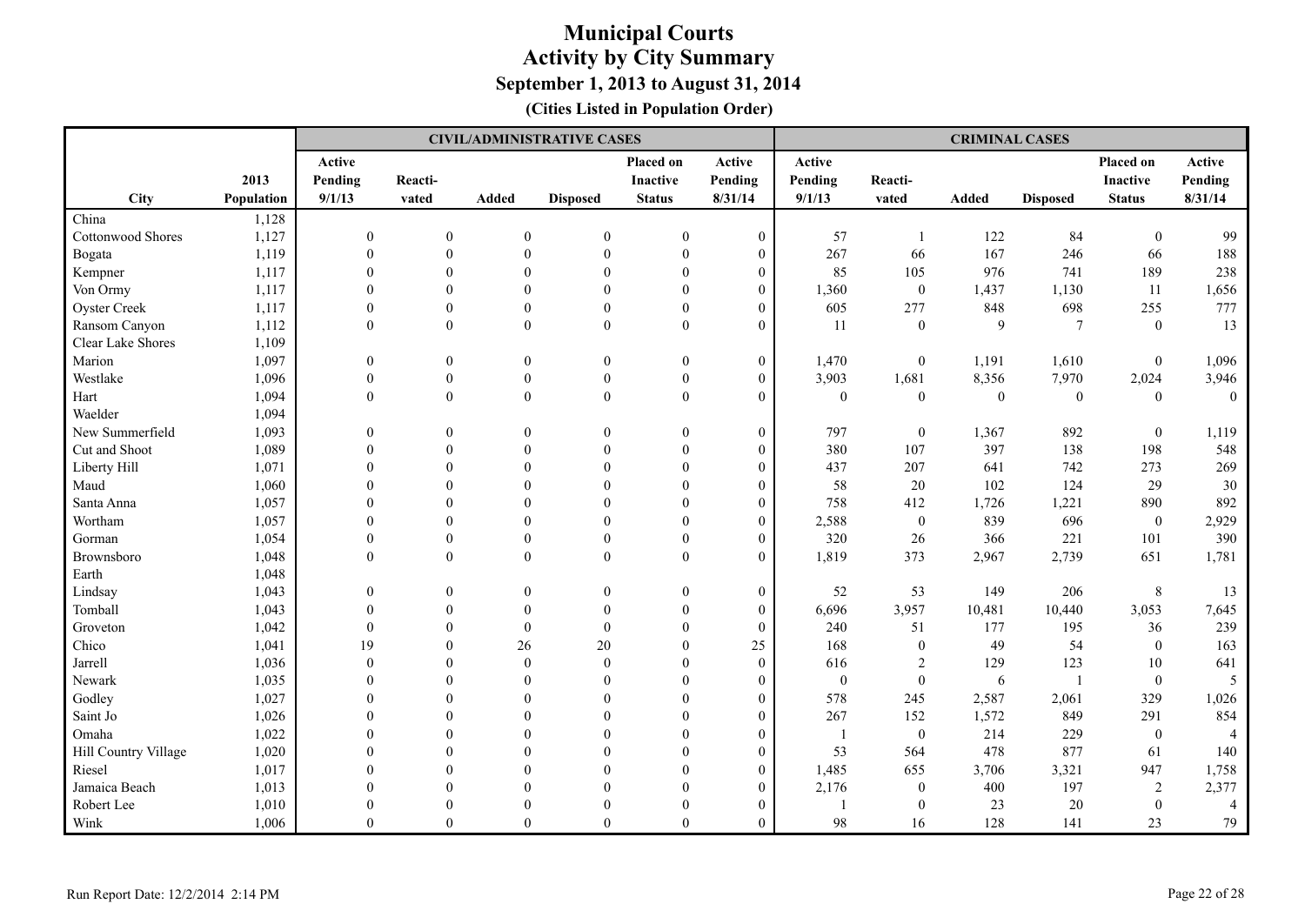# Municipal Courts
## Activity by City Summary
### September 1, 2013 to August 31, 2014
**(Cities Listed in Population Order)**

| | | CIVIL/ADMINISTRATIVE CASES | | | | | | CRIMINAL CASES | | | | | |
|---|---|---|---|---|---|---|---|---|---|---|---|---|---|
| City | 2013 Population | Active Pending 9/1/13 | Reacti- vated | Added | Disposed | Placed on Inactive Status | Active Pending 8/31/14 | Active Pending 9/1/13 | Reacti- vated | Added | Disposed | Placed on Inactive Status | Active Pending 8/31/14 |
| China | 1,128 | | | | | | | | | | | | |
| Cottonwood Shores | 1,127 | 0 | 0 | 0 | 0 | 0 | 0 | 57 | 1 | 122 | 84 | 0 | 99 |
| Bogata | 1,119 | 0 | 0 | 0 | 0 | 0 | 0 | 267 | 66 | 167 | 246 | 66 | 188 |
| Kempner | 1,117 | 0 | 0 | 0 | 0 | 0 | 0 | 85 | 105 | 976 | 741 | 189 | 238 |
| Von Ormy | 1,117 | 0 | 0 | 0 | 0 | 0 | 0 | 1,360 | 0 | 1,437 | 1,130 | 11 | 1,656 |
| Oyster Creek | 1,117 | 0 | 0 | 0 | 0 | 0 | 0 | 605 | 277 | 848 | 698 | 255 | 777 |
| Ransom Canyon | 1,112 | 0 | 0 | 0 | 0 | 0 | 0 | 11 | 0 | 9 | 7 | 0 | 13 |
| Clear Lake Shores | 1,109 | | | | | | | | | | | | |
| Marion | 1,097 | 0 | 0 | 0 | 0 | 0 | 0 | 1,470 | 0 | 1,191 | 1,610 | 0 | 1,096 |
| Westlake | 1,096 | 0 | 0 | 0 | 0 | 0 | 0 | 3,903 | 1,681 | 8,356 | 7,970 | 2,024 | 3,946 |
| Hart | 1,094 | 0 | 0 | 0 | 0 | 0 | 0 | 0 | 0 | 0 | 0 | 0 | 0 |
| Waelder | 1,094 | | | | | | | | | | | | |
| New Summerfield | 1,093 | 0 | 0 | 0 | 0 | 0 | 0 | 797 | 0 | 1,367 | 892 | 0 | 1,119 |
| Cut and Shoot | 1,089 | 0 | 0 | 0 | 0 | 0 | 0 | 380 | 107 | 397 | 138 | 198 | 548 |
| Liberty Hill | 1,071 | 0 | 0 | 0 | 0 | 0 | 0 | 437 | 207 | 641 | 742 | 273 | 269 |
| Maud | 1,060 | 0 | 0 | 0 | 0 | 0 | 0 | 58 | 20 | 102 | 124 | 29 | 30 |
| Santa Anna | 1,057 | 0 | 0 | 0 | 0 | 0 | 0 | 758 | 412 | 1,726 | 1,221 | 890 | 892 |
| Wortham | 1,057 | 0 | 0 | 0 | 0 | 0 | 0 | 2,588 | 0 | 839 | 696 | 0 | 2,929 |
| Gorman | 1,054 | 0 | 0 | 0 | 0 | 0 | 0 | 320 | 26 | 366 | 221 | 101 | 390 |
| Brownsboro | 1,048 | 0 | 0 | 0 | 0 | 0 | 0 | 1,819 | 373 | 2,967 | 2,739 | 651 | 1,781 |
| Earth | 1,048 | | | | | | | | | | | | |
| Lindsay | 1,043 | 0 | 0 | 0 | 0 | 0 | 0 | 52 | 53 | 149 | 206 | 8 | 13 |
| Tomball | 1,043 | 0 | 0 | 0 | 0 | 0 | 0 | 6,696 | 3,957 | 10,481 | 10,440 | 3,053 | 7,645 |
| Groveton | 1,042 | 0 | 0 | 0 | 0 | 0 | 0 | 240 | 51 | 177 | 195 | 36 | 239 |
| Chico | 1,041 | 19 | 0 | 26 | 20 | 0 | 25 | 168 | 0 | 49 | 54 | 0 | 163 |
| Jarrell | 1,036 | 0 | 0 | 0 | 0 | 0 | 0 | 616 | 2 | 129 | 123 | 10 | 641 |
| Newark | 1,035 | 0 | 0 | 0 | 0 | 0 | 0 | 0 | 0 | 6 | 1 | 0 | 5 |
| Godley | 1,027 | 0 | 0 | 0 | 0 | 0 | 0 | 578 | 245 | 2,587 | 2,061 | 329 | 1,026 |
| Saint Jo | 1,026 | 0 | 0 | 0 | 0 | 0 | 0 | 267 | 152 | 1,572 | 849 | 291 | 854 |
| Omaha | 1,022 | 0 | 0 | 0 | 0 | 0 | 0 | 1 | 0 | 214 | 229 | 0 | 4 |
| Hill Country Village | 1,020 | 0 | 0 | 0 | 0 | 0 | 0 | 53 | 564 | 478 | 877 | 61 | 140 |
| Riesel | 1,017 | 0 | 0 | 0 | 0 | 0 | 0 | 1,485 | 655 | 3,706 | 3,321 | 947 | 1,758 |
| Jamaica Beach | 1,013 | 0 | 0 | 0 | 0 | 0 | 0 | 2,176 | 0 | 400 | 197 | 2 | 2,377 |
| Robert Lee | 1,010 | 0 | 0 | 0 | 0 | 0 | 0 | 1 | 0 | 23 | 20 | 0 | 4 |
| Wink | 1,006 | 0 | 0 | 0 | 0 | 0 | 0 | 98 | 16 | 128 | 141 | 23 | 79 |

Run Report Date: 12/2/2014 2:14 PM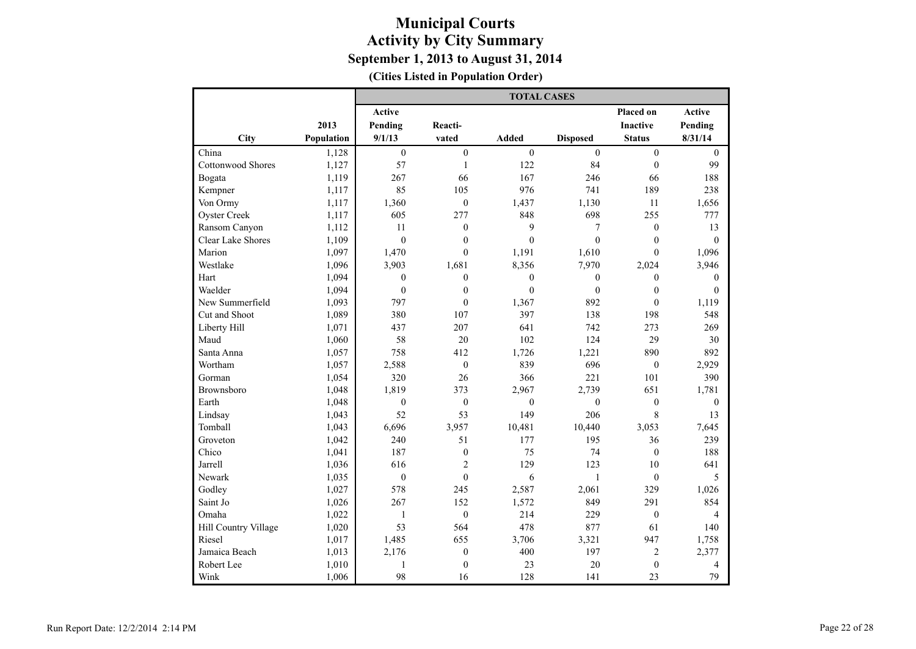# Municipal Courts
## Activity by City Summary
### September 1, 2013 to August 31, 2014
**(Cities Listed in Population Order)**

| City | 2013 Population | TOTAL CASES Active Pending 9/1/13 | Reacti- vated | Added | Disposed | Placed on Inactive Status | Active Pending 8/31/14 |
|---|---|---|---|---|---|---|---|
| China | 1,128 | 0 | 0 | 0 | 0 | 0 | 0 |
| Cottonwood Shores | 1,127 | 57 | 1 | 122 | 84 | 0 | 99 |
| Bogata | 1,119 | 267 | 66 | 167 | 246 | 66 | 188 |
| Kempner | 1,117 | 85 | 105 | 976 | 741 | 189 | 238 |
| Von Ormy | 1,117 | 1,360 | 0 | 1,437 | 1,130 | 11 | 1,656 |
| Oyster Creek | 1,117 | 605 | 277 | 848 | 698 | 255 | 777 |
| Ransom Canyon | 1,112 | 11 | 0 | 9 | 7 | 0 | 13 |
| Clear Lake Shores | 1,109 | 0 | 0 | 0 | 0 | 0 | 0 |
| Marion | 1,097 | 1,470 | 0 | 1,191 | 1,610 | 0 | 1,096 |
| Westlake | 1,096 | 3,903 | 1,681 | 8,356 | 7,970 | 2,024 | 3,946 |
| Hart | 1,094 | 0 | 0 | 0 | 0 | 0 | 0 |
| Waelder | 1,094 | 0 | 0 | 0 | 0 | 0 | 0 |
| New Summerfield | 1,093 | 797 | 0 | 1,367 | 892 | 0 | 1,119 |
| Cut and Shoot | 1,089 | 380 | 107 | 397 | 138 | 198 | 548 |
| Liberty Hill | 1,071 | 437 | 207 | 641 | 742 | 273 | 269 |
| Maud | 1,060 | 58 | 20 | 102 | 124 | 29 | 30 |
| Santa Anna | 1,057 | 758 | 412 | 1,726 | 1,221 | 890 | 892 |
| Wortham | 1,057 | 2,588 | 0 | 839 | 696 | 0 | 2,929 |
| Gorman | 1,054 | 320 | 26 | 366 | 221 | 101 | 390 |
| Brownsboro | 1,048 | 1,819 | 373 | 2,967 | 2,739 | 651 | 1,781 |
| Earth | 1,048 | 0 | 0 | 0 | 0 | 0 | 0 |
| Lindsay | 1,043 | 52 | 53 | 149 | 206 | 8 | 13 |
| Tomball | 1,043 | 6,696 | 3,957 | 10,481 | 10,440 | 3,053 | 7,645 |
| Groveton | 1,042 | 240 | 51 | 177 | 195 | 36 | 239 |
| Chico | 1,041 | 187 | 0 | 75 | 74 | 0 | 188 |
| Jarrell | 1,036 | 616 | 2 | 129 | 123 | 10 | 641 |
| Newark | 1,035 | 0 | 0 | 6 | 1 | 0 | 5 |
| Godley | 1,027 | 578 | 245 | 2,587 | 2,061 | 329 | 1,026 |
| Saint Jo | 1,026 | 267 | 152 | 1,572 | 849 | 291 | 854 |
| Omaha | 1,022 | 1 | 0 | 214 | 229 | 0 | 4 |
| Hill Country Village | 1,020 | 53 | 564 | 478 | 877 | 61 | 140 |
| Riesel | 1,017 | 1,485 | 655 | 3,706 | 3,321 | 947 | 1,758 |
| Jamaica Beach | 1,013 | 2,176 | 0 | 400 | 197 | 2 | 2,377 |
| Robert Lee | 1,010 | 1 | 0 | 23 | 20 | 0 | 4 |
| Wink | 1,006 | 98 | 16 | 128 | 141 | 23 | 79 |

Run Report Date: 12/2/2014 2:14 PM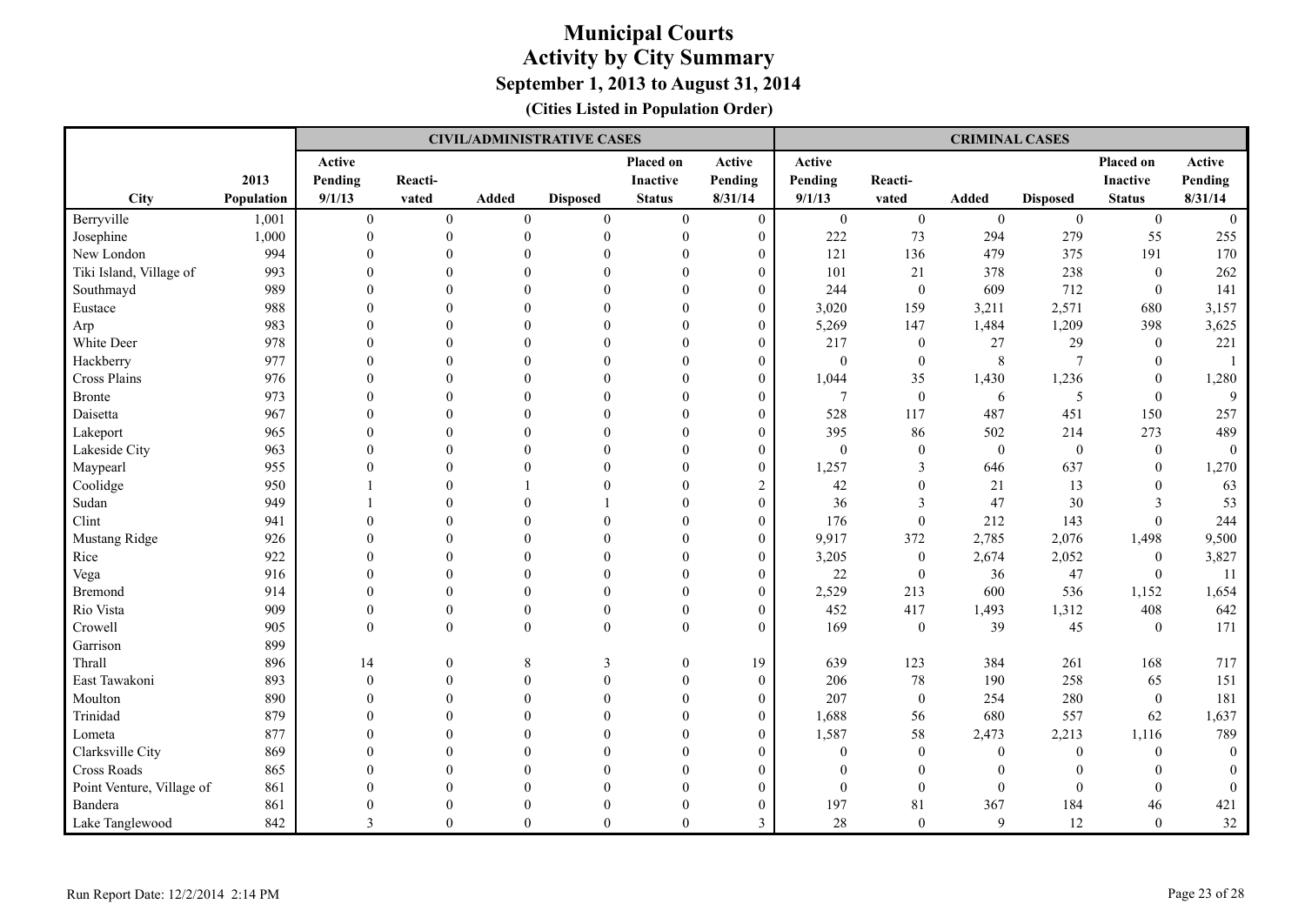# Municipal Courts
## Activity by City Summary
### September 1, 2013 to August 31, 2014
**(Cities Listed in Population Order)**

| | | CIVIL/ADMINISTRATIVE CASES | | | | | | CRIMINAL CASES | | | | | |
|---|---|---|---|---|---|---|---|---|---|---|---|---|---|
| City | 2013 Population | Active Pending 9/1/13 | Reacti-vated | Added | Disposed | Placed on Inactive Status | Active Pending 8/31/14 | Active Pending 9/1/13 | Reacti-vated | Added | Disposed | Placed on Inactive Status | Active Pending 8/31/14 |
| Berryville | 1,001 | 0 | 0 | 0 | 0 | 0 | 0 | 0 | 0 | 0 | 0 | 0 | 0 |
| Josephine | 1,000 | 0 | 0 | 0 | 0 | 0 | 0 | 222 | 73 | 294 | 279 | 55 | 255 |
| New London | 994 | 0 | 0 | 0 | 0 | 0 | 0 | 121 | 136 | 479 | 375 | 191 | 170 |
| Tiki Island, Village of | 993 | 0 | 0 | 0 | 0 | 0 | 0 | 101 | 21 | 378 | 238 | 0 | 262 |
| Southmayd | 989 | 0 | 0 | 0 | 0 | 0 | 0 | 244 | 0 | 609 | 712 | 0 | 141 |
| Eustace | 988 | 0 | 0 | 0 | 0 | 0 | 0 | 3,020 | 159 | 3,211 | 2,571 | 680 | 3,157 |
| Arp | 983 | 0 | 0 | 0 | 0 | 0 | 0 | 5,269 | 147 | 1,484 | 1,209 | 398 | 3,625 |
| White Deer | 978 | 0 | 0 | 0 | 0 | 0 | 0 | 217 | 0 | 27 | 29 | 0 | 221 |
| Hackberry | 977 | 0 | 0 | 0 | 0 | 0 | 0 | 0 | 0 | 8 | 7 | 0 | 1 |
| Cross Plains | 976 | 0 | 0 | 0 | 0 | 0 | 0 | 1,044 | 35 | 1,430 | 1,236 | 0 | 1,280 |
| Bronte | 973 | 0 | 0 | 0 | 0 | 0 | 0 | 7 | 0 | 6 | 5 | 0 | 9 |
| Daisetta | 967 | 0 | 0 | 0 | 0 | 0 | 0 | 528 | 117 | 487 | 451 | 150 | 257 |
| Lakeport | 965 | 0 | 0 | 0 | 0 | 0 | 0 | 395 | 86 | 502 | 214 | 273 | 489 |
| Lakeside City | 963 | 0 | 0 | 0 | 0 | 0 | 0 | 0 | 0 | 0 | 0 | 0 | 0 |
| Maypearl | 955 | 0 | 0 | 0 | 0 | 0 | 0 | 1,257 | 3 | 646 | 637 | 0 | 1,270 |
| Coolidge | 950 | 1 | 0 | 1 | 0 | 0 | 2 | 42 | 0 | 21 | 13 | 0 | 63 |
| Sudan | 949 | 1 | 0 | 0 | 1 | 0 | 0 | 36 | 3 | 47 | 30 | 3 | 53 |
| Clint | 941 | 0 | 0 | 0 | 0 | 0 | 0 | 176 | 0 | 212 | 143 | 0 | 244 |
| Mustang Ridge | 926 | 0 | 0 | 0 | 0 | 0 | 0 | 9,917 | 372 | 2,785 | 2,076 | 1,498 | 9,500 |
| Rice | 922 | 0 | 0 | 0 | 0 | 0 | 0 | 3,205 | 0 | 2,674 | 2,052 | 0 | 3,827 |
| Vega | 916 | 0 | 0 | 0 | 0 | 0 | 0 | 22 | 0 | 36 | 47 | 0 | 11 |
| Bremond | 914 | 0 | 0 | 0 | 0 | 0 | 0 | 2,529 | 213 | 600 | 536 | 1,152 | 1,654 |
| Rio Vista | 909 | 0 | 0 | 0 | 0 | 0 | 0 | 452 | 417 | 1,493 | 1,312 | 408 | 642 |
| Crowell | 905 | 0 | 0 | 0 | 0 | 0 | 0 | 169 | 0 | 39 | 45 | 0 | 171 |
| Garrison | 899 | | | | | | | | | | | | |
| Thrall | 896 | 14 | 0 | 8 | 3 | 0 | 19 | 639 | 123 | 384 | 261 | 168 | 717 |
| East Tawakoni | 893 | 0 | 0 | 0 | 0 | 0 | 0 | 206 | 78 | 190 | 258 | 65 | 151 |
| Moulton | 890 | 0 | 0 | 0 | 0 | 0 | 0 | 207 | 0 | 254 | 280 | 0 | 181 |
| Trinidad | 879 | 0 | 0 | 0 | 0 | 0 | 0 | 1,688 | 56 | 680 | 557 | 62 | 1,637 |
| Lometa | 877 | 0 | 0 | 0 | 0 | 0 | 0 | 1,587 | 58 | 2,473 | 2,213 | 1,116 | 789 |
| Clarksville City | 869 | 0 | 0 | 0 | 0 | 0 | 0 | 0 | 0 | 0 | 0 | 0 | 0 |
| Cross Roads | 865 | 0 | 0 | 0 | 0 | 0 | 0 | 0 | 0 | 0 | 0 | 0 | 0 |
| Point Venture, Village of | 861 | 0 | 0 | 0 | 0 | 0 | 0 | 0 | 0 | 0 | 0 | 0 | 0 |
| Bandera | 861 | 0 | 0 | 0 | 0 | 0 | 0 | 197 | 81 | 367 | 184 | 46 | 421 |
| Lake Tanglewood | 842 | 3 | 0 | 0 | 0 | 0 | 3 | 28 | 0 | 9 | 12 | 0 | 32 |

Run Report Date: 12/2/2014 2:14 PM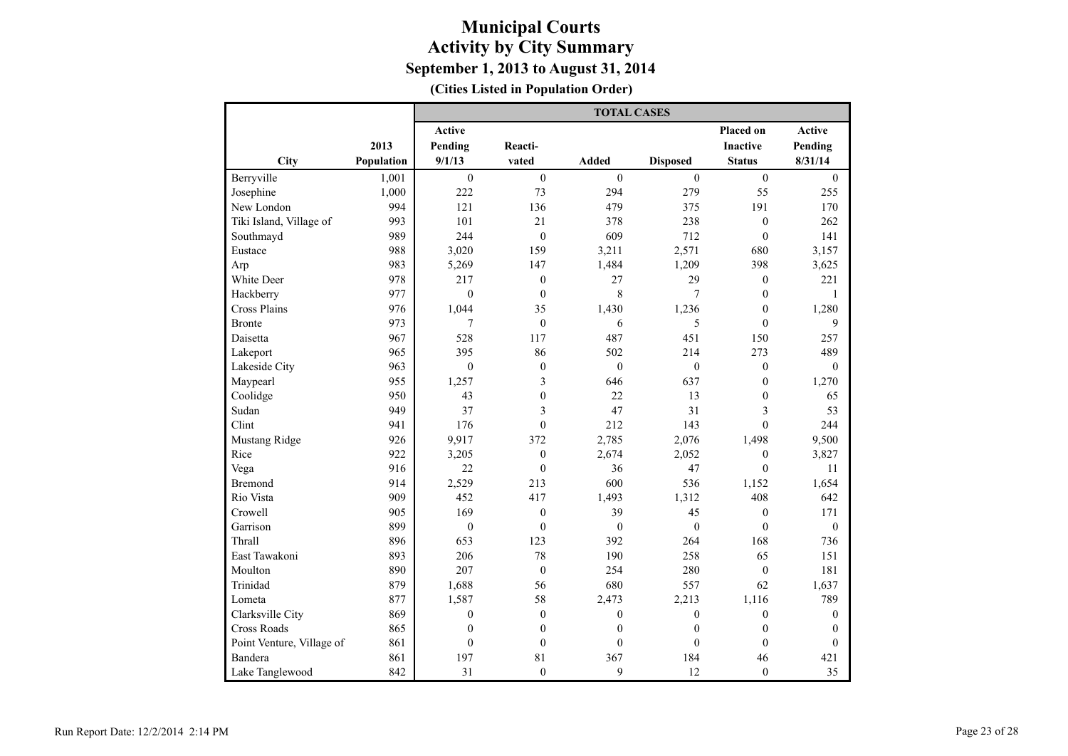# Municipal Courts
## Activity by City Summary
### September 1, 2013 to August 31, 2014
**(Cities Listed in Population Order)**

| | | TOTAL CASES | | | | | |
|---|---|---|---|---|---|---|---|
| City | 2013 Population | Active Pending 9/1/13 | Reacti-vated | Added | Disposed | Placed on Inactive Status | Active Pending 8/31/14 |
| Berryville | 1,001 | 0 | 0 | 0 | 0 | 0 | 0 |
| Josephine | 1,000 | 222 | 73 | 294 | 279 | 55 | 255 |
| New London | 994 | 121 | 136 | 479 | 375 | 191 | 170 |
| Tiki Island, Village of | 993 | 101 | 21 | 378 | 238 | 0 | 262 |
| Southmayd | 989 | 244 | 0 | 609 | 712 | 0 | 141 |
| Eustace | 988 | 3,020 | 159 | 3,211 | 2,571 | 680 | 3,157 |
| Arp | 983 | 5,269 | 147 | 1,484 | 1,209 | 398 | 3,625 |
| White Deer | 978 | 217 | 0 | 27 | 29 | 0 | 221 |
| Hackberry | 977 | 0 | 0 | 8 | 7 | 0 | 1 |
| Cross Plains | 976 | 1,044 | 35 | 1,430 | 1,236 | 0 | 1,280 |
| Bronte | 973 | 7 | 0 | 6 | 5 | 0 | 9 |
| Daisetta | 967 | 528 | 117 | 487 | 451 | 150 | 257 |
| Lakeport | 965 | 395 | 86 | 502 | 214 | 273 | 489 |
| Lakeside City | 963 | 0 | 0 | 0 | 0 | 0 | 0 |
| Maypearl | 955 | 1,257 | 3 | 646 | 637 | 0 | 1,270 |
| Coolidge | 950 | 43 | 0 | 22 | 13 | 0 | 65 |
| Sudan | 949 | 37 | 3 | 47 | 31 | 3 | 53 |
| Clint | 941 | 176 | 0 | 212 | 143 | 0 | 244 |
| Mustang Ridge | 926 | 9,917 | 372 | 2,785 | 2,076 | 1,498 | 9,500 |
| Rice | 922 | 3,205 | 0 | 2,674 | 2,052 | 0 | 3,827 |
| Vega | 916 | 22 | 0 | 36 | 47 | 0 | 11 |
| Bremond | 914 | 2,529 | 213 | 600 | 536 | 1,152 | 1,654 |
| Rio Vista | 909 | 452 | 417 | 1,493 | 1,312 | 408 | 642 |
| Crowell | 905 | 169 | 0 | 39 | 45 | 0 | 171 |
| Garrison | 899 | 0 | 0 | 0 | 0 | 0 | 0 |
| Thrall | 896 | 653 | 123 | 392 | 264 | 168 | 736 |
| East Tawakoni | 893 | 206 | 78 | 190 | 258 | 65 | 151 |
| Moulton | 890 | 207 | 0 | 254 | 280 | 0 | 181 |
| Trinidad | 879 | 1,688 | 56 | 680 | 557 | 62 | 1,637 |
| Lometa | 877 | 1,587 | 58 | 2,473 | 2,213 | 1,116 | 789 |
| Clarksville City | 869 | 0 | 0 | 0 | 0 | 0 | 0 |
| Cross Roads | 865 | 0 | 0 | 0 | 0 | 0 | 0 |
| Point Venture, Village of | 861 | 0 | 0 | 0 | 0 | 0 | 0 |
| Bandera | 861 | 197 | 81 | 367 | 184 | 46 | 421 |
| Lake Tanglewood | 842 | 31 | 0 | 9 | 12 | 0 | 35 |

Run Report Date: 12/2/2014 2:14 PM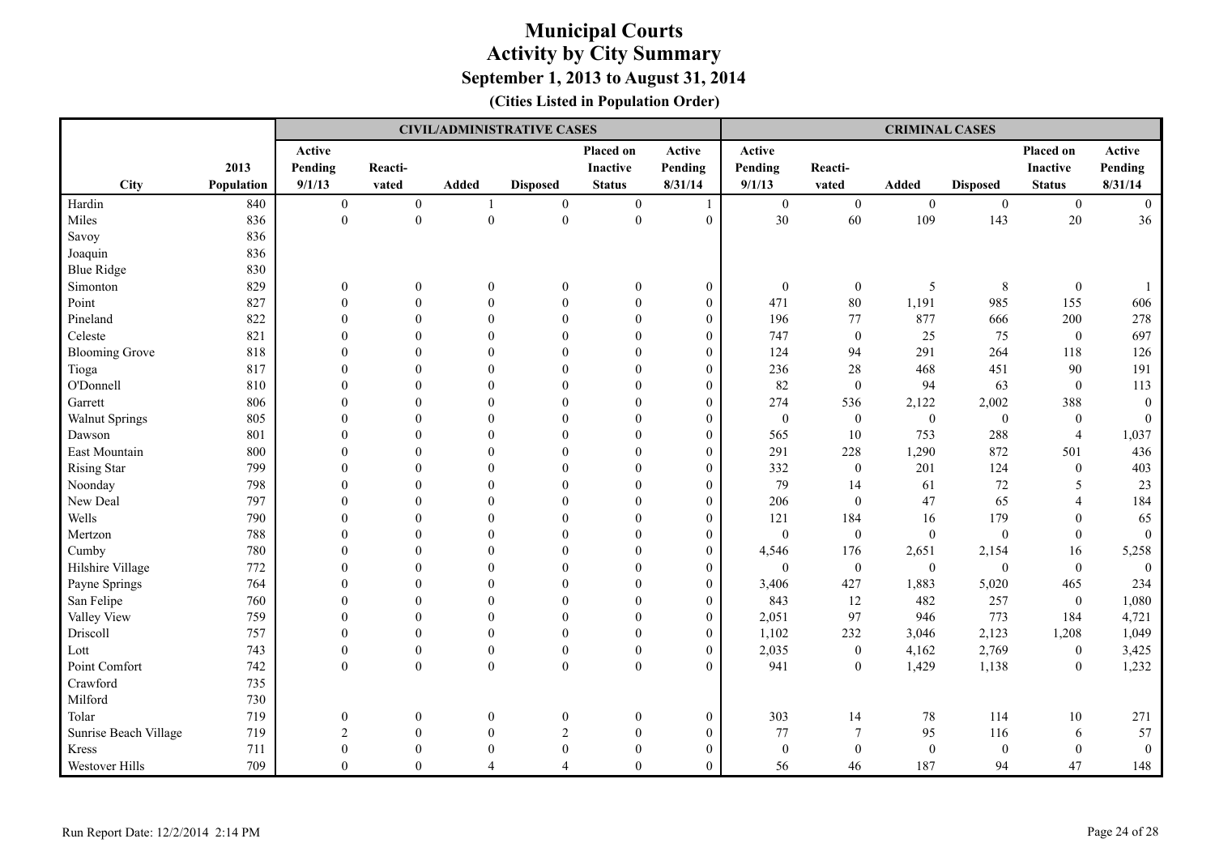# Municipal Courts
## Activity by City Summary
### September 1, 2013 to August 31, 2014
**(Cities Listed in Population Order)**

| | | CIVIL/ADMINISTRATIVE CASES | | | | | | CRIMINAL CASES | | | | | |
|---|---|---|---|---|---|---|---|---|---|---|---|---|---|
| City | 2013 Population | Active Pending 9/1/13 | Reacti-vated | Added | Disposed | Placed on Inactive Status | Active Pending 8/31/14 | Active Pending 9/1/13 | Reacti-vated | Added | Disposed | Placed on Inactive Status | Active Pending 8/31/14 |
| Hardin | 840 | 0 | 0 | 1 | 0 | 0 | 1 | 0 | 0 | 0 | 0 | 0 | 0 |
| Miles | 836 | 0 | 0 | 0 | 0 | 0 | 0 | 30 | 60 | 109 | 143 | 20 | 36 |
| Savoy | 836 | | | | | | | | | | | | |
| Joaquin | 836 | | | | | | | | | | | | |
| Blue Ridge | 830 | | | | | | | | | | | | |
| Simonton | 829 | 0 | 0 | 0 | 0 | 0 | 0 | 0 | 0 | 5 | 8 | 0 | 1 |
| Point | 827 | 0 | 0 | 0 | 0 | 0 | 0 | 471 | 80 | 1,191 | 985 | 155 | 606 |
| Pineland | 822 | 0 | 0 | 0 | 0 | 0 | 0 | 196 | 77 | 877 | 666 | 200 | 278 |
| Celeste | 821 | 0 | 0 | 0 | 0 | 0 | 0 | 747 | 0 | 25 | 75 | 0 | 697 |
| Blooming Grove | 818 | 0 | 0 | 0 | 0 | 0 | 0 | 124 | 94 | 291 | 264 | 118 | 126 |
| Tioga | 817 | 0 | 0 | 0 | 0 | 0 | 0 | 236 | 28 | 468 | 451 | 90 | 191 |
| O'Donnell | 810 | 0 | 0 | 0 | 0 | 0 | 0 | 82 | 0 | 94 | 63 | 0 | 113 |
| Garrett | 806 | 0 | 0 | 0 | 0 | 0 | 0 | 274 | 536 | 2,122 | 2,002 | 388 | 0 |
| Walnut Springs | 805 | 0 | 0 | 0 | 0 | 0 | 0 | 0 | 0 | 0 | 0 | 0 | 0 |
| Dawson | 801 | 0 | 0 | 0 | 0 | 0 | 0 | 565 | 10 | 753 | 288 | 4 | 1,037 |
| East Mountain | 800 | 0 | 0 | 0 | 0 | 0 | 0 | 291 | 228 | 1,290 | 872 | 501 | 436 |
| Rising Star | 799 | 0 | 0 | 0 | 0 | 0 | 0 | 332 | 0 | 201 | 124 | 0 | 403 |
| Noonday | 798 | 0 | 0 | 0 | 0 | 0 | 0 | 79 | 14 | 61 | 72 | 5 | 23 |
| New Deal | 797 | 0 | 0 | 0 | 0 | 0 | 0 | 206 | 0 | 47 | 65 | 4 | 184 |
| Wells | 790 | 0 | 0 | 0 | 0 | 0 | 0 | 121 | 184 | 16 | 179 | 0 | 65 |
| Mertzon | 788 | 0 | 0 | 0 | 0 | 0 | 0 | 0 | 0 | 0 | 0 | 0 | 0 |
| Cumby | 780 | 0 | 0 | 0 | 0 | 0 | 0 | 4,546 | 176 | 2,651 | 2,154 | 16 | 5,258 |
| Hilshire Village | 772 | 0 | 0 | 0 | 0 | 0 | 0 | 0 | 0 | 0 | 0 | 0 | 0 |
| Payne Springs | 764 | 0 | 0 | 0 | 0 | 0 | 0 | 3,406 | 427 | 1,883 | 5,020 | 465 | 234 |
| San Felipe | 760 | 0 | 0 | 0 | 0 | 0 | 0 | 843 | 12 | 482 | 257 | 0 | 1,080 |
| Valley View | 759 | 0 | 0 | 0 | 0 | 0 | 0 | 2,051 | 97 | 946 | 773 | 184 | 4,721 |
| Driscoll | 757 | 0 | 0 | 0 | 0 | 0 | 0 | 1,102 | 232 | 3,046 | 2,123 | 1,208 | 1,049 |
| Lott | 743 | 0 | 0 | 0 | 0 | 0 | 0 | 2,035 | 0 | 4,162 | 2,769 | 0 | 3,425 |
| Point Comfort | 742 | 0 | 0 | 0 | 0 | 0 | 0 | 941 | 0 | 1,429 | 1,138 | 0 | 1,232 |
| Crawford | 735 | | | | | | | | | | | | |
| Milford | 730 | | | | | | | | | | | | |
| Tolar | 719 | 0 | 0 | 0 | 0 | 0 | 0 | 303 | 14 | 78 | 114 | 10 | 271 |
| Sunrise Beach Village | 719 | 2 | 0 | 0 | 2 | 0 | 0 | 77 | 7 | 95 | 116 | 6 | 57 |
| Kress | 711 | 0 | 0 | 0 | 0 | 0 | 0 | 0 | 0 | 0 | 0 | 0 | 0 |
| Westover Hills | 709 | 0 | 0 | 4 | 4 | 0 | 0 | 56 | 46 | 187 | 94 | 47 | 148 |

Run Report Date: 12/2/2014 2:14 PM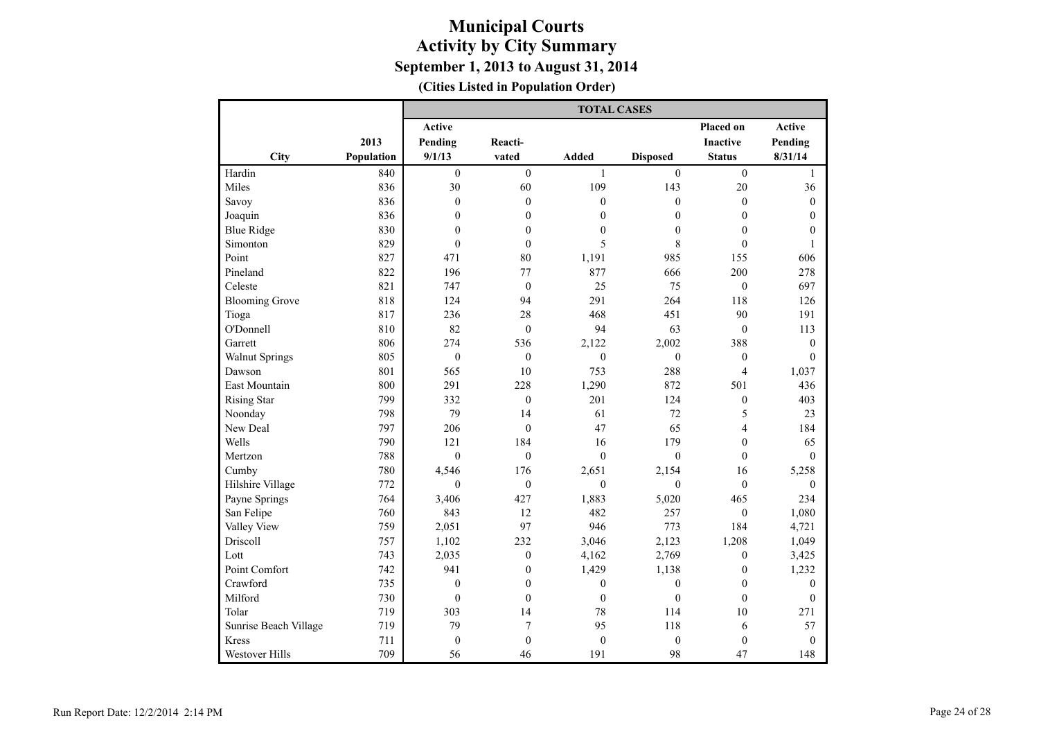# Municipal Courts
## Activity by City Summary
### September 1, 2013 to August 31, 2014
**(Cities Listed in Population Order)**

| | | TOTAL CASES | | | | | |
|---|---|---|---|---|---|---|---|
| City | 2013 Population | Active Pending 9/1/13 | Reacti-vated | Added | Disposed | Placed on Inactive Status | Active Pending 8/31/14 |
| Hardin | 840 | 0 | 0 | 1 | 0 | 0 | 1 |
| Miles | 836 | 30 | 60 | 109 | 143 | 20 | 36 |
| Savoy | 836 | 0 | 0 | 0 | 0 | 0 | 0 |
| Joaquin | 836 | 0 | 0 | 0 | 0 | 0 | 0 |
| Blue Ridge | 830 | 0 | 0 | 0 | 0 | 0 | 0 |
| Simonton | 829 | 0 | 0 | 5 | 8 | 0 | 1 |
| Point | 827 | 471 | 80 | 1,191 | 985 | 155 | 606 |
| Pineland | 822 | 196 | 77 | 877 | 666 | 200 | 278 |
| Celeste | 821 | 747 | 0 | 25 | 75 | 0 | 697 |
| Blooming Grove | 818 | 124 | 94 | 291 | 264 | 118 | 126 |
| Tioga | 817 | 236 | 28 | 468 | 451 | 90 | 191 |
| O'Donnell | 810 | 82 | 0 | 94 | 63 | 0 | 113 |
| Garrett | 806 | 274 | 536 | 2,122 | 2,002 | 388 | 0 |
| Walnut Springs | 805 | 0 | 0 | 0 | 0 | 0 | 0 |
| Dawson | 801 | 565 | 10 | 753 | 288 | 4 | 1,037 |
| East Mountain | 800 | 291 | 228 | 1,290 | 872 | 501 | 436 |
| Rising Star | 799 | 332 | 0 | 201 | 124 | 0 | 403 |
| Noonday | 798 | 79 | 14 | 61 | 72 | 5 | 23 |
| New Deal | 797 | 206 | 0 | 47 | 65 | 4 | 184 |
| Wells | 790 | 121 | 184 | 16 | 179 | 0 | 65 |
| Mertzon | 788 | 0 | 0 | 0 | 0 | 0 | 0 |
| Cumby | 780 | 4,546 | 176 | 2,651 | 2,154 | 16 | 5,258 |
| Hilshire Village | 772 | 0 | 0 | 0 | 0 | 0 | 0 |
| Payne Springs | 764 | 3,406 | 427 | 1,883 | 5,020 | 465 | 234 |
| San Felipe | 760 | 843 | 12 | 482 | 257 | 0 | 1,080 |
| Valley View | 759 | 2,051 | 97 | 946 | 773 | 184 | 4,721 |
| Driscoll | 757 | 1,102 | 232 | 3,046 | 2,123 | 1,208 | 1,049 |
| Lott | 743 | 2,035 | 0 | 4,162 | 2,769 | 0 | 3,425 |
| Point Comfort | 742 | 941 | 0 | 1,429 | 1,138 | 0 | 1,232 |
| Crawford | 735 | 0 | 0 | 0 | 0 | 0 | 0 |
| Milford | 730 | 0 | 0 | 0 | 0 | 0 | 0 |
| Tolar | 719 | 303 | 14 | 78 | 114 | 10 | 271 |
| Sunrise Beach Village | 719 | 79 | 7 | 95 | 118 | 6 | 57 |
| Kress | 711 | 0 | 0 | 0 | 0 | 0 | 0 |
| Westover Hills | 709 | 56 | 46 | 191 | 98 | 47 | 148 |

Run Report Date: 12/2/2014 2:14 PM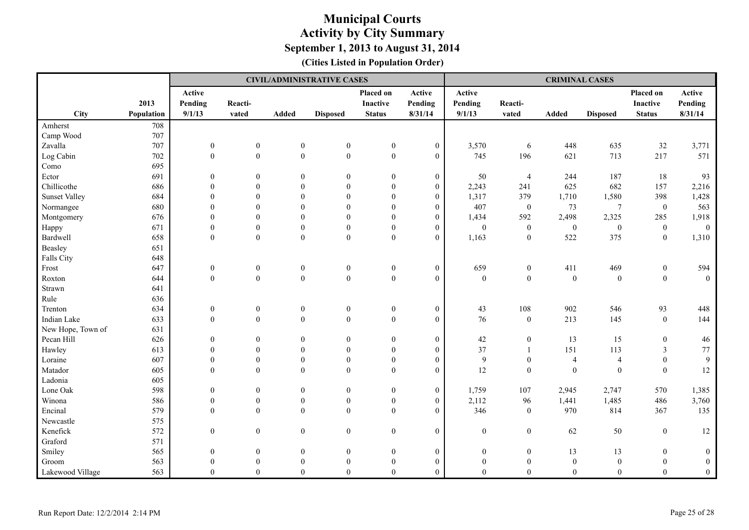# Municipal Courts
## Activity by City Summary
### September 1, 2013 to August 31, 2014
**(Cities Listed in Population Order)**

| | | CIVIL/ADMINISTRATIVE CASES | | | | | | CRIMINAL CASES | | | | | |
|---|---|---|---|---|---|---|---|---|---|---|---|---|---|
| City | 2013 Population | Active Pending 9/1/13 | Reacti-vated | Added | Disposed | Placed on Inactive Status | Active Pending 8/31/14 | Active Pending 9/1/13 | Reacti-vated | Added | Disposed | Placed on Inactive Status | Active Pending 8/31/14 |
| Amherst | 708 | | | | | | | | | | | | |
| Camp Wood | 707 | | | | | | | | | | | | |
| Zavalla | 707 | 0 | 0 | 0 | 0 | 0 | 0 | 3,570 | 6 | 448 | 635 | 32 | 3,771 |
| Log Cabin | 702 | 0 | 0 | 0 | 0 | 0 | 0 | 745 | 196 | 621 | 713 | 217 | 571 |
| Como | 695 | | | | | | | | | | | | |
| Ector | 691 | 0 | 0 | 0 | 0 | 0 | 0 | 50 | 4 | 244 | 187 | 18 | 93 |
| Chillicothe | 686 | 0 | 0 | 0 | 0 | 0 | 0 | 2,243 | 241 | 625 | 682 | 157 | 2,216 |
| Sunset Valley | 684 | 0 | 0 | 0 | 0 | 0 | 0 | 1,317 | 379 | 1,710 | 1,580 | 398 | 1,428 |
| Normangee | 680 | 0 | 0 | 0 | 0 | 0 | 0 | 407 | 0 | 73 | 7 | 0 | 563 |
| Montgomery | 676 | 0 | 0 | 0 | 0 | 0 | 0 | 1,434 | 592 | 2,498 | 2,325 | 285 | 1,918 |
| Happy | 671 | 0 | 0 | 0 | 0 | 0 | 0 | 0 | 0 | 0 | 0 | 0 | 0 |
| Bardwell | 658 | 0 | 0 | 0 | 0 | 0 | 0 | 1,163 | 0 | 522 | 375 | 0 | 1,310 |
| Beasley | 651 | | | | | | | | | | | | |
| Falls City | 648 | | | | | | | | | | | | |
| Frost | 647 | 0 | 0 | 0 | 0 | 0 | 0 | 659 | 0 | 411 | 469 | 0 | 594 |
| Roxton | 644 | 0 | 0 | 0 | 0 | 0 | 0 | 0 | 0 | 0 | 0 | 0 | 0 |
| Strawn | 641 | | | | | | | | | | | | |
| Rule | 636 | | | | | | | | | | | | |
| Trenton | 634 | 0 | 0 | 0 | 0 | 0 | 0 | 43 | 108 | 902 | 546 | 93 | 448 |
| Indian Lake | 633 | 0 | 0 | 0 | 0 | 0 | 0 | 76 | 0 | 213 | 145 | 0 | 144 |
| New Hope, Town of | 631 | | | | | | | | | | | | |
| Pecan Hill | 626 | 0 | 0 | 0 | 0 | 0 | 0 | 42 | 0 | 13 | 15 | 0 | 46 |
| Hawley | 613 | 0 | 0 | 0 | 0 | 0 | 0 | 37 | 1 | 151 | 113 | 3 | 77 |
| Loraine | 607 | 0 | 0 | 0 | 0 | 0 | 0 | 9 | 0 | 4 | 4 | 0 | 9 |
| Matador | 605 | 0 | 0 | 0 | 0 | 0 | 0 | 12 | 0 | 0 | 0 | 0 | 12 |
| Ladonia | 605 | | | | | | | | | | | | |
| Lone Oak | 598 | 0 | 0 | 0 | 0 | 0 | 0 | 1,759 | 107 | 2,945 | 2,747 | 570 | 1,385 |
| Winona | 586 | 0 | 0 | 0 | 0 | 0 | 0 | 2,112 | 96 | 1,441 | 1,485 | 486 | 3,760 |
| Encinal | 579 | 0 | 0 | 0 | 0 | 0 | 0 | 346 | 0 | 970 | 814 | 367 | 135 |
| Newcastle | 575 | | | | | | | | | | | | |
| Kenefick | 572 | 0 | 0 | 0 | 0 | 0 | 0 | 0 | 0 | 62 | 50 | 0 | 12 |
| Graford | 571 | | | | | | | | | | | | |
| Smiley | 565 | 0 | 0 | 0 | 0 | 0 | 0 | 0 | 0 | 13 | 13 | 0 | 0 |
| Groom | 563 | 0 | 0 | 0 | 0 | 0 | 0 | 0 | 0 | 0 | 0 | 0 | 0 |
| Lakewood Village | 563 | 0 | 0 | 0 | 0 | 0 | 0 | 0 | 0 | 0 | 0 | 0 | 0 |

Run Report Date: 12/2/2014 2:14 PM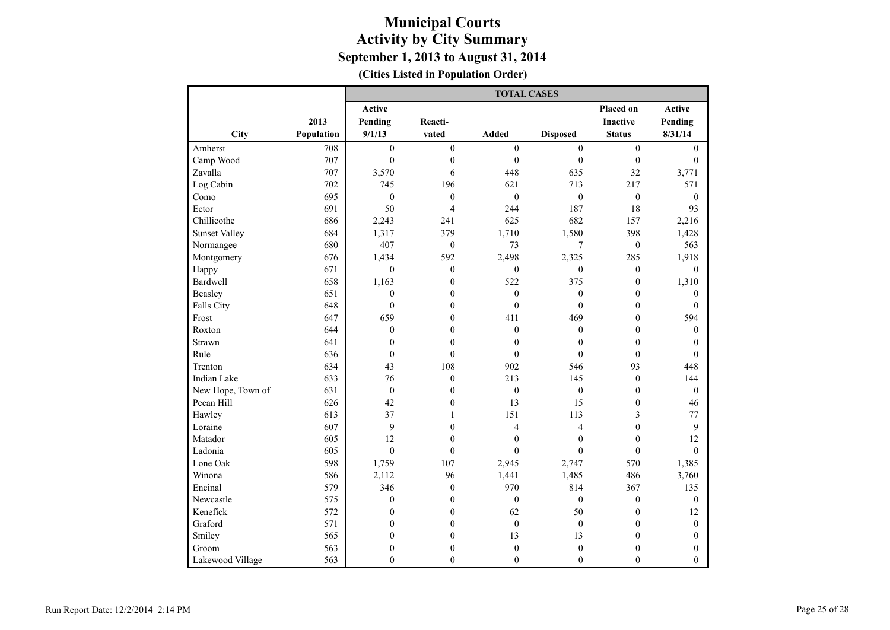# Municipal Courts
## Activity by City Summary
### September 1, 2013 to August 31, 2014
**(Cities Listed in Population Order)**

| City | 2013 Population | TOTAL CASES | | | | | |
|---|---|---|---|---|---|---|---|
| | | Active Pending 9/1/13 | Reacti-vated | Added | Disposed | Placed on Inactive Status | Active Pending 8/31/14 |
| Amherst | 708 | 0 | 0 | 0 | 0 | 0 | 0 |
| Camp Wood | 707 | 0 | 0 | 0 | 0 | 0 | 0 |
| Zavalla | 707 | 3,570 | 6 | 448 | 635 | 32 | 3,771 |
| Log Cabin | 702 | 745 | 196 | 621 | 713 | 217 | 571 |
| Como | 695 | 0 | 0 | 0 | 0 | 0 | 0 |
| Ector | 691 | 50 | 4 | 244 | 187 | 18 | 93 |
| Chillicothe | 686 | 2,243 | 241 | 625 | 682 | 157 | 2,216 |
| Sunset Valley | 684 | 1,317 | 379 | 1,710 | 1,580 | 398 | 1,428 |
| Normangee | 680 | 407 | 0 | 73 | 7 | 0 | 563 |
| Montgomery | 676 | 1,434 | 592 | 2,498 | 2,325 | 285 | 1,918 |
| Happy | 671 | 0 | 0 | 0 | 0 | 0 | 0 |
| Bardwell | 658 | 1,163 | 0 | 522 | 375 | 0 | 1,310 |
| Beasley | 651 | 0 | 0 | 0 | 0 | 0 | 0 |
| Falls City | 648 | 0 | 0 | 0 | 0 | 0 | 0 |
| Frost | 647 | 659 | 0 | 411 | 469 | 0 | 594 |
| Roxton | 644 | 0 | 0 | 0 | 0 | 0 | 0 |
| Strawn | 641 | 0 | 0 | 0 | 0 | 0 | 0 |
| Rule | 636 | 0 | 0 | 0 | 0 | 0 | 0 |
| Trenton | 634 | 43 | 108 | 902 | 546 | 93 | 448 |
| Indian Lake | 633 | 76 | 0 | 213 | 145 | 0 | 144 |
| New Hope, Town of | 631 | 0 | 0 | 0 | 0 | 0 | 0 |
| Pecan Hill | 626 | 42 | 0 | 13 | 15 | 0 | 46 |
| Hawley | 613 | 37 | 1 | 151 | 113 | 3 | 77 |
| Loraine | 607 | 9 | 0 | 4 | 4 | 0 | 9 |
| Matador | 605 | 12 | 0 | 0 | 0 | 0 | 12 |
| Ladonia | 605 | 0 | 0 | 0 | 0 | 0 | 0 |
| Lone Oak | 598 | 1,759 | 107 | 2,945 | 2,747 | 570 | 1,385 |
| Winona | 586 | 2,112 | 96 | 1,441 | 1,485 | 486 | 3,760 |
| Encinal | 579 | 346 | 0 | 970 | 814 | 367 | 135 |
| Newcastle | 575 | 0 | 0 | 0 | 0 | 0 | 0 |
| Kenefick | 572 | 0 | 0 | 62 | 50 | 0 | 12 |
| Graford | 571 | 0 | 0 | 0 | 0 | 0 | 0 |
| Smiley | 565 | 0 | 0 | 13 | 13 | 0 | 0 |
| Groom | 563 | 0 | 0 | 0 | 0 | 0 | 0 |
| Lakewood Village | 563 | 0 | 0 | 0 | 0 | 0 | 0 |

Run Report Date: 12/2/2014 2:14 PM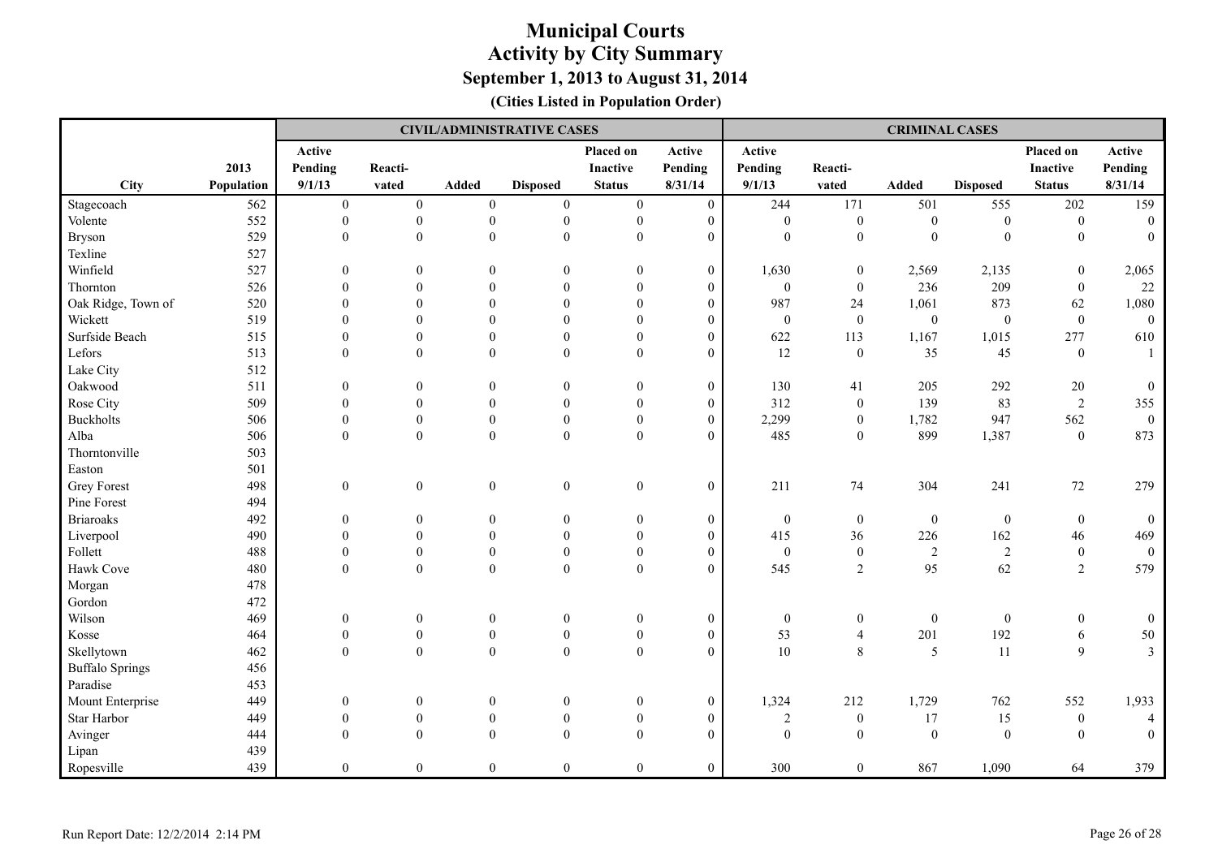# Municipal Courts
## Activity by City Summary
### September 1, 2013 to August 31, 2014
**(Cities Listed in Population Order)**

| | | CIVIL/ADMINISTRATIVE CASES | | | | | | CRIMINAL CASES | | | | | |
|---|---|---|---|---|---|---|---|---|---|---|---|---|---|
| City | 2013 Population | Active Pending 9/1/13 | Reacti-vated | Added | Disposed | Placed on Inactive Status | Active Pending 8/31/14 | Active Pending 9/1/13 | Reacti-vated | Added | Disposed | Placed on Inactive Status | Active Pending 8/31/14 |
| Stagecoach | 562 | 0 | 0 | 0 | 0 | 0 | 0 | 244 | 171 | 501 | 555 | 202 | 159 |
| Volente | 552 | 0 | 0 | 0 | 0 | 0 | 0 | 0 | 0 | 0 | 0 | 0 | 0 |
| Bryson | 529 | 0 | 0 | 0 | 0 | 0 | 0 | 0 | 0 | 0 | 0 | 0 | 0 |
| Texline | 527 | | | | | | | | | | | | |
| Winfield | 527 | 0 | 0 | 0 | 0 | 0 | 0 | 1,630 | 0 | 2,569 | 2,135 | 0 | 2,065 |
| Thornton | 526 | 0 | 0 | 0 | 0 | 0 | 0 | 0 | 0 | 236 | 209 | 0 | 22 |
| Oak Ridge, Town of | 520 | 0 | 0 | 0 | 0 | 0 | 0 | 987 | 24 | 1,061 | 873 | 62 | 1,080 |
| Wickett | 519 | 0 | 0 | 0 | 0 | 0 | 0 | 0 | 0 | 0 | 0 | 0 | 0 |
| Surfside Beach | 515 | 0 | 0 | 0 | 0 | 0 | 0 | 622 | 113 | 1,167 | 1,015 | 277 | 610 |
| Lefors | 513 | 0 | 0 | 0 | 0 | 0 | 0 | 12 | 0 | 35 | 45 | 0 | 1 |
| Lake City | 512 | | | | | | | | | | | | |
| Oakwood | 511 | 0 | 0 | 0 | 0 | 0 | 0 | 130 | 41 | 205 | 292 | 20 | 0 |
| Rose City | 509 | 0 | 0 | 0 | 0 | 0 | 0 | 312 | 0 | 139 | 83 | 2 | 355 |
| Buckholts | 506 | 0 | 0 | 0 | 0 | 0 | 0 | 2,299 | 0 | 1,782 | 947 | 562 | 0 |
| Alba | 506 | 0 | 0 | 0 | 0 | 0 | 0 | 485 | 0 | 899 | 1,387 | 0 | 873 |
| Thorntonville | 503 | | | | | | | | | | | | |
| Easton | 501 | | | | | | | | | | | | |
| Grey Forest | 498 | 0 | 0 | 0 | 0 | 0 | 0 | 211 | 74 | 304 | 241 | 72 | 279 |
| Pine Forest | 494 | | | | | | | | | | | | |
| Briaroaks | 492 | 0 | 0 | 0 | 0 | 0 | 0 | 0 | 0 | 0 | 0 | 0 | 0 |
| Liverpool | 490 | 0 | 0 | 0 | 0 | 0 | 0 | 415 | 36 | 226 | 162 | 46 | 469 |
| Follett | 488 | 0 | 0 | 0 | 0 | 0 | 0 | 0 | 0 | 2 | 2 | 0 | 0 |
| Hawk Cove | 480 | 0 | 0 | 0 | 0 | 0 | 0 | 545 | 2 | 95 | 62 | 2 | 579 |
| Morgan | 478 | | | | | | | | | | | | |
| Gordon | 472 | | | | | | | | | | | | |
| Wilson | 469 | 0 | 0 | 0 | 0 | 0 | 0 | 0 | 0 | 0 | 0 | 0 | 0 |
| Kosse | 464 | 0 | 0 | 0 | 0 | 0 | 0 | 53 | 4 | 201 | 192 | 6 | 50 |
| Skellytown | 462 | 0 | 0 | 0 | 0 | 0 | 0 | 10 | 8 | 5 | 11 | 9 | 3 |
| Buffalo Springs | 456 | | | | | | | | | | | | |
| Paradise | 453 | | | | | | | | | | | | |
| Mount Enterprise | 449 | 0 | 0 | 0 | 0 | 0 | 0 | 1,324 | 212 | 1,729 | 762 | 552 | 1,933 |
| Star Harbor | 449 | 0 | 0 | 0 | 0 | 0 | 0 | 2 | 0 | 17 | 15 | 0 | 4 |
| Avinger | 444 | 0 | 0 | 0 | 0 | 0 | 0 | 0 | 0 | 0 | 0 | 0 | 0 |
| Lipan | 439 | | | | | | | | | | | | |
| Ropesville | 439 | 0 | 0 | 0 | 0 | 0 | 0 | 300 | 0 | 867 | 1,090 | 64 | 379 |

Run Report Date: 12/2/2014 2:14 PM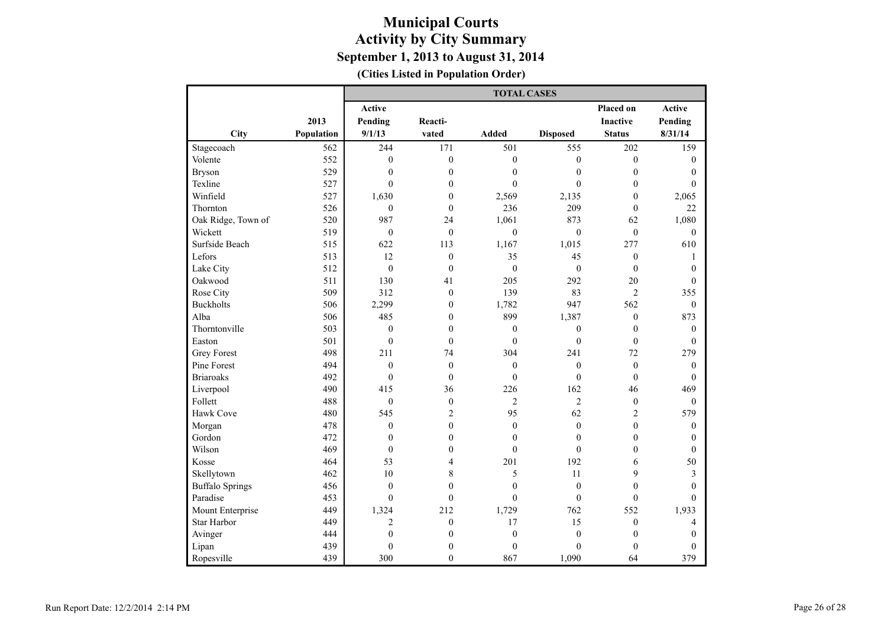# Municipal Courts
## Activity by City Summary
### September 1, 2013 to August 31, 2014
**(Cities Listed in Population Order)**

| | | TOTAL CASES | | | | | |
|---|---|---|---|---|---|---|---|
| City | 2013 Population | Active Pending 9/1/13 | Reacti-vated | Added | Disposed | Placed on Inactive Status | Active Pending 8/31/14 |
| Stagecoach | 562 | 244 | 171 | 501 | 555 | 202 | 159 |
| Volente | 552 | 0 | 0 | 0 | 0 | 0 | 0 |
| Bryson | 529 | 0 | 0 | 0 | 0 | 0 | 0 |
| Texline | 527 | 0 | 0 | 0 | 0 | 0 | 0 |
| Winfield | 527 | 1,630 | 0 | 2,569 | 2,135 | 0 | 2,065 |
| Thornton | 526 | 0 | 0 | 236 | 209 | 0 | 22 |
| Oak Ridge, Town of | 520 | 987 | 24 | 1,061 | 873 | 62 | 1,080 |
| Wickett | 519 | 0 | 0 | 0 | 0 | 0 | 0 |
| Surfside Beach | 515 | 622 | 113 | 1,167 | 1,015 | 277 | 610 |
| Lefors | 513 | 12 | 0 | 35 | 45 | 0 | 1 |
| Lake City | 512 | 0 | 0 | 0 | 0 | 0 | 0 |
| Oakwood | 511 | 130 | 41 | 205 | 292 | 20 | 0 |
| Rose City | 509 | 312 | 0 | 139 | 83 | 2 | 355 |
| Buckholts | 506 | 2,299 | 0 | 1,782 | 947 | 562 | 0 |
| Alba | 506 | 485 | 0 | 899 | 1,387 | 0 | 873 |
| Thorntonville | 503 | 0 | 0 | 0 | 0 | 0 | 0 |
| Easton | 501 | 0 | 0 | 0 | 0 | 0 | 0 |
| Grey Forest | 498 | 211 | 74 | 304 | 241 | 72 | 279 |
| Pine Forest | 494 | 0 | 0 | 0 | 0 | 0 | 0 |
| Briaroaks | 492 | 0 | 0 | 0 | 0 | 0 | 0 |
| Liverpool | 490 | 415 | 36 | 226 | 162 | 46 | 469 |
| Follett | 488 | 0 | 0 | 2 | 2 | 0 | 0 |
| Hawk Cove | 480 | 545 | 2 | 95 | 62 | 2 | 579 |
| Morgan | 478 | 0 | 0 | 0 | 0 | 0 | 0 |
| Gordon | 472 | 0 | 0 | 0 | 0 | 0 | 0 |
| Wilson | 469 | 0 | 0 | 0 | 0 | 0 | 0 |
| Kosse | 464 | 53 | 4 | 201 | 192 | 6 | 50 |
| Skellytown | 462 | 10 | 8 | 5 | 11 | 9 | 3 |
| Buffalo Springs | 456 | 0 | 0 | 0 | 0 | 0 | 0 |
| Paradise | 453 | 0 | 0 | 0 | 0 | 0 | 0 |
| Mount Enterprise | 449 | 1,324 | 212 | 1,729 | 762 | 552 | 1,933 |
| Star Harbor | 449 | 2 | 0 | 17 | 15 | 0 | 4 |
| Avinger | 444 | 0 | 0 | 0 | 0 | 0 | 0 |
| Lipan | 439 | 0 | 0 | 0 | 0 | 0 | 0 |
| Ropesville | 439 | 300 | 0 | 867 | 1,090 | 64 | 379 |

Run Report Date: 12/2/2014 2:14 PM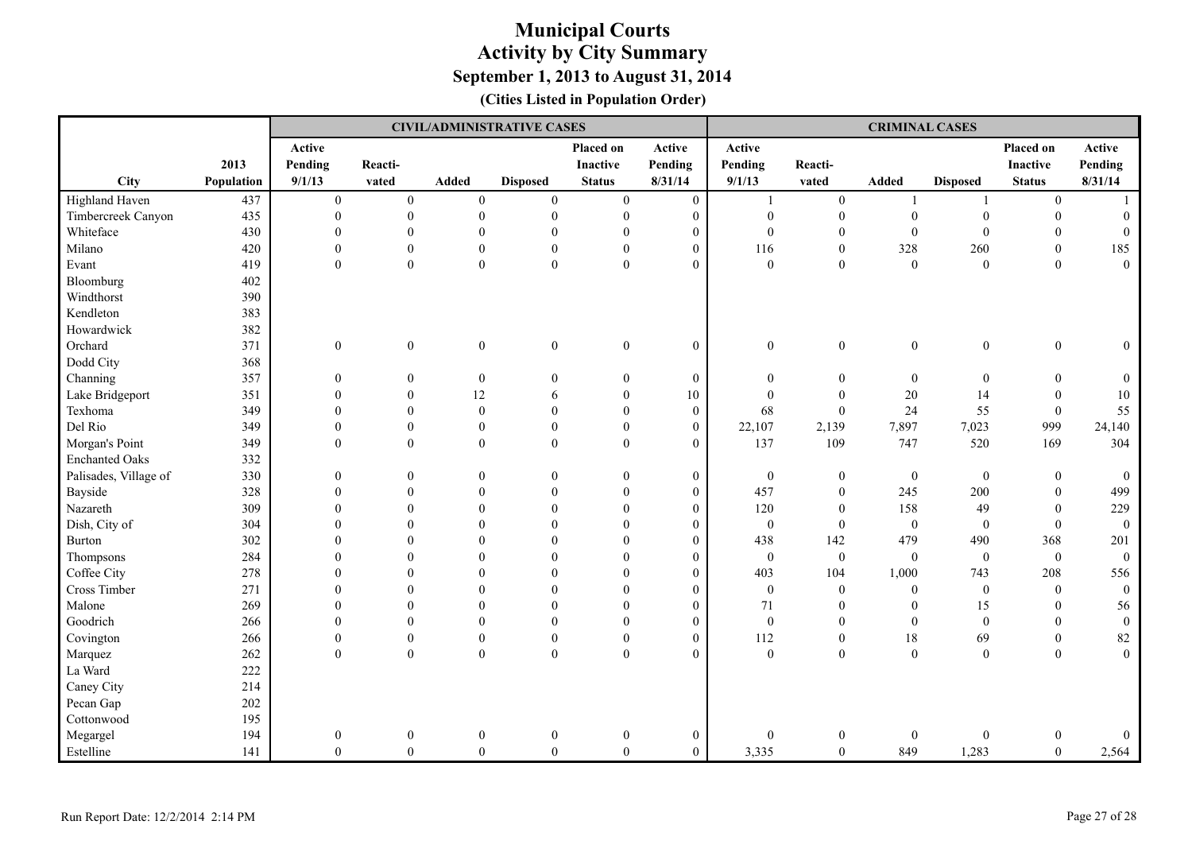# Municipal Courts
## Activity by City Summary
### September 1, 2013 to August 31, 2014
**(Cities Listed in Population Order)**

| | | CIVIL/ADMINISTRATIVE CASES | | | | | | CRIMINAL CASES | | | | | |
|---|---|---|---|---|---|---|---|---|---|---|---|---|---|
| City | 2013 Population | Active Pending 9/1/13 | Reacti-vated | Added | Disposed | Placed on Inactive Status | Active Pending 8/31/14 | Active Pending 9/1/13 | Reacti-vated | Added | Disposed | Placed on Inactive Status | Active Pending 8/31/14 |
| Highland Haven | 437 | 0 | 0 | 0 | 0 | 0 | 0 | 1 | 0 | 1 | 1 | 0 | 1 |
| Timbercreek Canyon | 435 | 0 | 0 | 0 | 0 | 0 | 0 | 0 | 0 | 0 | 0 | 0 | 0 |
| Whiteface | 430 | 0 | 0 | 0 | 0 | 0 | 0 | 0 | 0 | 0 | 0 | 0 | 0 |
| Milano | 420 | 0 | 0 | 0 | 0 | 0 | 0 | 116 | 0 | 328 | 260 | 0 | 185 |
| Evant | 419 | 0 | 0 | 0 | 0 | 0 | 0 | 0 | 0 | 0 | 0 | 0 | 0 |
| Bloomburg | 402 | | | | | | | | | | | | |
| Windthorst | 390 | | | | | | | | | | | | |
| Kendleton | 383 | | | | | | | | | | | | |
| Howardwick | 382 | | | | | | | | | | | | |
| Orchard | 371 | 0 | 0 | 0 | 0 | 0 | 0 | 0 | 0 | 0 | 0 | 0 | 0 |
| Dodd City | 368 | | | | | | | | | | | | |
| Channing | 357 | 0 | 0 | 0 | 0 | 0 | 0 | 0 | 0 | 0 | 0 | 0 | 0 |
| Lake Bridgeport | 351 | 0 | 0 | 12 | 6 | 0 | 10 | 0 | 0 | 20 | 14 | 0 | 10 |
| Texhoma | 349 | 0 | 0 | 0 | 0 | 0 | 0 | 68 | 0 | 24 | 55 | 0 | 55 |
| Del Rio | 349 | 0 | 0 | 0 | 0 | 0 | 0 | 22,107 | 2,139 | 7,897 | 7,023 | 999 | 24,140 |
| Morgan's Point | 349 | 0 | 0 | 0 | 0 | 0 | 0 | 137 | 109 | 747 | 520 | 169 | 304 |
| Enchanted Oaks | 332 | | | | | | | | | | | | |
| Palisades, Village of | 330 | 0 | 0 | 0 | 0 | 0 | 0 | 0 | 0 | 0 | 0 | 0 | 0 |
| Bayside | 328 | 0 | 0 | 0 | 0 | 0 | 0 | 457 | 0 | 245 | 200 | 0 | 499 |
| Nazareth | 309 | 0 | 0 | 0 | 0 | 0 | 0 | 120 | 0 | 158 | 49 | 0 | 229 |
| Dish, City of | 304 | 0 | 0 | 0 | 0 | 0 | 0 | 0 | 0 | 0 | 0 | 0 | 0 |
| Burton | 302 | 0 | 0 | 0 | 0 | 0 | 0 | 438 | 142 | 479 | 490 | 368 | 201 |
| Thompsons | 284 | 0 | 0 | 0 | 0 | 0 | 0 | 0 | 0 | 0 | 0 | 0 | 0 |
| Coffee City | 278 | 0 | 0 | 0 | 0 | 0 | 0 | 403 | 104 | 1,000 | 743 | 208 | 556 |
| Cross Timber | 271 | 0 | 0 | 0 | 0 | 0 | 0 | 0 | 0 | 0 | 0 | 0 | 0 |
| Malone | 269 | 0 | 0 | 0 | 0 | 0 | 0 | 71 | 0 | 0 | 15 | 0 | 56 |
| Goodrich | 266 | 0 | 0 | 0 | 0 | 0 | 0 | 0 | 0 | 0 | 0 | 0 | 0 |
| Covington | 266 | 0 | 0 | 0 | 0 | 0 | 0 | 112 | 0 | 18 | 69 | 0 | 82 |
| Marquez | 262 | 0 | 0 | 0 | 0 | 0 | 0 | 0 | 0 | 0 | 0 | 0 | 0 |
| La Ward | 222 | | | | | | | | | | | | |
| Caney City | 214 | | | | | | | | | | | | |
| Pecan Gap | 202 | | | | | | | | | | | | |
| Cottonwood | 195 | | | | | | | | | | | | |
| Megargel | 194 | 0 | 0 | 0 | 0 | 0 | 0 | 0 | 0 | 0 | 0 | 0 | 0 |
| Estelline | 141 | 0 | 0 | 0 | 0 | 0 | 0 | 3,335 | 0 | 849 | 1,283 | 0 | 2,564 |

Run Report Date: 12/2/2014 2:14 PM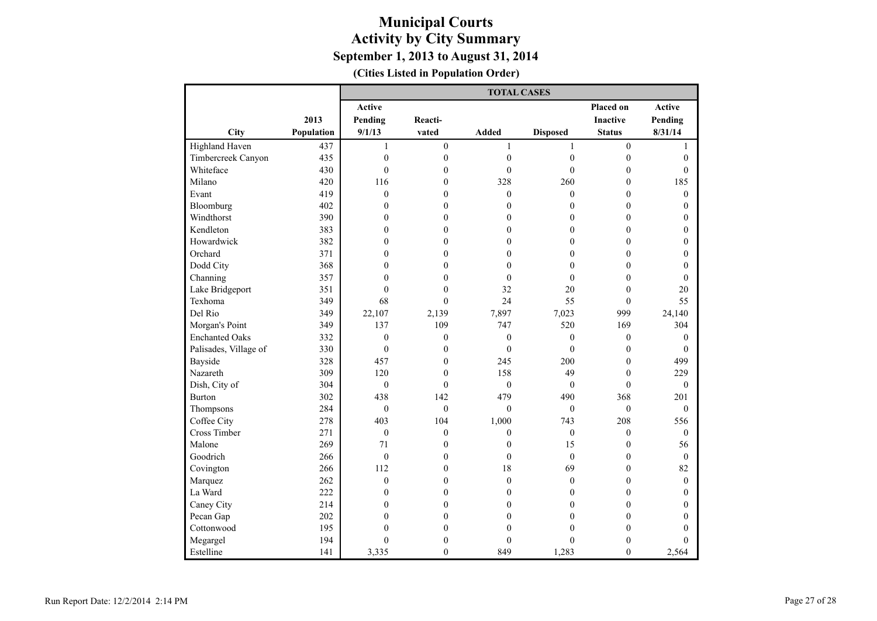# Municipal Courts
## Activity by City Summary
### September 1, 2013 to August 31, 2014
**(Cities Listed in Population Order)**

| City | 2013 Population | TOTAL CASES | | | | | |
|---|---|---|---|---|---|---|---|
| | | Active Pending 9/1/13 | Reacti-vated | Added | Disposed | Placed on Inactive Status | Active Pending 8/31/14 |
| Highland Haven | 437 | 1 | 0 | 1 | 1 | 0 | 1 |
| Timbercreek Canyon | 435 | 0 | 0 | 0 | 0 | 0 | 0 |
| Whiteface | 430 | 0 | 0 | 0 | 0 | 0 | 0 |
| Milano | 420 | 116 | 0 | 328 | 260 | 0 | 185 |
| Evant | 419 | 0 | 0 | 0 | 0 | 0 | 0 |
| Bloomburg | 402 | 0 | 0 | 0 | 0 | 0 | 0 |
| Windthorst | 390 | 0 | 0 | 0 | 0 | 0 | 0 |
| Kendleton | 383 | 0 | 0 | 0 | 0 | 0 | 0 |
| Howardwick | 382 | 0 | 0 | 0 | 0 | 0 | 0 |
| Orchard | 371 | 0 | 0 | 0 | 0 | 0 | 0 |
| Dodd City | 368 | 0 | 0 | 0 | 0 | 0 | 0 |
| Channing | 357 | 0 | 0 | 0 | 0 | 0 | 0 |
| Lake Bridgeport | 351 | 0 | 0 | 32 | 20 | 0 | 20 |
| Texhoma | 349 | 68 | 0 | 24 | 55 | 0 | 55 |
| Del Rio | 349 | 22,107 | 2,139 | 7,897 | 7,023 | 999 | 24,140 |
| Morgan's Point | 349 | 137 | 109 | 747 | 520 | 169 | 304 |
| Enchanted Oaks | 332 | 0 | 0 | 0 | 0 | 0 | 0 |
| Palisades, Village of | 330 | 0 | 0 | 0 | 0 | 0 | 0 |
| Bayside | 328 | 457 | 0 | 245 | 200 | 0 | 499 |
| Nazareth | 309 | 120 | 0 | 158 | 49 | 0 | 229 |
| Dish, City of | 304 | 0 | 0 | 0 | 0 | 0 | 0 |
| Burton | 302 | 438 | 142 | 479 | 490 | 368 | 201 |
| Thompsons | 284 | 0 | 0 | 0 | 0 | 0 | 0 |
| Coffee City | 278 | 403 | 104 | 1,000 | 743 | 208 | 556 |
| Cross Timber | 271 | 0 | 0 | 0 | 0 | 0 | 0 |
| Malone | 269 | 71 | 0 | 0 | 15 | 0 | 56 |
| Goodrich | 266 | 0 | 0 | 0 | 0 | 0 | 0 |
| Covington | 266 | 112 | 0 | 18 | 69 | 0 | 82 |
| Marquez | 262 | 0 | 0 | 0 | 0 | 0 | 0 |
| La Ward | 222 | 0 | 0 | 0 | 0 | 0 | 0 |
| Caney City | 214 | 0 | 0 | 0 | 0 | 0 | 0 |
| Pecan Gap | 202 | 0 | 0 | 0 | 0 | 0 | 0 |
| Cottonwood | 195 | 0 | 0 | 0 | 0 | 0 | 0 |
| Megargel | 194 | 0 | 0 | 0 | 0 | 0 | 0 |
| Estelline | 141 | 3,335 | 0 | 849 | 1,283 | 0 | 2,564 |

Run Report Date: 12/2/2014 2:14 PM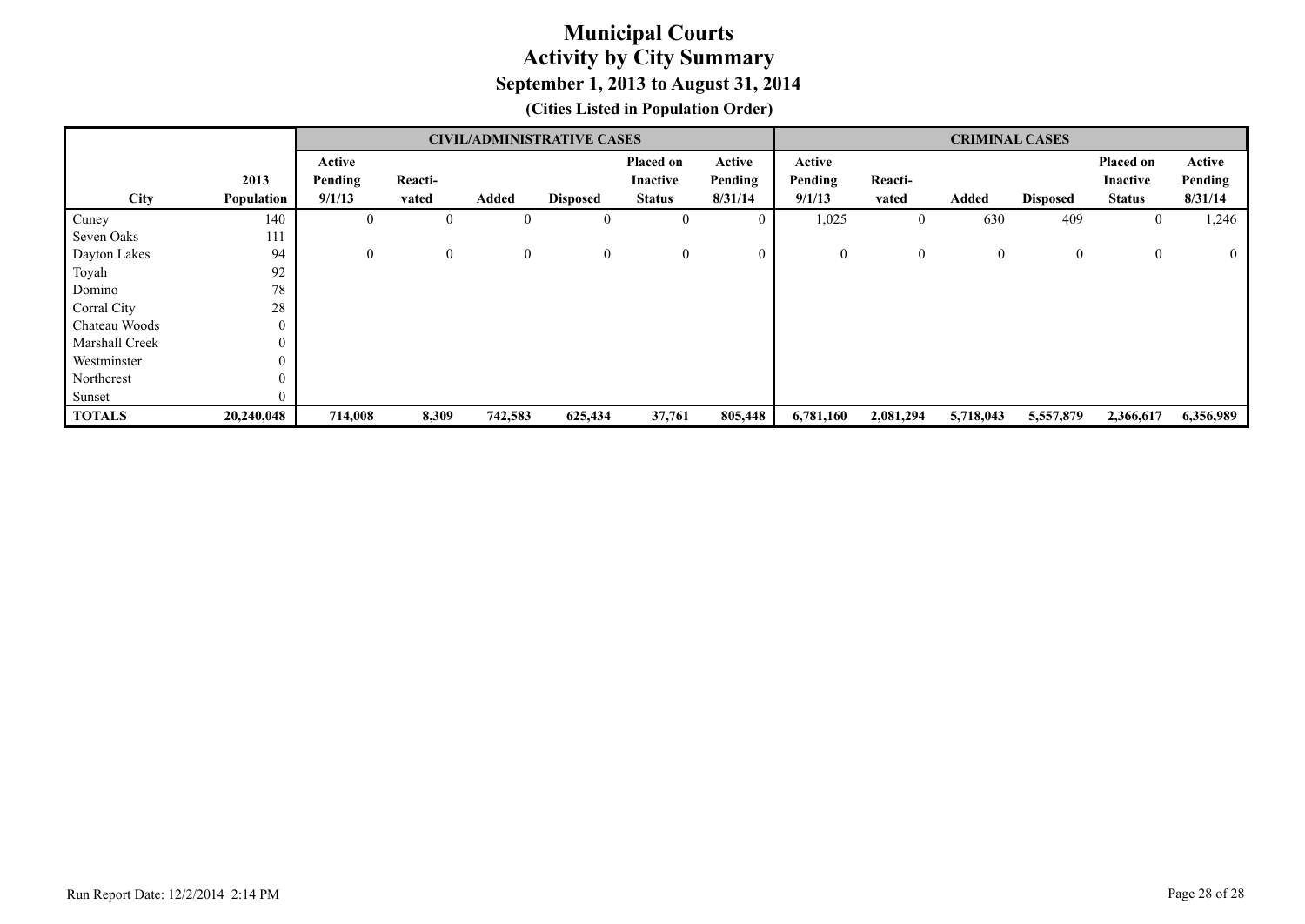# Municipal Courts
## Activity by City Summary
### September 1, 2013 to August 31, 2014
**(Cities Listed in Population Order)**

| | | CIVIL/ADMINISTRATIVE CASES | | | | | | CRIMINAL CASES | | | | | |
|---|---|---|---|---|---|---|---|---|---|---|---|---|---|
| City | 2013 Population | Active Pending 9/1/13 | Reacti-vated | Added | Disposed | Placed on Inactive Status | Active Pending 8/31/14 | Active Pending 9/1/13 | Reacti-vated | Added | Disposed | Placed on Inactive Status | Active Pending 8/31/14 |
| Cuney | 140 | 0 | 0 | 0 | 0 | 0 | 0 | 1,025 | 0 | 630 | 409 | 0 | 1,246 |
| Seven Oaks | 111 | | | | | | | | | | | | |
| Dayton Lakes | 94 | 0 | 0 | 0 | 0 | 0 | 0 | 0 | 0 | 0 | 0 | 0 | 0 |
| Toyah | 92 | | | | | | | | | | | | |
| Domino | 78 | | | | | | | | | | | | |
| Corral City | 28 | | | | | | | | | | | | |
| Chateau Woods | 0 | | | | | | | | | | | | |
| Marshall Creek | 0 | | | | | | | | | | | | |
| Westminster | 0 | | | | | | | | | | | | |
| Northcrest | 0 | | | | | | | | | | | | |
| Sunset | 0 | | | | | | | | | | | | |
| **TOTALS** | **20,240,048** | **714,008** | **8,309** | **742,583** | **625,434** | **37,761** | **805,448** | **6,781,160** | **2,081,294** | **5,718,043** | **5,557,879** | **2,366,617** | **6,356,989** |

Run Report Date: 12/2/2014 2:14 PM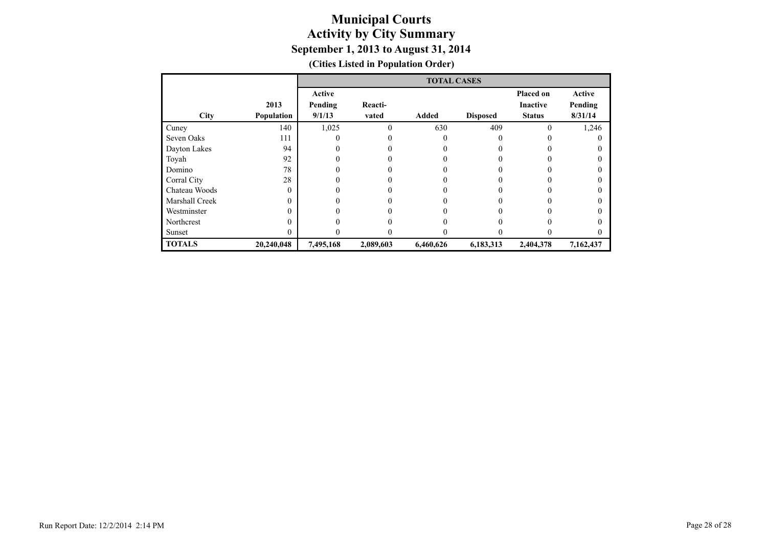# Municipal Courts
## Activity by City Summary
### September 1, 2013 to August 31, 2014
**(Cities Listed in Population Order)**

| | | TOTAL CASES | | | | | |
|---|---|---|---|---|---|---|---|
| City | 2013 Population | Active Pending 9/1/13 | Reacti-vated | Added | Disposed | Placed on Inactive Status | Active Pending 8/31/14 |
| Cuney | 140 | 1,025 | 0 | 630 | 409 | 0 | 1,246 |
| Seven Oaks | 111 | 0 | 0 | 0 | 0 | 0 | 0 |
| Dayton Lakes | 94 | 0 | 0 | 0 | 0 | 0 | 0 |
| Toyah | 92 | 0 | 0 | 0 | 0 | 0 | 0 |
| Domino | 78 | 0 | 0 | 0 | 0 | 0 | 0 |
| Corral City | 28 | 0 | 0 | 0 | 0 | 0 | 0 |
| Chateau Woods | 0 | 0 | 0 | 0 | 0 | 0 | 0 |
| Marshall Creek | 0 | 0 | 0 | 0 | 0 | 0 | 0 |
| Westminster | 0 | 0 | 0 | 0 | 0 | 0 | 0 |
| Northcrest | 0 | 0 | 0 | 0 | 0 | 0 | 0 |
| Sunset | 0 | 0 | 0 | 0 | 0 | 0 | 0 |
| **TOTALS** | **20,240,048** | **7,495,168** | **2,089,603** | **6,460,626** | **6,183,313** | **2,404,378** | **7,162,437** |

Run Report Date: 12/2/2014 2:14 PM